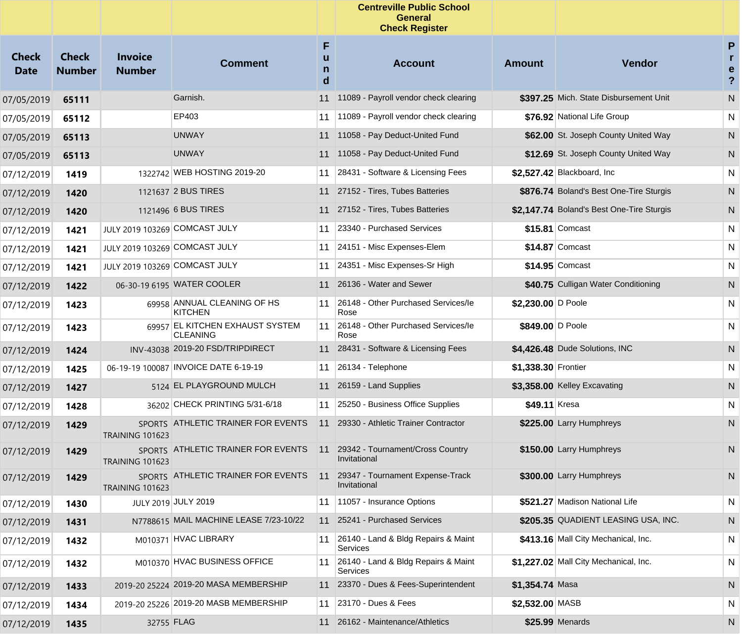# Centreville Public School
## General
## Check Register

| Check Date | Check Number | Invoice Number | Comment | Fund | Account | Amount | Vendor | Pre? |
|---|---|---|---|---|---|---|---|---|
| 07/05/2019 | **65111** | | Garnish. | 11 | 11089 - Payroll vendor check clearing | **$397.25** | Mich. State Disbursement Unit | N |
| 07/05/2019 | **65112** | | EP403 | 11 | 11089 - Payroll vendor check clearing | **$76.92** | National Life Group | N |
| 07/05/2019 | **65113** | | UNWAY | 11 | 11058 - Pay Deduct-United Fund | **$62.00** | St. Joseph County United Way | N |
| 07/05/2019 | **65113** | | UNWAY | 11 | 11058 - Pay Deduct-United Fund | **$12.69** | St. Joseph County United Way | N |
| 07/12/2019 | **1419** | 1322742 | WEB HOSTING 2019-20 | 11 | 28431 - Software & Licensing Fees | **$2,527.42** | Blackboard, Inc | N |
| 07/12/2019 | **1420** | 1121637 | 2 BUS TIRES | 11 | 27152 - Tires, Tubes Batteries | **$876.74** | Boland's Best One-Tire Sturgis | N |
| 07/12/2019 | **1420** | 1121496 | 6 BUS TIRES | 11 | 27152 - Tires, Tubes Batteries | **$2,147.74** | Boland's Best One-Tire Sturgis | N |
| 07/12/2019 | **1421** | JULY 2019 103269 | COMCAST JULY | 11 | 23340 - Purchased Services | **$15.81** | Comcast | N |
| 07/12/2019 | **1421** | JULY 2019 103269 | COMCAST JULY | 11 | 24151 - Misc Expenses-Elem | **$14.87** | Comcast | N |
| 07/12/2019 | **1421** | JULY 2019 103269 | COMCAST JULY | 11 | 24351 - Misc Expenses-Sr High | **$14.95** | Comcast | N |
| 07/12/2019 | **1422** | 06-30-19 6195 | WATER COOLER | 11 | 26136 - Water and Sewer | **$40.75** | Culligan Water Conditioning | N |
| 07/12/2019 | **1423** | 69958 | ANNUAL CLEANING OF HS KITCHEN | 11 | 26148 - Other Purchased Services/Ie Rose | **$2,230.00** | D Poole | N |
| 07/12/2019 | **1423** | 69957 | EL KITCHEN EXHAUST SYSTEM CLEANING | 11 | 26148 - Other Purchased Services/Ie Rose | **$849.00** | D Poole | N |
| 07/12/2019 | **1424** | INV-43038 | 2019-20 FSD/TRIPDIRECT | 11 | 28431 - Software & Licensing Fees | **$4,426.48** | Dude Solutions, INC | N |
| 07/12/2019 | **1425** | 06-19-19 100087 | INVOICE DATE 6-19-19 | 11 | 26134 - Telephone | **$1,338.30** | Frontier | N |
| 07/12/2019 | **1427** | 5124 | EL PLAYGROUND MULCH | 11 | 26159 - Land Supplies | **$3,358.00** | Kelley Excavating | N |
| 07/12/2019 | **1428** | 36202 | CHECK PRINTING 5/31-6/18 | 11 | 25250 - Business Office Supplies | **$49.11** | Kresa | N |
| 07/12/2019 | **1429** | SPORTS TRAINING 101623 | ATHLETIC TRAINER FOR EVENTS | 11 | 29330 - Athletic Trainer Contractor | **$225.00** | Larry Humphreys | N |
| 07/12/2019 | **1429** | SPORTS TRAINING 101623 | ATHLETIC TRAINER FOR EVENTS | 11 | 29342 - Tournament/Cross Country Invitational | **$150.00** | Larry Humphreys | N |
| 07/12/2019 | **1429** | SPORTS TRAINING 101623 | ATHLETIC TRAINER FOR EVENTS | 11 | 29347 - Tournament Expense-Track Invitational | **$300.00** | Larry Humphreys | N |
| 07/12/2019 | **1430** | JULY 2019 | JULY 2019 | 11 | 11057 - Insurance Options | **$521.27** | Madison National Life | N |
| 07/12/2019 | **1431** | N7788615 | MAIL MACHINE LEASE 7/23-10/22 | 11 | 25241 - Purchased Services | **$205.35** | QUADIENT LEASING USA, INC. | N |
| 07/12/2019 | **1432** | M010371 | HVAC LIBRARY | 11 | 26140 - Land & Bldg Repairs & Maint Services | **$413.16** | Mall City Mechanical, Inc. | N |
| 07/12/2019 | **1432** | M010370 | HVAC BUSINESS OFFICE | 11 | 26140 - Land & Bldg Repairs & Maint Services | **$1,227.02** | Mall City Mechanical, Inc. | N |
| 07/12/2019 | **1433** | 2019-20 25224 | 2019-20 MASA MEMBERSHIP | 11 | 23370 - Dues & Fees-Superintendent | **$1,354.74** | Masa | N |
| 07/12/2019 | **1434** | 2019-20 25226 | 2019-20 MASB MEMBERSHIP | 11 | 23170 - Dues & Fees | **$2,532.00** | MASB | N |
| 07/12/2019 | **1435** | 32755 | FLAG | 11 | 26162 - Maintenance/Athletics | **$25.99** | Menards | N |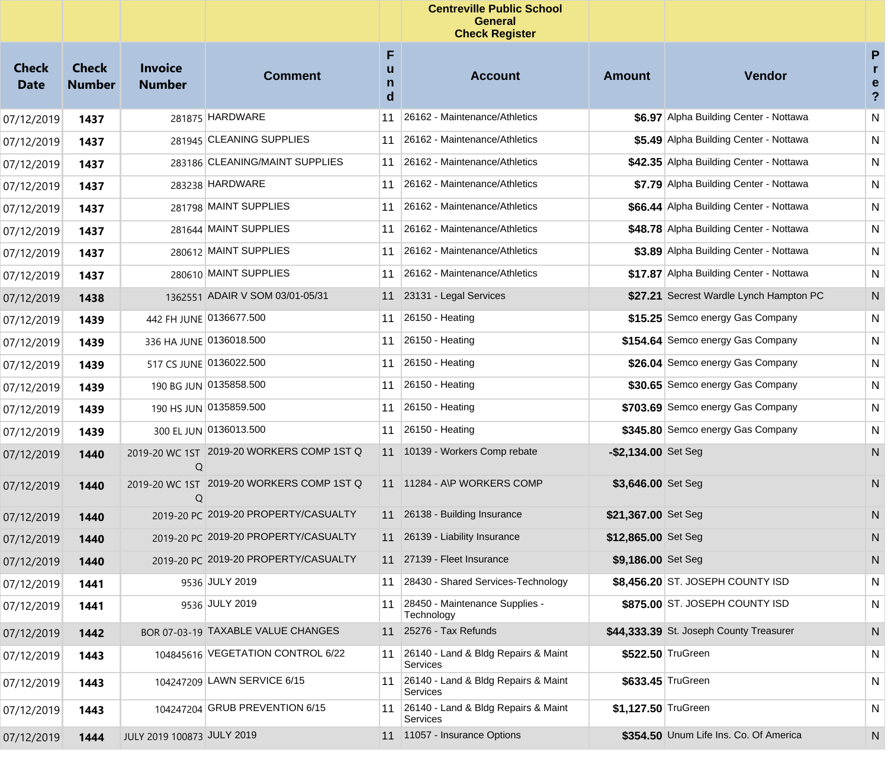| | | | | | Centreville Public School<br>General<br>Check Register | | | |
|---|---|---|---|---|---|---|---|---|
| **Check Date** | **Check Number** | **Invoice Number** | **Comment** | **Fund** | **Account** | **Amount** | **Vendor** | **Pre?** |
| 07/12/2019 | **1437** | 281875 | HARDWARE | 11 | 26162 - Maintenance/Athletics | **$6.97** | Alpha Building Center - Nottawa | N |
| 07/12/2019 | **1437** | 281945 | CLEANING SUPPLIES | 11 | 26162 - Maintenance/Athletics | **$5.49** | Alpha Building Center - Nottawa | N |
| 07/12/2019 | **1437** | 283186 | CLEANING/MAINT SUPPLIES | 11 | 26162 - Maintenance/Athletics | **$42.35** | Alpha Building Center - Nottawa | N |
| 07/12/2019 | **1437** | 283238 | HARDWARE | 11 | 26162 - Maintenance/Athletics | **$7.79** | Alpha Building Center - Nottawa | N |
| 07/12/2019 | **1437** | 281798 | MAINT SUPPLIES | 11 | 26162 - Maintenance/Athletics | **$66.44** | Alpha Building Center - Nottawa | N |
| 07/12/2019 | **1437** | 281644 | MAINT SUPPLIES | 11 | 26162 - Maintenance/Athletics | **$48.78** | Alpha Building Center - Nottawa | N |
| 07/12/2019 | **1437** | 280612 | MAINT SUPPLIES | 11 | 26162 - Maintenance/Athletics | **$3.89** | Alpha Building Center - Nottawa | N |
| 07/12/2019 | **1437** | 280610 | MAINT SUPPLIES | 11 | 26162 - Maintenance/Athletics | **$17.87** | Alpha Building Center - Nottawa | N |
| 07/12/2019 | **1438** | 1362551 | ADAIR V SOM 03/01-05/31 | 11 | 23131 - Legal Services | **$27.21** | Secrest Wardle Lynch Hampton PC | N |
| 07/12/2019 | **1439** | 442 FH JUNE | 0136677.500 | 11 | 26150 - Heating | **$15.25** | Semco energy Gas Company | N |
| 07/12/2019 | **1439** | 336 HA JUNE | 0136018.500 | 11 | 26150 - Heating | **$154.64** | Semco energy Gas Company | N |
| 07/12/2019 | **1439** | 517 CS JUNE | 0136022.500 | 11 | 26150 - Heating | **$26.04** | Semco energy Gas Company | N |
| 07/12/2019 | **1439** | 190 BG JUN | 0135858.500 | 11 | 26150 - Heating | **$30.65** | Semco energy Gas Company | N |
| 07/12/2019 | **1439** | 190 HS JUN | 0135859.500 | 11 | 26150 - Heating | **$703.69** | Semco energy Gas Company | N |
| 07/12/2019 | **1439** | 300 EL JUN | 0136013.500 | 11 | 26150 - Heating | **$345.80** | Semco energy Gas Company | N |
| 07/12/2019 | **1440** | 2019-20 WC 1ST Q | 2019-20 WORKERS COMP 1ST Q | 11 | 10139 - Workers Comp rebate | **-$2,134.00** | Set Seg | N |
| 07/12/2019 | **1440** | 2019-20 WC 1ST Q | 2019-20 WORKERS COMP 1ST Q | 11 | 11284 - A\P WORKERS COMP | **$3,646.00** | Set Seg | N |
| 07/12/2019 | **1440** | 2019-20 PC | 2019-20 PROPERTY/CASUALTY | 11 | 26138 - Building Insurance | **$21,367.00** | Set Seg | N |
| 07/12/2019 | **1440** | 2019-20 PC | 2019-20 PROPERTY/CASUALTY | 11 | 26139 - Liability Insurance | **$12,865.00** | Set Seg | N |
| 07/12/2019 | **1440** | 2019-20 PC | 2019-20 PROPERTY/CASUALTY | 11 | 27139 - Fleet Insurance | **$9,186.00** | Set Seg | N |
| 07/12/2019 | **1441** | 9536 | JULY 2019 | 11 | 28430 - Shared Services-Technology | **$8,456.20** | ST. JOSEPH COUNTY ISD | N |
| 07/12/2019 | **1441** | 9536 | JULY 2019 | 11 | 28450 - Maintenance Supplies - Technology | **$875.00** | ST. JOSEPH COUNTY ISD | N |
| 07/12/2019 | **1442** | BOR 07-03-19 | TAXABLE VALUE CHANGES | 11 | 25276 - Tax Refunds | **$44,333.39** | St. Joseph County Treasurer | N |
| 07/12/2019 | **1443** | 104845616 | VEGETATION CONTROL 6/22 | 11 | 26140 - Land & Bldg Repairs & Maint Services | **$522.50** | TruGreen | N |
| 07/12/2019 | **1443** | 104247209 | LAWN SERVICE 6/15 | 11 | 26140 - Land & Bldg Repairs & Maint Services | **$633.45** | TruGreen | N |
| 07/12/2019 | **1443** | 104247204 | GRUB PREVENTION 6/15 | 11 | 26140 - Land & Bldg Repairs & Maint Services | **$1,127.50** | TruGreen | N |
| 07/12/2019 | **1444** | JULY 2019 100873 | JULY 2019 | 11 | 11057 - Insurance Options | **$354.50** | Unum Life Ins. Co. Of America | N |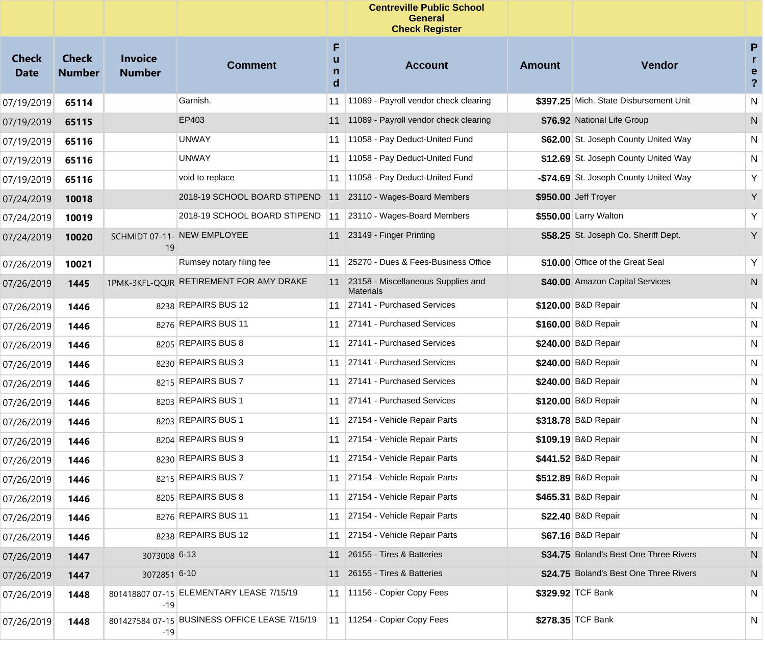| | | | | | Centreville Public School<br>General<br>Check Register | | | |
|---|---|---|---|---|---|---|---|---|
| **Check Date** | **Check Number** | **Invoice Number** | **Comment** | **Fund** | **Account** | **Amount** | **Vendor** | **Pre?** |
| 07/19/2019 | **65114** | | Garnish. | 11 | 11089 - Payroll vendor check clearing | **$397.25** | Mich. State Disbursement Unit | N |
| 07/19/2019 | **65115** | | EP403 | 11 | 11089 - Payroll vendor check clearing | **$76.92** | National Life Group | N |
| 07/19/2019 | **65116** | | UNWAY | 11 | 11058 - Pay Deduct-United Fund | **$62.00** | St. Joseph County United Way | N |
| 07/19/2019 | **65116** | | UNWAY | 11 | 11058 - Pay Deduct-United Fund | **$12.69** | St. Joseph County United Way | N |
| 07/19/2019 | **65116** | | void to replace | 11 | 11058 - Pay Deduct-United Fund | **-$74.69** | St. Joseph County United Way | Y |
| 07/24/2019 | **10018** | | 2018-19 SCHOOL BOARD STIPEND | 11 | 23110 - Wages-Board Members | **$950.00** | Jeff Troyer | Y |
| 07/24/2019 | **10019** | | 2018-19 SCHOOL BOARD STIPEND | 11 | 23110 - Wages-Board Members | **$550.00** | Larry Walton | Y |
| 07/24/2019 | **10020** | SCHMIDT 07-11-19 | NEW EMPLOYEE | 11 | 23149 - Finger Printing | **$58.25** | St. Joseph Co. Sheriff Dept. | Y |
| 07/26/2019 | **10021** | | Rumsey notary filing fee | 11 | 25270 - Dues & Fees-Business Office | **$10.00** | Office of the Great Seal | Y |
| 07/26/2019 | **1445** | 1PMK-3KFL-QQJR | RETIREMENT FOR AMY DRAKE | 11 | 23158 - Miscellaneous Supplies and Materials | **$40.00** | Amazon Capital Services | N |
| 07/26/2019 | **1446** | 8238 | REPAIRS BUS 12 | 11 | 27141 - Purchased Services | **$120.00** | B&D Repair | N |
| 07/26/2019 | **1446** | 8276 | REPAIRS BUS 11 | 11 | 27141 - Purchased Services | **$160.00** | B&D Repair | N |
| 07/26/2019 | **1446** | 8205 | REPAIRS BUS 8 | 11 | 27141 - Purchased Services | **$240.00** | B&D Repair | N |
| 07/26/2019 | **1446** | 8230 | REPAIRS BUS 3 | 11 | 27141 - Purchased Services | **$240.00** | B&D Repair | N |
| 07/26/2019 | **1446** | 8215 | REPAIRS BUS 7 | 11 | 27141 - Purchased Services | **$240.00** | B&D Repair | N |
| 07/26/2019 | **1446** | 8203 | REPAIRS BUS 1 | 11 | 27141 - Purchased Services | **$120.00** | B&D Repair | N |
| 07/26/2019 | **1446** | 8203 | REPAIRS BUS 1 | 11 | 27154 - Vehicle Repair Parts | **$318.78** | B&D Repair | N |
| 07/26/2019 | **1446** | 8204 | REPAIRS BUS 9 | 11 | 27154 - Vehicle Repair Parts | **$109.19** | B&D Repair | N |
| 07/26/2019 | **1446** | 8230 | REPAIRS BUS 3 | 11 | 27154 - Vehicle Repair Parts | **$441.52** | B&D Repair | N |
| 07/26/2019 | **1446** | 8215 | REPAIRS BUS 7 | 11 | 27154 - Vehicle Repair Parts | **$512.89** | B&D Repair | N |
| 07/26/2019 | **1446** | 8205 | REPAIRS BUS 8 | 11 | 27154 - Vehicle Repair Parts | **$465.31** | B&D Repair | N |
| 07/26/2019 | **1446** | 8276 | REPAIRS BUS 11 | 11 | 27154 - Vehicle Repair Parts | **$22.40** | B&D Repair | N |
| 07/26/2019 | **1446** | 8238 | REPAIRS BUS 12 | 11 | 27154 - Vehicle Repair Parts | **$67.16** | B&D Repair | N |
| 07/26/2019 | **1447** | 3073008 | 6-13 | 11 | 26155 - Tires & Batteries | **$34.75** | Boland's Best One Three Rivers | N |
| 07/26/2019 | **1447** | 3072851 | 6-10 | 11 | 26155 - Tires & Batteries | **$24.75** | Boland's Best One Three Rivers | N |
| 07/26/2019 | **1448** | 801418807 07-15-19 | ELEMENTARY LEASE 7/15/19 | 11 | 11156 - Copier Copy Fees | **$329.92** | TCF Bank | N |
| 07/26/2019 | **1448** | 801427584 07-15-19 | BUSINESS OFFICE LEASE 7/15/19 | 11 | 11254 - Copier Copy Fees | **$278.35** | TCF Bank | N |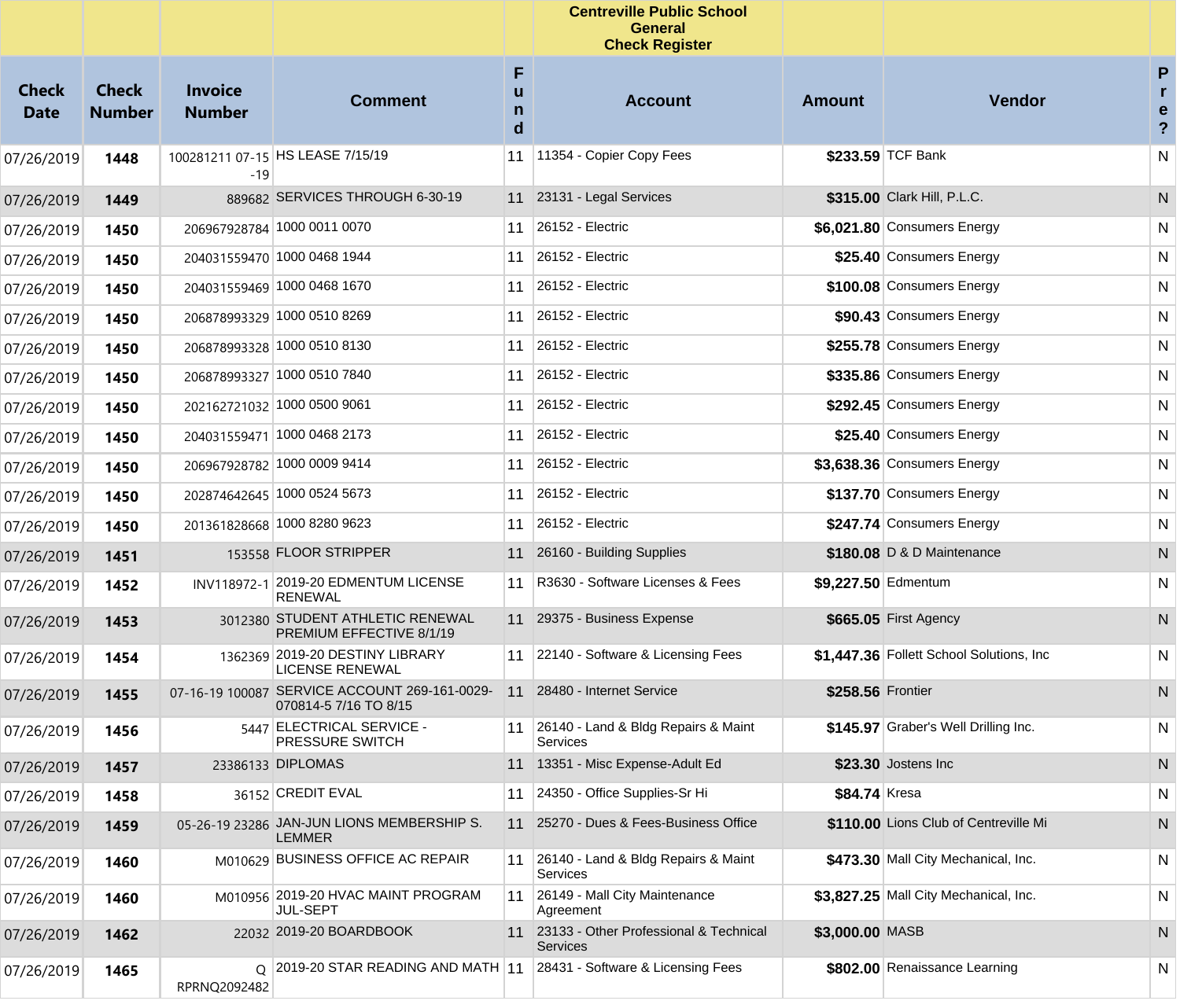| Check Date | Check Number | Invoice Number | Comment | Fund | Centreville Public School General Check Register Account | Amount | Vendor | Pre? |
|---|---|---|---|---|---|---|---|---|
| 07/26/2019 | **1448** | 100281211 07-15-19 | HS LEASE 7/15/19 | 11 | 11354 - Copier Copy Fees | **$233.59** | TCF Bank | N |
| 07/26/2019 | **1449** | 889682 | SERVICES THROUGH 6-30-19 | 11 | 23131 - Legal Services | **$315.00** | Clark Hill, P.L.C. | N |
| 07/26/2019 | **1450** | 206967928784 | 1000 0011 0070 | 11 | 26152 - Electric | **$6,021.80** | Consumers Energy | N |
| 07/26/2019 | **1450** | 204031559470 | 1000 0468 1944 | 11 | 26152 - Electric | **$25.40** | Consumers Energy | N |
| 07/26/2019 | **1450** | 204031559469 | 1000 0468 1670 | 11 | 26152 - Electric | **$100.08** | Consumers Energy | N |
| 07/26/2019 | **1450** | 206878993329 | 1000 0510 8269 | 11 | 26152 - Electric | **$90.43** | Consumers Energy | N |
| 07/26/2019 | **1450** | 206878993328 | 1000 0510 8130 | 11 | 26152 - Electric | **$255.78** | Consumers Energy | N |
| 07/26/2019 | **1450** | 206878993327 | 1000 0510 7840 | 11 | 26152 - Electric | **$335.86** | Consumers Energy | N |
| 07/26/2019 | **1450** | 202162721032 | 1000 0500 9061 | 11 | 26152 - Electric | **$292.45** | Consumers Energy | N |
| 07/26/2019 | **1450** | 204031559471 | 1000 0468 2173 | 11 | 26152 - Electric | **$25.40** | Consumers Energy | N |
| 07/26/2019 | **1450** | 206967928782 | 1000 0009 9414 | 11 | 26152 - Electric | **$3,638.36** | Consumers Energy | N |
| 07/26/2019 | **1450** | 202874642645 | 1000 0524 5673 | 11 | 26152 - Electric | **$137.70** | Consumers Energy | N |
| 07/26/2019 | **1450** | 201361828668 | 1000 8280 9623 | 11 | 26152 - Electric | **$247.74** | Consumers Energy | N |
| 07/26/2019 | **1451** | 153558 | FLOOR STRIPPER | 11 | 26160 - Building Supplies | **$180.08** | D & D Maintenance | N |
| 07/26/2019 | **1452** | INV118972-1 | 2019-20 EDMENTUM LICENSE RENEWAL | 11 | R3630 - Software Licenses & Fees | **$9,227.50** | Edmentum | N |
| 07/26/2019 | **1453** | 3012380 | STUDENT ATHLETIC RENEWAL PREMIUM EFFECTIVE 8/1/19 | 11 | 29375 - Business Expense | **$665.05** | First Agency | N |
| 07/26/2019 | **1454** | 1362369 | 2019-20 DESTINY LIBRARY LICENSE RENEWAL | 11 | 22140 - Software & Licensing Fees | **$1,447.36** | Follett School Solutions, Inc | N |
| 07/26/2019 | **1455** | 07-16-19 100087 | SERVICE ACCOUNT 269-161-0029-070814-5 7/16 TO 8/15 | 11 | 28480 - Internet Service | **$258.56** | Frontier | N |
| 07/26/2019 | **1456** | 5447 | ELECTRICAL SERVICE - PRESSURE SWITCH | 11 | 26140 - Land & Bldg Repairs & Maint Services | **$145.97** | Graber's Well Drilling Inc. | N |
| 07/26/2019 | **1457** | 23386133 | DIPLOMAS | 11 | 13351 - Misc Expense-Adult Ed | **$23.30** | Jostens Inc | N |
| 07/26/2019 | **1458** | 36152 | CREDIT EVAL | 11 | 24350 - Office Supplies-Sr Hi | **$84.74** | Kresa | N |
| 07/26/2019 | **1459** | 05-26-19 23286 | JAN-JUN LIONS MEMBERSHIP S. LEMMER | 11 | 25270 - Dues & Fees-Business Office | **$110.00** | Lions Club of Centreville Mi | N |
| 07/26/2019 | **1460** | M010629 | BUSINESS OFFICE AC REPAIR | 11 | 26140 - Land & Bldg Repairs & Maint Services | **$473.30** | Mall City Mechanical, Inc. | N |
| 07/26/2019 | **1460** | M010956 | 2019-20 HVAC MAINT PROGRAM JUL-SEPT | 11 | 26149 - Mall City Maintenance Agreement | **$3,827.25** | Mall City Mechanical, Inc. | N |
| 07/26/2019 | **1462** | 22032 | 2019-20 BOARDBOOK | 11 | 23133 - Other Professional & Technical Services | **$3,000.00** | MASB | N |
| 07/26/2019 | **1465** | Q RPRNQ2092482 | 2019-20 STAR READING AND MATH | 11 | 28431 - Software & Licensing Fees | **$802.00** | Renaissance Learning | N |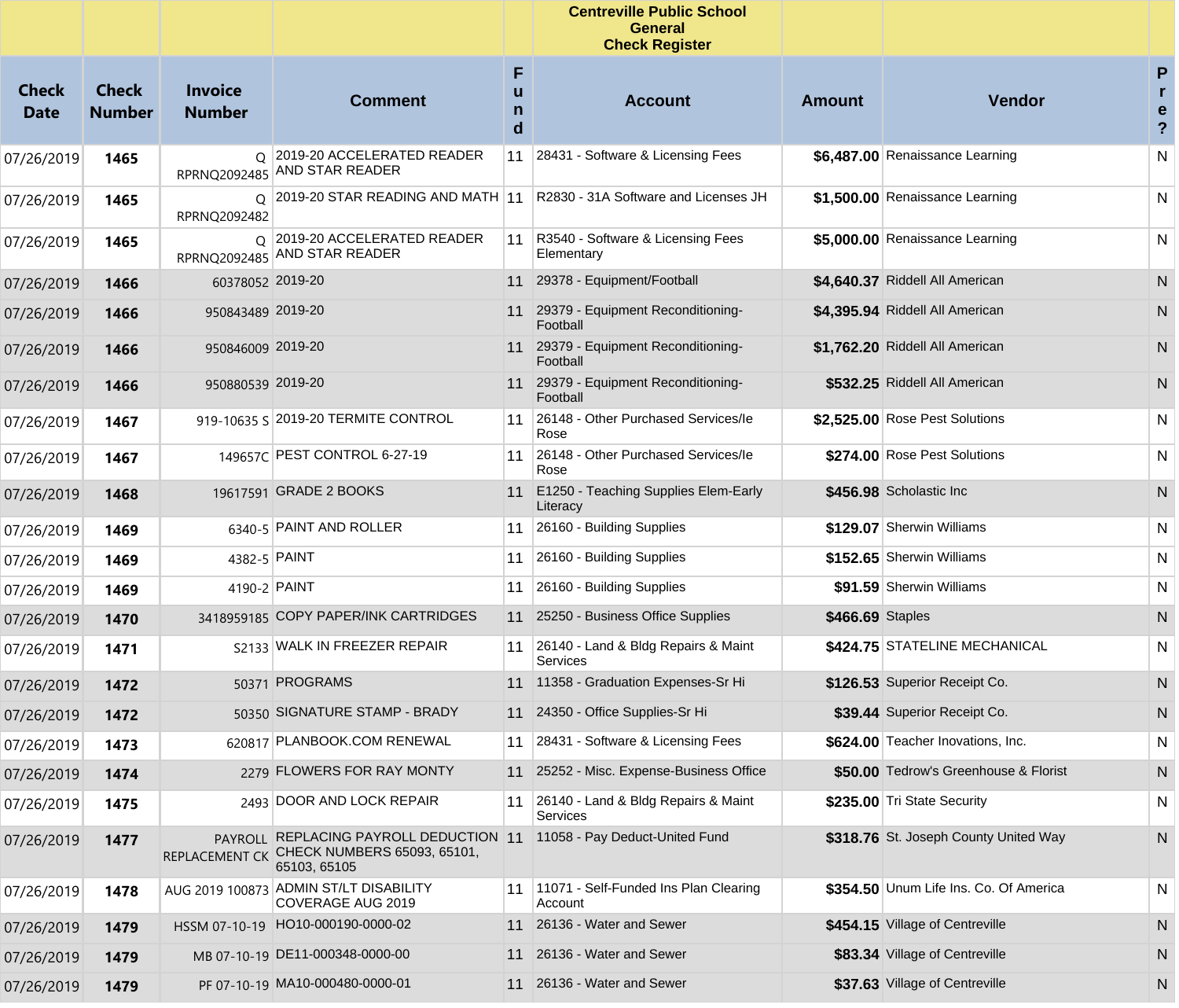| | | | | | Centreville Public School General Check Register | | | |
|---|---|---|---|---|---|---|---|---|
| **Check Date** | **Check Number** | **Invoice Number** | **Comment** | **Fund** | **Account** | **Amount** | **Vendor** | **Pre?** |
| 07/26/2019 | **1465** | Q RPRNQ2092485 | 2019-20 ACCELERATED READER AND STAR READER | 11 | 28431 - Software & Licensing Fees | **$6,487.00** | Renaissance Learning | N |
| 07/26/2019 | **1465** | Q RPRNQ2092482 | 2019-20 STAR READING AND MATH | 11 | R2830 - 31A Software and Licenses JH | **$1,500.00** | Renaissance Learning | N |
| 07/26/2019 | **1465** | Q RPRNQ2092485 | 2019-20 ACCELERATED READER AND STAR READER | 11 | R3540 - Software & Licensing Fees Elementary | **$5,000.00** | Renaissance Learning | N |
| 07/26/2019 | **1466** | 60378052 | 2019-20 | 11 | 29378 - Equipment/Football | **$4,640.37** | Riddell All American | N |
| 07/26/2019 | **1466** | 950843489 | 2019-20 | 11 | 29379 - Equipment Reconditioning-Football | **$4,395.94** | Riddell All American | N |
| 07/26/2019 | **1466** | 950846009 | 2019-20 | 11 | 29379 - Equipment Reconditioning-Football | **$1,762.20** | Riddell All American | N |
| 07/26/2019 | **1466** | 950880539 | 2019-20 | 11 | 29379 - Equipment Reconditioning-Football | **$532.25** | Riddell All American | N |
| 07/26/2019 | **1467** | 919-10635 S | 2019-20 TERMITE CONTROL | 11 | 26148 - Other Purchased Services/Ie Rose | **$2,525.00** | Rose Pest Solutions | N |
| 07/26/2019 | **1467** | 149657C | PEST CONTROL 6-27-19 | 11 | 26148 - Other Purchased Services/Ie Rose | **$274.00** | Rose Pest Solutions | N |
| 07/26/2019 | **1468** | 19617591 | GRADE 2 BOOKS | 11 | E1250 - Teaching Supplies Elem-Early Literacy | **$456.98** | Scholastic Inc | N |
| 07/26/2019 | **1469** | 6340-5 | PAINT AND ROLLER | 11 | 26160 - Building Supplies | **$129.07** | Sherwin Williams | N |
| 07/26/2019 | **1469** | 4382-5 | PAINT | 11 | 26160 - Building Supplies | **$152.65** | Sherwin Williams | N |
| 07/26/2019 | **1469** | 4190-2 | PAINT | 11 | 26160 - Building Supplies | **$91.59** | Sherwin Williams | N |
| 07/26/2019 | **1470** | 3418959185 | COPY PAPER/INK CARTRIDGES | 11 | 25250 - Business Office Supplies | **$466.69** | Staples | N |
| 07/26/2019 | **1471** | S2133 | WALK IN FREEZER REPAIR | 11 | 26140 - Land & Bldg Repairs & Maint Services | **$424.75** | STATELINE MECHANICAL | N |
| 07/26/2019 | **1472** | 50371 | PROGRAMS | 11 | 11358 - Graduation Expenses-Sr Hi | **$126.53** | Superior Receipt Co. | N |
| 07/26/2019 | **1472** | 50350 | SIGNATURE STAMP - BRADY | 11 | 24350 - Office Supplies-Sr Hi | **$39.44** | Superior Receipt Co. | N |
| 07/26/2019 | **1473** | 620817 | PLANBOOK.COM RENEWAL | 11 | 28431 - Software & Licensing Fees | **$624.00** | Teacher Inovations, Inc. | N |
| 07/26/2019 | **1474** | 2279 | FLOWERS FOR RAY MONTY | 11 | 25252 - Misc. Expense-Business Office | **$50.00** | Tedrow's Greenhouse & Florist | N |
| 07/26/2019 | **1475** | 2493 | DOOR AND LOCK REPAIR | 11 | 26140 - Land & Bldg Repairs & Maint Services | **$235.00** | Tri State Security | N |
| 07/26/2019 | **1477** | PAYROLL REPLACEMENT CK | REPLACING PAYROLL DEDUCTION CHECK NUMBERS 65093, 65101, 65103, 65105 | 11 | 11058 - Pay Deduct-United Fund | **$318.76** | St. Joseph County United Way | N |
| 07/26/2019 | **1478** | AUG 2019 100873 | ADMIN ST/LT DISABILITY COVERAGE AUG 2019 | 11 | 11071 - Self-Funded Ins Plan Clearing Account | **$354.50** | Unum Life Ins. Co. Of America | N |
| 07/26/2019 | **1479** | HSSM 07-10-19 | HO10-000190-0000-02 | 11 | 26136 - Water and Sewer | **$454.15** | Village of Centreville | N |
| 07/26/2019 | **1479** | MB 07-10-19 | DE11-000348-0000-00 | 11 | 26136 - Water and Sewer | **$83.34** | Village of Centreville | N |
| 07/26/2019 | **1479** | PF 07-10-19 | MA10-000480-0000-01 | 11 | 26136 - Water and Sewer | **$37.63** | Village of Centreville | N |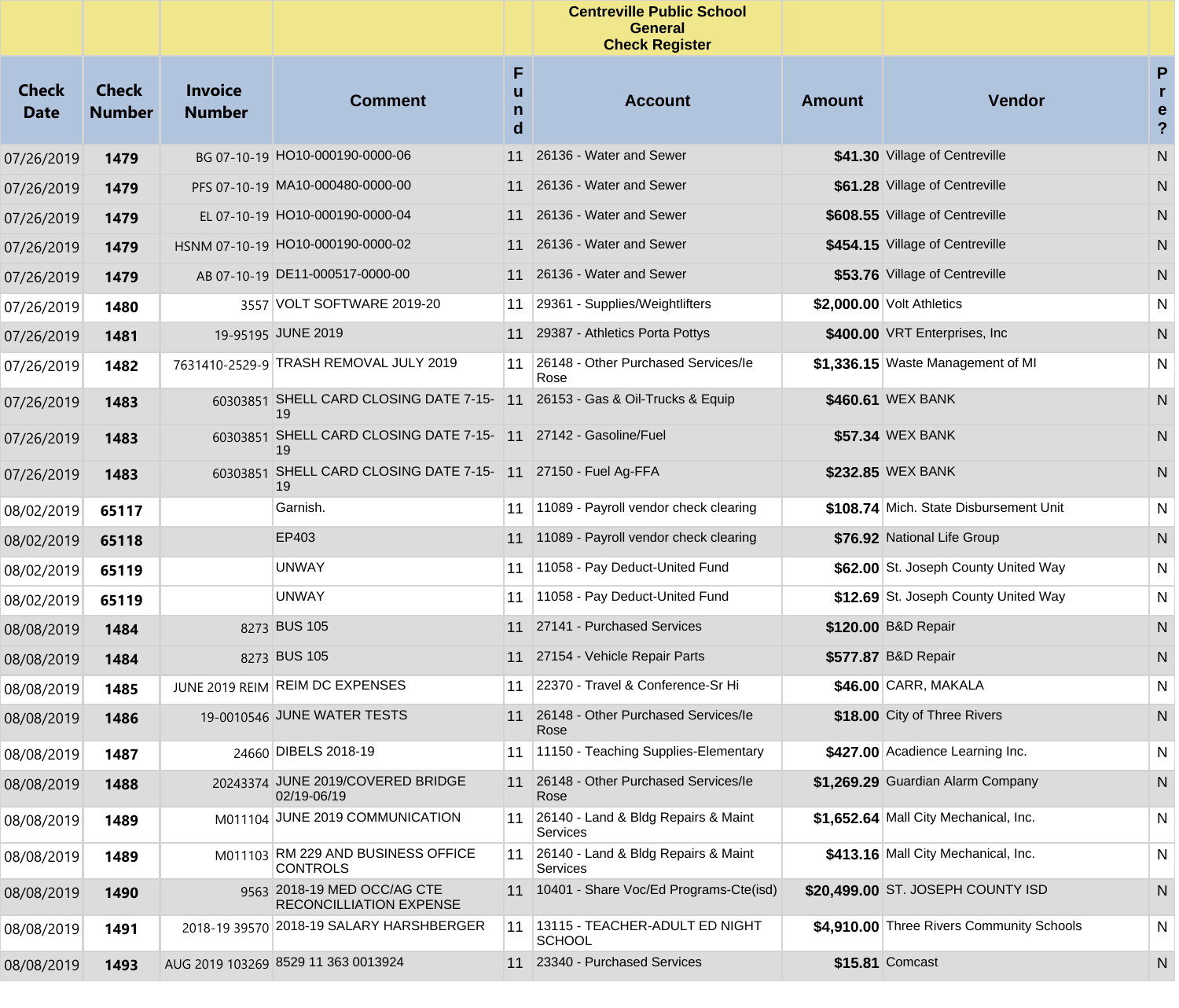| | | | | | Centreville Public School General Check Register | | | |
|---|---|---|---|---|---|---|---|---|
| Check Date | Check Number | Invoice Number | Comment | Fund | Account | Amount | Vendor | Pre? |
| 07/26/2019 | **1479** | BG 07-10-19 | HO10-000190-0000-06 | 11 | 26136 - Water and Sewer | **$41.30** | Village of Centreville | N |
| 07/26/2019 | **1479** | PFS 07-10-19 | MA10-000480-0000-00 | 11 | 26136 - Water and Sewer | **$61.28** | Village of Centreville | N |
| 07/26/2019 | **1479** | EL 07-10-19 | HO10-000190-0000-04 | 11 | 26136 - Water and Sewer | **$608.55** | Village of Centreville | N |
| 07/26/2019 | **1479** | HSNM 07-10-19 | HO10-000190-0000-02 | 11 | 26136 - Water and Sewer | **$454.15** | Village of Centreville | N |
| 07/26/2019 | **1479** | AB 07-10-19 | DE11-000517-0000-00 | 11 | 26136 - Water and Sewer | **$53.76** | Village of Centreville | N |
| 07/26/2019 | **1480** | 3557 | VOLT SOFTWARE 2019-20 | 11 | 29361 - Supplies/Weightlifters | **$2,000.00** | Volt Athletics | N |
| 07/26/2019 | **1481** | 19-95195 | JUNE 2019 | 11 | 29387 - Athletics Porta Pottys | **$400.00** | VRT Enterprises, Inc | N |
| 07/26/2019 | **1482** | 7631410-2529-9 | TRASH REMOVAL JULY 2019 | 11 | 26148 - Other Purchased Services/Ie Rose | **$1,336.15** | Waste Management of MI | N |
| 07/26/2019 | **1483** | 60303851 | SHELL CARD CLOSING DATE 7-15-19 | 11 | 26153 - Gas & Oil-Trucks & Equip | **$460.61** | WEX BANK | N |
| 07/26/2019 | **1483** | 60303851 | SHELL CARD CLOSING DATE 7-15-19 | 11 | 27142 - Gasoline/Fuel | **$57.34** | WEX BANK | N |
| 07/26/2019 | **1483** | 60303851 | SHELL CARD CLOSING DATE 7-15-19 | 11 | 27150 - Fuel Ag-FFA | **$232.85** | WEX BANK | N |
| 08/02/2019 | **65117** | | Garnish. | 11 | 11089 - Payroll vendor check clearing | **$108.74** | Mich. State Disbursement Unit | N |
| 08/02/2019 | **65118** | | EP403 | 11 | 11089 - Payroll vendor check clearing | **$76.92** | National Life Group | N |
| 08/02/2019 | **65119** | | UNWAY | 11 | 11058 - Pay Deduct-United Fund | **$62.00** | St. Joseph County United Way | N |
| 08/02/2019 | **65119** | | UNWAY | 11 | 11058 - Pay Deduct-United Fund | **$12.69** | St. Joseph County United Way | N |
| 08/08/2019 | **1484** | 8273 | BUS 105 | 11 | 27141 - Purchased Services | **$120.00** | B&D Repair | N |
| 08/08/2019 | **1484** | 8273 | BUS 105 | 11 | 27154 - Vehicle Repair Parts | **$577.87** | B&D Repair | N |
| 08/08/2019 | **1485** | JUNE 2019 REIM | REIM DC EXPENSES | 11 | 22370 - Travel & Conference-Sr Hi | **$46.00** | CARR, MAKALA | N |
| 08/08/2019 | **1486** | 19-0010546 | JUNE WATER TESTS | 11 | 26148 - Other Purchased Services/Ie Rose | **$18.00** | City of Three Rivers | N |
| 08/08/2019 | **1487** | 24660 | DIBELS 2018-19 | 11 | 11150 - Teaching Supplies-Elementary | **$427.00** | Acadience Learning Inc. | N |
| 08/08/2019 | **1488** | 20243374 | JUNE 2019/COVERED BRIDGE 02/19-06/19 | 11 | 26148 - Other Purchased Services/Ie Rose | **$1,269.29** | Guardian Alarm Company | N |
| 08/08/2019 | **1489** | M011104 | JUNE 2019 COMMUNICATION | 11 | 26140 - Land & Bldg Repairs & Maint Services | **$1,652.64** | Mall City Mechanical, Inc. | N |
| 08/08/2019 | **1489** | M011103 | RM 229 AND BUSINESS OFFICE CONTROLS | 11 | 26140 - Land & Bldg Repairs & Maint Services | **$413.16** | Mall City Mechanical, Inc. | N |
| 08/08/2019 | **1490** | 9563 | 2018-19 MED OCC/AG CTE RECONCILLIATION EXPENSE | 11 | 10401 - Share Voc/Ed Programs-Cte(isd) | **$20,499.00** | ST. JOSEPH COUNTY ISD | N |
| 08/08/2019 | **1491** | 2018-19 39570 | 2018-19 SALARY HARSHBERGER | 11 | 13115 - TEACHER-ADULT ED NIGHT SCHOOL | **$4,910.00** | Three Rivers Community Schools | N |
| 08/08/2019 | **1493** | AUG 2019 103269 | 8529 11 363 0013924 | 11 | 23340 - Purchased Services | **$15.81** | Comcast | N |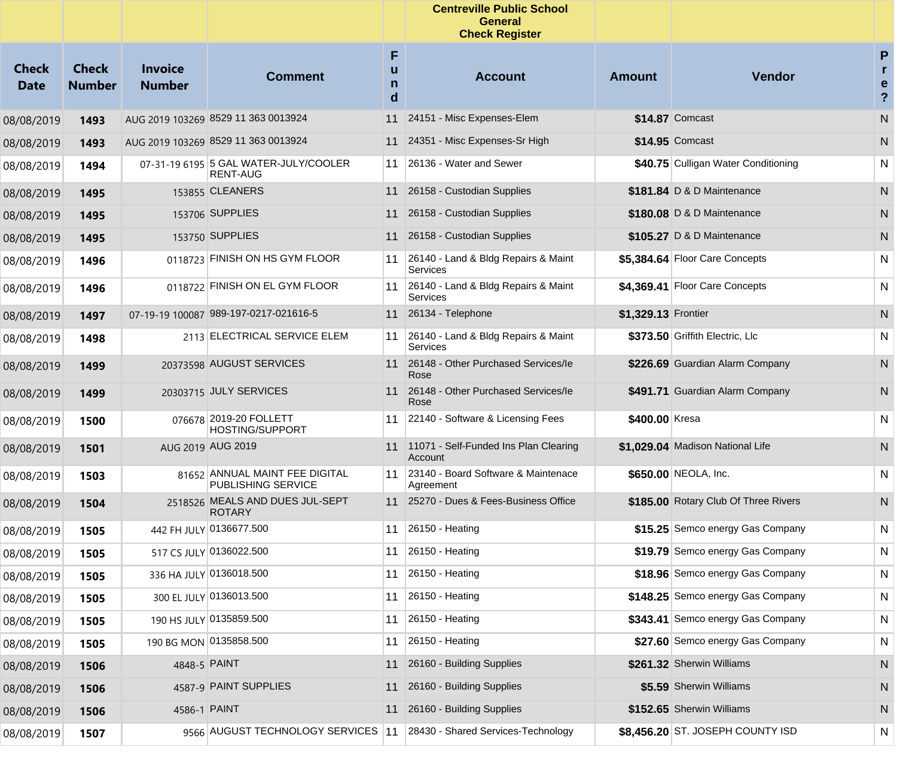| | | | | | Centreville Public School<br>General<br>Check Register | | | |
|---|---|---|---|---|---|---|---|---|
| **Check Date** | **Check Number** | **Invoice Number** | **Comment** | **Fund** | **Account** | **Amount** | **Vendor** | **Pre?** |
| 08/08/2019 | **1493** | AUG 2019 103269 | 8529 11 363 0013924 | 11 | 24151 - Misc Expenses-Elem | **$14.87** | Comcast | N |
| 08/08/2019 | **1493** | AUG 2019 103269 | 8529 11 363 0013924 | 11 | 24351 - Misc Expenses-Sr High | **$14.95** | Comcast | N |
| 08/08/2019 | **1494** | 07-31-19 6195 | 5 GAL WATER-JULY/COOLER RENT-AUG | 11 | 26136 - Water and Sewer | **$40.75** | Culligan Water Conditioning | N |
| 08/08/2019 | **1495** | 153855 | CLEANERS | 11 | 26158 - Custodian Supplies | **$181.84** | D & D Maintenance | N |
| 08/08/2019 | **1495** | 153706 | SUPPLIES | 11 | 26158 - Custodian Supplies | **$180.08** | D & D Maintenance | N |
| 08/08/2019 | **1495** | 153750 | SUPPLIES | 11 | 26158 - Custodian Supplies | **$105.27** | D & D Maintenance | N |
| 08/08/2019 | **1496** | 0118723 | FINISH ON HS GYM FLOOR | 11 | 26140 - Land & Bldg Repairs & Maint Services | **$5,384.64** | Floor Care Concepts | N |
| 08/08/2019 | **1496** | 0118722 | FINISH ON EL GYM FLOOR | 11 | 26140 - Land & Bldg Repairs & Maint Services | **$4,369.41** | Floor Care Concepts | N |
| 08/08/2019 | **1497** | 07-19-19 100087 | 989-197-0217-021616-5 | 11 | 26134 - Telephone | **$1,329.13** | Frontier | N |
| 08/08/2019 | **1498** | 2113 | ELECTRICAL SERVICE ELEM | 11 | 26140 - Land & Bldg Repairs & Maint Services | **$373.50** | Griffith Electric, Llc | N |
| 08/08/2019 | **1499** | 20373598 | AUGUST SERVICES | 11 | 26148 - Other Purchased Services/Ie Rose | **$226.69** | Guardian Alarm Company | N |
| 08/08/2019 | **1499** | 20303715 | JULY SERVICES | 11 | 26148 - Other Purchased Services/Ie Rose | **$491.71** | Guardian Alarm Company | N |
| 08/08/2019 | **1500** | 076678 | 2019-20 FOLLETT HOSTING/SUPPORT | 11 | 22140 - Software & Licensing Fees | **$400.00** | Kresa | N |
| 08/08/2019 | **1501** | AUG 2019 | AUG 2019 | 11 | 11071 - Self-Funded Ins Plan Clearing Account | **$1,029.04** | Madison National Life | N |
| 08/08/2019 | **1503** | 81652 | ANNUAL MAINT FEE DIGITAL PUBLISHING SERVICE | 11 | 23140 - Board Software & Maintenace Agreement | **$650.00** | NEOLA, Inc. | N |
| 08/08/2019 | **1504** | 2518526 | MEALS AND DUES JUL-SEPT ROTARY | 11 | 25270 - Dues & Fees-Business Office | **$185.00** | Rotary Club Of Three Rivers | N |
| 08/08/2019 | **1505** | 442 FH JULY | 0136677.500 | 11 | 26150 - Heating | **$15.25** | Semco energy Gas Company | N |
| 08/08/2019 | **1505** | 517 CS JULY | 0136022.500 | 11 | 26150 - Heating | **$19.79** | Semco energy Gas Company | N |
| 08/08/2019 | **1505** | 336 HA JULY | 0136018.500 | 11 | 26150 - Heating | **$18.96** | Semco energy Gas Company | N |
| 08/08/2019 | **1505** | 300 EL JULY | 0136013.500 | 11 | 26150 - Heating | **$148.25** | Semco energy Gas Company | N |
| 08/08/2019 | **1505** | 190 HS JULY | 0135859.500 | 11 | 26150 - Heating | **$343.41** | Semco energy Gas Company | N |
| 08/08/2019 | **1505** | 190 BG MON | 0135858.500 | 11 | 26150 - Heating | **$27.60** | Semco energy Gas Company | N |
| 08/08/2019 | **1506** | 4848-5 | PAINT | 11 | 26160 - Building Supplies | **$261.32** | Sherwin Williams | N |
| 08/08/2019 | **1506** | 4587-9 | PAINT SUPPLIES | 11 | 26160 - Building Supplies | **$5.59** | Sherwin Williams | N |
| 08/08/2019 | **1506** | 4586-1 | PAINT | 11 | 26160 - Building Supplies | **$152.65** | Sherwin Williams | N |
| 08/08/2019 | **1507** | 9566 | AUGUST TECHNOLOGY SERVICES | 11 | 28430 - Shared Services-Technology | **$8,456.20** | ST. JOSEPH COUNTY ISD | N |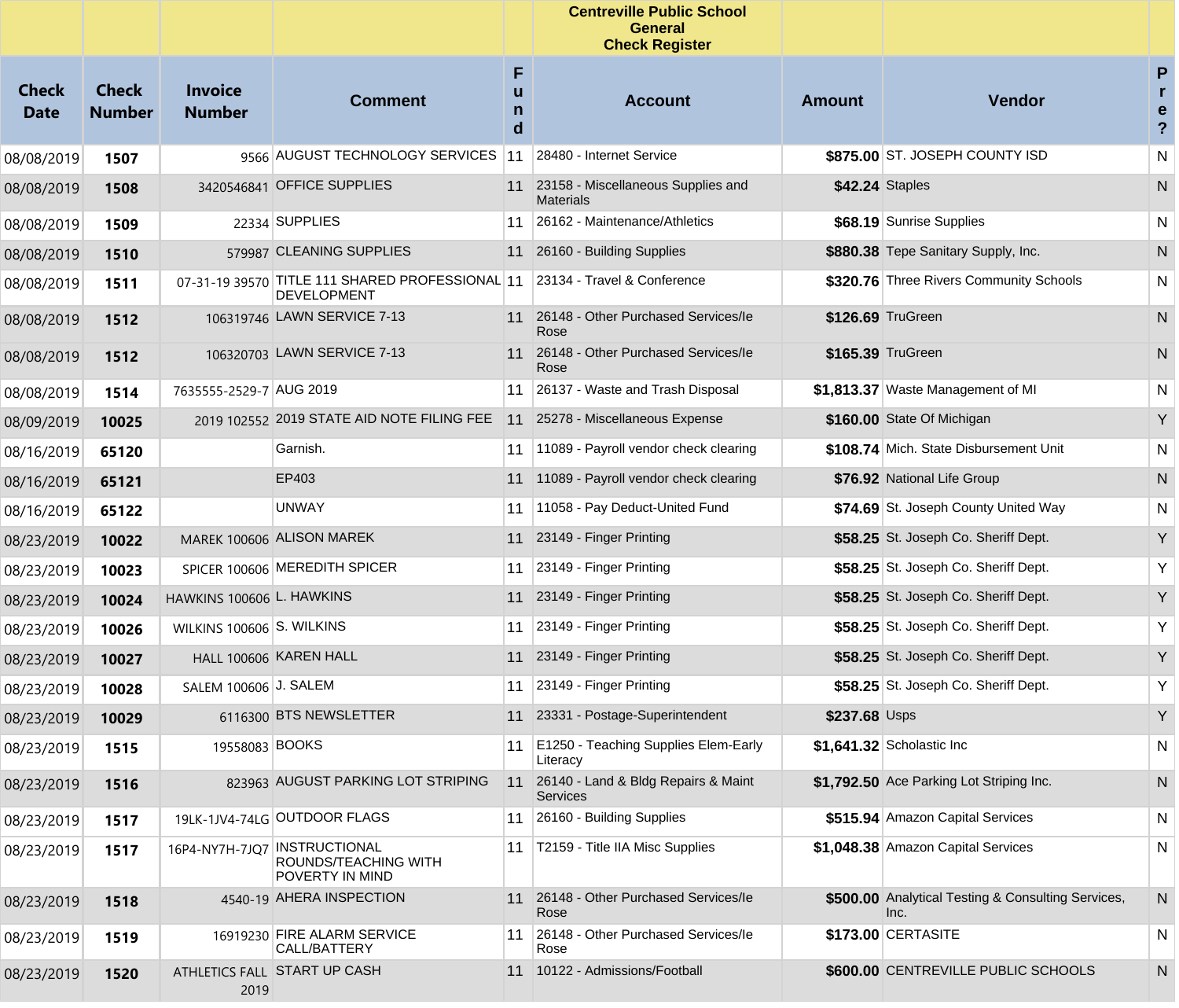| Check Date | Check Number | Invoice Number | Comment | Fund | Centreville Public School<br>General<br>Check Register<br>Account | Amount | Vendor | Pre? |
|---|---|---|---|---|---|---|---|---|
| 08/08/2019 | **1507** | 9566 | AUGUST TECHNOLOGY SERVICES | 11 | 28480 - Internet Service | **$875.00** | ST. JOSEPH COUNTY ISD | N |
| 08/08/2019 | **1508** | 3420546841 | OFFICE SUPPLIES | 11 | 23158 - Miscellaneous Supplies and Materials | **$42.24** | Staples | N |
| 08/08/2019 | **1509** | 22334 | SUPPLIES | 11 | 26162 - Maintenance/Athletics | **$68.19** | Sunrise Supplies | N |
| 08/08/2019 | **1510** | 579987 | CLEANING SUPPLIES | 11 | 26160 - Building Supplies | **$880.38** | Tepe Sanitary Supply, Inc. | N |
| 08/08/2019 | **1511** | 07-31-19 39570 | TITLE 111 SHARED PROFESSIONAL DEVELOPMENT | 11 | 23134 - Travel & Conference | **$320.76** | Three Rivers Community Schools | N |
| 08/08/2019 | **1512** | 106319746 | LAWN SERVICE 7-13 | 11 | 26148 - Other Purchased Services/le Rose | **$126.69** | TruGreen | N |
| 08/08/2019 | **1512** | 106320703 | LAWN SERVICE 7-13 | 11 | 26148 - Other Purchased Services/le Rose | **$165.39** | TruGreen | N |
| 08/08/2019 | **1514** | 7635555-2529-7 | AUG 2019 | 11 | 26137 - Waste and Trash Disposal | **$1,813.37** | Waste Management of MI | N |
| 08/09/2019 | **10025** | 2019 102552 | 2019 STATE AID NOTE FILING FEE | 11 | 25278 - Miscellaneous Expense | **$160.00** | State Of Michigan | Y |
| 08/16/2019 | **65120** | | Garnish. | 11 | 11089 - Payroll vendor check clearing | **$108.74** | Mich. State Disbursement Unit | N |
| 08/16/2019 | **65121** | | EP403 | 11 | 11089 - Payroll vendor check clearing | **$76.92** | National Life Group | N |
| 08/16/2019 | **65122** | | UNWAY | 11 | 11058 - Pay Deduct-United Fund | **$74.69** | St. Joseph County United Way | N |
| 08/23/2019 | **10022** | MAREK 100606 | ALISON MAREK | 11 | 23149 - Finger Printing | **$58.25** | St. Joseph Co. Sheriff Dept. | Y |
| 08/23/2019 | **10023** | SPICER 100606 | MEREDITH SPICER | 11 | 23149 - Finger Printing | **$58.25** | St. Joseph Co. Sheriff Dept. | Y |
| 08/23/2019 | **10024** | HAWKINS 100606 | L. HAWKINS | 11 | 23149 - Finger Printing | **$58.25** | St. Joseph Co. Sheriff Dept. | Y |
| 08/23/2019 | **10026** | WILKINS 100606 | S. WILKINS | 11 | 23149 - Finger Printing | **$58.25** | St. Joseph Co. Sheriff Dept. | Y |
| 08/23/2019 | **10027** | HALL 100606 | KAREN HALL | 11 | 23149 - Finger Printing | **$58.25** | St. Joseph Co. Sheriff Dept. | Y |
| 08/23/2019 | **10028** | SALEM 100606 | J. SALEM | 11 | 23149 - Finger Printing | **$58.25** | St. Joseph Co. Sheriff Dept. | Y |
| 08/23/2019 | **10029** | 6116300 | BTS NEWSLETTER | 11 | 23331 - Postage-Superintendent | **$237.68** | Usps | Y |
| 08/23/2019 | **1515** | 19558083 | BOOKS | 11 | E1250 - Teaching Supplies Elem-Early Literacy | **$1,641.32** | Scholastic Inc | N |
| 08/23/2019 | **1516** | 823963 | AUGUST PARKING LOT STRIPING | 11 | 26140 - Land & Bldg Repairs & Maint Services | **$1,792.50** | Ace Parking Lot Striping Inc. | N |
| 08/23/2019 | **1517** | 19LK-1JV4-74LG | OUTDOOR FLAGS | 11 | 26160 - Building Supplies | **$515.94** | Amazon Capital Services | N |
| 08/23/2019 | **1517** | 16P4-NY7H-7JQ7 | INSTRUCTIONAL ROUNDS/TEACHING WITH POVERTY IN MIND | 11 | T2159 - Title IIA Misc Supplies | **$1,048.38** | Amazon Capital Services | N |
| 08/23/2019 | **1518** | 4540-19 | AHERA INSPECTION | 11 | 26148 - Other Purchased Services/le Rose | **$500.00** | Analytical Testing & Consulting Services, Inc. | N |
| 08/23/2019 | **1519** | 16919230 | FIRE ALARM SERVICE CALL/BATTERY | 11 | 26148 - Other Purchased Services/le Rose | **$173.00** | CERTASITE | N |
| 08/23/2019 | **1520** | ATHLETICS FALL 2019 | START UP CASH | 11 | 10122 - Admissions/Football | **$600.00** | CENTREVILLE PUBLIC SCHOOLS | N |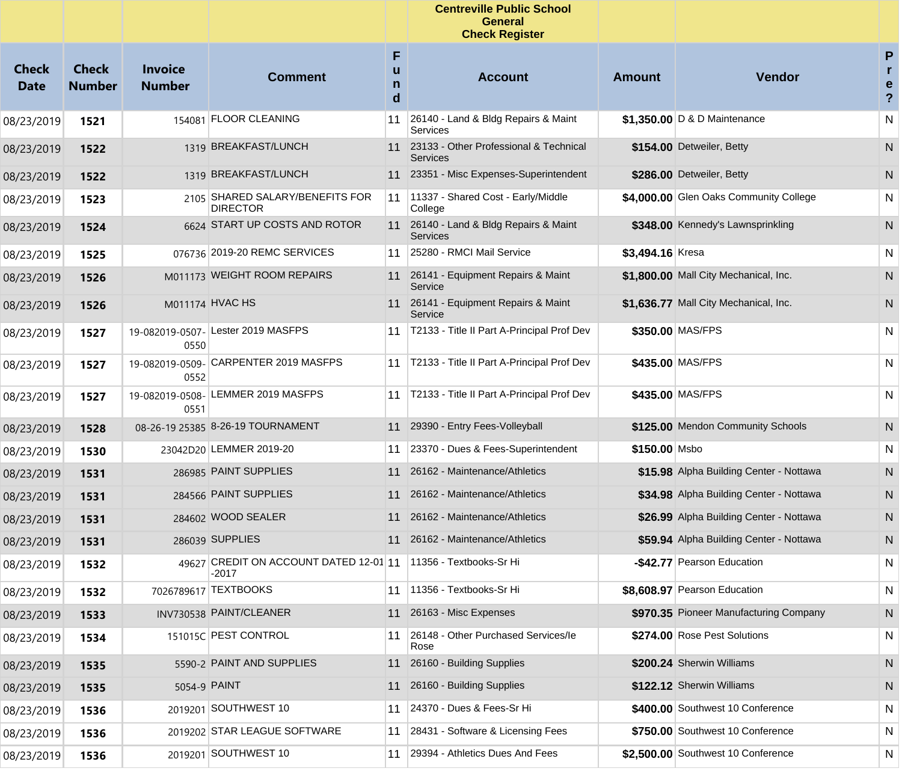| | | | | | Centreville Public School General Check Register | | | |
|---|---|---|---|---|---|---|---|---|
| **Check Date** | **Check Number** | **Invoice Number** | **Comment** | **Fund** | **Account** | **Amount** | **Vendor** | **Pre?** |
| 08/23/2019 | **1521** | 154081 | FLOOR CLEANING | 11 | 26140 - Land & Bldg Repairs & Maint Services | **$1,350.00** | D & D Maintenance | N |
| 08/23/2019 | **1522** | 1319 | BREAKFAST/LUNCH | 11 | 23133 - Other Professional & Technical Services | **$154.00** | Detweiler, Betty | N |
| 08/23/2019 | **1522** | 1319 | BREAKFAST/LUNCH | 11 | 23351 - Misc Expenses-Superintendent | **$286.00** | Detweiler, Betty | N |
| 08/23/2019 | **1523** | 2105 | SHARED SALARY/BENEFITS FOR DIRECTOR | 11 | 11337 - Shared Cost - Early/Middle College | **$4,000.00** | Glen Oaks Community College | N |
| 08/23/2019 | **1524** | 6624 | START UP COSTS AND ROTOR | 11 | 26140 - Land & Bldg Repairs & Maint Services | **$348.00** | Kennedy's Lawnsprinkling | N |
| 08/23/2019 | **1525** | 076736 | 2019-20 REMC SERVICES | 11 | 25280 - RMCI Mail Service | **$3,494.16** | Kresa | N |
| 08/23/2019 | **1526** | M011173 | WEIGHT ROOM REPAIRS | 11 | 26141 - Equipment Repairs & Maint Service | **$1,800.00** | Mall City Mechanical, Inc. | N |
| 08/23/2019 | **1526** | M011174 | HVAC HS | 11 | 26141 - Equipment Repairs & Maint Service | **$1,636.77** | Mall City Mechanical, Inc. | N |
| 08/23/2019 | **1527** | 19-082019-0507-0550 | Lester 2019 MASFPS | 11 | T2133 - Title II Part A-Principal Prof Dev | **$350.00** | MAS/FPS | N |
| 08/23/2019 | **1527** | 19-082019-0509-0552 | CARPENTER 2019 MASFPS | 11 | T2133 - Title II Part A-Principal Prof Dev | **$435.00** | MAS/FPS | N |
| 08/23/2019 | **1527** | 19-082019-0508-0551 | LEMMER 2019 MASFPS | 11 | T2133 - Title II Part A-Principal Prof Dev | **$435.00** | MAS/FPS | N |
| 08/23/2019 | **1528** | 08-26-19 25385 | 8-26-19 TOURNAMENT | 11 | 29390 - Entry Fees-Volleyball | **$125.00** | Mendon Community Schools | N |
| 08/23/2019 | **1530** | 23042D20 | LEMMER 2019-20 | 11 | 23370 - Dues & Fees-Superintendent | **$150.00** | Msbo | N |
| 08/23/2019 | **1531** | 286985 | PAINT SUPPLIES | 11 | 26162 - Maintenance/Athletics | **$15.98** | Alpha Building Center - Nottawa | N |
| 08/23/2019 | **1531** | 284566 | PAINT SUPPLIES | 11 | 26162 - Maintenance/Athletics | **$34.98** | Alpha Building Center - Nottawa | N |
| 08/23/2019 | **1531** | 284602 | WOOD SEALER | 11 | 26162 - Maintenance/Athletics | **$26.99** | Alpha Building Center - Nottawa | N |
| 08/23/2019 | **1531** | 286039 | SUPPLIES | 11 | 26162 - Maintenance/Athletics | **$59.94** | Alpha Building Center - Nottawa | N |
| 08/23/2019 | **1532** | 49627 | CREDIT ON ACCOUNT DATED 12-01-2017 | 11 | 11356 - Textbooks-Sr Hi | **-$42.77** | Pearson Education | N |
| 08/23/2019 | **1532** | 7026789617 | TEXTBOOKS | 11 | 11356 - Textbooks-Sr Hi | **$8,608.97** | Pearson Education | N |
| 08/23/2019 | **1533** | INV730538 | PAINT/CLEANER | 11 | 26163 - Misc Expenses | **$970.35** | Pioneer Manufacturing Company | N |
| 08/23/2019 | **1534** | 151015C | PEST CONTROL | 11 | 26148 - Other Purchased Services/Ie Rose | **$274.00** | Rose Pest Solutions | N |
| 08/23/2019 | **1535** | 5590-2 | PAINT AND SUPPLIES | 11 | 26160 - Building Supplies | **$200.24** | Sherwin Williams | N |
| 08/23/2019 | **1535** | 5054-9 | PAINT | 11 | 26160 - Building Supplies | **$122.12** | Sherwin Williams | N |
| 08/23/2019 | **1536** | 2019201 | SOUTHWEST 10 | 11 | 24370 - Dues & Fees-Sr Hi | **$400.00** | Southwest 10 Conference | N |
| 08/23/2019 | **1536** | 2019202 | STAR LEAGUE SOFTWARE | 11 | 28431 - Software & Licensing Fees | **$750.00** | Southwest 10 Conference | N |
| 08/23/2019 | **1536** | 2019201 | SOUTHWEST 10 | 11 | 29394 - Athletics Dues And Fees | **$2,500.00** | Southwest 10 Conference | N |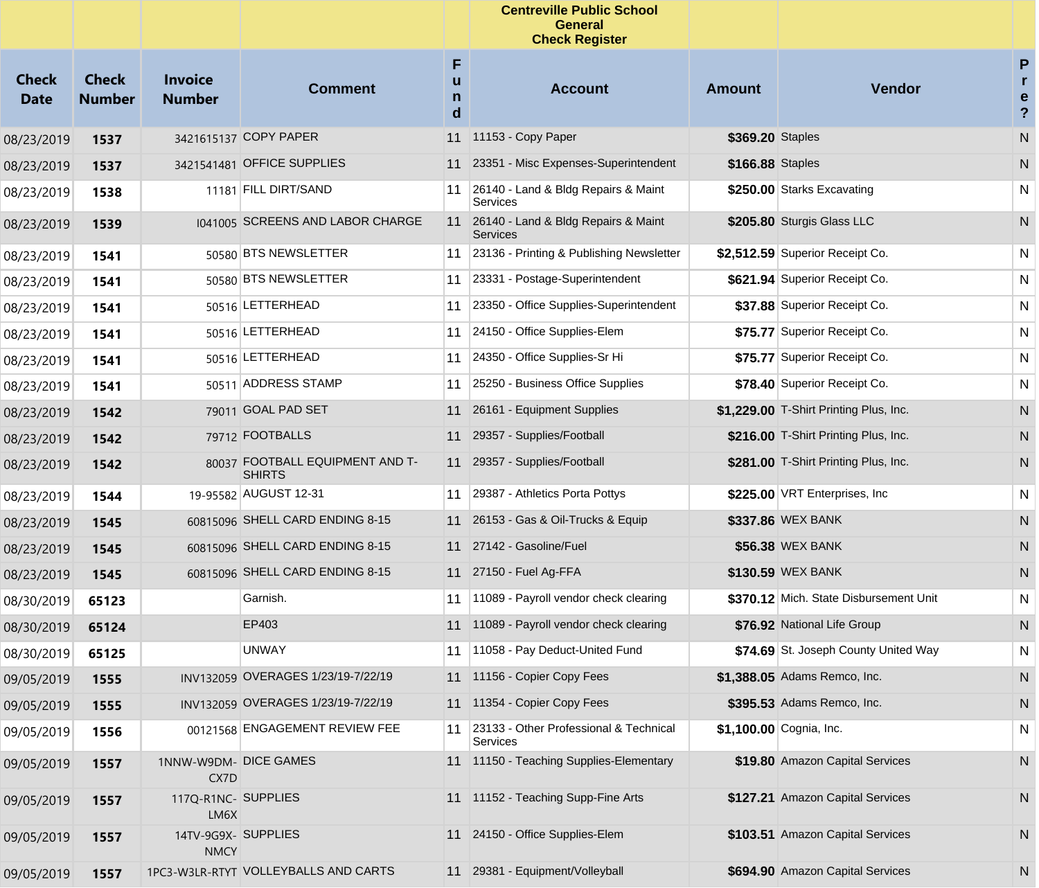| | | | | | Centreville Public School<br>General<br>Check Register | | | |
|---|---|---|---|---|---|---|---|---|
| **Check Date** | **Check Number** | **Invoice Number** | **Comment** | **Fund** | **Account** | **Amount** | **Vendor** | **Pre?** |
| 08/23/2019 | **1537** | 3421615137 | COPY PAPER | 11 | 11153 - Copy Paper | **$369.20** | Staples | N |
| 08/23/2019 | **1537** | 3421541481 | OFFICE SUPPLIES | 11 | 23351 - Misc Expenses-Superintendent | **$166.88** | Staples | N |
| 08/23/2019 | **1538** | 11181 | FILL DIRT/SAND | 11 | 26140 - Land & Bldg Repairs & Maint Services | **$250.00** | Starks Excavating | N |
| 08/23/2019 | **1539** | I041005 | SCREENS AND LABOR CHARGE | 11 | 26140 - Land & Bldg Repairs & Maint Services | **$205.80** | Sturgis Glass LLC | N |
| 08/23/2019 | **1541** | 50580 | BTS NEWSLETTER | 11 | 23136 - Printing & Publishing Newsletter | **$2,512.59** | Superior Receipt Co. | N |
| 08/23/2019 | **1541** | 50580 | BTS NEWSLETTER | 11 | 23331 - Postage-Superintendent | **$621.94** | Superior Receipt Co. | N |
| 08/23/2019 | **1541** | 50516 | LETTERHEAD | 11 | 23350 - Office Supplies-Superintendent | **$37.88** | Superior Receipt Co. | N |
| 08/23/2019 | **1541** | 50516 | LETTERHEAD | 11 | 24150 - Office Supplies-Elem | **$75.77** | Superior Receipt Co. | N |
| 08/23/2019 | **1541** | 50516 | LETTERHEAD | 11 | 24350 - Office Supplies-Sr Hi | **$75.77** | Superior Receipt Co. | N |
| 08/23/2019 | **1541** | 50511 | ADDRESS STAMP | 11 | 25250 - Business Office Supplies | **$78.40** | Superior Receipt Co. | N |
| 08/23/2019 | **1542** | 79011 | GOAL PAD SET | 11 | 26161 - Equipment Supplies | **$1,229.00** | T-Shirt Printing Plus, Inc. | N |
| 08/23/2019 | **1542** | 79712 | FOOTBALLS | 11 | 29357 - Supplies/Football | **$216.00** | T-Shirt Printing Plus, Inc. | N |
| 08/23/2019 | **1542** | 80037 | FOOTBALL EQUIPMENT AND T-SHIRTS | 11 | 29357 - Supplies/Football | **$281.00** | T-Shirt Printing Plus, Inc. | N |
| 08/23/2019 | **1544** | 19-95582 | AUGUST 12-31 | 11 | 29387 - Athletics Porta Pottys | **$225.00** | VRT Enterprises, Inc | N |
| 08/23/2019 | **1545** | 60815096 | SHELL CARD ENDING 8-15 | 11 | 26153 - Gas & Oil-Trucks & Equip | **$337.86** | WEX BANK | N |
| 08/23/2019 | **1545** | 60815096 | SHELL CARD ENDING 8-15 | 11 | 27142 - Gasoline/Fuel | **$56.38** | WEX BANK | N |
| 08/23/2019 | **1545** | 60815096 | SHELL CARD ENDING 8-15 | 11 | 27150 - Fuel Ag-FFA | **$130.59** | WEX BANK | N |
| 08/30/2019 | **65123** | | Garnish. | 11 | 11089 - Payroll vendor check clearing | **$370.12** | Mich. State Disbursement Unit | N |
| 08/30/2019 | **65124** | | EP403 | 11 | 11089 - Payroll vendor check clearing | **$76.92** | National Life Group | N |
| 08/30/2019 | **65125** | | UNWAY | 11 | 11058 - Pay Deduct-United Fund | **$74.69** | St. Joseph County United Way | N |
| 09/05/2019 | **1555** | INV132059 | OVERAGES 1/23/19-7/22/19 | 11 | 11156 - Copier Copy Fees | **$1,388.05** | Adams Remco, Inc. | N |
| 09/05/2019 | **1555** | INV132059 | OVERAGES 1/23/19-7/22/19 | 11 | 11354 - Copier Copy Fees | **$395.53** | Adams Remco, Inc. | N |
| 09/05/2019 | **1556** | 00121568 | ENGAGEMENT REVIEW FEE | 11 | 23133 - Other Professional & Technical Services | **$1,100.00** | Cognia, Inc. | N |
| 09/05/2019 | **1557** | 1NNW-W9DM-CX7D | DICE GAMES | 11 | 11150 - Teaching Supplies-Elementary | **$19.80** | Amazon Capital Services | N |
| 09/05/2019 | **1557** | 117Q-R1NC-LM6X | SUPPLIES | 11 | 11152 - Teaching Supp-Fine Arts | **$127.21** | Amazon Capital Services | N |
| 09/05/2019 | **1557** | 14TV-9G9X-NMCY | SUPPLIES | 11 | 24150 - Office Supplies-Elem | **$103.51** | Amazon Capital Services | N |
| 09/05/2019 | **1557** | 1PC3-W3LR-RTYT | VOLLEYBALLS AND CARTS | 11 | 29381 - Equipment/Volleyball | **$694.90** | Amazon Capital Services | N |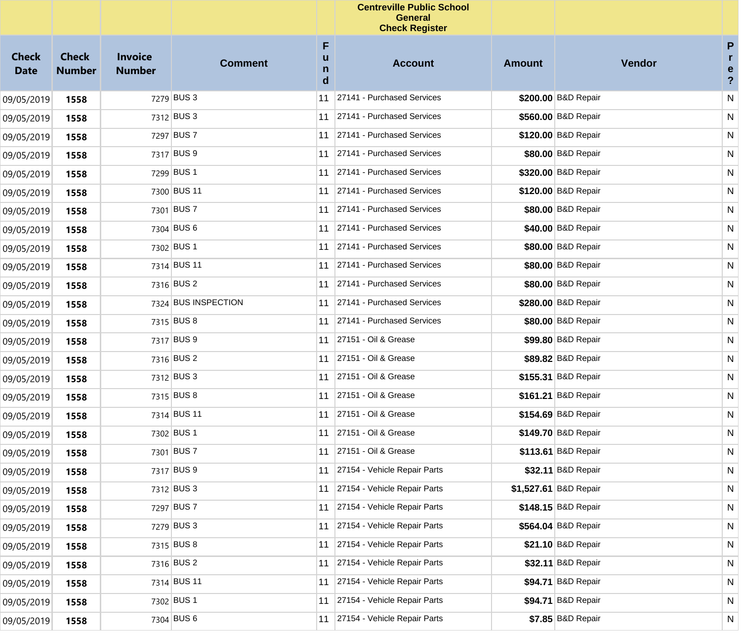# Centreville Public School
## General
## Check Register

| Check Date | Check Number | Invoice Number | Comment | Fund | Account | Amount | Vendor | Pre? |
|---|---|---|---|---|---|---|---|---|
| 09/05/2019 | **1558** | 7279 | BUS 3 | 11 | 27141 - Purchased Services | **$200.00** | B&D Repair | N |
| 09/05/2019 | **1558** | 7312 | BUS 3 | 11 | 27141 - Purchased Services | **$560.00** | B&D Repair | N |
| 09/05/2019 | **1558** | 7297 | BUS 7 | 11 | 27141 - Purchased Services | **$120.00** | B&D Repair | N |
| 09/05/2019 | **1558** | 7317 | BUS 9 | 11 | 27141 - Purchased Services | **$80.00** | B&D Repair | N |
| 09/05/2019 | **1558** | 7299 | BUS 1 | 11 | 27141 - Purchased Services | **$320.00** | B&D Repair | N |
| 09/05/2019 | **1558** | 7300 | BUS 11 | 11 | 27141 - Purchased Services | **$120.00** | B&D Repair | N |
| 09/05/2019 | **1558** | 7301 | BUS 7 | 11 | 27141 - Purchased Services | **$80.00** | B&D Repair | N |
| 09/05/2019 | **1558** | 7304 | BUS 6 | 11 | 27141 - Purchased Services | **$40.00** | B&D Repair | N |
| 09/05/2019 | **1558** | 7302 | BUS 1 | 11 | 27141 - Purchased Services | **$80.00** | B&D Repair | N |
| 09/05/2019 | **1558** | 7314 | BUS 11 | 11 | 27141 - Purchased Services | **$80.00** | B&D Repair | N |
| 09/05/2019 | **1558** | 7316 | BUS 2 | 11 | 27141 - Purchased Services | **$80.00** | B&D Repair | N |
| 09/05/2019 | **1558** | 7324 | BUS INSPECTION | 11 | 27141 - Purchased Services | **$280.00** | B&D Repair | N |
| 09/05/2019 | **1558** | 7315 | BUS 8 | 11 | 27141 - Purchased Services | **$80.00** | B&D Repair | N |
| 09/05/2019 | **1558** | 7317 | BUS 9 | 11 | 27151 - Oil & Grease | **$99.80** | B&D Repair | N |
| 09/05/2019 | **1558** | 7316 | BUS 2 | 11 | 27151 - Oil & Grease | **$89.82** | B&D Repair | N |
| 09/05/2019 | **1558** | 7312 | BUS 3 | 11 | 27151 - Oil & Grease | **$155.31** | B&D Repair | N |
| 09/05/2019 | **1558** | 7315 | BUS 8 | 11 | 27151 - Oil & Grease | **$161.21** | B&D Repair | N |
| 09/05/2019 | **1558** | 7314 | BUS 11 | 11 | 27151 - Oil & Grease | **$154.69** | B&D Repair | N |
| 09/05/2019 | **1558** | 7302 | BUS 1 | 11 | 27151 - Oil & Grease | **$149.70** | B&D Repair | N |
| 09/05/2019 | **1558** | 7301 | BUS 7 | 11 | 27151 - Oil & Grease | **$113.61** | B&D Repair | N |
| 09/05/2019 | **1558** | 7317 | BUS 9 | 11 | 27154 - Vehicle Repair Parts | **$32.11** | B&D Repair | N |
| 09/05/2019 | **1558** | 7312 | BUS 3 | 11 | 27154 - Vehicle Repair Parts | **$1,527.61** | B&D Repair | N |
| 09/05/2019 | **1558** | 7297 | BUS 7 | 11 | 27154 - Vehicle Repair Parts | **$148.15** | B&D Repair | N |
| 09/05/2019 | **1558** | 7279 | BUS 3 | 11 | 27154 - Vehicle Repair Parts | **$564.04** | B&D Repair | N |
| 09/05/2019 | **1558** | 7315 | BUS 8 | 11 | 27154 - Vehicle Repair Parts | **$21.10** | B&D Repair | N |
| 09/05/2019 | **1558** | 7316 | BUS 2 | 11 | 27154 - Vehicle Repair Parts | **$32.11** | B&D Repair | N |
| 09/05/2019 | **1558** | 7314 | BUS 11 | 11 | 27154 - Vehicle Repair Parts | **$94.71** | B&D Repair | N |
| 09/05/2019 | **1558** | 7302 | BUS 1 | 11 | 27154 - Vehicle Repair Parts | **$94.71** | B&D Repair | N |
| 09/05/2019 | **1558** | 7304 | BUS 6 | 11 | 27154 - Vehicle Repair Parts | **$7.85** | B&D Repair | N |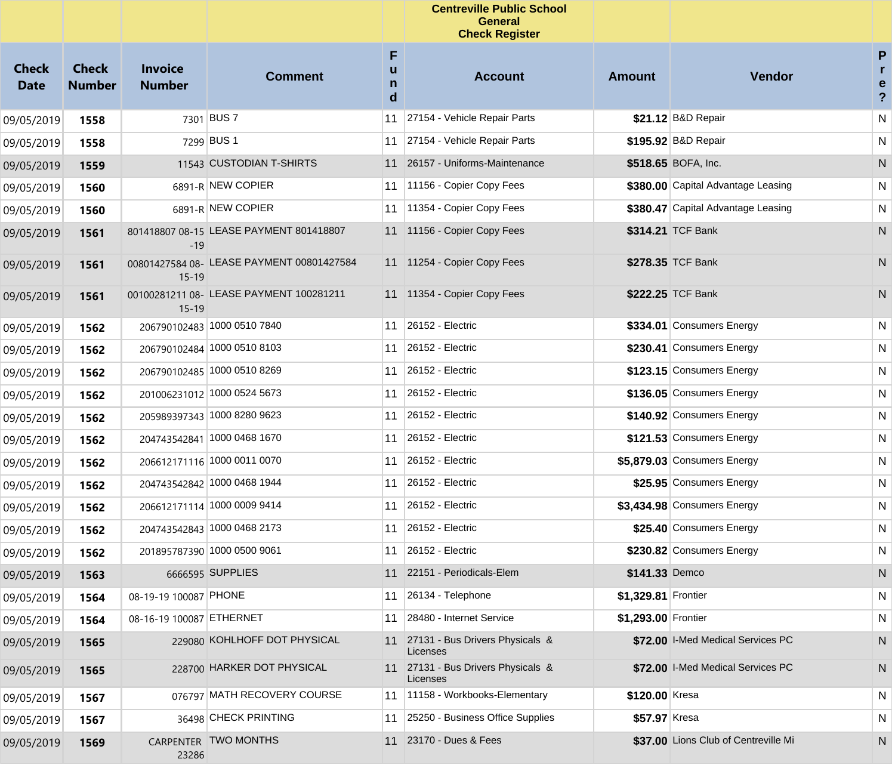Centreville Public School
General
Check Register

| Check Date | Check Number | Invoice Number | Comment | Fund | Account | Amount | Vendor | Pre? |
|---|---|---|---|---|---|---|---|---|
| 09/05/2019 | **1558** | 7301 | BUS 7 | 11 | 27154 - Vehicle Repair Parts | **$21.12** | B&D Repair | N |
| 09/05/2019 | **1558** | 7299 | BUS 1 | 11 | 27154 - Vehicle Repair Parts | **$195.92** | B&D Repair | N |
| 09/05/2019 | **1559** | 11543 | CUSTODIAN T-SHIRTS | 11 | 26157 - Uniforms-Maintenance | **$518.65** | BOFA, Inc. | N |
| 09/05/2019 | **1560** | 6891-R | NEW COPIER | 11 | 11156 - Copier Copy Fees | **$380.00** | Capital Advantage Leasing | N |
| 09/05/2019 | **1560** | 6891-R | NEW COPIER | 11 | 11354 - Copier Copy Fees | **$380.47** | Capital Advantage Leasing | N |
| 09/05/2019 | **1561** | 801418807 08-15-19 | LEASE PAYMENT 801418807 | 11 | 11156 - Copier Copy Fees | **$314.21** | TCF Bank | N |
| 09/05/2019 | **1561** | 00801427584 08-15-19 | LEASE PAYMENT 00801427584 | 11 | 11254 - Copier Copy Fees | **$278.35** | TCF Bank | N |
| 09/05/2019 | **1561** | 00100281211 08-15-19 | LEASE PAYMENT 100281211 | 11 | 11354 - Copier Copy Fees | **$222.25** | TCF Bank | N |
| 09/05/2019 | **1562** | 206790102483 | 1000 0510 7840 | 11 | 26152 - Electric | **$334.01** | Consumers Energy | N |
| 09/05/2019 | **1562** | 206790102484 | 1000 0510 8103 | 11 | 26152 - Electric | **$230.41** | Consumers Energy | N |
| 09/05/2019 | **1562** | 206790102485 | 1000 0510 8269 | 11 | 26152 - Electric | **$123.15** | Consumers Energy | N |
| 09/05/2019 | **1562** | 201006231012 | 1000 0524 5673 | 11 | 26152 - Electric | **$136.05** | Consumers Energy | N |
| 09/05/2019 | **1562** | 205989397343 | 1000 8280 9623 | 11 | 26152 - Electric | **$140.92** | Consumers Energy | N |
| 09/05/2019 | **1562** | 204743542841 | 1000 0468 1670 | 11 | 26152 - Electric | **$121.53** | Consumers Energy | N |
| 09/05/2019 | **1562** | 206612171116 | 1000 0011 0070 | 11 | 26152 - Electric | **$5,879.03** | Consumers Energy | N |
| 09/05/2019 | **1562** | 204743542842 | 1000 0468 1944 | 11 | 26152 - Electric | **$25.95** | Consumers Energy | N |
| 09/05/2019 | **1562** | 206612171114 | 1000 0009 9414 | 11 | 26152 - Electric | **$3,434.98** | Consumers Energy | N |
| 09/05/2019 | **1562** | 204743542843 | 1000 0468 2173 | 11 | 26152 - Electric | **$25.40** | Consumers Energy | N |
| 09/05/2019 | **1562** | 201895787390 | 1000 0500 9061 | 11 | 26152 - Electric | **$230.82** | Consumers Energy | N |
| 09/05/2019 | **1563** | 6666595 | SUPPLIES | 11 | 22151 - Periodicals-Elem | **$141.33** | Demco | N |
| 09/05/2019 | **1564** | 08-19-19 100087 | PHONE | 11 | 26134 - Telephone | **$1,329.81** | Frontier | N |
| 09/05/2019 | **1564** | 08-16-19 100087 | ETHERNET | 11 | 28480 - Internet Service | **$1,293.00** | Frontier | N |
| 09/05/2019 | **1565** | 229080 | KOHLHOFF DOT PHYSICAL | 11 | 27131 - Bus Drivers Physicals & Licenses | **$72.00** | I-Med Medical Services PC | N |
| 09/05/2019 | **1565** | 228700 | HARKER DOT PHYSICAL | 11 | 27131 - Bus Drivers Physicals & Licenses | **$72.00** | I-Med Medical Services PC | N |
| 09/05/2019 | **1567** | 076797 | MATH RECOVERY COURSE | 11 | 11158 - Workbooks-Elementary | **$120.00** | Kresa | N |
| 09/05/2019 | **1567** | 36498 | CHECK PRINTING | 11 | 25250 - Business Office Supplies | **$57.97** | Kresa | N |
| 09/05/2019 | **1569** | CARPENTER 23286 | TWO MONTHS | 11 | 23170 - Dues & Fees | **$37.00** | Lions Club of Centreville Mi | N |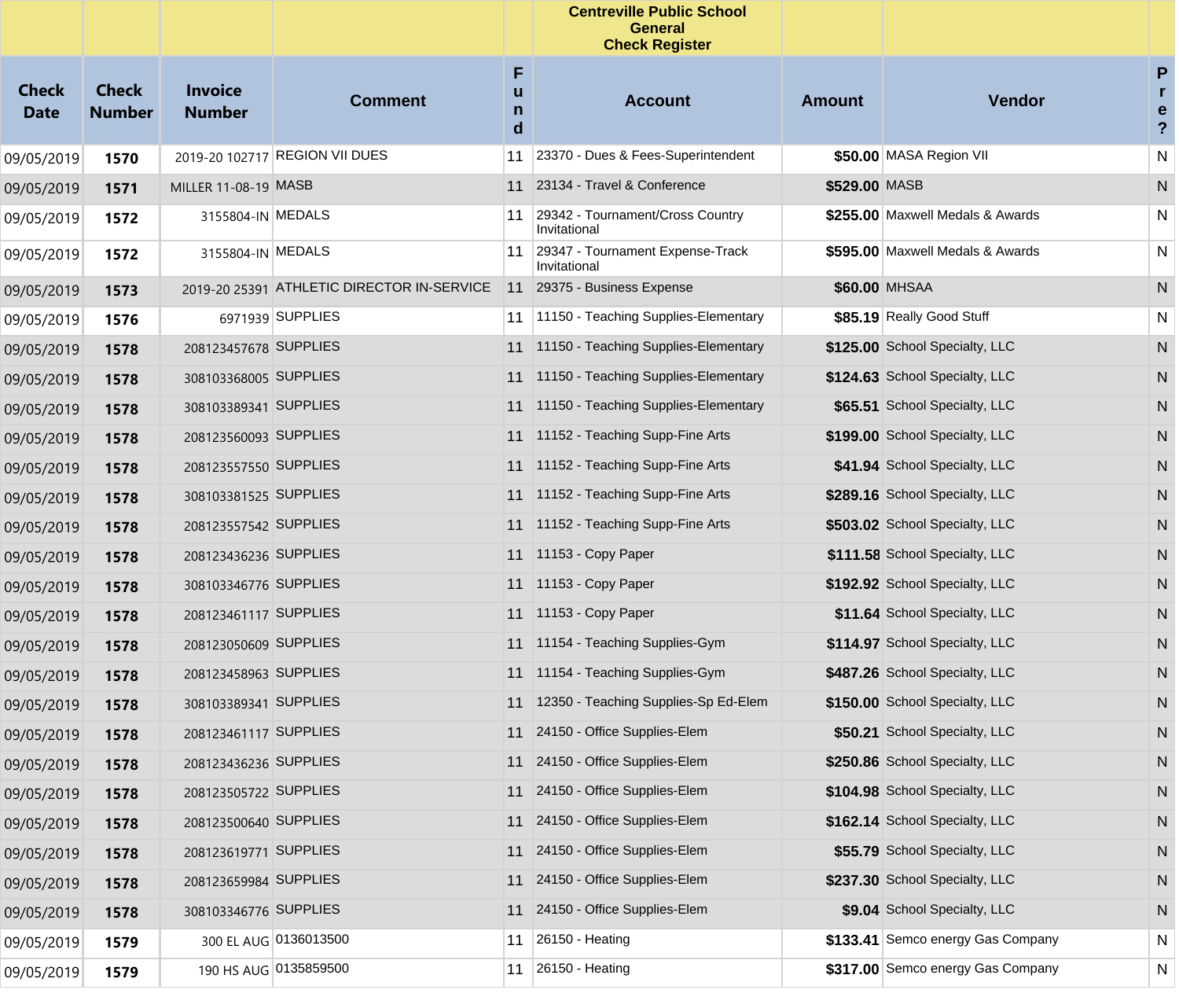| | | | | | Centreville Public School General Check Register | | | |
|---|---|---|---|---|---|---|---|---|
| Check Date | Check Number | Invoice Number | Comment | Fund | Account | Amount | Vendor | Pre? |
| 09/05/2019 | **1570** | 2019-20 102717 | REGION VII DUES | 11 | 23370 - Dues & Fees-Superintendent | **$50.00** | MASA Region VII | N |
| 09/05/2019 | **1571** | MILLER 11-08-19 | MASB | 11 | 23134 - Travel & Conference | **$529.00** | MASB | N |
| 09/05/2019 | **1572** | 3155804-IN | MEDALS | 11 | 29342 - Tournament/Cross Country Invitational | **$255.00** | Maxwell Medals & Awards | N |
| 09/05/2019 | **1572** | 3155804-IN | MEDALS | 11 | 29347 - Tournament Expense-Track Invitational | **$595.00** | Maxwell Medals & Awards | N |
| 09/05/2019 | **1573** | 2019-20 25391 | ATHLETIC DIRECTOR IN-SERVICE | 11 | 29375 - Business Expense | **$60.00** | MHSAA | N |
| 09/05/2019 | **1576** | 6971939 | SUPPLIES | 11 | 11150 - Teaching Supplies-Elementary | **$85.19** | Really Good Stuff | N |
| 09/05/2019 | **1578** | 208123457678 | SUPPLIES | 11 | 11150 - Teaching Supplies-Elementary | **$125.00** | School Specialty, LLC | N |
| 09/05/2019 | **1578** | 308103368005 | SUPPLIES | 11 | 11150 - Teaching Supplies-Elementary | **$124.63** | School Specialty, LLC | N |
| 09/05/2019 | **1578** | 308103389341 | SUPPLIES | 11 | 11150 - Teaching Supplies-Elementary | **$65.51** | School Specialty, LLC | N |
| 09/05/2019 | **1578** | 208123560093 | SUPPLIES | 11 | 11152 - Teaching Supp-Fine Arts | **$199.00** | School Specialty, LLC | N |
| 09/05/2019 | **1578** | 208123557550 | SUPPLIES | 11 | 11152 - Teaching Supp-Fine Arts | **$41.94** | School Specialty, LLC | N |
| 09/05/2019 | **1578** | 308103381525 | SUPPLIES | 11 | 11152 - Teaching Supp-Fine Arts | **$289.16** | School Specialty, LLC | N |
| 09/05/2019 | **1578** | 208123557542 | SUPPLIES | 11 | 11152 - Teaching Supp-Fine Arts | **$503.02** | School Specialty, LLC | N |
| 09/05/2019 | **1578** | 208123436236 | SUPPLIES | 11 | 11153 - Copy Paper | **$111.58** | School Specialty, LLC | N |
| 09/05/2019 | **1578** | 308103346776 | SUPPLIES | 11 | 11153 - Copy Paper | **$192.92** | School Specialty, LLC | N |
| 09/05/2019 | **1578** | 208123461117 | SUPPLIES | 11 | 11153 - Copy Paper | **$11.64** | School Specialty, LLC | N |
| 09/05/2019 | **1578** | 208123050609 | SUPPLIES | 11 | 11154 - Teaching Supplies-Gym | **$114.97** | School Specialty, LLC | N |
| 09/05/2019 | **1578** | 208123458963 | SUPPLIES | 11 | 11154 - Teaching Supplies-Gym | **$487.26** | School Specialty, LLC | N |
| 09/05/2019 | **1578** | 308103389341 | SUPPLIES | 11 | 12350 - Teaching Supplies-Sp Ed-Elem | **$150.00** | School Specialty, LLC | N |
| 09/05/2019 | **1578** | 208123461117 | SUPPLIES | 11 | 24150 - Office Supplies-Elem | **$50.21** | School Specialty, LLC | N |
| 09/05/2019 | **1578** | 208123436236 | SUPPLIES | 11 | 24150 - Office Supplies-Elem | **$250.86** | School Specialty, LLC | N |
| 09/05/2019 | **1578** | 208123505722 | SUPPLIES | 11 | 24150 - Office Supplies-Elem | **$104.98** | School Specialty, LLC | N |
| 09/05/2019 | **1578** | 208123500640 | SUPPLIES | 11 | 24150 - Office Supplies-Elem | **$162.14** | School Specialty, LLC | N |
| 09/05/2019 | **1578** | 208123619771 | SUPPLIES | 11 | 24150 - Office Supplies-Elem | **$55.79** | School Specialty, LLC | N |
| 09/05/2019 | **1578** | 208123659984 | SUPPLIES | 11 | 24150 - Office Supplies-Elem | **$237.30** | School Specialty, LLC | N |
| 09/05/2019 | **1578** | 308103346776 | SUPPLIES | 11 | 24150 - Office Supplies-Elem | **$9.04** | School Specialty, LLC | N |
| 09/05/2019 | **1579** | 300 EL AUG | 0136013500 | 11 | 26150 - Heating | **$133.41** | Semco energy Gas Company | N |
| 09/05/2019 | **1579** | 190 HS AUG | 0135859500 | 11 | 26150 - Heating | **$317.00** | Semco energy Gas Company | N |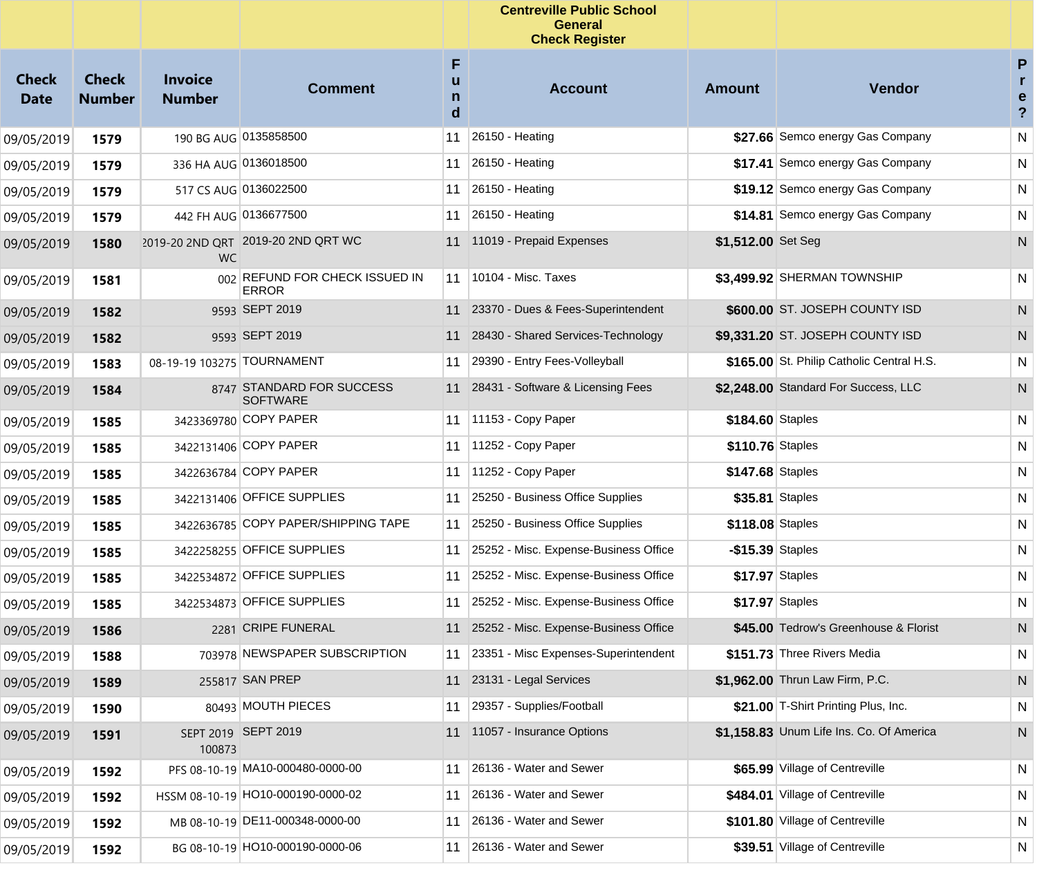**Centreville Public School**
**General**
**Check Register**

| Check Date | Check Number | Invoice Number | Comment | Fund | Account | Amount | Vendor | Pre? |
|---|---|---|---|---|---|---|---|---|
| 09/05/2019 | **1579** | 190 BG AUG | 0135858500 | 11 | 26150 - Heating | **$27.66** | Semco energy Gas Company | N |
| 09/05/2019 | **1579** | 336 HA AUG | 0136018500 | 11 | 26150 - Heating | **$17.41** | Semco energy Gas Company | N |
| 09/05/2019 | **1579** | 517 CS AUG | 0136022500 | 11 | 26150 - Heating | **$19.12** | Semco energy Gas Company | N |
| 09/05/2019 | **1579** | 442 FH AUG | 0136677500 | 11 | 26150 - Heating | **$14.81** | Semco energy Gas Company | N |
| 09/05/2019 | **1580** | 2019-20 2ND QRT WC | 2019-20 2ND QRT WC | 11 | 11019 - Prepaid Expenses | **$1,512.00** | Set Seg | N |
| 09/05/2019 | **1581** | 002 | REFUND FOR CHECK ISSUED IN ERROR | 11 | 10104 - Misc. Taxes | **$3,499.92** | SHERMAN TOWNSHIP | N |
| 09/05/2019 | **1582** | 9593 | SEPT 2019 | 11 | 23370 - Dues & Fees-Superintendent | **$600.00** | ST. JOSEPH COUNTY ISD | N |
| 09/05/2019 | **1582** | 9593 | SEPT 2019 | 11 | 28430 - Shared Services-Technology | **$9,331.20** | ST. JOSEPH COUNTY ISD | N |
| 09/05/2019 | **1583** | 08-19-19 103275 | TOURNAMENT | 11 | 29390 - Entry Fees-Volleyball | **$165.00** | St. Philip Catholic Central H.S. | N |
| 09/05/2019 | **1584** | 8747 | STANDARD FOR SUCCESS SOFTWARE | 11 | 28431 - Software & Licensing Fees | **$2,248.00** | Standard For Success, LLC | N |
| 09/05/2019 | **1585** | 3423369780 | COPY PAPER | 11 | 11153 - Copy Paper | **$184.60** | Staples | N |
| 09/05/2019 | **1585** | 3422131406 | COPY PAPER | 11 | 11252 - Copy Paper | **$110.76** | Staples | N |
| 09/05/2019 | **1585** | 3422636784 | COPY PAPER | 11 | 11252 - Copy Paper | **$147.68** | Staples | N |
| 09/05/2019 | **1585** | 3422131406 | OFFICE SUPPLIES | 11 | 25250 - Business Office Supplies | **$35.81** | Staples | N |
| 09/05/2019 | **1585** | 3422636785 | COPY PAPER/SHIPPING TAPE | 11 | 25250 - Business Office Supplies | **$118.08** | Staples | N |
| 09/05/2019 | **1585** | 3422258255 | OFFICE SUPPLIES | 11 | 25252 - Misc. Expense-Business Office | **-$15.39** | Staples | N |
| 09/05/2019 | **1585** | 3422534872 | OFFICE SUPPLIES | 11 | 25252 - Misc. Expense-Business Office | **$17.97** | Staples | N |
| 09/05/2019 | **1585** | 3422534873 | OFFICE SUPPLIES | 11 | 25252 - Misc. Expense-Business Office | **$17.97** | Staples | N |
| 09/05/2019 | **1586** | 2281 | CRIPE FUNERAL | 11 | 25252 - Misc. Expense-Business Office | **$45.00** | Tedrow's Greenhouse & Florist | N |
| 09/05/2019 | **1588** | 703978 | NEWSPAPER SUBSCRIPTION | 11 | 23351 - Misc Expenses-Superintendent | **$151.73** | Three Rivers Media | N |
| 09/05/2019 | **1589** | 255817 | SAN PREP | 11 | 23131 - Legal Services | **$1,962.00** | Thrun Law Firm, P.C. | N |
| 09/05/2019 | **1590** | 80493 | MOUTH PIECES | 11 | 29357 - Supplies/Football | **$21.00** | T-Shirt Printing Plus, Inc. | N |
| 09/05/2019 | **1591** | SEPT 2019 100873 | SEPT 2019 | 11 | 11057 - Insurance Options | **$1,158.83** | Unum Life Ins. Co. Of America | N |
| 09/05/2019 | **1592** | PFS 08-10-19 | MA10-000480-0000-00 | 11 | 26136 - Water and Sewer | **$65.99** | Village of Centreville | N |
| 09/05/2019 | **1592** | HSSM 08-10-19 | HO10-000190-0000-02 | 11 | 26136 - Water and Sewer | **$484.01** | Village of Centreville | N |
| 09/05/2019 | **1592** | MB 08-10-19 | DE11-000348-0000-00 | 11 | 26136 - Water and Sewer | **$101.80** | Village of Centreville | N |
| 09/05/2019 | **1592** | BG 08-10-19 | HO10-000190-0000-06 | 11 | 26136 - Water and Sewer | **$39.51** | Village of Centreville | N |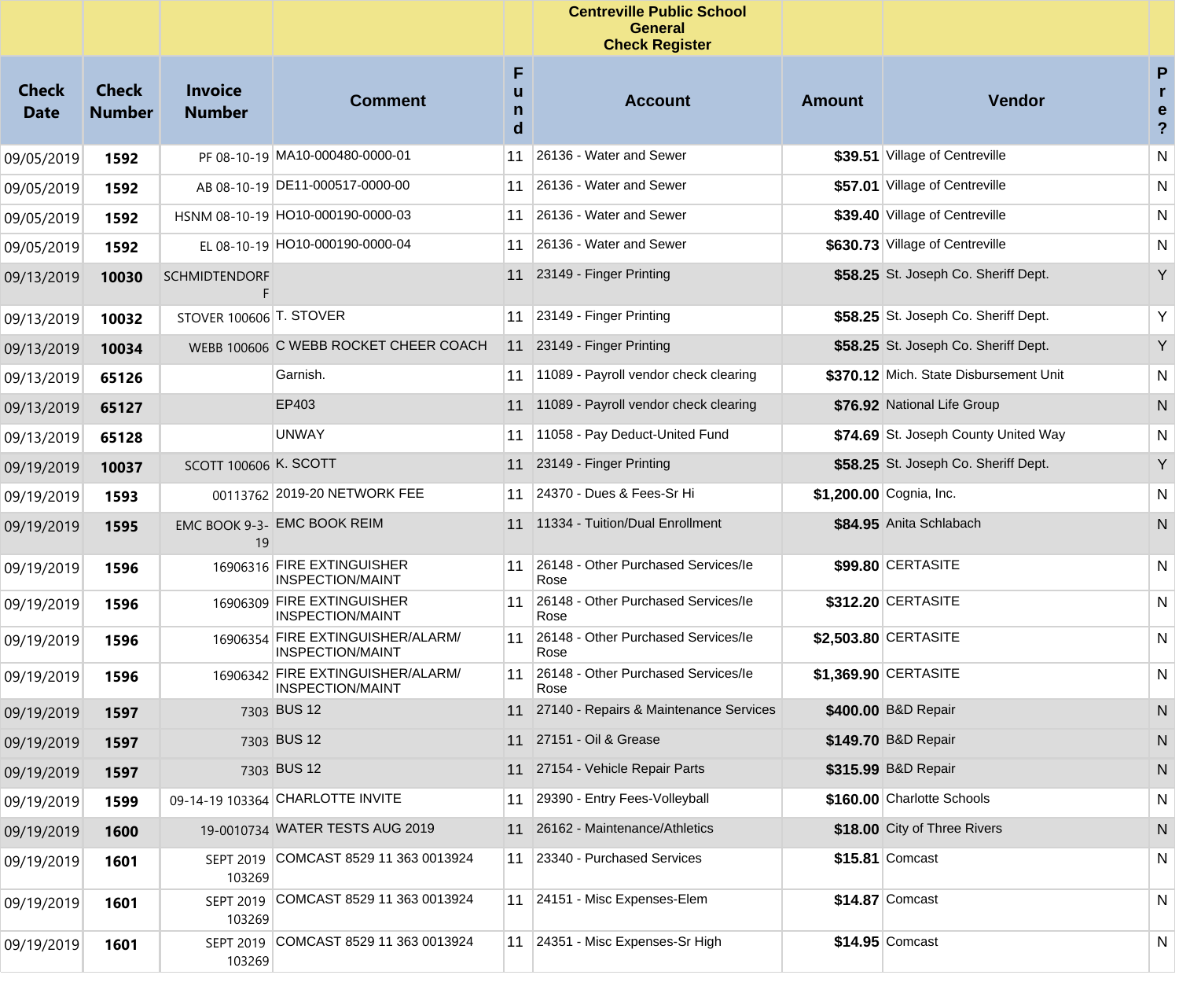| | | | | | Centreville Public School<br>General<br>Check Register | | | |
|---|---|---|---|---|---|---|---|---|
| **Check Date** | **Check Number** | **Invoice Number** | **Comment** | **Fund** | **Account** | **Amount** | **Vendor** | **Pre?** |
| 09/05/2019 | **1592** | PF 08-10-19 | MA10-000480-0000-01 | 11 | 26136 - Water and Sewer | **$39.51** | Village of Centreville | N |
| 09/05/2019 | **1592** | AB 08-10-19 | DE11-000517-0000-00 | 11 | 26136 - Water and Sewer | **$57.01** | Village of Centreville | N |
| 09/05/2019 | **1592** | HSNM 08-10-19 | HO10-000190-0000-03 | 11 | 26136 - Water and Sewer | **$39.40** | Village of Centreville | N |
| 09/05/2019 | **1592** | EL 08-10-19 | HO10-000190-0000-04 | 11 | 26136 - Water and Sewer | **$630.73** | Village of Centreville | N |
| 09/13/2019 | **10030** | SCHMIDTENDORFF | | 11 | 23149 - Finger Printing | **$58.25** | St. Joseph Co. Sheriff Dept. | Y |
| 09/13/2019 | **10032** | STOVER 100606 | T. STOVER | 11 | 23149 - Finger Printing | **$58.25** | St. Joseph Co. Sheriff Dept. | Y |
| 09/13/2019 | **10034** | WEBB 100606 | C WEBB ROCKET CHEER COACH | 11 | 23149 - Finger Printing | **$58.25** | St. Joseph Co. Sheriff Dept. | Y |
| 09/13/2019 | **65126** | | Garnish. | 11 | 11089 - Payroll vendor check clearing | **$370.12** | Mich. State Disbursement Unit | N |
| 09/13/2019 | **65127** | | EP403 | 11 | 11089 - Payroll vendor check clearing | **$76.92** | National Life Group | N |
| 09/13/2019 | **65128** | | UNWAY | 11 | 11058 - Pay Deduct-United Fund | **$74.69** | St. Joseph County United Way | N |
| 09/19/2019 | **10037** | SCOTT 100606 | K. SCOTT | 11 | 23149 - Finger Printing | **$58.25** | St. Joseph Co. Sheriff Dept. | Y |
| 09/19/2019 | **1593** | 00113762 | 2019-20 NETWORK FEE | 11 | 24370 - Dues & Fees-Sr Hi | **$1,200.00** | Cognia, Inc. | N |
| 09/19/2019 | **1595** | EMC BOOK 9-3-19 | EMC BOOK REIM | 11 | 11334 - Tuition/Dual Enrollment | **$84.95** | Anita Schlabach | N |
| 09/19/2019 | **1596** | 16906316 | FIRE EXTINGUISHER INSPECTION/MAINT | 11 | 26148 - Other Purchased Services/le Rose | **$99.80** | CERTASITE | N |
| 09/19/2019 | **1596** | 16906309 | FIRE EXTINGUISHER INSPECTION/MAINT | 11 | 26148 - Other Purchased Services/le Rose | **$312.20** | CERTASITE | N |
| 09/19/2019 | **1596** | 16906354 | FIRE EXTINGUISHER/ALARM/ INSPECTION/MAINT | 11 | 26148 - Other Purchased Services/le Rose | **$2,503.80** | CERTASITE | N |
| 09/19/2019 | **1596** | 16906342 | FIRE EXTINGUISHER/ALARM/ INSPECTION/MAINT | 11 | 26148 - Other Purchased Services/le Rose | **$1,369.90** | CERTASITE | N |
| 09/19/2019 | **1597** | 7303 | BUS 12 | 11 | 27140 - Repairs & Maintenance Services | **$400.00** | B&D Repair | N |
| 09/19/2019 | **1597** | 7303 | BUS 12 | 11 | 27151 - Oil & Grease | **$149.70** | B&D Repair | N |
| 09/19/2019 | **1597** | 7303 | BUS 12 | 11 | 27154 - Vehicle Repair Parts | **$315.99** | B&D Repair | N |
| 09/19/2019 | **1599** | 09-14-19 103364 | CHARLOTTE INVITE | 11 | 29390 - Entry Fees-Volleyball | **$160.00** | Charlotte Schools | N |
| 09/19/2019 | **1600** | 19-0010734 | WATER TESTS AUG 2019 | 11 | 26162 - Maintenance/Athletics | **$18.00** | City of Three Rivers | N |
| 09/19/2019 | **1601** | SEPT 2019 103269 | COMCAST 8529 11 363 0013924 | 11 | 23340 - Purchased Services | **$15.81** | Comcast | N |
| 09/19/2019 | **1601** | SEPT 2019 103269 | COMCAST 8529 11 363 0013924 | 11 | 24151 - Misc Expenses-Elem | **$14.87** | Comcast | N |
| 09/19/2019 | **1601** | SEPT 2019 103269 | COMCAST 8529 11 363 0013924 | 11 | 24351 - Misc Expenses-Sr High | **$14.95** | Comcast | N |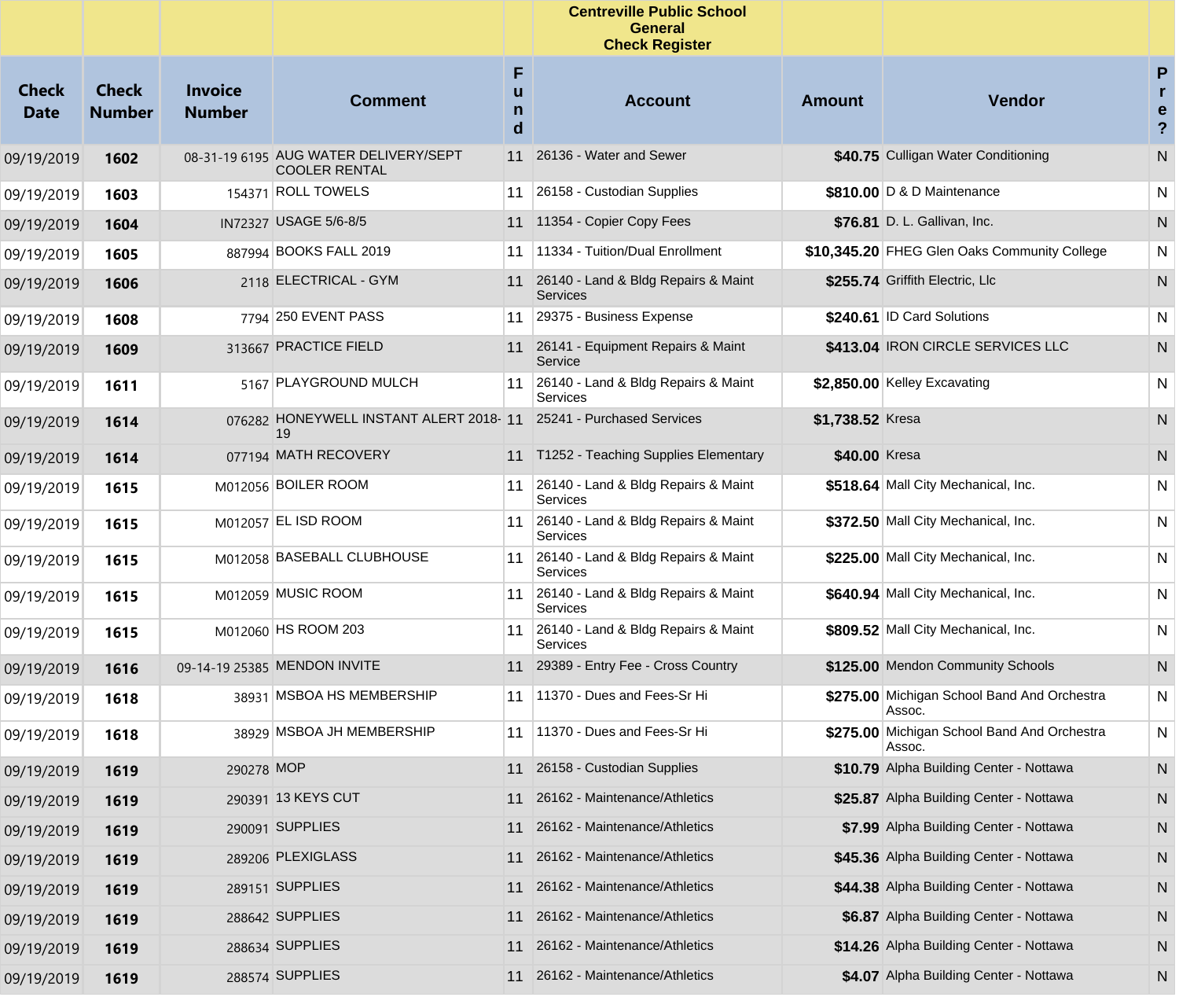**Centreville Public School**
**General**
**Check Register**

| Check Date | Check Number | Invoice Number | Comment | Fund | Account | Amount | Vendor | Pre? |
|---|---|---|---|---|---|---|---|---|
| 09/19/2019 | **1602** | 08-31-19 6195 | AUG WATER DELIVERY/SEPT COOLER RENTAL | 11 | 26136 - Water and Sewer | **$40.75** | Culligan Water Conditioning | N |
| 09/19/2019 | **1603** | 154371 | ROLL TOWELS | 11 | 26158 - Custodian Supplies | **$810.00** | D & D Maintenance | N |
| 09/19/2019 | **1604** | IN72327 | USAGE 5/6-8/5 | 11 | 11354 - Copier Copy Fees | **$76.81** | D. L. Gallivan, Inc. | N |
| 09/19/2019 | **1605** | 887994 | BOOKS FALL 2019 | 11 | 11334 - Tuition/Dual Enrollment | **$10,345.20** | FHEG Glen Oaks Community College | N |
| 09/19/2019 | **1606** | 2118 | ELECTRICAL - GYM | 11 | 26140 - Land & Bldg Repairs & Maint Services | **$255.74** | Griffith Electric, Llc | N |
| 09/19/2019 | **1608** | 7794 | 250 EVENT PASS | 11 | 29375 - Business Expense | **$240.61** | ID Card Solutions | N |
| 09/19/2019 | **1609** | 313667 | PRACTICE FIELD | 11 | 26141 - Equipment Repairs & Maint Service | **$413.04** | IRON CIRCLE SERVICES LLC | N |
| 09/19/2019 | **1611** | 5167 | PLAYGROUND MULCH | 11 | 26140 - Land & Bldg Repairs & Maint Services | **$2,850.00** | Kelley Excavating | N |
| 09/19/2019 | **1614** | 076282 | HONEYWELL INSTANT ALERT 2018-19 | 11 | 25241 - Purchased Services | **$1,738.52** | Kresa | N |
| 09/19/2019 | **1614** | 077194 | MATH RECOVERY | 11 | T1252 - Teaching Supplies Elementary | **$40.00** | Kresa | N |
| 09/19/2019 | **1615** | M012056 | BOILER ROOM | 11 | 26140 - Land & Bldg Repairs & Maint Services | **$518.64** | Mall City Mechanical, Inc. | N |
| 09/19/2019 | **1615** | M012057 | EL ISD ROOM | 11 | 26140 - Land & Bldg Repairs & Maint Services | **$372.50** | Mall City Mechanical, Inc. | N |
| 09/19/2019 | **1615** | M012058 | BASEBALL CLUBHOUSE | 11 | 26140 - Land & Bldg Repairs & Maint Services | **$225.00** | Mall City Mechanical, Inc. | N |
| 09/19/2019 | **1615** | M012059 | MUSIC ROOM | 11 | 26140 - Land & Bldg Repairs & Maint Services | **$640.94** | Mall City Mechanical, Inc. | N |
| 09/19/2019 | **1615** | M012060 | HS ROOM 203 | 11 | 26140 - Land & Bldg Repairs & Maint Services | **$809.52** | Mall City Mechanical, Inc. | N |
| 09/19/2019 | **1616** | 09-14-19 25385 | MENDON INVITE | 11 | 29389 - Entry Fee - Cross Country | **$125.00** | Mendon Community Schools | N |
| 09/19/2019 | **1618** | 38931 | MSBOA HS MEMBERSHIP | 11 | 11370 - Dues and Fees-Sr Hi | **$275.00** | Michigan School Band And Orchestra Assoc. | N |
| 09/19/2019 | **1618** | 38929 | MSBOA JH MEMBERSHIP | 11 | 11370 - Dues and Fees-Sr Hi | **$275.00** | Michigan School Band And Orchestra Assoc. | N |
| 09/19/2019 | **1619** | 290278 | MOP | 11 | 26158 - Custodian Supplies | **$10.79** | Alpha Building Center - Nottawa | N |
| 09/19/2019 | **1619** | 290391 | 13 KEYS CUT | 11 | 26162 - Maintenance/Athletics | **$25.87** | Alpha Building Center - Nottawa | N |
| 09/19/2019 | **1619** | 290091 | SUPPLIES | 11 | 26162 - Maintenance/Athletics | **$7.99** | Alpha Building Center - Nottawa | N |
| 09/19/2019 | **1619** | 289206 | PLEXIGLASS | 11 | 26162 - Maintenance/Athletics | **$45.36** | Alpha Building Center - Nottawa | N |
| 09/19/2019 | **1619** | 289151 | SUPPLIES | 11 | 26162 - Maintenance/Athletics | **$44.38** | Alpha Building Center - Nottawa | N |
| 09/19/2019 | **1619** | 288642 | SUPPLIES | 11 | 26162 - Maintenance/Athletics | **$6.87** | Alpha Building Center - Nottawa | N |
| 09/19/2019 | **1619** | 288634 | SUPPLIES | 11 | 26162 - Maintenance/Athletics | **$14.26** | Alpha Building Center - Nottawa | N |
| 09/19/2019 | **1619** | 288574 | SUPPLIES | 11 | 26162 - Maintenance/Athletics | **$4.07** | Alpha Building Center - Nottawa | N |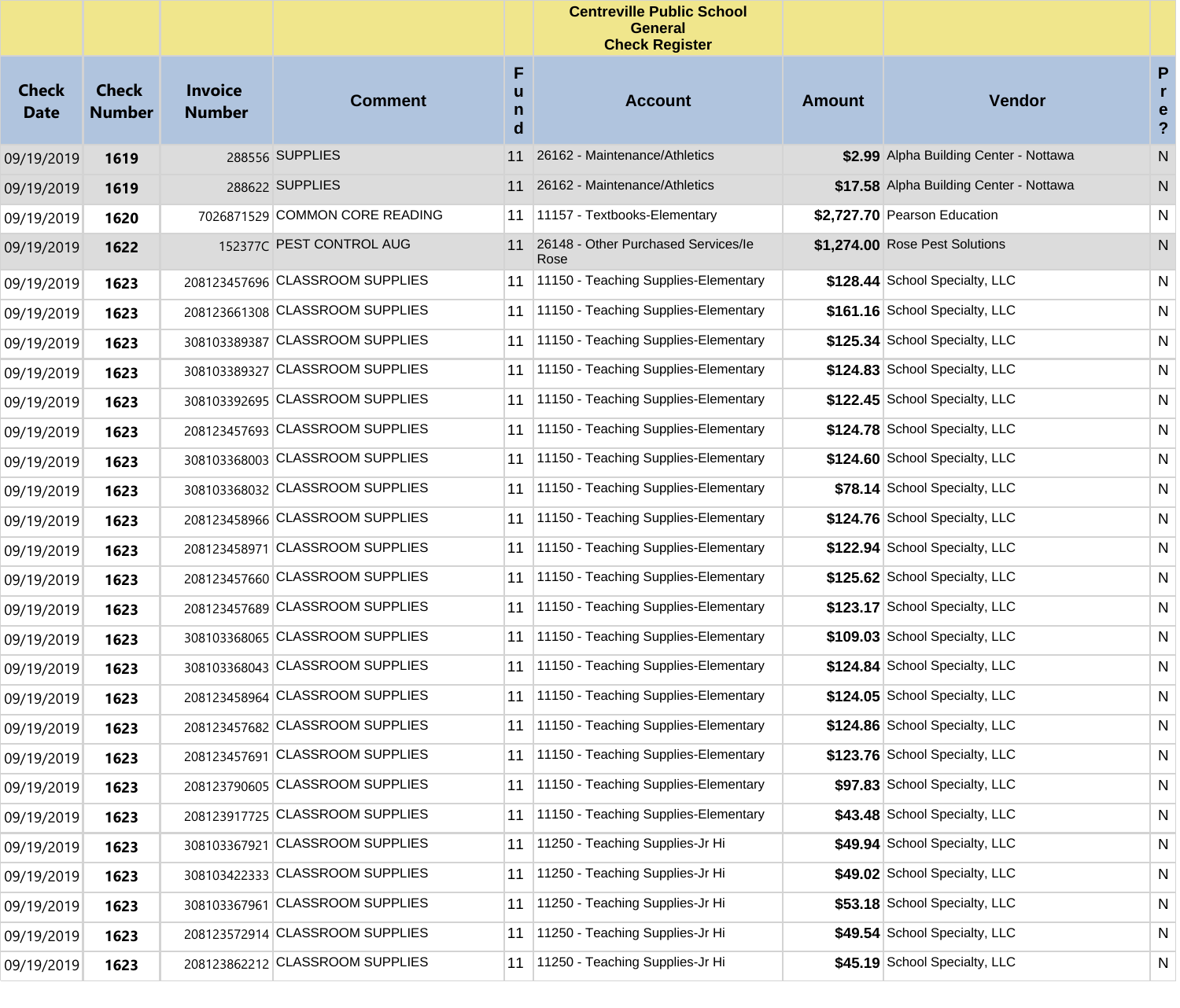**Centreville Public School**
**General**
**Check Register**

| Check Date | Check Number | Invoice Number | Comment | Fund | Account | Amount | Vendor | Pre? |
|---|---|---|---|---|---|---|---|---|
| 09/19/2019 | **1619** | 288556 | SUPPLIES | 11 | 26162 - Maintenance/Athletics | **$2.99** | Alpha Building Center - Nottawa | N |
| 09/19/2019 | **1619** | 288622 | SUPPLIES | 11 | 26162 - Maintenance/Athletics | **$17.58** | Alpha Building Center - Nottawa | N |
| 09/19/2019 | **1620** | 7026871529 | COMMON CORE READING | 11 | 11157 - Textbooks-Elementary | **$2,727.70** | Pearson Education | N |
| 09/19/2019 | **1622** | 152377C | PEST CONTROL AUG | 11 | 26148 - Other Purchased Services/Ie Rose | **$1,274.00** | Rose Pest Solutions | N |
| 09/19/2019 | **1623** | 208123457696 | CLASSROOM SUPPLIES | 11 | 11150 - Teaching Supplies-Elementary | **$128.44** | School Specialty, LLC | N |
| 09/19/2019 | **1623** | 208123661308 | CLASSROOM SUPPLIES | 11 | 11150 - Teaching Supplies-Elementary | **$161.16** | School Specialty, LLC | N |
| 09/19/2019 | **1623** | 308103389387 | CLASSROOM SUPPLIES | 11 | 11150 - Teaching Supplies-Elementary | **$125.34** | School Specialty, LLC | N |
| 09/19/2019 | **1623** | 308103389327 | CLASSROOM SUPPLIES | 11 | 11150 - Teaching Supplies-Elementary | **$124.83** | School Specialty, LLC | N |
| 09/19/2019 | **1623** | 308103392695 | CLASSROOM SUPPLIES | 11 | 11150 - Teaching Supplies-Elementary | **$122.45** | School Specialty, LLC | N |
| 09/19/2019 | **1623** | 208123457693 | CLASSROOM SUPPLIES | 11 | 11150 - Teaching Supplies-Elementary | **$124.78** | School Specialty, LLC | N |
| 09/19/2019 | **1623** | 308103368003 | CLASSROOM SUPPLIES | 11 | 11150 - Teaching Supplies-Elementary | **$124.60** | School Specialty, LLC | N |
| 09/19/2019 | **1623** | 308103368032 | CLASSROOM SUPPLIES | 11 | 11150 - Teaching Supplies-Elementary | **$78.14** | School Specialty, LLC | N |
| 09/19/2019 | **1623** | 208123458966 | CLASSROOM SUPPLIES | 11 | 11150 - Teaching Supplies-Elementary | **$124.76** | School Specialty, LLC | N |
| 09/19/2019 | **1623** | 208123458971 | CLASSROOM SUPPLIES | 11 | 11150 - Teaching Supplies-Elementary | **$122.94** | School Specialty, LLC | N |
| 09/19/2019 | **1623** | 208123457660 | CLASSROOM SUPPLIES | 11 | 11150 - Teaching Supplies-Elementary | **$125.62** | School Specialty, LLC | N |
| 09/19/2019 | **1623** | 208123457689 | CLASSROOM SUPPLIES | 11 | 11150 - Teaching Supplies-Elementary | **$123.17** | School Specialty, LLC | N |
| 09/19/2019 | **1623** | 308103368065 | CLASSROOM SUPPLIES | 11 | 11150 - Teaching Supplies-Elementary | **$109.03** | School Specialty, LLC | N |
| 09/19/2019 | **1623** | 308103368043 | CLASSROOM SUPPLIES | 11 | 11150 - Teaching Supplies-Elementary | **$124.84** | School Specialty, LLC | N |
| 09/19/2019 | **1623** | 208123458964 | CLASSROOM SUPPLIES | 11 | 11150 - Teaching Supplies-Elementary | **$124.05** | School Specialty, LLC | N |
| 09/19/2019 | **1623** | 208123457682 | CLASSROOM SUPPLIES | 11 | 11150 - Teaching Supplies-Elementary | **$124.86** | School Specialty, LLC | N |
| 09/19/2019 | **1623** | 208123457691 | CLASSROOM SUPPLIES | 11 | 11150 - Teaching Supplies-Elementary | **$123.76** | School Specialty, LLC | N |
| 09/19/2019 | **1623** | 208123790605 | CLASSROOM SUPPLIES | 11 | 11150 - Teaching Supplies-Elementary | **$97.83** | School Specialty, LLC | N |
| 09/19/2019 | **1623** | 208123917725 | CLASSROOM SUPPLIES | 11 | 11150 - Teaching Supplies-Elementary | **$43.48** | School Specialty, LLC | N |
| 09/19/2019 | **1623** | 308103367921 | CLASSROOM SUPPLIES | 11 | 11250 - Teaching Supplies-Jr Hi | **$49.94** | School Specialty, LLC | N |
| 09/19/2019 | **1623** | 308103422333 | CLASSROOM SUPPLIES | 11 | 11250 - Teaching Supplies-Jr Hi | **$49.02** | School Specialty, LLC | N |
| 09/19/2019 | **1623** | 308103367961 | CLASSROOM SUPPLIES | 11 | 11250 - Teaching Supplies-Jr Hi | **$53.18** | School Specialty, LLC | N |
| 09/19/2019 | **1623** | 208123572914 | CLASSROOM SUPPLIES | 11 | 11250 - Teaching Supplies-Jr Hi | **$49.54** | School Specialty, LLC | N |
| 09/19/2019 | **1623** | 208123862212 | CLASSROOM SUPPLIES | 11 | 11250 - Teaching Supplies-Jr Hi | **$45.19** | School Specialty, LLC | N |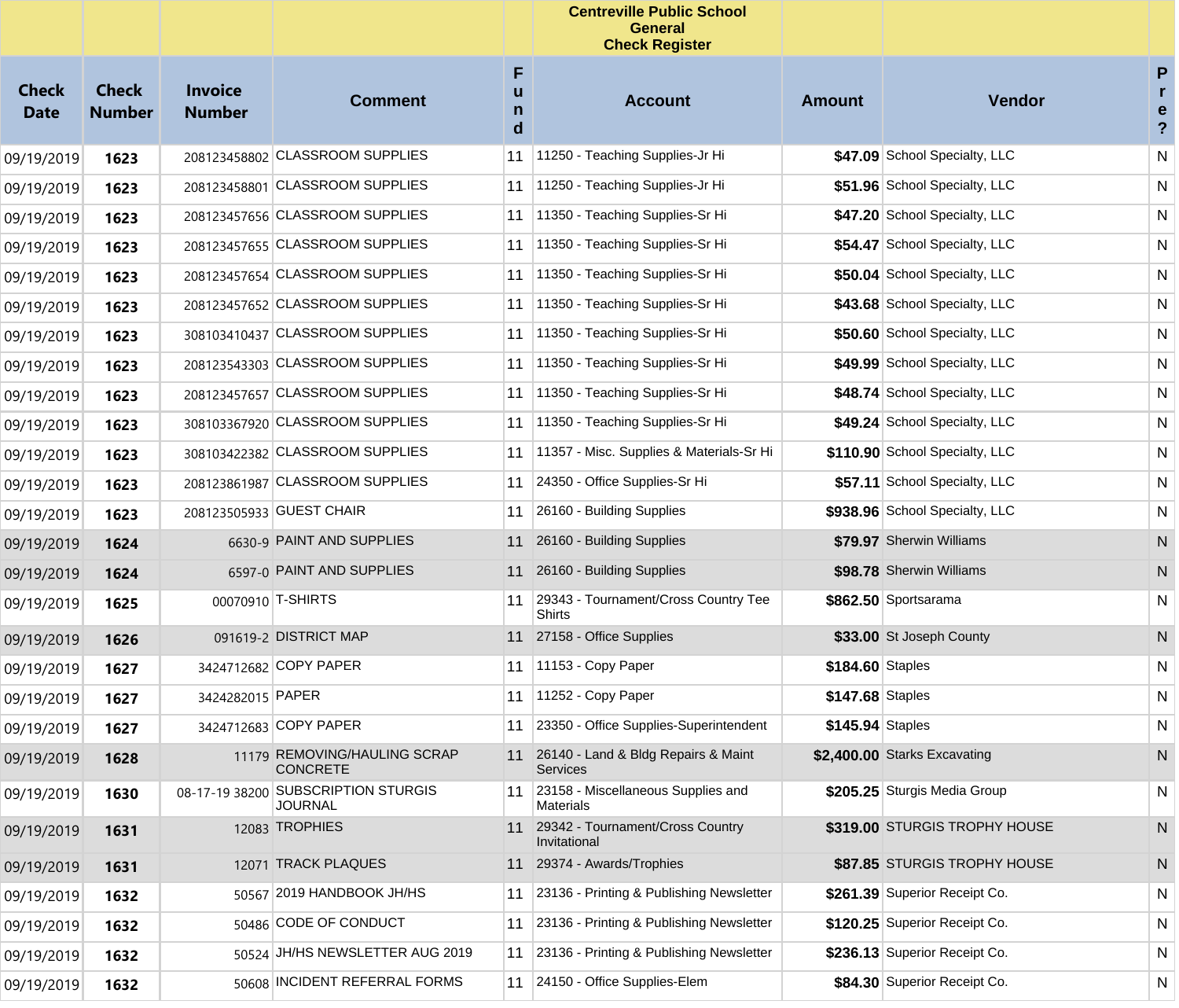| Check Date | Check Number | Invoice Number | Comment | Fund | Centreville Public School General Check Register Account | Amount | Vendor | Pre? |
|---|---|---|---|---|---|---|---|---|
| 09/19/2019 | **1623** | 208123458802 | CLASSROOM SUPPLIES | 11 | 11250 - Teaching Supplies-Jr Hi | **$47.09** | School Specialty, LLC | N |
| 09/19/2019 | **1623** | 208123458801 | CLASSROOM SUPPLIES | 11 | 11250 - Teaching Supplies-Jr Hi | **$51.96** | School Specialty, LLC | N |
| 09/19/2019 | **1623** | 208123457656 | CLASSROOM SUPPLIES | 11 | 11350 - Teaching Supplies-Sr Hi | **$47.20** | School Specialty, LLC | N |
| 09/19/2019 | **1623** | 208123457655 | CLASSROOM SUPPLIES | 11 | 11350 - Teaching Supplies-Sr Hi | **$54.47** | School Specialty, LLC | N |
| 09/19/2019 | **1623** | 208123457654 | CLASSROOM SUPPLIES | 11 | 11350 - Teaching Supplies-Sr Hi | **$50.04** | School Specialty, LLC | N |
| 09/19/2019 | **1623** | 208123457652 | CLASSROOM SUPPLIES | 11 | 11350 - Teaching Supplies-Sr Hi | **$43.68** | School Specialty, LLC | N |
| 09/19/2019 | **1623** | 308103410437 | CLASSROOM SUPPLIES | 11 | 11350 - Teaching Supplies-Sr Hi | **$50.60** | School Specialty, LLC | N |
| 09/19/2019 | **1623** | 208123543303 | CLASSROOM SUPPLIES | 11 | 11350 - Teaching Supplies-Sr Hi | **$49.99** | School Specialty, LLC | N |
| 09/19/2019 | **1623** | 208123457657 | CLASSROOM SUPPLIES | 11 | 11350 - Teaching Supplies-Sr Hi | **$48.74** | School Specialty, LLC | N |
| 09/19/2019 | **1623** | 308103367920 | CLASSROOM SUPPLIES | 11 | 11350 - Teaching Supplies-Sr Hi | **$49.24** | School Specialty, LLC | N |
| 09/19/2019 | **1623** | 308103422382 | CLASSROOM SUPPLIES | 11 | 11357 - Misc. Supplies & Materials-Sr Hi | **$110.90** | School Specialty, LLC | N |
| 09/19/2019 | **1623** | 208123861987 | CLASSROOM SUPPLIES | 11 | 24350 - Office Supplies-Sr Hi | **$57.11** | School Specialty, LLC | N |
| 09/19/2019 | **1623** | 208123505933 | GUEST CHAIR | 11 | 26160 - Building Supplies | **$938.96** | School Specialty, LLC | N |
| 09/19/2019 | **1624** | 6630-9 | PAINT AND SUPPLIES | 11 | 26160 - Building Supplies | **$79.97** | Sherwin Williams | N |
| 09/19/2019 | **1624** | 6597-0 | PAINT AND SUPPLIES | 11 | 26160 - Building Supplies | **$98.78** | Sherwin Williams | N |
| 09/19/2019 | **1625** | 00070910 | T-SHIRTS | 11 | 29343 - Tournament/Cross Country Tee Shirts | **$862.50** | Sportsarama | N |
| 09/19/2019 | **1626** | 091619-2 | DISTRICT MAP | 11 | 27158 - Office Supplies | **$33.00** | St Joseph County | N |
| 09/19/2019 | **1627** | 3424712682 | COPY PAPER | 11 | 11153 - Copy Paper | **$184.60** | Staples | N |
| 09/19/2019 | **1627** | 3424282015 | PAPER | 11 | 11252 - Copy Paper | **$147.68** | Staples | N |
| 09/19/2019 | **1627** | 3424712683 | COPY PAPER | 11 | 23350 - Office Supplies-Superintendent | **$145.94** | Staples | N |
| 09/19/2019 | **1628** | 11179 | REMOVING/HAULING SCRAP CONCRETE | 11 | 26140 - Land & Bldg Repairs & Maint Services | **$2,400.00** | Starks Excavating | N |
| 09/19/2019 | **1630** | 08-17-19 38200 | SUBSCRIPTION STURGIS JOURNAL | 11 | 23158 - Miscellaneous Supplies and Materials | **$205.25** | Sturgis Media Group | N |
| 09/19/2019 | **1631** | 12083 | TROPHIES | 11 | 29342 - Tournament/Cross Country Invitational | **$319.00** | STURGIS TROPHY HOUSE | N |
| 09/19/2019 | **1631** | 12071 | TRACK PLAQUES | 11 | 29374 - Awards/Trophies | **$87.85** | STURGIS TROPHY HOUSE | N |
| 09/19/2019 | **1632** | 50567 | 2019 HANDBOOK JH/HS | 11 | 23136 - Printing & Publishing Newsletter | **$261.39** | Superior Receipt Co. | N |
| 09/19/2019 | **1632** | 50486 | CODE OF CONDUCT | 11 | 23136 - Printing & Publishing Newsletter | **$120.25** | Superior Receipt Co. | N |
| 09/19/2019 | **1632** | 50524 | JH/HS NEWSLETTER AUG 2019 | 11 | 23136 - Printing & Publishing Newsletter | **$236.13** | Superior Receipt Co. | N |
| 09/19/2019 | **1632** | 50608 | INCIDENT REFERRAL FORMS | 11 | 24150 - Office Supplies-Elem | **$84.30** | Superior Receipt Co. | N |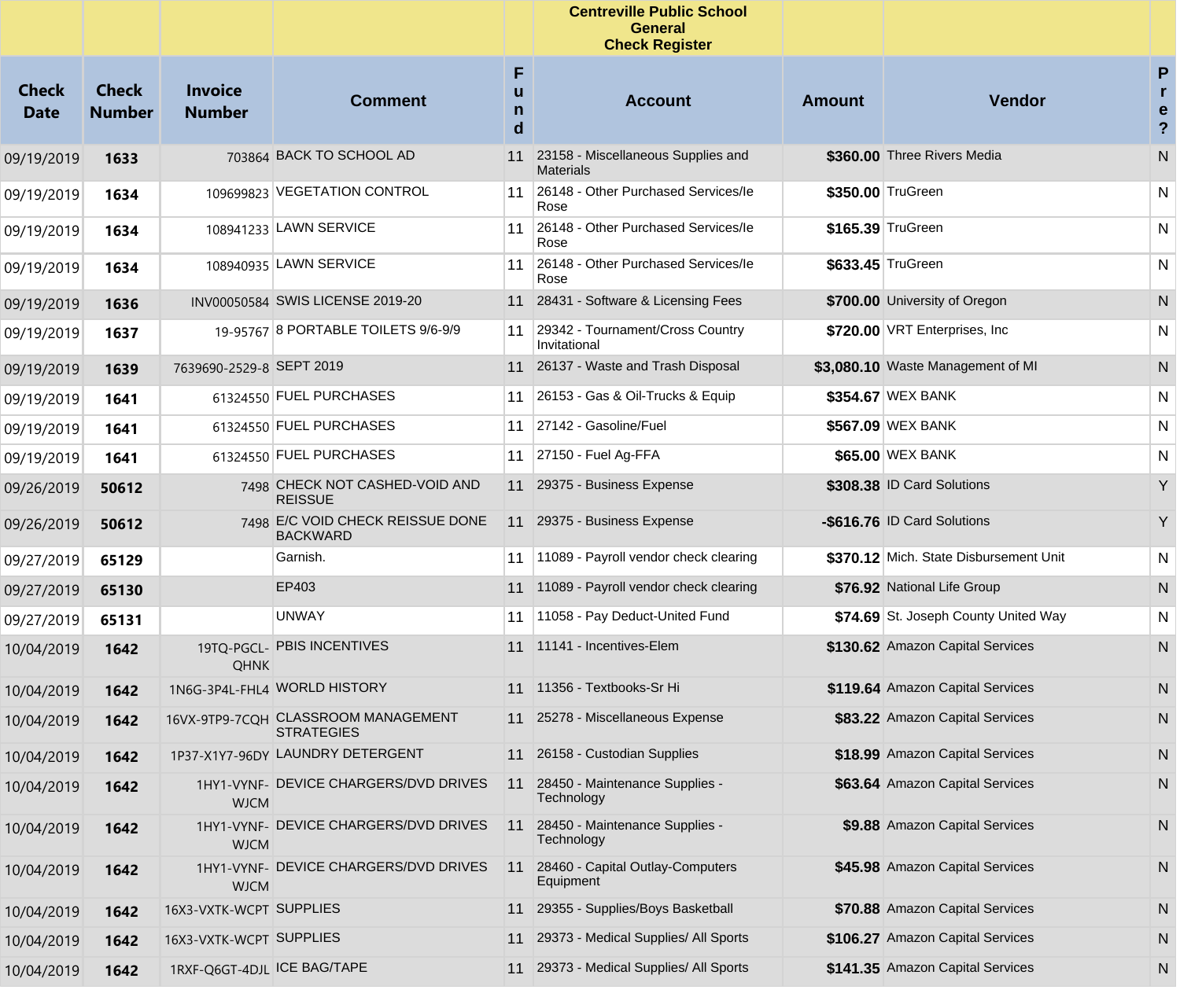**Centreville Public School General Check Register**

| Check Date | Check Number | Invoice Number | Comment | Fund | Account | Amount | Vendor | Pre? |
|---|---|---|---|---|---|---|---|---|
| 09/19/2019 | **1633** | 703864 | BACK TO SCHOOL AD | 11 | 23158 - Miscellaneous Supplies and Materials | **$360.00** | Three Rivers Media | N |
| 09/19/2019 | **1634** | 109699823 | VEGETATION CONTROL | 11 | 26148 - Other Purchased Services/le Rose | **$350.00** | TruGreen | N |
| 09/19/2019 | **1634** | 108941233 | LAWN SERVICE | 11 | 26148 - Other Purchased Services/le Rose | **$165.39** | TruGreen | N |
| 09/19/2019 | **1634** | 108940935 | LAWN SERVICE | 11 | 26148 - Other Purchased Services/le Rose | **$633.45** | TruGreen | N |
| 09/19/2019 | **1636** | INV00050584 | SWIS LICENSE 2019-20 | 11 | 28431 - Software & Licensing Fees | **$700.00** | University of Oregon | N |
| 09/19/2019 | **1637** | 19-95767 | 8 PORTABLE TOILETS 9/6-9/9 | 11 | 29342 - Tournament/Cross Country Invitational | **$720.00** | VRT Enterprises, Inc | N |
| 09/19/2019 | **1639** | 7639690-2529-8 | SEPT 2019 | 11 | 26137 - Waste and Trash Disposal | **$3,080.10** | Waste Management of MI | N |
| 09/19/2019 | **1641** | 61324550 | FUEL PURCHASES | 11 | 26153 - Gas & Oil-Trucks & Equip | **$354.67** | WEX BANK | N |
| 09/19/2019 | **1641** | 61324550 | FUEL PURCHASES | 11 | 27142 - Gasoline/Fuel | **$567.09** | WEX BANK | N |
| 09/19/2019 | **1641** | 61324550 | FUEL PURCHASES | 11 | 27150 - Fuel Ag-FFA | **$65.00** | WEX BANK | N |
| 09/26/2019 | **50612** | 7498 | CHECK NOT CASHED-VOID AND REISSUE | 11 | 29375 - Business Expense | **$308.38** | ID Card Solutions | Y |
| 09/26/2019 | **50612** | 7498 | E/C VOID CHECK REISSUE DONE BACKWARD | 11 | 29375 - Business Expense | **-$616.76** | ID Card Solutions | Y |
| 09/27/2019 | **65129** | | Garnish. | 11 | 11089 - Payroll vendor check clearing | **$370.12** | Mich. State Disbursement Unit | N |
| 09/27/2019 | **65130** | | EP403 | 11 | 11089 - Payroll vendor check clearing | **$76.92** | National Life Group | N |
| 09/27/2019 | **65131** | | UNWAY | 11 | 11058 - Pay Deduct-United Fund | **$74.69** | St. Joseph County United Way | N |
| 10/04/2019 | **1642** | 19TQ-PGCL-QHNK | PBIS INCENTIVES | 11 | 11141 - Incentives-Elem | **$130.62** | Amazon Capital Services | N |
| 10/04/2019 | **1642** | 1N6G-3P4L-FHL4 | WORLD HISTORY | 11 | 11356 - Textbooks-Sr Hi | **$119.64** | Amazon Capital Services | N |
| 10/04/2019 | **1642** | 16VX-9TP9-7CQH | CLASSROOM MANAGEMENT STRATEGIES | 11 | 25278 - Miscellaneous Expense | **$83.22** | Amazon Capital Services | N |
| 10/04/2019 | **1642** | 1P37-X1Y7-96DY | LAUNDRY DETERGENT | 11 | 26158 - Custodian Supplies | **$18.99** | Amazon Capital Services | N |
| 10/04/2019 | **1642** | 1HY1-VYNF-WJCM | DEVICE CHARGERS/DVD DRIVES | 11 | 28450 - Maintenance Supplies - Technology | **$63.64** | Amazon Capital Services | N |
| 10/04/2019 | **1642** | 1HY1-VYNF-WJCM | DEVICE CHARGERS/DVD DRIVES | 11 | 28450 - Maintenance Supplies - Technology | **$9.88** | Amazon Capital Services | N |
| 10/04/2019 | **1642** | 1HY1-VYNF-WJCM | DEVICE CHARGERS/DVD DRIVES | 11 | 28460 - Capital Outlay-Computers Equipment | **$45.98** | Amazon Capital Services | N |
| 10/04/2019 | **1642** | 16X3-VXTK-WCPT | SUPPLIES | 11 | 29355 - Supplies/Boys Basketball | **$70.88** | Amazon Capital Services | N |
| 10/04/2019 | **1642** | 16X3-VXTK-WCPT | SUPPLIES | 11 | 29373 - Medical Supplies/ All Sports | **$106.27** | Amazon Capital Services | N |
| 10/04/2019 | **1642** | 1RXF-Q6GT-4DJL | ICE BAG/TAPE | 11 | 29373 - Medical Supplies/ All Sports | **$141.35** | Amazon Capital Services | N |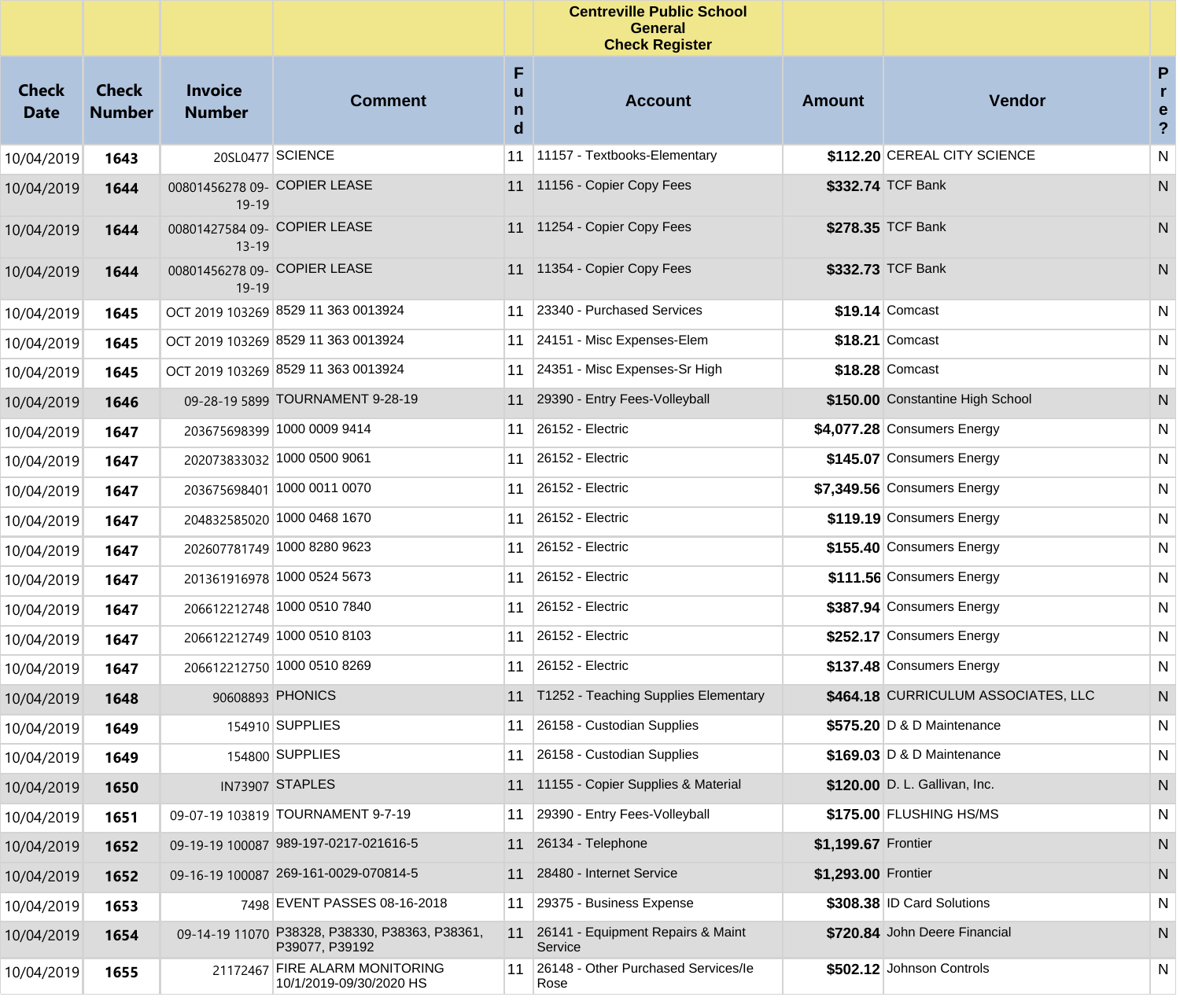**Centreville Public School**
**General**
**Check Register**

| Check Date | Check Number | Invoice Number | Comment | Fund | Account | Amount | Vendor | Pre? |
|---|---|---|---|---|---|---|---|---|
| 10/04/2019 | **1643** | 20SL0477 | SCIENCE | 11 | 11157 - Textbooks-Elementary | **$112.20** | CEREAL CITY SCIENCE | N |
| 10/04/2019 | **1644** | 00801456278 09-19-19 | COPIER LEASE | 11 | 11156 - Copier Copy Fees | **$332.74** | TCF Bank | N |
| 10/04/2019 | **1644** | 00801427584 09-13-19 | COPIER LEASE | 11 | 11254 - Copier Copy Fees | **$278.35** | TCF Bank | N |
| 10/04/2019 | **1644** | 00801456278 09-19-19 | COPIER LEASE | 11 | 11354 - Copier Copy Fees | **$332.73** | TCF Bank | N |
| 10/04/2019 | **1645** | OCT 2019 103269 | 8529 11 363 0013924 | 11 | 23340 - Purchased Services | **$19.14** | Comcast | N |
| 10/04/2019 | **1645** | OCT 2019 103269 | 8529 11 363 0013924 | 11 | 24151 - Misc Expenses-Elem | **$18.21** | Comcast | N |
| 10/04/2019 | **1645** | OCT 2019 103269 | 8529 11 363 0013924 | 11 | 24351 - Misc Expenses-Sr High | **$18.28** | Comcast | N |
| 10/04/2019 | **1646** | 09-28-19 5899 | TOURNAMENT 9-28-19 | 11 | 29390 - Entry Fees-Volleyball | **$150.00** | Constantine High School | N |
| 10/04/2019 | **1647** | 203675698399 | 1000 0009 9414 | 11 | 26152 - Electric | **$4,077.28** | Consumers Energy | N |
| 10/04/2019 | **1647** | 202073833032 | 1000 0500 9061 | 11 | 26152 - Electric | **$145.07** | Consumers Energy | N |
| 10/04/2019 | **1647** | 203675698401 | 1000 0011 0070 | 11 | 26152 - Electric | **$7,349.56** | Consumers Energy | N |
| 10/04/2019 | **1647** | 204832585020 | 1000 0468 1670 | 11 | 26152 - Electric | **$119.19** | Consumers Energy | N |
| 10/04/2019 | **1647** | 202607781749 | 1000 8280 9623 | 11 | 26152 - Electric | **$155.40** | Consumers Energy | N |
| 10/04/2019 | **1647** | 201361916978 | 1000 0524 5673 | 11 | 26152 - Electric | **$111.56** | Consumers Energy | N |
| 10/04/2019 | **1647** | 206612212748 | 1000 0510 7840 | 11 | 26152 - Electric | **$387.94** | Consumers Energy | N |
| 10/04/2019 | **1647** | 206612212749 | 1000 0510 8103 | 11 | 26152 - Electric | **$252.17** | Consumers Energy | N |
| 10/04/2019 | **1647** | 206612212750 | 1000 0510 8269 | 11 | 26152 - Electric | **$137.48** | Consumers Energy | N |
| 10/04/2019 | **1648** | 90608893 | PHONICS | 11 | T1252 - Teaching Supplies Elementary | **$464.18** | CURRICULUM ASSOCIATES, LLC | N |
| 10/04/2019 | **1649** | 154910 | SUPPLIES | 11 | 26158 - Custodian Supplies | **$575.20** | D & D Maintenance | N |
| 10/04/2019 | **1649** | 154800 | SUPPLIES | 11 | 26158 - Custodian Supplies | **$169.03** | D & D Maintenance | N |
| 10/04/2019 | **1650** | IN73907 | STAPLES | 11 | 11155 - Copier Supplies & Material | **$120.00** | D. L. Gallivan, Inc. | N |
| 10/04/2019 | **1651** | 09-07-19 103819 | TOURNAMENT 9-7-19 | 11 | 29390 - Entry Fees-Volleyball | **$175.00** | FLUSHING HS/MS | N |
| 10/04/2019 | **1652** | 09-19-19 100087 | 989-197-0217-021616-5 | 11 | 26134 - Telephone | **$1,199.67** | Frontier | N |
| 10/04/2019 | **1652** | 09-16-19 100087 | 269-161-0029-070814-5 | 11 | 28480 - Internet Service | **$1,293.00** | Frontier | N |
| 10/04/2019 | **1653** | 7498 | EVENT PASSES 08-16-2018 | 11 | 29375 - Business Expense | **$308.38** | ID Card Solutions | N |
| 10/04/2019 | **1654** | 09-14-19 11070 | P38328, P38330, P38363, P38361, P39077, P39192 | 11 | 26141 - Equipment Repairs & Maint Service | **$720.84** | John Deere Financial | N |
| 10/04/2019 | **1655** | 21172467 | FIRE ALARM MONITORING 10/1/2019-09/30/2020 HS | 11 | 26148 - Other Purchased Services/le Rose | **$502.12** | Johnson Controls | N |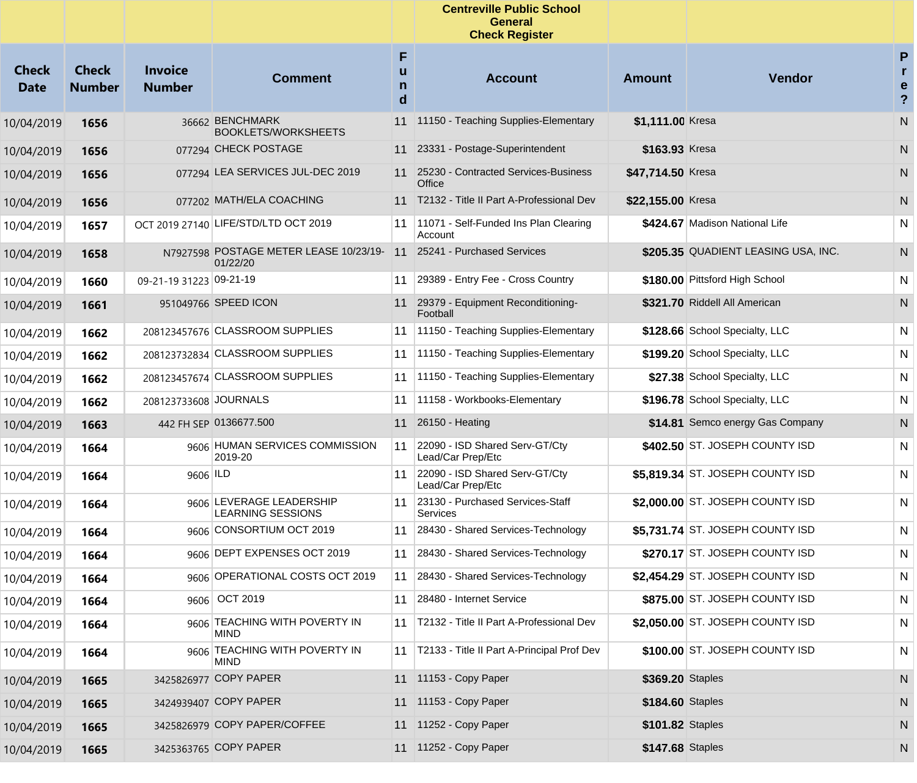| | | | | | Centreville Public School<br>General<br>Check Register | | | |
|---|---|---|---|---|---|---|---|---|
| **Check Date** | **Check Number** | **Invoice Number** | **Comment** | **Fund** | **Account** | **Amount** | **Vendor** | **Pre?** |
| 10/04/2019 | **1656** | 36662 | BENCHMARK BOOKLETS/WORKSHEETS | 11 | 11150 - Teaching Supplies-Elementary | **$1,111.00** | Kresa | N |
| 10/04/2019 | **1656** | 077294 | CHECK POSTAGE | 11 | 23331 - Postage-Superintendent | **$163.93** | Kresa | N |
| 10/04/2019 | **1656** | 077294 | LEA SERVICES JUL-DEC 2019 | 11 | 25230 - Contracted Services-Business Office | **$47,714.50** | Kresa | N |
| 10/04/2019 | **1656** | 077202 | MATH/ELA COACHING | 11 | T2132 - Title II Part A-Professional Dev | **$22,155.00** | Kresa | N |
| 10/04/2019 | **1657** | OCT 2019 27140 | LIFE/STD/LTD OCT 2019 | 11 | 11071 - Self-Funded Ins Plan Clearing Account | **$424.67** | Madison National Life | N |
| 10/04/2019 | **1658** | N7927598 | POSTAGE METER LEASE 10/23/19-01/22/20 | 11 | 25241 - Purchased Services | **$205.35** | QUADIENT LEASING USA, INC. | N |
| 10/04/2019 | **1660** | 09-21-19 31223 | 09-21-19 | 11 | 29389 - Entry Fee - Cross Country | **$180.00** | Pittsford High School | N |
| 10/04/2019 | **1661** | 951049766 | SPEED ICON | 11 | 29379 - Equipment Reconditioning-Football | **$321.70** | Riddell All American | N |
| 10/04/2019 | **1662** | 208123457676 | CLASSROOM SUPPLIES | 11 | 11150 - Teaching Supplies-Elementary | **$128.66** | School Specialty, LLC | N |
| 10/04/2019 | **1662** | 208123732834 | CLASSROOM SUPPLIES | 11 | 11150 - Teaching Supplies-Elementary | **$199.20** | School Specialty, LLC | N |
| 10/04/2019 | **1662** | 208123457674 | CLASSROOM SUPPLIES | 11 | 11150 - Teaching Supplies-Elementary | **$27.38** | School Specialty, LLC | N |
| 10/04/2019 | **1662** | 208123733608 | JOURNALS | 11 | 11158 - Workbooks-Elementary | **$196.78** | School Specialty, LLC | N |
| 10/04/2019 | **1663** | 442 FH SEP | 0136677.500 | 11 | 26150 - Heating | **$14.81** | Semco energy Gas Company | N |
| 10/04/2019 | **1664** | 9606 | HUMAN SERVICES COMMISSION 2019-20 | 11 | 22090 - ISD Shared Serv-GT/Cty Lead/Car Prep/Etc | **$402.50** | ST. JOSEPH COUNTY ISD | N |
| 10/04/2019 | **1664** | 9606 | ILD | 11 | 22090 - ISD Shared Serv-GT/Cty Lead/Car Prep/Etc | **$5,819.34** | ST. JOSEPH COUNTY ISD | N |
| 10/04/2019 | **1664** | 9606 | LEVERAGE LEADERSHIP LEARNING SESSIONS | 11 | 23130 - Purchased Services-Staff Services | **$2,000.00** | ST. JOSEPH COUNTY ISD | N |
| 10/04/2019 | **1664** | 9606 | CONSORTIUM OCT 2019 | 11 | 28430 - Shared Services-Technology | **$5,731.74** | ST. JOSEPH COUNTY ISD | N |
| 10/04/2019 | **1664** | 9606 | DEPT EXPENSES OCT 2019 | 11 | 28430 - Shared Services-Technology | **$270.17** | ST. JOSEPH COUNTY ISD | N |
| 10/04/2019 | **1664** | 9606 | OPERATIONAL COSTS OCT 2019 | 11 | 28430 - Shared Services-Technology | **$2,454.29** | ST. JOSEPH COUNTY ISD | N |
| 10/04/2019 | **1664** | 9606 | OCT 2019 | 11 | 28480 - Internet Service | **$875.00** | ST. JOSEPH COUNTY ISD | N |
| 10/04/2019 | **1664** | 9606 | TEACHING WITH POVERTY IN MIND | 11 | T2132 - Title II Part A-Professional Dev | **$2,050.00** | ST. JOSEPH COUNTY ISD | N |
| 10/04/2019 | **1664** | 9606 | TEACHING WITH POVERTY IN MIND | 11 | T2133 - Title II Part A-Principal Prof Dev | **$100.00** | ST. JOSEPH COUNTY ISD | N |
| 10/04/2019 | **1665** | 3425826977 | COPY PAPER | 11 | 11153 - Copy Paper | **$369.20** | Staples | N |
| 10/04/2019 | **1665** | 3424939407 | COPY PAPER | 11 | 11153 - Copy Paper | **$184.60** | Staples | N |
| 10/04/2019 | **1665** | 3425826979 | COPY PAPER/COFFEE | 11 | 11252 - Copy Paper | **$101.82** | Staples | N |
| 10/04/2019 | **1665** | 3425363765 | COPY PAPER | 11 | 11252 - Copy Paper | **$147.68** | Staples | N |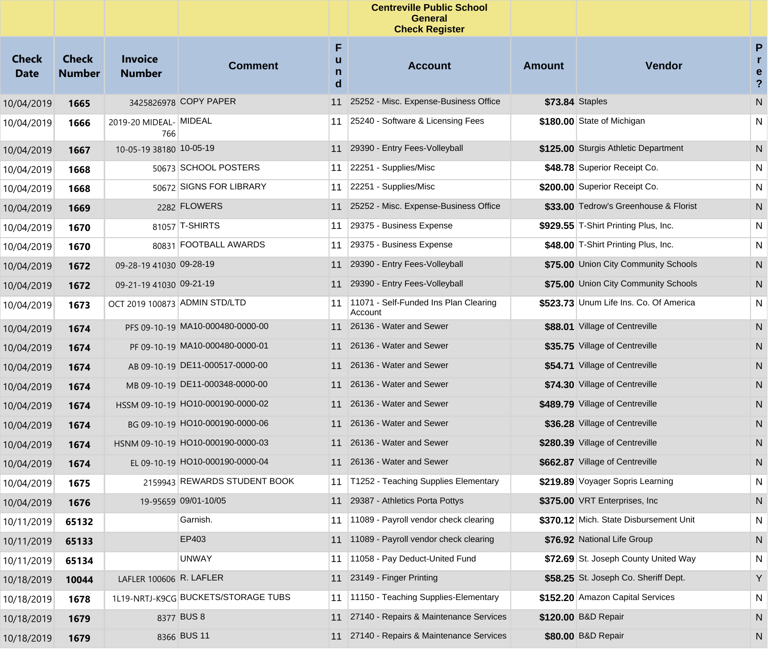| | | | | | Centreville Public School<br>General<br>Check Register | | | |
|---|---|---|---|---|---|---|---|---|
| **Check Date** | **Check Number** | **Invoice Number** | **Comment** | **Fund** | **Account** | **Amount** | **Vendor** | **Pre?** |
| 10/04/2019 | **1665** | 3425826978 | COPY PAPER | 11 | 25252 - Misc. Expense-Business Office | **$73.84** | Staples | N |
| 10/04/2019 | **1666** | 2019-20 MIDEAL-766 | MIDEAL | 11 | 25240 - Software & Licensing Fees | **$180.00** | State of Michigan | N |
| 10/04/2019 | **1667** | 10-05-19 38180 | 10-05-19 | 11 | 29390 - Entry Fees-Volleyball | **$125.00** | Sturgis Athletic Department | N |
| 10/04/2019 | **1668** | 50673 | SCHOOL POSTERS | 11 | 22251 - Supplies/Misc | **$48.78** | Superior Receipt Co. | N |
| 10/04/2019 | **1668** | 50672 | SIGNS FOR LIBRARY | 11 | 22251 - Supplies/Misc | **$200.00** | Superior Receipt Co. | N |
| 10/04/2019 | **1669** | 2282 | FLOWERS | 11 | 25252 - Misc. Expense-Business Office | **$33.00** | Tedrow's Greenhouse & Florist | N |
| 10/04/2019 | **1670** | 81057 | T-SHIRTS | 11 | 29375 - Business Expense | **$929.55** | T-Shirt Printing Plus, Inc. | N |
| 10/04/2019 | **1670** | 80831 | FOOTBALL AWARDS | 11 | 29375 - Business Expense | **$48.00** | T-Shirt Printing Plus, Inc. | N |
| 10/04/2019 | **1672** | 09-28-19 41030 | 09-28-19 | 11 | 29390 - Entry Fees-Volleyball | **$75.00** | Union City Community Schools | N |
| 10/04/2019 | **1672** | 09-21-19 41030 | 09-21-19 | 11 | 29390 - Entry Fees-Volleyball | **$75.00** | Union City Community Schools | N |
| 10/04/2019 | **1673** | OCT 2019 100873 | ADMIN STD/LTD | 11 | 11071 - Self-Funded Ins Plan Clearing Account | **$523.73** | Unum Life Ins. Co. Of America | N |
| 10/04/2019 | **1674** | PFS 09-10-19 | MA10-000480-0000-00 | 11 | 26136 - Water and Sewer | **$88.01** | Village of Centreville | N |
| 10/04/2019 | **1674** | PF 09-10-19 | MA10-000480-0000-01 | 11 | 26136 - Water and Sewer | **$35.75** | Village of Centreville | N |
| 10/04/2019 | **1674** | AB 09-10-19 | DE11-000517-0000-00 | 11 | 26136 - Water and Sewer | **$54.71** | Village of Centreville | N |
| 10/04/2019 | **1674** | MB 09-10-19 | DE11-000348-0000-00 | 11 | 26136 - Water and Sewer | **$74.30** | Village of Centreville | N |
| 10/04/2019 | **1674** | HSSM 09-10-19 | HO10-000190-0000-02 | 11 | 26136 - Water and Sewer | **$489.79** | Village of Centreville | N |
| 10/04/2019 | **1674** | BG 09-10-19 | HO10-000190-0000-06 | 11 | 26136 - Water and Sewer | **$36.28** | Village of Centreville | N |
| 10/04/2019 | **1674** | HSNM 09-10-19 | HO10-000190-0000-03 | 11 | 26136 - Water and Sewer | **$280.39** | Village of Centreville | N |
| 10/04/2019 | **1674** | EL 09-10-19 | HO10-000190-0000-04 | 11 | 26136 - Water and Sewer | **$662.87** | Village of Centreville | N |
| 10/04/2019 | **1675** | 2159943 | REWARDS STUDENT BOOK | 11 | T1252 - Teaching Supplies Elementary | **$219.89** | Voyager Sopris Learning | N |
| 10/04/2019 | **1676** | 19-95659 | 09/01-10/05 | 11 | 29387 - Athletics Porta Pottys | **$375.00** | VRT Enterprises, Inc | N |
| 10/11/2019 | **65132** | | Garnish. | 11 | 11089 - Payroll vendor check clearing | **$370.12** | Mich. State Disbursement Unit | N |
| 10/11/2019 | **65133** | | EP403 | 11 | 11089 - Payroll vendor check clearing | **$76.92** | National Life Group | N |
| 10/11/2019 | **65134** | | UNWAY | 11 | 11058 - Pay Deduct-United Fund | **$72.69** | St. Joseph County United Way | N |
| 10/18/2019 | **10044** | LAFLER 100606 | R. LAFLER | 11 | 23149 - Finger Printing | **$58.25** | St. Joseph Co. Sheriff Dept. | Y |
| 10/18/2019 | **1678** | 1L19-NRTJ-K9CG | BUCKETS/STORAGE TUBS | 11 | 11150 - Teaching Supplies-Elementary | **$152.20** | Amazon Capital Services | N |
| 10/18/2019 | **1679** | 8377 | BUS 8 | 11 | 27140 - Repairs & Maintenance Services | **$120.00** | B&D Repair | N |
| 10/18/2019 | **1679** | 8366 | BUS 11 | 11 | 27140 - Repairs & Maintenance Services | **$80.00** | B&D Repair | N |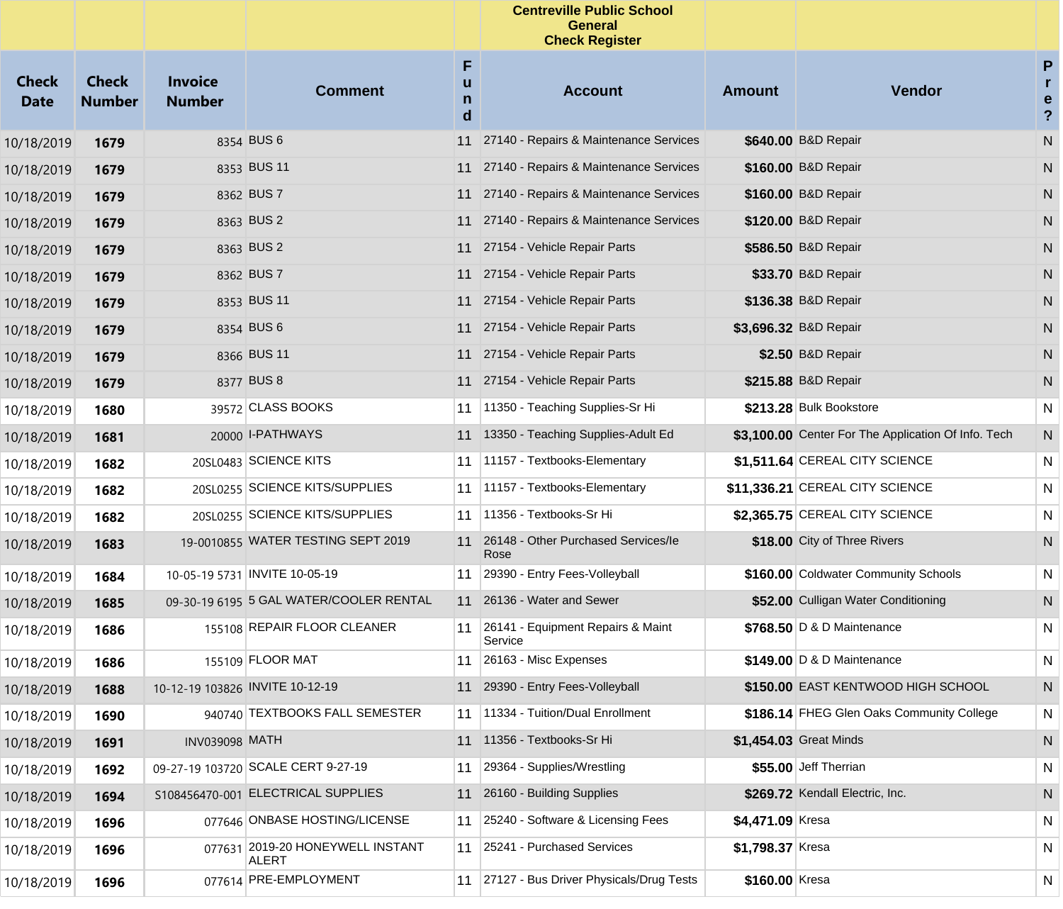| | | | Centreville Public School<br>General<br>Check Register | | | | | |
|---|---|---|---|---|---|---|---|---|
| **Check Date** | **Check Number** | **Invoice Number** | **Comment** | **Fund** | **Account** | **Amount** | **Vendor** | **Pre?** |
| 10/18/2019 | **1679** | 8354 | BUS 6 | 11 | 27140 - Repairs & Maintenance Services | **$640.00** | B&D Repair | N |
| 10/18/2019 | **1679** | 8353 | BUS 11 | 11 | 27140 - Repairs & Maintenance Services | **$160.00** | B&D Repair | N |
| 10/18/2019 | **1679** | 8362 | BUS 7 | 11 | 27140 - Repairs & Maintenance Services | **$160.00** | B&D Repair | N |
| 10/18/2019 | **1679** | 8363 | BUS 2 | 11 | 27140 - Repairs & Maintenance Services | **$120.00** | B&D Repair | N |
| 10/18/2019 | **1679** | 8363 | BUS 2 | 11 | 27154 - Vehicle Repair Parts | **$586.50** | B&D Repair | N |
| 10/18/2019 | **1679** | 8362 | BUS 7 | 11 | 27154 - Vehicle Repair Parts | **$33.70** | B&D Repair | N |
| 10/18/2019 | **1679** | 8353 | BUS 11 | 11 | 27154 - Vehicle Repair Parts | **$136.38** | B&D Repair | N |
| 10/18/2019 | **1679** | 8354 | BUS 6 | 11 | 27154 - Vehicle Repair Parts | **$3,696.32** | B&D Repair | N |
| 10/18/2019 | **1679** | 8366 | BUS 11 | 11 | 27154 - Vehicle Repair Parts | **$2.50** | B&D Repair | N |
| 10/18/2019 | **1679** | 8377 | BUS 8 | 11 | 27154 - Vehicle Repair Parts | **$215.88** | B&D Repair | N |
| 10/18/2019 | **1680** | 39572 | CLASS BOOKS | 11 | 11350 - Teaching Supplies-Sr Hi | **$213.28** | Bulk Bookstore | N |
| 10/18/2019 | **1681** | 20000 | I-PATHWAYS | 11 | 13350 - Teaching Supplies-Adult Ed | **$3,100.00** | Center For The Application Of Info. Tech | N |
| 10/18/2019 | **1682** | 20SL0483 | SCIENCE KITS | 11 | 11157 - Textbooks-Elementary | **$1,511.64** | CEREAL CITY SCIENCE | N |
| 10/18/2019 | **1682** | 20SL0255 | SCIENCE KITS/SUPPLIES | 11 | 11157 - Textbooks-Elementary | **$11,336.21** | CEREAL CITY SCIENCE | N |
| 10/18/2019 | **1682** | 20SL0255 | SCIENCE KITS/SUPPLIES | 11 | 11356 - Textbooks-Sr Hi | **$2,365.75** | CEREAL CITY SCIENCE | N |
| 10/18/2019 | **1683** | 19-0010855 | WATER TESTING SEPT 2019 | 11 | 26148 - Other Purchased Services/Ie Rose | **$18.00** | City of Three Rivers | N |
| 10/18/2019 | **1684** | 10-05-19 5731 | INVITE 10-05-19 | 11 | 29390 - Entry Fees-Volleyball | **$160.00** | Coldwater Community Schools | N |
| 10/18/2019 | **1685** | 09-30-19 6195 | 5 GAL WATER/COOLER RENTAL | 11 | 26136 - Water and Sewer | **$52.00** | Culligan Water Conditioning | N |
| 10/18/2019 | **1686** | 155108 | REPAIR FLOOR CLEANER | 11 | 26141 - Equipment Repairs & Maint Service | **$768.50** | D & D Maintenance | N |
| 10/18/2019 | **1686** | 155109 | FLOOR MAT | 11 | 26163 - Misc Expenses | **$149.00** | D & D Maintenance | N |
| 10/18/2019 | **1688** | 10-12-19 103826 | INVITE 10-12-19 | 11 | 29390 - Entry Fees-Volleyball | **$150.00** | EAST KENTWOOD HIGH SCHOOL | N |
| 10/18/2019 | **1690** | 940740 | TEXTBOOKS FALL SEMESTER | 11 | 11334 - Tuition/Dual Enrollment | **$186.14** | FHEG Glen Oaks Community College | N |
| 10/18/2019 | **1691** | INV039098 | MATH | 11 | 11356 - Textbooks-Sr Hi | **$1,454.03** | Great Minds | N |
| 10/18/2019 | **1692** | 09-27-19 103720 | SCALE CERT 9-27-19 | 11 | 29364 - Supplies/Wrestling | **$55.00** | Jeff Therrian | N |
| 10/18/2019 | **1694** | S108456470-001 | ELECTRICAL SUPPLIES | 11 | 26160 - Building Supplies | **$269.72** | Kendall Electric, Inc. | N |
| 10/18/2019 | **1696** | 077646 | ONBASE HOSTING/LICENSE | 11 | 25240 - Software & Licensing Fees | **$4,471.09** | Kresa | N |
| 10/18/2019 | **1696** | 077631 | 2019-20 HONEYWELL INSTANT ALERT | 11 | 25241 - Purchased Services | **$1,798.37** | Kresa | N |
| 10/18/2019 | **1696** | 077614 | PRE-EMPLOYMENT | 11 | 27127 - Bus Driver Physicals/Drug Tests | **$160.00** | Kresa | N |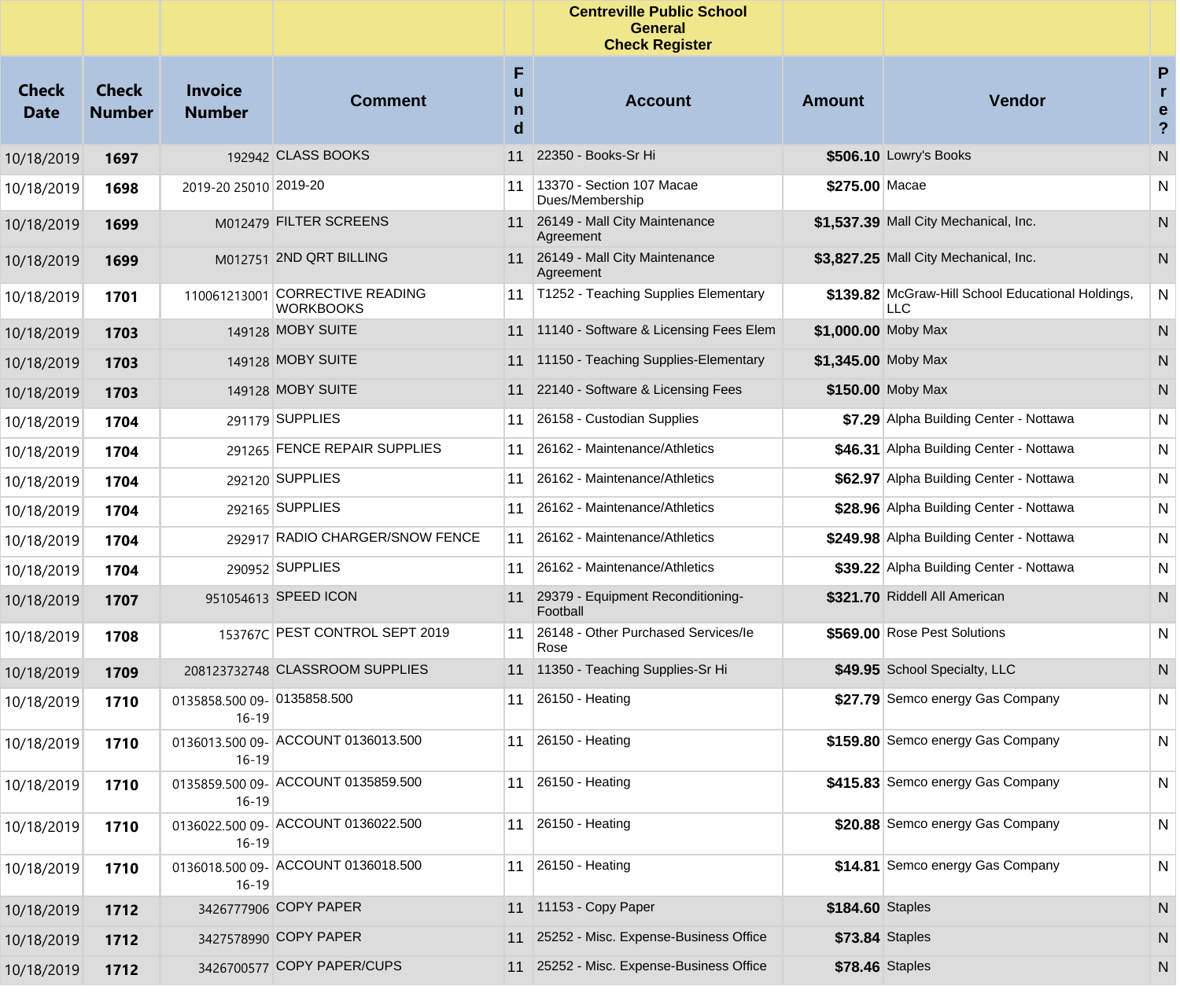| | | | Centreville Public School<br>General<br>Check Register | | | | | |
|---|---|---|---|---|---|---|---|---|
| **Check Date** | **Check Number** | **Invoice Number** | **Comment** | **Fund** | **Account** | **Amount** | **Vendor** | **Pre?** |
| 10/18/2019 | **1697** | 192942 | CLASS BOOKS | 11 | 22350 - Books-Sr Hi | **$506.10** | Lowry's Books | N |
| 10/18/2019 | **1698** | 2019-20 25010 | 2019-20 | 11 | 13370 - Section 107 Macae Dues/Membership | **$275.00** | Macae | N |
| 10/18/2019 | **1699** | M012479 | FILTER SCREENS | 11 | 26149 - Mall City Maintenance Agreement | **$1,537.39** | Mall City Mechanical, Inc. | N |
| 10/18/2019 | **1699** | M012751 | 2ND QRT BILLING | 11 | 26149 - Mall City Maintenance Agreement | **$3,827.25** | Mall City Mechanical, Inc. | N |
| 10/18/2019 | **1701** | 110061213001 | CORRECTIVE READING WORKBOOKS | 11 | T1252 - Teaching Supplies Elementary | **$139.82** | McGraw-Hill School Educational Holdings, LLC | N |
| 10/18/2019 | **1703** | 149128 | MOBY SUITE | 11 | 11140 - Software & Licensing Fees Elem | **$1,000.00** | Moby Max | N |
| 10/18/2019 | **1703** | 149128 | MOBY SUITE | 11 | 11150 - Teaching Supplies-Elementary | **$1,345.00** | Moby Max | N |
| 10/18/2019 | **1703** | 149128 | MOBY SUITE | 11 | 22140 - Software & Licensing Fees | **$150.00** | Moby Max | N |
| 10/18/2019 | **1704** | 291179 | SUPPLIES | 11 | 26158 - Custodian Supplies | **$7.29** | Alpha Building Center - Nottawa | N |
| 10/18/2019 | **1704** | 291265 | FENCE REPAIR SUPPLIES | 11 | 26162 - Maintenance/Athletics | **$46.31** | Alpha Building Center - Nottawa | N |
| 10/18/2019 | **1704** | 292120 | SUPPLIES | 11 | 26162 - Maintenance/Athletics | **$62.97** | Alpha Building Center - Nottawa | N |
| 10/18/2019 | **1704** | 292165 | SUPPLIES | 11 | 26162 - Maintenance/Athletics | **$28.96** | Alpha Building Center - Nottawa | N |
| 10/18/2019 | **1704** | 292917 | RADIO CHARGER/SNOW FENCE | 11 | 26162 - Maintenance/Athletics | **$249.98** | Alpha Building Center - Nottawa | N |
| 10/18/2019 | **1704** | 290952 | SUPPLIES | 11 | 26162 - Maintenance/Athletics | **$39.22** | Alpha Building Center - Nottawa | N |
| 10/18/2019 | **1707** | 951054613 | SPEED ICON | 11 | 29379 - Equipment Reconditioning-Football | **$321.70** | Riddell All American | N |
| 10/18/2019 | **1708** | 153767C | PEST CONTROL SEPT 2019 | 11 | 26148 - Other Purchased Services/Ie Rose | **$569.00** | Rose Pest Solutions | N |
| 10/18/2019 | **1709** | 208123732748 | CLASSROOM SUPPLIES | 11 | 11350 - Teaching Supplies-Sr Hi | **$49.95** | School Specialty, LLC | N |
| 10/18/2019 | **1710** | 0135858.500 09-16-19 | 0135858.500 | 11 | 26150 - Heating | **$27.79** | Semco energy Gas Company | N |
| 10/18/2019 | **1710** | 0136013.500 09-16-19 | ACCOUNT 0136013.500 | 11 | 26150 - Heating | **$159.80** | Semco energy Gas Company | N |
| 10/18/2019 | **1710** | 0135859.500 09-16-19 | ACCOUNT 0135859.500 | 11 | 26150 - Heating | **$415.83** | Semco energy Gas Company | N |
| 10/18/2019 | **1710** | 0136022.500 09-16-19 | ACCOUNT 0136022.500 | 11 | 26150 - Heating | **$20.88** | Semco energy Gas Company | N |
| 10/18/2019 | **1710** | 0136018.500 09-16-19 | ACCOUNT 0136018.500 | 11 | 26150 - Heating | **$14.81** | Semco energy Gas Company | N |
| 10/18/2019 | **1712** | 3426777906 | COPY PAPER | 11 | 11153 - Copy Paper | **$184.60** | Staples | N |
| 10/18/2019 | **1712** | 3427578990 | COPY PAPER | 11 | 25252 - Misc. Expense-Business Office | **$73.84** | Staples | N |
| 10/18/2019 | **1712** | 3426700577 | COPY PAPER/CUPS | 11 | 25252 - Misc. Expense-Business Office | **$78.46** | Staples | N |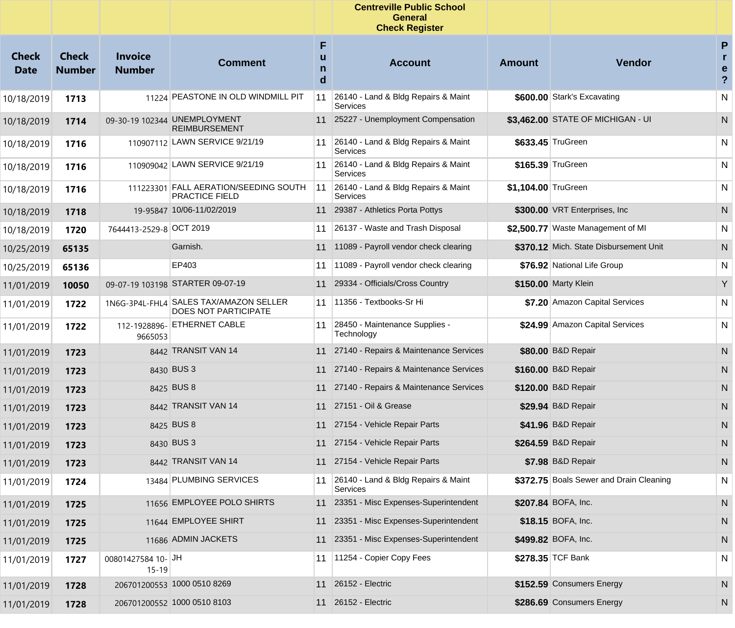| | | | | | Centreville Public School General Check Register | | | |
|---|---|---|---|---|---|---|---|---|
| **Check Date** | **Check Number** | **Invoice Number** | **Comment** | **Fund** | **Account** | **Amount** | **Vendor** | **Pre?** |
| 10/18/2019 | **1713** | 11224 | PEASTONE IN OLD WINDMILL PIT | 11 | 26140 - Land & Bldg Repairs & Maint Services | **$600.00** | Stark's Excavating | N |
| 10/18/2019 | **1714** | 09-30-19 102344 | UNEMPLOYMENT REIMBURSEMENT | 11 | 25227 - Unemployment Compensation | **$3,462.00** | STATE OF MICHIGAN - UI | N |
| 10/18/2019 | **1716** | 110907112 | LAWN SERVICE 9/21/19 | 11 | 26140 - Land & Bldg Repairs & Maint Services | **$633.45** | TruGreen | N |
| 10/18/2019 | **1716** | 110909042 | LAWN SERVICE 9/21/19 | 11 | 26140 - Land & Bldg Repairs & Maint Services | **$165.39** | TruGreen | N |
| 10/18/2019 | **1716** | 111223301 | FALL AERATION/SEEDING SOUTH PRACTICE FIELD | 11 | 26140 - Land & Bldg Repairs & Maint Services | **$1,104.00** | TruGreen | N |
| 10/18/2019 | **1718** | 19-95847 | 10/06-11/02/2019 | 11 | 29387 - Athletics Porta Pottys | **$300.00** | VRT Enterprises, Inc | N |
| 10/18/2019 | **1720** | 7644413-2529-8 | OCT 2019 | 11 | 26137 - Waste and Trash Disposal | **$2,500.77** | Waste Management of MI | N |
| 10/25/2019 | **65135** | | Garnish. | 11 | 11089 - Payroll vendor check clearing | **$370.12** | Mich. State Disbursement Unit | N |
| 10/25/2019 | **65136** | | EP403 | 11 | 11089 - Payroll vendor check clearing | **$76.92** | National Life Group | N |
| 11/01/2019 | **10050** | 09-07-19 103198 | STARTER 09-07-19 | 11 | 29334 - Officials/Cross Country | **$150.00** | Marty Klein | Y |
| 11/01/2019 | **1722** | 1N6G-3P4L-FHL4 | SALES TAX/AMAZON SELLER DOES NOT PARTICIPATE | 11 | 11356 - Textbooks-Sr Hi | **$7.20** | Amazon Capital Services | N |
| 11/01/2019 | **1722** | 112-1928896-9665053 | ETHERNET CABLE | 11 | 28450 - Maintenance Supplies - Technology | **$24.99** | Amazon Capital Services | N |
| 11/01/2019 | **1723** | 8442 | TRANSIT VAN 14 | 11 | 27140 - Repairs & Maintenance Services | **$80.00** | B&D Repair | N |
| 11/01/2019 | **1723** | 8430 | BUS 3 | 11 | 27140 - Repairs & Maintenance Services | **$160.00** | B&D Repair | N |
| 11/01/2019 | **1723** | 8425 | BUS 8 | 11 | 27140 - Repairs & Maintenance Services | **$120.00** | B&D Repair | N |
| 11/01/2019 | **1723** | 8442 | TRANSIT VAN 14 | 11 | 27151 - Oil & Grease | **$29.94** | B&D Repair | N |
| 11/01/2019 | **1723** | 8425 | BUS 8 | 11 | 27154 - Vehicle Repair Parts | **$41.96** | B&D Repair | N |
| 11/01/2019 | **1723** | 8430 | BUS 3 | 11 | 27154 - Vehicle Repair Parts | **$264.59** | B&D Repair | N |
| 11/01/2019 | **1723** | 8442 | TRANSIT VAN 14 | 11 | 27154 - Vehicle Repair Parts | **$7.98** | B&D Repair | N |
| 11/01/2019 | **1724** | 13484 | PLUMBING SERVICES | 11 | 26140 - Land & Bldg Repairs & Maint Services | **$372.75** | Boals Sewer and Drain Cleaning | N |
| 11/01/2019 | **1725** | 11656 | EMPLOYEE POLO SHIRTS | 11 | 23351 - Misc Expenses-Superintendent | **$207.84** | BOFA, Inc. | N |
| 11/01/2019 | **1725** | 11644 | EMPLOYEE SHIRT | 11 | 23351 - Misc Expenses-Superintendent | **$18.15** | BOFA, Inc. | N |
| 11/01/2019 | **1725** | 11686 | ADMIN JACKETS | 11 | 23351 - Misc Expenses-Superintendent | **$499.82** | BOFA, Inc. | N |
| 11/01/2019 | **1727** | 00801427584 10-15-19 | JH | 11 | 11254 - Copier Copy Fees | **$278.35** | TCF Bank | N |
| 11/01/2019 | **1728** | 206701200553 | 1000 0510 8269 | 11 | 26152 - Electric | **$152.59** | Consumers Energy | N |
| 11/01/2019 | **1728** | 206701200552 | 1000 0510 8103 | 11 | 26152 - Electric | **$286.69** | Consumers Energy | N |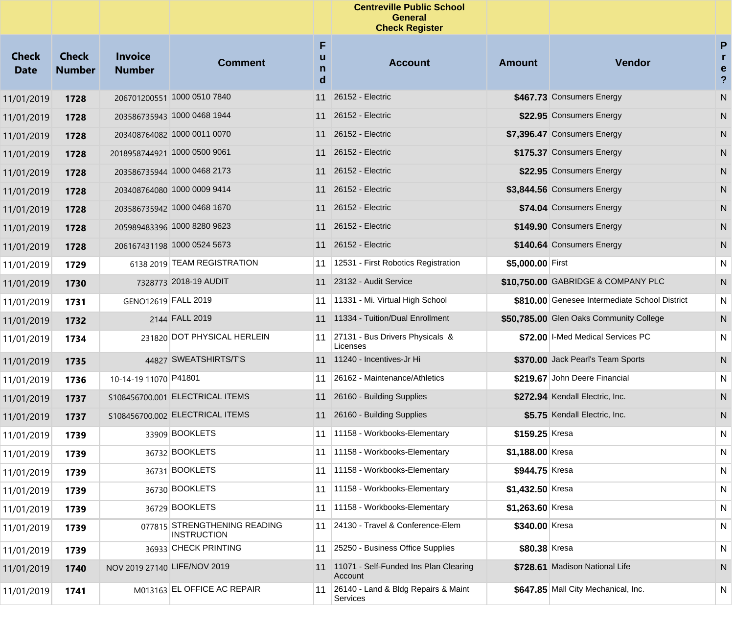| | | | | | Centreville Public School<br>General<br>Check Register | | | |
|---|---|---|---|---|---|---|---|---|
| **Check Date** | **Check Number** | **Invoice Number** | **Comment** | **Fund** | **Account** | **Amount** | **Vendor** | **Pre?** |
| 11/01/2019 | **1728** | 206701200551 | 1000 0510 7840 | 11 | 26152 - Electric | **$467.73** | Consumers Energy | N |
| 11/01/2019 | **1728** | 203586735943 | 1000 0468 1944 | 11 | 26152 - Electric | **$22.95** | Consumers Energy | N |
| 11/01/2019 | **1728** | 203408764082 | 1000 0011 0070 | 11 | 26152 - Electric | **$7,396.47** | Consumers Energy | N |
| 11/01/2019 | **1728** | 2018958744921 | 1000 0500 9061 | 11 | 26152 - Electric | **$175.37** | Consumers Energy | N |
| 11/01/2019 | **1728** | 203586735944 | 1000 0468 2173 | 11 | 26152 - Electric | **$22.95** | Consumers Energy | N |
| 11/01/2019 | **1728** | 203408764080 | 1000 0009 9414 | 11 | 26152 - Electric | **$3,844.56** | Consumers Energy | N |
| 11/01/2019 | **1728** | 203586735942 | 1000 0468 1670 | 11 | 26152 - Electric | **$74.04** | Consumers Energy | N |
| 11/01/2019 | **1728** | 205989483396 | 1000 8280 9623 | 11 | 26152 - Electric | **$149.90** | Consumers Energy | N |
| 11/01/2019 | **1728** | 206167431198 | 1000 0524 5673 | 11 | 26152 - Electric | **$140.64** | Consumers Energy | N |
| 11/01/2019 | **1729** | 6138 2019 | TEAM REGISTRATION | 11 | 12531 - First Robotics Registration | **$5,000.00** | First | N |
| 11/01/2019 | **1730** | 7328773 | 2018-19 AUDIT | 11 | 23132 - Audit Service | **$10,750.00** | GABRIDGE & COMPANY PLC | N |
| 11/01/2019 | **1731** | GENO12619 | FALL 2019 | 11 | 11331 - Mi. Virtual High School | **$810.00** | Genesee Intermediate School District | N |
| 11/01/2019 | **1732** | 2144 | FALL 2019 | 11 | 11334 - Tuition/Dual Enrollment | **$50,785.00** | Glen Oaks Community College | N |
| 11/01/2019 | **1734** | 231820 | DOT PHYSICAL HERLEIN | 11 | 27131 - Bus Drivers Physicals & Licenses | **$72.00** | I-Med Medical Services PC | N |
| 11/01/2019 | **1735** | 44827 | SWEATSHIRTS/T'S | 11 | 11240 - Incentives-Jr Hi | **$370.00** | Jack Pearl's Team Sports | N |
| 11/01/2019 | **1736** | 10-14-19 11070 | P41801 | 11 | 26162 - Maintenance/Athletics | **$219.67** | John Deere Financial | N |
| 11/01/2019 | **1737** | S108456700.001 | ELECTRICAL ITEMS | 11 | 26160 - Building Supplies | **$272.94** | Kendall Electric, Inc. | N |
| 11/01/2019 | **1737** | S108456700.002 | ELECTRICAL ITEMS | 11 | 26160 - Building Supplies | **$5.75** | Kendall Electric, Inc. | N |
| 11/01/2019 | **1739** | 33909 | BOOKLETS | 11 | 11158 - Workbooks-Elementary | **$159.25** | Kresa | N |
| 11/01/2019 | **1739** | 36732 | BOOKLETS | 11 | 11158 - Workbooks-Elementary | **$1,188.00** | Kresa | N |
| 11/01/2019 | **1739** | 36731 | BOOKLETS | 11 | 11158 - Workbooks-Elementary | **$944.75** | Kresa | N |
| 11/01/2019 | **1739** | 36730 | BOOKLETS | 11 | 11158 - Workbooks-Elementary | **$1,432.50** | Kresa | N |
| 11/01/2019 | **1739** | 36729 | BOOKLETS | 11 | 11158 - Workbooks-Elementary | **$1,263.60** | Kresa | N |
| 11/01/2019 | **1739** | 077815 | STRENGTHENING READING INSTRUCTION | 11 | 24130 - Travel & Conference-Elem | **$340.00** | Kresa | N |
| 11/01/2019 | **1739** | 36933 | CHECK PRINTING | 11 | 25250 - Business Office Supplies | **$80.38** | Kresa | N |
| 11/01/2019 | **1740** | NOV 2019 27140 | LIFE/NOV 2019 | 11 | 11071 - Self-Funded Ins Plan Clearing Account | **$728.61** | Madison National Life | N |
| 11/01/2019 | **1741** | M013163 | EL OFFICE AC REPAIR | 11 | 26140 - Land & Bldg Repairs & Maint Services | **$647.85** | Mall City Mechanical, Inc. | N |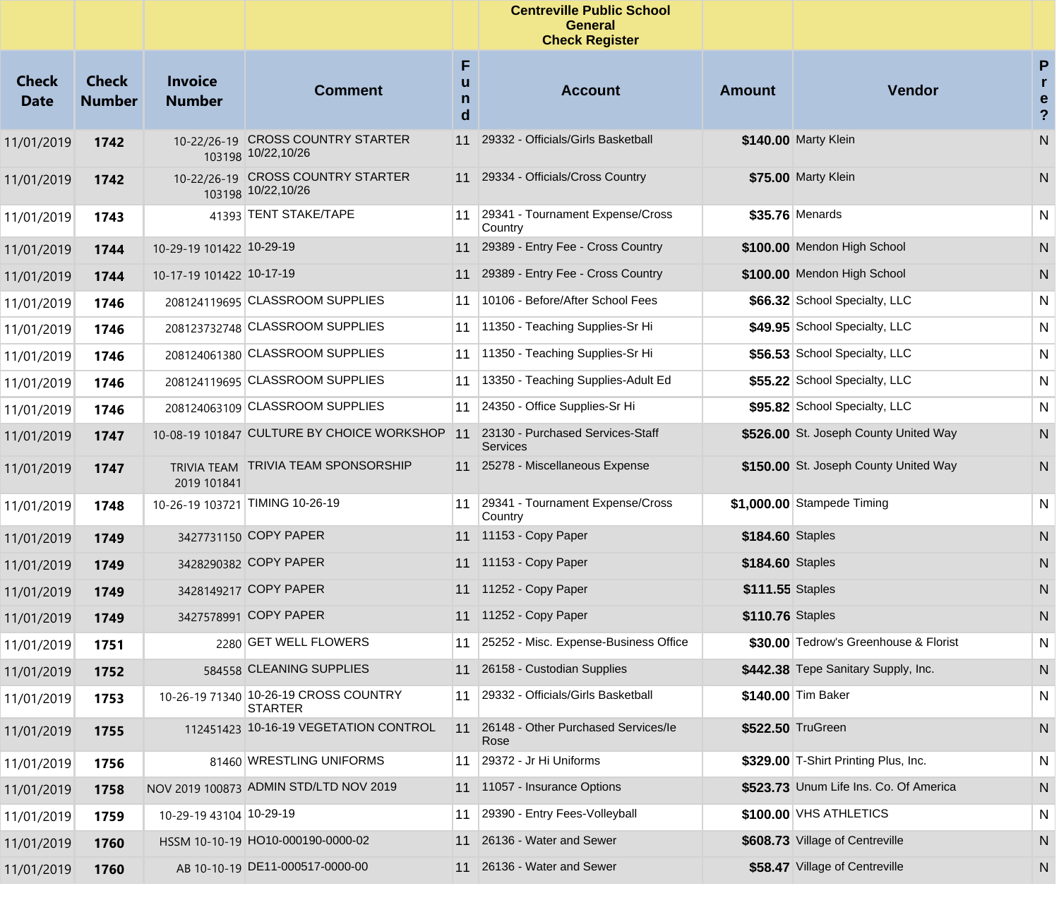| Check Date | Check Number | Invoice Number | Comment | Fund | Account | Amount | Vendor | Pre? |
|---|---|---|---|---|---|---|---|---|
| | | | | | **Centreville Public School General Check Register** | | | |
| 11/01/2019 | **1742** | 10-22/26-19 103198 | CROSS COUNTRY STARTER 10/22,10/26 | 11 | 29332 - Officials/Girls Basketball | **$140.00** | Marty Klein | N |
| 11/01/2019 | **1742** | 10-22/26-19 103198 | CROSS COUNTRY STARTER 10/22,10/26 | 11 | 29334 - Officials/Cross Country | **$75.00** | Marty Klein | N |
| 11/01/2019 | **1743** | 41393 | TENT STAKE/TAPE | 11 | 29341 - Tournament Expense/Cross Country | **$35.76** | Menards | N |
| 11/01/2019 | **1744** | 10-29-19 101422 | 10-29-19 | 11 | 29389 - Entry Fee - Cross Country | **$100.00** | Mendon High School | N |
| 11/01/2019 | **1744** | 10-17-19 101422 | 10-17-19 | 11 | 29389 - Entry Fee - Cross Country | **$100.00** | Mendon High School | N |
| 11/01/2019 | **1746** | 208124119695 | CLASSROOM SUPPLIES | 11 | 10106 - Before/After School Fees | **$66.32** | School Specialty, LLC | N |
| 11/01/2019 | **1746** | 208123732748 | CLASSROOM SUPPLIES | 11 | 11350 - Teaching Supplies-Sr Hi | **$49.95** | School Specialty, LLC | N |
| 11/01/2019 | **1746** | 208124061380 | CLASSROOM SUPPLIES | 11 | 11350 - Teaching Supplies-Sr Hi | **$56.53** | School Specialty, LLC | N |
| 11/01/2019 | **1746** | 208124119695 | CLASSROOM SUPPLIES | 11 | 13350 - Teaching Supplies-Adult Ed | **$55.22** | School Specialty, LLC | N |
| 11/01/2019 | **1746** | 208124063109 | CLASSROOM SUPPLIES | 11 | 24350 - Office Supplies-Sr Hi | **$95.82** | School Specialty, LLC | N |
| 11/01/2019 | **1747** | 10-08-19 101847 | CULTURE BY CHOICE WORKSHOP | 11 | 23130 - Purchased Services-Staff Services | **$526.00** | St. Joseph County United Way | N |
| 11/01/2019 | **1747** | TRIVIA TEAM 2019 101841 | TRIVIA TEAM SPONSORSHIP | 11 | 25278 - Miscellaneous Expense | **$150.00** | St. Joseph County United Way | N |
| 11/01/2019 | **1748** | 10-26-19 103721 | TIMING 10-26-19 | 11 | 29341 - Tournament Expense/Cross Country | **$1,000.00** | Stampede Timing | N |
| 11/01/2019 | **1749** | 3427731150 | COPY PAPER | 11 | 11153 - Copy Paper | **$184.60** | Staples | N |
| 11/01/2019 | **1749** | 3428290382 | COPY PAPER | 11 | 11153 - Copy Paper | **$184.60** | Staples | N |
| 11/01/2019 | **1749** | 3428149217 | COPY PAPER | 11 | 11252 - Copy Paper | **$111.55** | Staples | N |
| 11/01/2019 | **1749** | 3427578991 | COPY PAPER | 11 | 11252 - Copy Paper | **$110.76** | Staples | N |
| 11/01/2019 | **1751** | 2280 | GET WELL FLOWERS | 11 | 25252 - Misc. Expense-Business Office | **$30.00** | Tedrow's Greenhouse & Florist | N |
| 11/01/2019 | **1752** | 584558 | CLEANING SUPPLIES | 11 | 26158 - Custodian Supplies | **$442.38** | Tepe Sanitary Supply, Inc. | N |
| 11/01/2019 | **1753** | 10-26-19 71340 | 10-26-19 CROSS COUNTRY STARTER | 11 | 29332 - Officials/Girls Basketball | **$140.00** | Tim Baker | N |
| 11/01/2019 | **1755** | 112451423 | 10-16-19 VEGETATION CONTROL | 11 | 26148 - Other Purchased Services/Ie Rose | **$522.50** | TruGreen | N |
| 11/01/2019 | **1756** | 81460 | WRESTLING UNIFORMS | 11 | 29372 - Jr Hi Uniforms | **$329.00** | T-Shirt Printing Plus, Inc. | N |
| 11/01/2019 | **1758** | NOV 2019 100873 | ADMIN STD/LTD NOV 2019 | 11 | 11057 - Insurance Options | **$523.73** | Unum Life Ins. Co. Of America | N |
| 11/01/2019 | **1759** | 10-29-19 43104 | 10-29-19 | 11 | 29390 - Entry Fees-Volleyball | **$100.00** | VHS ATHLETICS | N |
| 11/01/2019 | **1760** | HSSM 10-10-19 | HO10-000190-0000-02 | 11 | 26136 - Water and Sewer | **$608.73** | Village of Centreville | N |
| 11/01/2019 | **1760** | AB 10-10-19 | DE11-000517-0000-00 | 11 | 26136 - Water and Sewer | **$58.47** | Village of Centreville | N |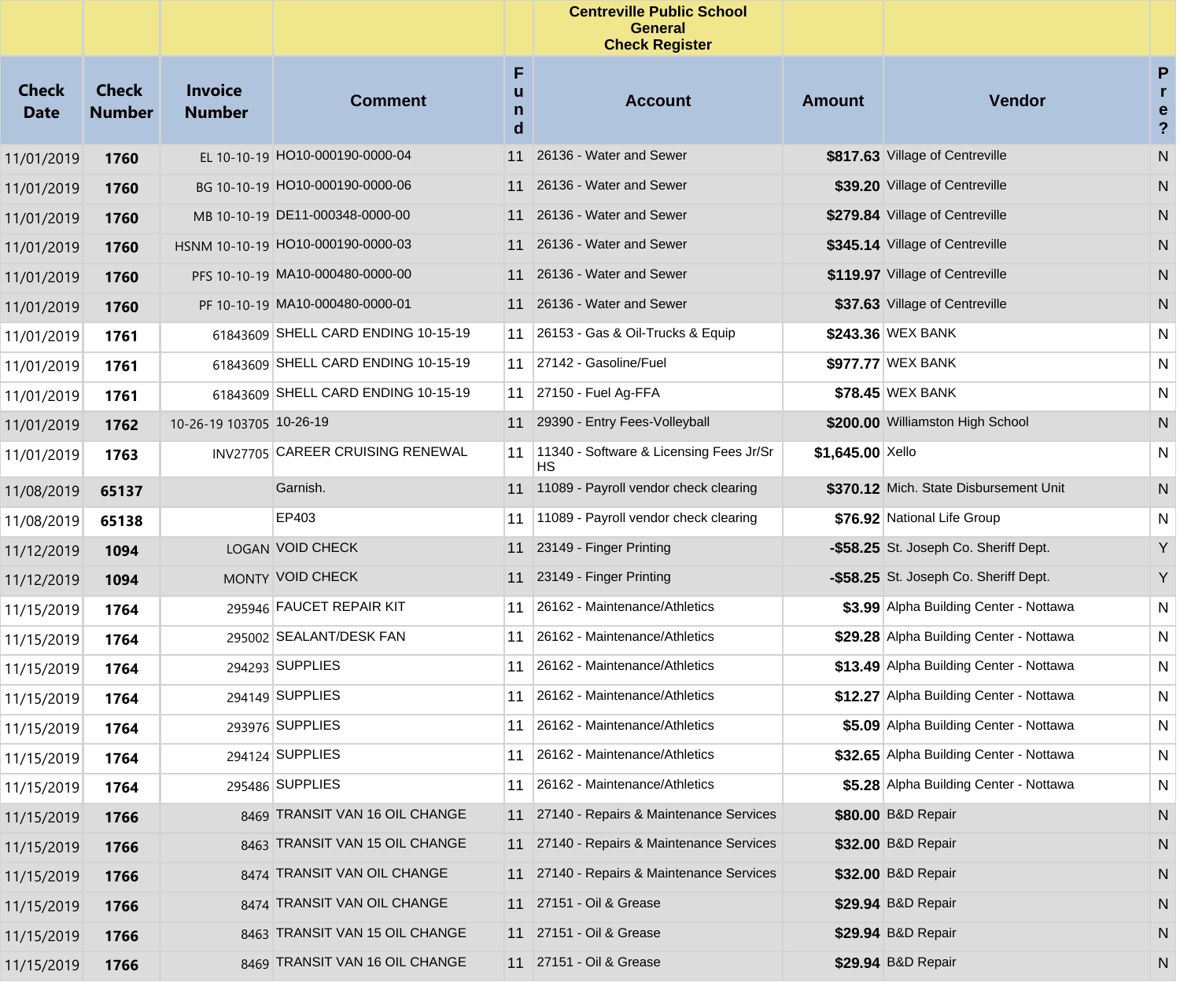| | | | | | Centreville Public School<br>General<br>Check Register | | | |
|---|---|---|---|---|---|---|---|---|
| **Check Date** | **Check Number** | **Invoice Number** | **Comment** | **Fund** | **Account** | **Amount** | **Vendor** | **Pre?** |
| 11/01/2019 | **1760** | EL 10-10-19 | HO10-000190-0000-04 | 11 | 26136 - Water and Sewer | **$817.63** | Village of Centreville | N |
| 11/01/2019 | **1760** | BG 10-10-19 | HO10-000190-0000-06 | 11 | 26136 - Water and Sewer | **$39.20** | Village of Centreville | N |
| 11/01/2019 | **1760** | MB 10-10-19 | DE11-000348-0000-00 | 11 | 26136 - Water and Sewer | **$279.84** | Village of Centreville | N |
| 11/01/2019 | **1760** | HSNM 10-10-19 | HO10-000190-0000-03 | 11 | 26136 - Water and Sewer | **$345.14** | Village of Centreville | N |
| 11/01/2019 | **1760** | PFS 10-10-19 | MA10-000480-0000-00 | 11 | 26136 - Water and Sewer | **$119.97** | Village of Centreville | N |
| 11/01/2019 | **1760** | PF 10-10-19 | MA10-000480-0000-01 | 11 | 26136 - Water and Sewer | **$37.63** | Village of Centreville | N |
| 11/01/2019 | **1761** | 61843609 | SHELL CARD ENDING 10-15-19 | 11 | 26153 - Gas & Oil-Trucks & Equip | **$243.36** | WEX BANK | N |
| 11/01/2019 | **1761** | 61843609 | SHELL CARD ENDING 10-15-19 | 11 | 27142 - Gasoline/Fuel | **$977.77** | WEX BANK | N |
| 11/01/2019 | **1761** | 61843609 | SHELL CARD ENDING 10-15-19 | 11 | 27150 - Fuel Ag-FFA | **$78.45** | WEX BANK | N |
| 11/01/2019 | **1762** | 10-26-19 103705 | 10-26-19 | 11 | 29390 - Entry Fees-Volleyball | **$200.00** | Williamston High School | N |
| 11/01/2019 | **1763** | INV27705 | CAREER CRUISING RENEWAL | 11 | 11340 - Software & Licensing Fees Jr/Sr HS | **$1,645.00** | Xello | N |
| 11/08/2019 | **65137** | | Garnish. | 11 | 11089 - Payroll vendor check clearing | **$370.12** | Mich. State Disbursement Unit | N |
| 11/08/2019 | **65138** | | EP403 | 11 | 11089 - Payroll vendor check clearing | **$76.92** | National Life Group | N |
| 11/12/2019 | **1094** | LOGAN | VOID CHECK | 11 | 23149 - Finger Printing | **-$58.25** | St. Joseph Co. Sheriff Dept. | Y |
| 11/12/2019 | **1094** | MONTY | VOID CHECK | 11 | 23149 - Finger Printing | **-$58.25** | St. Joseph Co. Sheriff Dept. | Y |
| 11/15/2019 | **1764** | 295946 | FAUCET REPAIR KIT | 11 | 26162 - Maintenance/Athletics | **$3.99** | Alpha Building Center - Nottawa | N |
| 11/15/2019 | **1764** | 295002 | SEALANT/DESK FAN | 11 | 26162 - Maintenance/Athletics | **$29.28** | Alpha Building Center - Nottawa | N |
| 11/15/2019 | **1764** | 294293 | SUPPLIES | 11 | 26162 - Maintenance/Athletics | **$13.49** | Alpha Building Center - Nottawa | N |
| 11/15/2019 | **1764** | 294149 | SUPPLIES | 11 | 26162 - Maintenance/Athletics | **$12.27** | Alpha Building Center - Nottawa | N |
| 11/15/2019 | **1764** | 293976 | SUPPLIES | 11 | 26162 - Maintenance/Athletics | **$5.09** | Alpha Building Center - Nottawa | N |
| 11/15/2019 | **1764** | 294124 | SUPPLIES | 11 | 26162 - Maintenance/Athletics | **$32.65** | Alpha Building Center - Nottawa | N |
| 11/15/2019 | **1764** | 295486 | SUPPLIES | 11 | 26162 - Maintenance/Athletics | **$5.28** | Alpha Building Center - Nottawa | N |
| 11/15/2019 | **1766** | 8469 | TRANSIT VAN 16 OIL CHANGE | 11 | 27140 - Repairs & Maintenance Services | **$80.00** | B&D Repair | N |
| 11/15/2019 | **1766** | 8463 | TRANSIT VAN 15 OIL CHANGE | 11 | 27140 - Repairs & Maintenance Services | **$32.00** | B&D Repair | N |
| 11/15/2019 | **1766** | 8474 | TRANSIT VAN OIL CHANGE | 11 | 27140 - Repairs & Maintenance Services | **$32.00** | B&D Repair | N |
| 11/15/2019 | **1766** | 8474 | TRANSIT VAN OIL CHANGE | 11 | 27151 - Oil & Grease | **$29.94** | B&D Repair | N |
| 11/15/2019 | **1766** | 8463 | TRANSIT VAN 15 OIL CHANGE | 11 | 27151 - Oil & Grease | **$29.94** | B&D Repair | N |
| 11/15/2019 | **1766** | 8469 | TRANSIT VAN 16 OIL CHANGE | 11 | 27151 - Oil & Grease | **$29.94** | B&D Repair | N |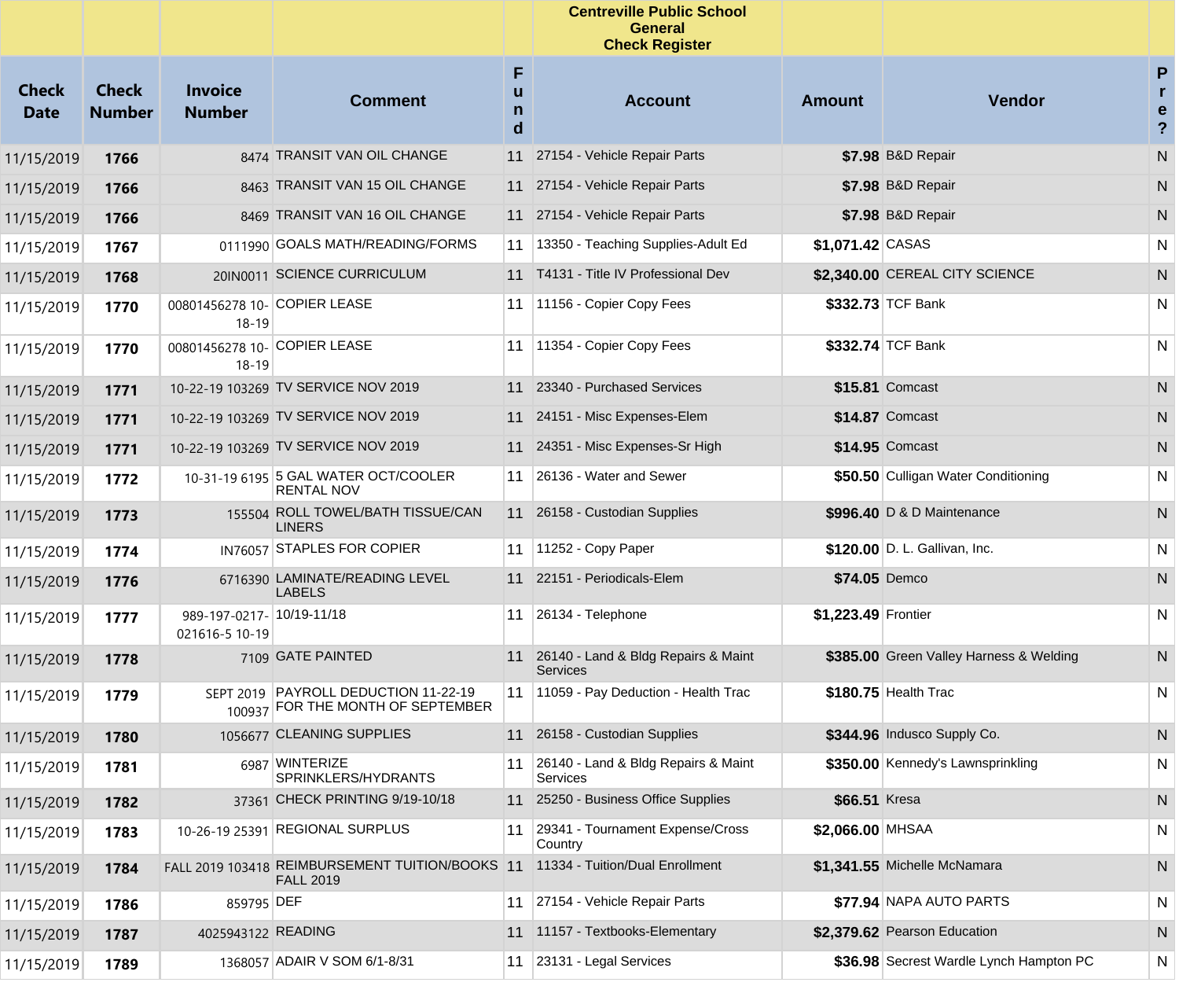**Centreville Public School**
**General**
**Check Register**

| Check Date | Check Number | Invoice Number | Comment | Fund | Account | Amount | Vendor | Pre? |
|---|---|---|---|---|---|---|---|---|
| 11/15/2019 | **1766** | 8474 | TRANSIT VAN OIL CHANGE | 11 | 27154 - Vehicle Repair Parts | **$7.98** | B&D Repair | N |
| 11/15/2019 | **1766** | 8463 | TRANSIT VAN 15 OIL CHANGE | 11 | 27154 - Vehicle Repair Parts | **$7.98** | B&D Repair | N |
| 11/15/2019 | **1766** | 8469 | TRANSIT VAN 16 OIL CHANGE | 11 | 27154 - Vehicle Repair Parts | **$7.98** | B&D Repair | N |
| 11/15/2019 | **1767** | 0111990 | GOALS MATH/READING/FORMS | 11 | 13350 - Teaching Supplies-Adult Ed | **$1,071.42** | CASAS | N |
| 11/15/2019 | **1768** | 20IN0011 | SCIENCE CURRICULUM | 11 | T4131 - Title IV Professional Dev | **$2,340.00** | CEREAL CITY SCIENCE | N |
| 11/15/2019 | **1770** | 00801456278 10-18-19 | COPIER LEASE | 11 | 11156 - Copier Copy Fees | **$332.73** | TCF Bank | N |
| 11/15/2019 | **1770** | 00801456278 10-18-19 | COPIER LEASE | 11 | 11354 - Copier Copy Fees | **$332.74** | TCF Bank | N |
| 11/15/2019 | **1771** | 10-22-19 103269 | TV SERVICE NOV 2019 | 11 | 23340 - Purchased Services | **$15.81** | Comcast | N |
| 11/15/2019 | **1771** | 10-22-19 103269 | TV SERVICE NOV 2019 | 11 | 24151 - Misc Expenses-Elem | **$14.87** | Comcast | N |
| 11/15/2019 | **1771** | 10-22-19 103269 | TV SERVICE NOV 2019 | 11 | 24351 - Misc Expenses-Sr High | **$14.95** | Comcast | N |
| 11/15/2019 | **1772** | 10-31-19 6195 | 5 GAL WATER OCT/COOLER RENTAL NOV | 11 | 26136 - Water and Sewer | **$50.50** | Culligan Water Conditioning | N |
| 11/15/2019 | **1773** | 155504 | ROLL TOWEL/BATH TISSUE/CAN LINERS | 11 | 26158 - Custodian Supplies | **$996.40** | D & D Maintenance | N |
| 11/15/2019 | **1774** | IN76057 | STAPLES FOR COPIER | 11 | 11252 - Copy Paper | **$120.00** | D. L. Gallivan, Inc. | N |
| 11/15/2019 | **1776** | 6716390 | LAMINATE/READING LEVEL LABELS | 11 | 22151 - Periodicals-Elem | **$74.05** | Demco | N |
| 11/15/2019 | **1777** | 989-197-0217-021616-5 10-19 | 10/19-11/18 | 11 | 26134 - Telephone | **$1,223.49** | Frontier | N |
| 11/15/2019 | **1778** | 7109 | GATE PAINTED | 11 | 26140 - Land & Bldg Repairs & Maint Services | **$385.00** | Green Valley Harness & Welding | N |
| 11/15/2019 | **1779** | SEPT 2019 100937 | PAYROLL DEDUCTION 11-22-19 FOR THE MONTH OF SEPTEMBER | 11 | 11059 - Pay Deduction - Health Trac | **$180.75** | Health Trac | N |
| 11/15/2019 | **1780** | 1056677 | CLEANING SUPPLIES | 11 | 26158 - Custodian Supplies | **$344.96** | Indusco Supply Co. | N |
| 11/15/2019 | **1781** | 6987 | WINTERIZE SPRINKLERS/HYDRANTS | 11 | 26140 - Land & Bldg Repairs & Maint Services | **$350.00** | Kennedy's Lawnsprinkling | N |
| 11/15/2019 | **1782** | 37361 | CHECK PRINTING 9/19-10/18 | 11 | 25250 - Business Office Supplies | **$66.51** | Kresa | N |
| 11/15/2019 | **1783** | 10-26-19 25391 | REGIONAL SURPLUS | 11 | 29341 - Tournament Expense/Cross Country | **$2,066.00** | MHSAA | N |
| 11/15/2019 | **1784** | FALL 2019 103418 | REIMBURSEMENT TUITION/BOOKS FALL 2019 | 11 | 11334 - Tuition/Dual Enrollment | **$1,341.55** | Michelle McNamara | N |
| 11/15/2019 | **1786** | 859795 | DEF | 11 | 27154 - Vehicle Repair Parts | **$77.94** | NAPA AUTO PARTS | N |
| 11/15/2019 | **1787** | 4025943122 | READING | 11 | 11157 - Textbooks-Elementary | **$2,379.62** | Pearson Education | N |
| 11/15/2019 | **1789** | 1368057 | ADAIR V SOM 6/1-8/31 | 11 | 23131 - Legal Services | **$36.98** | Secrest Wardle Lynch Hampton PC | N |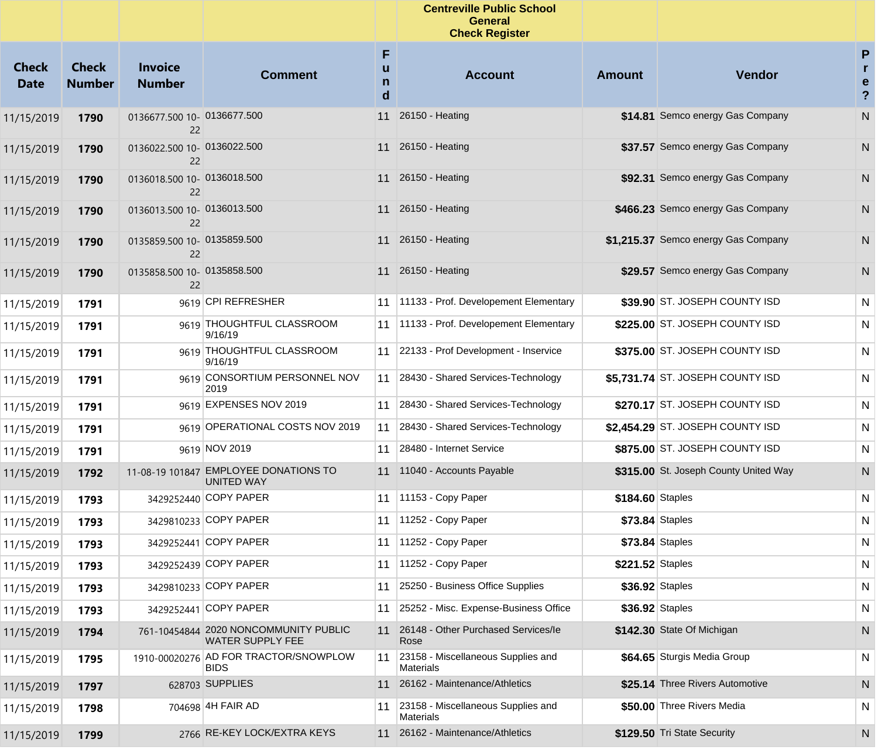| Check Date | Check Number | Invoice Number | Comment | Fund | Account | Amount | Vendor | Pre? |
|---|---|---|---|---|---|---|---|---|
| | | | | | Centreville Public School General Check Register | | | |
| 11/15/2019 | **1790** | 0136677.500 10-22 | 0136677.500 | 11 | 26150 - Heating | **$14.81** | Semco energy Gas Company | N |
| 11/15/2019 | **1790** | 0136022.500 10-22 | 0136022.500 | 11 | 26150 - Heating | **$37.57** | Semco energy Gas Company | N |
| 11/15/2019 | **1790** | 0136018.500 10-22 | 0136018.500 | 11 | 26150 - Heating | **$92.31** | Semco energy Gas Company | N |
| 11/15/2019 | **1790** | 0136013.500 10-22 | 0136013.500 | 11 | 26150 - Heating | **$466.23** | Semco energy Gas Company | N |
| 11/15/2019 | **1790** | 0135859.500 10-22 | 0135859.500 | 11 | 26150 - Heating | **$1,215.37** | Semco energy Gas Company | N |
| 11/15/2019 | **1790** | 0135858.500 10-22 | 0135858.500 | 11 | 26150 - Heating | **$29.57** | Semco energy Gas Company | N |
| 11/15/2019 | **1791** | 9619 | CPI REFRESHER | 11 | 11133 - Prof. Developement Elementary | **$39.90** | ST. JOSEPH COUNTY ISD | N |
| 11/15/2019 | **1791** | 9619 | THOUGHTFUL CLASSROOM 9/16/19 | 11 | 11133 - Prof. Developement Elementary | **$225.00** | ST. JOSEPH COUNTY ISD | N |
| 11/15/2019 | **1791** | 9619 | THOUGHTFUL CLASSROOM 9/16/19 | 11 | 22133 - Prof Development - Inservice | **$375.00** | ST. JOSEPH COUNTY ISD | N |
| 11/15/2019 | **1791** | 9619 | CONSORTIUM PERSONNEL NOV 2019 | 11 | 28430 - Shared Services-Technology | **$5,731.74** | ST. JOSEPH COUNTY ISD | N |
| 11/15/2019 | **1791** | 9619 | EXPENSES NOV 2019 | 11 | 28430 - Shared Services-Technology | **$270.17** | ST. JOSEPH COUNTY ISD | N |
| 11/15/2019 | **1791** | 9619 | OPERATIONAL COSTS NOV 2019 | 11 | 28430 - Shared Services-Technology | **$2,454.29** | ST. JOSEPH COUNTY ISD | N |
| 11/15/2019 | **1791** | 9619 | NOV 2019 | 11 | 28480 - Internet Service | **$875.00** | ST. JOSEPH COUNTY ISD | N |
| 11/15/2019 | **1792** | 11-08-19 101847 | EMPLOYEE DONATIONS TO UNITED WAY | 11 | 11040 - Accounts Payable | **$315.00** | St. Joseph County United Way | N |
| 11/15/2019 | **1793** | 3429252440 | COPY PAPER | 11 | 11153 - Copy Paper | **$184.60** | Staples | N |
| 11/15/2019 | **1793** | 3429810233 | COPY PAPER | 11 | 11252 - Copy Paper | **$73.84** | Staples | N |
| 11/15/2019 | **1793** | 3429252441 | COPY PAPER | 11 | 11252 - Copy Paper | **$73.84** | Staples | N |
| 11/15/2019 | **1793** | 3429252439 | COPY PAPER | 11 | 11252 - Copy Paper | **$221.52** | Staples | N |
| 11/15/2019 | **1793** | 3429810233 | COPY PAPER | 11 | 25250 - Business Office Supplies | **$36.92** | Staples | N |
| 11/15/2019 | **1793** | 3429252441 | COPY PAPER | 11 | 25252 - Misc. Expense-Business Office | **$36.92** | Staples | N |
| 11/15/2019 | **1794** | 761-10454844 | 2020 NONCOMMUNITY PUBLIC WATER SUPPLY FEE | 11 | 26148 - Other Purchased Services/le Rose | **$142.30** | State Of Michigan | N |
| 11/15/2019 | **1795** | 1910-00020276 | AD FOR TRACTOR/SNOWPLOW BIDS | 11 | 23158 - Miscellaneous Supplies and Materials | **$64.65** | Sturgis Media Group | N |
| 11/15/2019 | **1797** | 628703 | SUPPLIES | 11 | 26162 - Maintenance/Athletics | **$25.14** | Three Rivers Automotive | N |
| 11/15/2019 | **1798** | 704698 | 4H FAIR AD | 11 | 23158 - Miscellaneous Supplies and Materials | **$50.00** | Three Rivers Media | N |
| 11/15/2019 | **1799** | 2766 | RE-KEY LOCK/EXTRA KEYS | 11 | 26162 - Maintenance/Athletics | **$129.50** | Tri State Security | N |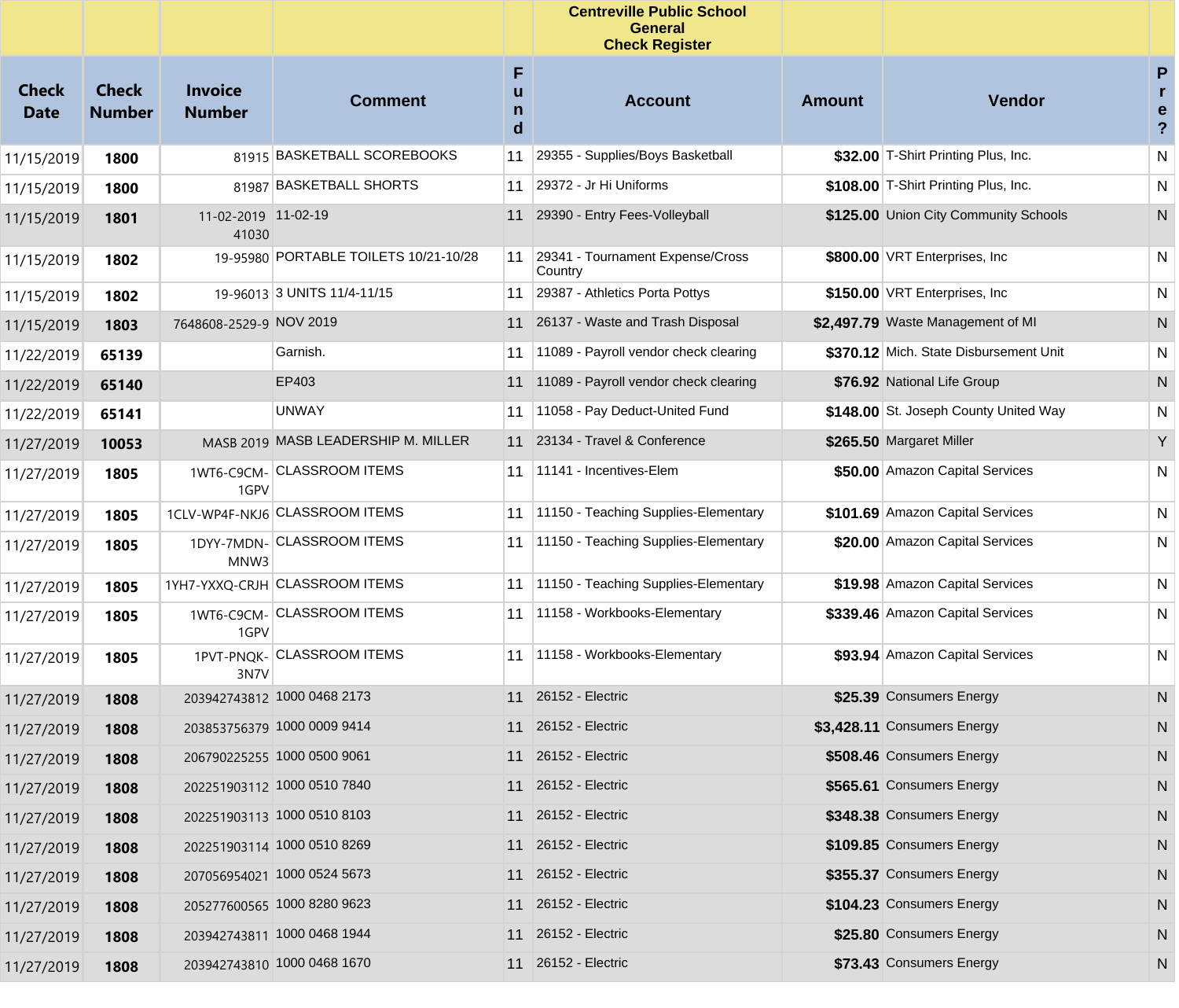| Check Date | Check Number | Invoice Number | Comment | Fund | Account | Amount | Vendor | Pre? |
|---|---|---|---|---|---|---|---|---|
| | | | | | **Centreville Public School General Check Register** | | | |
| 11/15/2019 | **1800** | 81915 | BASKETBALL SCOREBOOKS | 11 | 29355 - Supplies/Boys Basketball | **$32.00** | T-Shirt Printing Plus, Inc. | N |
| 11/15/2019 | **1800** | 81987 | BASKETBALL SHORTS | 11 | 29372 - Jr Hi Uniforms | **$108.00** | T-Shirt Printing Plus, Inc. | N |
| 11/15/2019 | **1801** | 11-02-2019 41030 | 11-02-19 | 11 | 29390 - Entry Fees-Volleyball | **$125.00** | Union City Community Schools | N |
| 11/15/2019 | **1802** | 19-95980 | PORTABLE TOILETS 10/21-10/28 | 11 | 29341 - Tournament Expense/Cross Country | **$800.00** | VRT Enterprises, Inc | N |
| 11/15/2019 | **1802** | 19-96013 | 3 UNITS 11/4-11/15 | 11 | 29387 - Athletics Porta Pottys | **$150.00** | VRT Enterprises, Inc | N |
| 11/15/2019 | **1803** | 7648608-2529-9 | NOV 2019 | 11 | 26137 - Waste and Trash Disposal | **$2,497.79** | Waste Management of MI | N |
| 11/22/2019 | **65139** | | Garnish. | 11 | 11089 - Payroll vendor check clearing | **$370.12** | Mich. State Disbursement Unit | N |
| 11/22/2019 | **65140** | | EP403 | 11 | 11089 - Payroll vendor check clearing | **$76.92** | National Life Group | N |
| 11/22/2019 | **65141** | | UNWAY | 11 | 11058 - Pay Deduct-United Fund | **$148.00** | St. Joseph County United Way | N |
| 11/27/2019 | **10053** | MASB 2019 | MASB LEADERSHIP M. MILLER | 11 | 23134 - Travel & Conference | **$265.50** | Margaret Miller | Y |
| 11/27/2019 | **1805** | 1WT6-C9CM-1GPV | CLASSROOM ITEMS | 11 | 11141 - Incentives-Elem | **$50.00** | Amazon Capital Services | N |
| 11/27/2019 | **1805** | 1CLV-WP4F-NKJ6 | CLASSROOM ITEMS | 11 | 11150 - Teaching Supplies-Elementary | **$101.69** | Amazon Capital Services | N |
| 11/27/2019 | **1805** | 1DYY-7MDN-MNW3 | CLASSROOM ITEMS | 11 | 11150 - Teaching Supplies-Elementary | **$20.00** | Amazon Capital Services | N |
| 11/27/2019 | **1805** | 1YH7-YXXQ-CRJH | CLASSROOM ITEMS | 11 | 11150 - Teaching Supplies-Elementary | **$19.98** | Amazon Capital Services | N |
| 11/27/2019 | **1805** | 1WT6-C9CM-1GPV | CLASSROOM ITEMS | 11 | 11158 - Workbooks-Elementary | **$339.46** | Amazon Capital Services | N |
| 11/27/2019 | **1805** | 1PVT-PNQK-3N7V | CLASSROOM ITEMS | 11 | 11158 - Workbooks-Elementary | **$93.94** | Amazon Capital Services | N |
| 11/27/2019 | **1808** | 203942743812 | 1000 0468 2173 | 11 | 26152 - Electric | **$25.39** | Consumers Energy | N |
| 11/27/2019 | **1808** | 203853756379 | 1000 0009 9414 | 11 | 26152 - Electric | **$3,428.11** | Consumers Energy | N |
| 11/27/2019 | **1808** | 206790225255 | 1000 0500 9061 | 11 | 26152 - Electric | **$508.46** | Consumers Energy | N |
| 11/27/2019 | **1808** | 202251903112 | 1000 0510 7840 | 11 | 26152 - Electric | **$565.61** | Consumers Energy | N |
| 11/27/2019 | **1808** | 202251903113 | 1000 0510 8103 | 11 | 26152 - Electric | **$348.38** | Consumers Energy | N |
| 11/27/2019 | **1808** | 202251903114 | 1000 0510 8269 | 11 | 26152 - Electric | **$109.85** | Consumers Energy | N |
| 11/27/2019 | **1808** | 207056954021 | 1000 0524 5673 | 11 | 26152 - Electric | **$355.37** | Consumers Energy | N |
| 11/27/2019 | **1808** | 205277600565 | 1000 8280 9623 | 11 | 26152 - Electric | **$104.23** | Consumers Energy | N |
| 11/27/2019 | **1808** | 203942743811 | 1000 0468 1944 | 11 | 26152 - Electric | **$25.80** | Consumers Energy | N |
| 11/27/2019 | **1808** | 203942743810 | 1000 0468 1670 | 11 | 26152 - Electric | **$73.43** | Consumers Energy | N |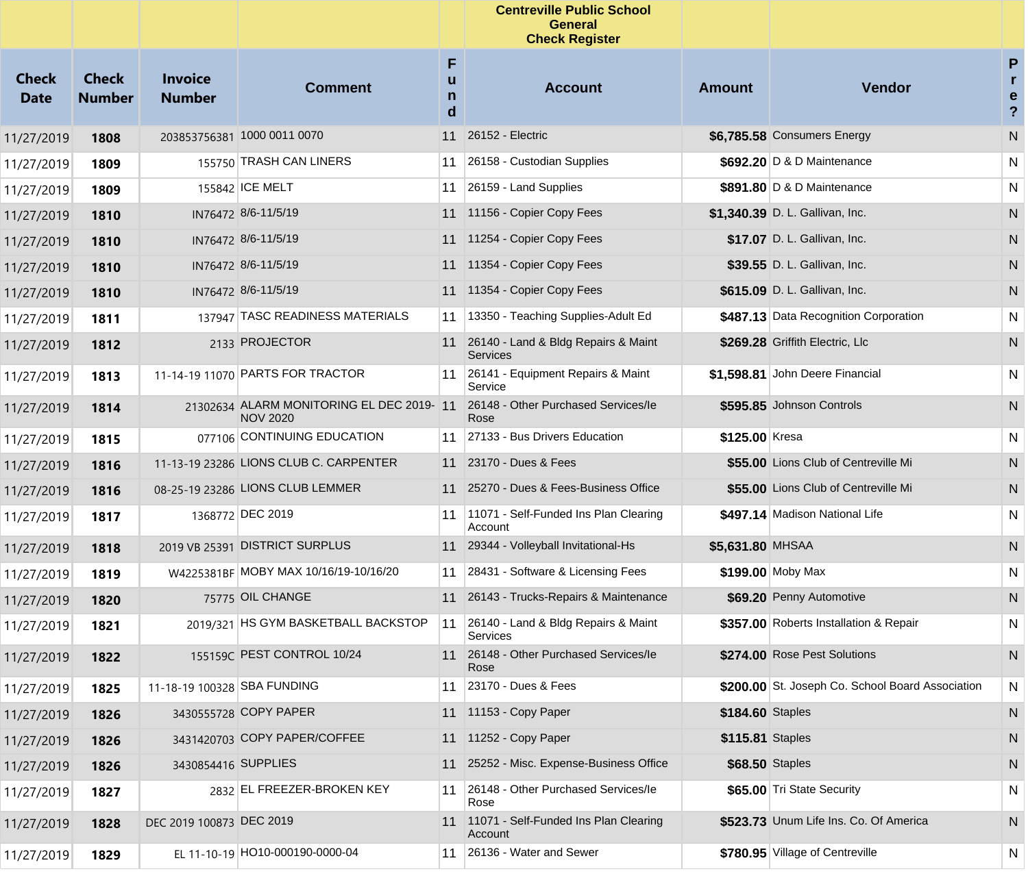# Centreville Public School
## General
## Check Register

| Check Date | Check Number | Invoice Number | Comment | Fund | Account | Amount | Vendor | Pre? |
|---|---|---|---|---|---|---|---|---|
| 11/27/2019 | **1808** | 203853756381 | 1000 0011 0070 | 11 | 26152 - Electric | **$6,785.58** | Consumers Energy | N |
| 11/27/2019 | **1809** | 155750 | TRASH CAN LINERS | 11 | 26158 - Custodian Supplies | **$692.20** | D & D Maintenance | N |
| 11/27/2019 | **1809** | 155842 | ICE MELT | 11 | 26159 - Land Supplies | **$891.80** | D & D Maintenance | N |
| 11/27/2019 | **1810** | IN76472 | 8/6-11/5/19 | 11 | 11156 - Copier Copy Fees | **$1,340.39** | D. L. Gallivan, Inc. | N |
| 11/27/2019 | **1810** | IN76472 | 8/6-11/5/19 | 11 | 11254 - Copier Copy Fees | **$17.07** | D. L. Gallivan, Inc. | N |
| 11/27/2019 | **1810** | IN76472 | 8/6-11/5/19 | 11 | 11354 - Copier Copy Fees | **$39.55** | D. L. Gallivan, Inc. | N |
| 11/27/2019 | **1810** | IN76472 | 8/6-11/5/19 | 11 | 11354 - Copier Copy Fees | **$615.09** | D. L. Gallivan, Inc. | N |
| 11/27/2019 | **1811** | 137947 | TASC READINESS MATERIALS | 11 | 13350 - Teaching Supplies-Adult Ed | **$487.13** | Data Recognition Corporation | N |
| 11/27/2019 | **1812** | 2133 | PROJECTOR | 11 | 26140 - Land & Bldg Repairs & Maint Services | **$269.28** | Griffith Electric, Llc | N |
| 11/27/2019 | **1813** | 11-14-19 11070 | PARTS FOR TRACTOR | 11 | 26141 - Equipment Repairs & Maint Service | **$1,598.81** | John Deere Financial | N |
| 11/27/2019 | **1814** | 21302634 | ALARM MONITORING EL DEC 2019-NOV 2020 | 11 | 26148 - Other Purchased Services/Ie Rose | **$595.85** | Johnson Controls | N |
| 11/27/2019 | **1815** | 077106 | CONTINUING EDUCATION | 11 | 27133 - Bus Drivers Education | **$125.00** | Kresa | N |
| 11/27/2019 | **1816** | 11-13-19 23286 | LIONS CLUB C. CARPENTER | 11 | 23170 - Dues & Fees | **$55.00** | Lions Club of Centreville Mi | N |
| 11/27/2019 | **1816** | 08-25-19 23286 | LIONS CLUB LEMMER | 11 | 25270 - Dues & Fees-Business Office | **$55.00** | Lions Club of Centreville Mi | N |
| 11/27/2019 | **1817** | 1368772 | DEC 2019 | 11 | 11071 - Self-Funded Ins Plan Clearing Account | **$497.14** | Madison National Life | N |
| 11/27/2019 | **1818** | 2019 VB 25391 | DISTRICT SURPLUS | 11 | 29344 - Volleyball Invitational-Hs | **$5,631.80** | MHSAA | N |
| 11/27/2019 | **1819** | W4225381BF | MOBY MAX 10/16/19-10/16/20 | 11 | 28431 - Software & Licensing Fees | **$199.00** | Moby Max | N |
| 11/27/2019 | **1820** | 75775 | OIL CHANGE | 11 | 26143 - Trucks-Repairs & Maintenance | **$69.20** | Penny Automotive | N |
| 11/27/2019 | **1821** | 2019/321 | HS GYM BASKETBALL BACKSTOP | 11 | 26140 - Land & Bldg Repairs & Maint Services | **$357.00** | Roberts Installation & Repair | N |
| 11/27/2019 | **1822** | 155159C | PEST CONTROL 10/24 | 11 | 26148 - Other Purchased Services/Ie Rose | **$274.00** | Rose Pest Solutions | N |
| 11/27/2019 | **1825** | 11-18-19 100328 | SBA FUNDING | 11 | 23170 - Dues & Fees | **$200.00** | St. Joseph Co. School Board Association | N |
| 11/27/2019 | **1826** | 3430555728 | COPY PAPER | 11 | 11153 - Copy Paper | **$184.60** | Staples | N |
| 11/27/2019 | **1826** | 3431420703 | COPY PAPER/COFFEE | 11 | 11252 - Copy Paper | **$115.81** | Staples | N |
| 11/27/2019 | **1826** | 3430854416 | SUPPLIES | 11 | 25252 - Misc. Expense-Business Office | **$68.50** | Staples | N |
| 11/27/2019 | **1827** | 2832 | EL FREEZER-BROKEN KEY | 11 | 26148 - Other Purchased Services/Ie Rose | **$65.00** | Tri State Security | N |
| 11/27/2019 | **1828** | DEC 2019 100873 | DEC 2019 | 11 | 11071 - Self-Funded Ins Plan Clearing Account | **$523.73** | Unum Life Ins. Co. Of America | N |
| 11/27/2019 | **1829** | EL 11-10-19 | HO10-000190-0000-04 | 11 | 26136 - Water and Sewer | **$780.95** | Village of Centreville | N |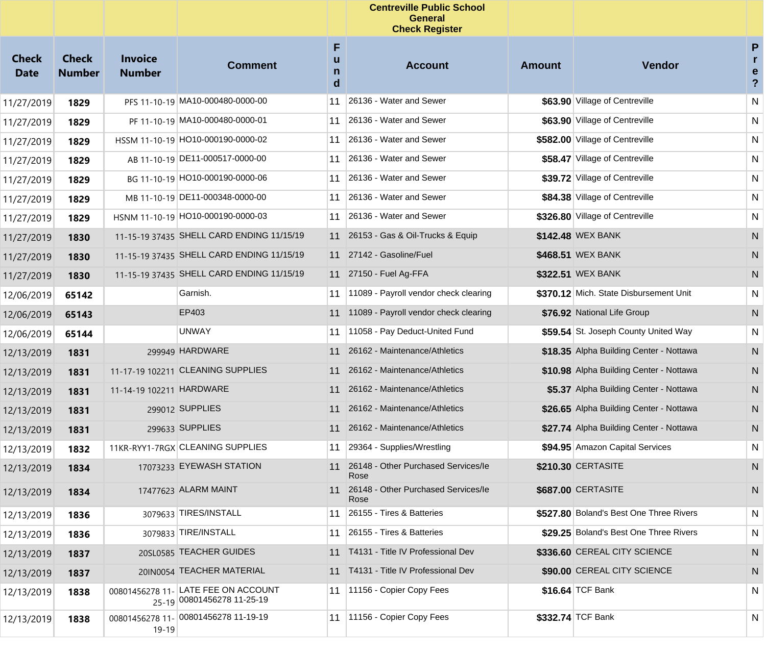| Check Date | Check Number | Invoice Number | Comment | Fund | Account | Amount | Vendor | Pre? |
|---|---|---|---|---|---|---|---|---|
| | | | | | Centreville Public School General Check Register | | | |
| 11/27/2019 | **1829** | PFS 11-10-19 | MA10-000480-0000-00 | 11 | 26136 - Water and Sewer | **$63.90** | Village of Centreville | N |
| 11/27/2019 | **1829** | PF 11-10-19 | MA10-000480-0000-01 | 11 | 26136 - Water and Sewer | **$63.90** | Village of Centreville | N |
| 11/27/2019 | **1829** | HSSM 11-10-19 | HO10-000190-0000-02 | 11 | 26136 - Water and Sewer | **$582.00** | Village of Centreville | N |
| 11/27/2019 | **1829** | AB 11-10-19 | DE11-000517-0000-00 | 11 | 26136 - Water and Sewer | **$58.47** | Village of Centreville | N |
| 11/27/2019 | **1829** | BG 11-10-19 | HO10-000190-0000-06 | 11 | 26136 - Water and Sewer | **$39.72** | Village of Centreville | N |
| 11/27/2019 | **1829** | MB 11-10-19 | DE11-000348-0000-00 | 11 | 26136 - Water and Sewer | **$84.38** | Village of Centreville | N |
| 11/27/2019 | **1829** | HSNM 11-10-19 | HO10-000190-0000-03 | 11 | 26136 - Water and Sewer | **$326.80** | Village of Centreville | N |
| 11/27/2019 | **1830** | 11-15-19 37435 | SHELL CARD ENDING 11/15/19 | 11 | 26153 - Gas & Oil-Trucks & Equip | **$142.48** | WEX BANK | N |
| 11/27/2019 | **1830** | 11-15-19 37435 | SHELL CARD ENDING 11/15/19 | 11 | 27142 - Gasoline/Fuel | **$468.51** | WEX BANK | N |
| 11/27/2019 | **1830** | 11-15-19 37435 | SHELL CARD ENDING 11/15/19 | 11 | 27150 - Fuel Ag-FFA | **$322.51** | WEX BANK | N |
| 12/06/2019 | **65142** | | Garnish. | 11 | 11089 - Payroll vendor check clearing | **$370.12** | Mich. State Disbursement Unit | N |
| 12/06/2019 | **65143** | | EP403 | 11 | 11089 - Payroll vendor check clearing | **$76.92** | National Life Group | N |
| 12/06/2019 | **65144** | | UNWAY | 11 | 11058 - Pay Deduct-United Fund | **$59.54** | St. Joseph County United Way | N |
| 12/13/2019 | **1831** | 299949 | HARDWARE | 11 | 26162 - Maintenance/Athletics | **$18.35** | Alpha Building Center - Nottawa | N |
| 12/13/2019 | **1831** | 11-17-19 102211 | CLEANING SUPPLIES | 11 | 26162 - Maintenance/Athletics | **$10.98** | Alpha Building Center - Nottawa | N |
| 12/13/2019 | **1831** | 11-14-19 102211 | HARDWARE | 11 | 26162 - Maintenance/Athletics | **$5.37** | Alpha Building Center - Nottawa | N |
| 12/13/2019 | **1831** | 299012 | SUPPLIES | 11 | 26162 - Maintenance/Athletics | **$26.65** | Alpha Building Center - Nottawa | N |
| 12/13/2019 | **1831** | 299633 | SUPPLIES | 11 | 26162 - Maintenance/Athletics | **$27.74** | Alpha Building Center - Nottawa | N |
| 12/13/2019 | **1832** | 11KR-RYY1-7RGX | CLEANING SUPPLIES | 11 | 29364 - Supplies/Wrestling | **$94.95** | Amazon Capital Services | N |
| 12/13/2019 | **1834** | 17073233 | EYEWASH STATION | 11 | 26148 - Other Purchased Services/Ie Rose | **$210.30** | CERTASITE | N |
| 12/13/2019 | **1834** | 17477623 | ALARM MAINT | 11 | 26148 - Other Purchased Services/Ie Rose | **$687.00** | CERTASITE | N |
| 12/13/2019 | **1836** | 3079633 | TIRES/INSTALL | 11 | 26155 - Tires & Batteries | **$527.80** | Boland's Best One Three Rivers | N |
| 12/13/2019 | **1836** | 3079833 | TIRE/INSTALL | 11 | 26155 - Tires & Batteries | **$29.25** | Boland's Best One Three Rivers | N |
| 12/13/2019 | **1837** | 20SL0585 | TEACHER GUIDES | 11 | T4131 - Title IV Professional Dev | **$336.60** | CEREAL CITY SCIENCE | N |
| 12/13/2019 | **1837** | 20IN0054 | TEACHER MATERIAL | 11 | T4131 - Title IV Professional Dev | **$90.00** | CEREAL CITY SCIENCE | N |
| 12/13/2019 | **1838** | 00801456278 11-25-19 | LATE FEE ON ACCOUNT 00801456278 11-25-19 | 11 | 11156 - Copier Copy Fees | **$16.64** | TCF Bank | N |
| 12/13/2019 | **1838** | 00801456278 11-19-19 | 00801456278 11-19-19 | 11 | 11156 - Copier Copy Fees | **$332.74** | TCF Bank | N |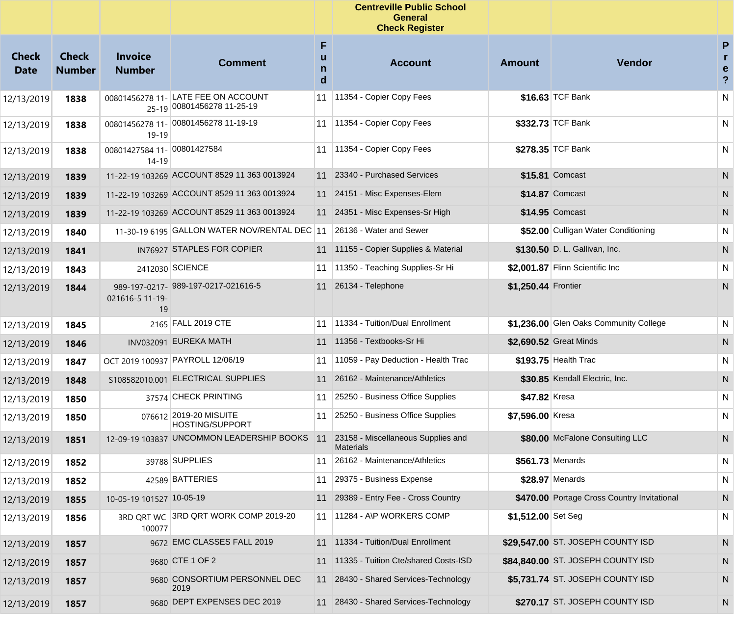**Centreville Public School**
**General**
**Check Register**

| Check Date | Check Number | Invoice Number | Comment | Fund | Account | Amount | Vendor | Pre? |
|---|---|---|---|---|---|---|---|---|
| 12/13/2019 | **1838** | 00801456278 11-25-19 | LATE FEE ON ACCOUNT 00801456278 11-25-19 | 11 | 11354 - Copier Copy Fees | **$16.63** | TCF Bank | N |
| 12/13/2019 | **1838** | 00801456278 11-19-19 | 00801456278 11-19-19 | 11 | 11354 - Copier Copy Fees | **$332.73** | TCF Bank | N |
| 12/13/2019 | **1838** | 00801427584 11-14-19 | 00801427584 | 11 | 11354 - Copier Copy Fees | **$278.35** | TCF Bank | N |
| 12/13/2019 | **1839** | 11-22-19 103269 | ACCOUNT 8529 11 363 0013924 | 11 | 23340 - Purchased Services | **$15.81** | Comcast | N |
| 12/13/2019 | **1839** | 11-22-19 103269 | ACCOUNT 8529 11 363 0013924 | 11 | 24151 - Misc Expenses-Elem | **$14.87** | Comcast | N |
| 12/13/2019 | **1839** | 11-22-19 103269 | ACCOUNT 8529 11 363 0013924 | 11 | 24351 - Misc Expenses-Sr High | **$14.95** | Comcast | N |
| 12/13/2019 | **1840** | 11-30-19 6195 | GALLON WATER NOV/RENTAL DEC | 11 | 26136 - Water and Sewer | **$52.00** | Culligan Water Conditioning | N |
| 12/13/2019 | **1841** | IN76927 | STAPLES FOR COPIER | 11 | 11155 - Copier Supplies & Material | **$130.50** | D. L. Gallivan, Inc. | N |
| 12/13/2019 | **1843** | 2412030 | SCIENCE | 11 | 11350 - Teaching Supplies-Sr Hi | **$2,001.87** | Flinn Scientific Inc | N |
| 12/13/2019 | **1844** | 989-197-0217-021616-5 11-19-19 | 989-197-0217-021616-5 | 11 | 26134 - Telephone | **$1,250.44** | Frontier | N |
| 12/13/2019 | **1845** | 2165 | FALL 2019 CTE | 11 | 11334 - Tuition/Dual Enrollment | **$1,236.00** | Glen Oaks Community College | N |
| 12/13/2019 | **1846** | INV032091 | EUREKA MATH | 11 | 11356 - Textbooks-Sr Hi | **$2,690.52** | Great Minds | N |
| 12/13/2019 | **1847** | OCT 2019 100937 | PAYROLL 12/06/19 | 11 | 11059 - Pay Deduction - Health Trac | **$193.75** | Health Trac | N |
| 12/13/2019 | **1848** | S108582010.001 | ELECTRICAL SUPPLIES | 11 | 26162 - Maintenance/Athletics | **$30.85** | Kendall Electric, Inc. | N |
| 12/13/2019 | **1850** | 37574 | CHECK PRINTING | 11 | 25250 - Business Office Supplies | **$47.82** | Kresa | N |
| 12/13/2019 | **1850** | 076612 | 2019-20 MISUITE HOSTING/SUPPORT | 11 | 25250 - Business Office Supplies | **$7,596.00** | Kresa | N |
| 12/13/2019 | **1851** | 12-09-19 103837 | UNCOMMON LEADERSHIP BOOKS | 11 | 23158 - Miscellaneous Supplies and Materials | **$80.00** | McFalone Consulting LLC | N |
| 12/13/2019 | **1852** | 39788 | SUPPLIES | 11 | 26162 - Maintenance/Athletics | **$561.73** | Menards | N |
| 12/13/2019 | **1852** | 42589 | BATTERIES | 11 | 29375 - Business Expense | **$28.97** | Menards | N |
| 12/13/2019 | **1855** | 10-05-19 101527 | 10-05-19 | 11 | 29389 - Entry Fee - Cross Country | **$470.00** | Portage Cross Country Invitational | N |
| 12/13/2019 | **1856** | 3RD QRT WC 100077 | 3RD QRT WORK COMP 2019-20 | 11 | 11284 - A\P WORKERS COMP | **$1,512.00** | Set Seg | N |
| 12/13/2019 | **1857** | 9672 | EMC CLASSES FALL 2019 | 11 | 11334 - Tuition/Dual Enrollment | **$29,547.00** | ST. JOSEPH COUNTY ISD | N |
| 12/13/2019 | **1857** | 9680 | CTE 1 OF 2 | 11 | 11335 - Tuition Cte/shared Costs-ISD | **$84,840.00** | ST. JOSEPH COUNTY ISD | N |
| 12/13/2019 | **1857** | 9680 | CONSORTIUM PERSONNEL DEC 2019 | 11 | 28430 - Shared Services-Technology | **$5,731.74** | ST. JOSEPH COUNTY ISD | N |
| 12/13/2019 | **1857** | 9680 | DEPT EXPENSES DEC 2019 | 11 | 28430 - Shared Services-Technology | **$270.17** | ST. JOSEPH COUNTY ISD | N |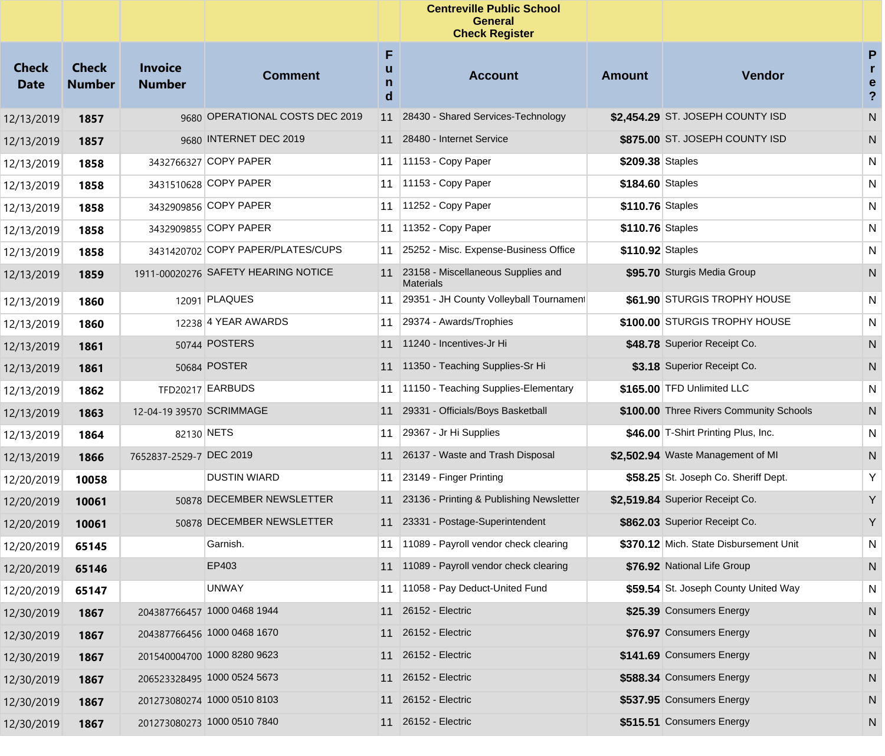**Centreville Public School**
**General**
**Check Register**

| Check Date | Check Number | Invoice Number | Comment | Fund | Account | Amount | Vendor | Pre? |
|---|---|---|---|---|---|---|---|---|
| 12/13/2019 | **1857** | 9680 | OPERATIONAL COSTS DEC 2019 | 11 | 28430 - Shared Services-Technology | **$2,454.29** | ST. JOSEPH COUNTY ISD | N |
| 12/13/2019 | **1857** | 9680 | INTERNET DEC 2019 | 11 | 28480 - Internet Service | **$875.00** | ST. JOSEPH COUNTY ISD | N |
| 12/13/2019 | **1858** | 3432766327 | COPY PAPER | 11 | 11153 - Copy Paper | **$209.38** | Staples | N |
| 12/13/2019 | **1858** | 3431510628 | COPY PAPER | 11 | 11153 - Copy Paper | **$184.60** | Staples | N |
| 12/13/2019 | **1858** | 3432909856 | COPY PAPER | 11 | 11252 - Copy Paper | **$110.76** | Staples | N |
| 12/13/2019 | **1858** | 3432909855 | COPY PAPER | 11 | 11352 - Copy Paper | **$110.76** | Staples | N |
| 12/13/2019 | **1858** | 3431420702 | COPY PAPER/PLATES/CUPS | 11 | 25252 - Misc. Expense-Business Office | **$110.92** | Staples | N |
| 12/13/2019 | **1859** | 1911-00020276 | SAFETY HEARING NOTICE | 11 | 23158 - Miscellaneous Supplies and Materials | **$95.70** | Sturgis Media Group | N |
| 12/13/2019 | **1860** | 12091 | PLAQUES | 11 | 29351 - JH County Volleyball Tournament | **$61.90** | STURGIS TROPHY HOUSE | N |
| 12/13/2019 | **1860** | 12238 | 4 YEAR AWARDS | 11 | 29374 - Awards/Trophies | **$100.00** | STURGIS TROPHY HOUSE | N |
| 12/13/2019 | **1861** | 50744 | POSTERS | 11 | 11240 - Incentives-Jr Hi | **$48.78** | Superior Receipt Co. | N |
| 12/13/2019 | **1861** | 50684 | POSTER | 11 | 11350 - Teaching Supplies-Sr Hi | **$3.18** | Superior Receipt Co. | N |
| 12/13/2019 | **1862** | TFD20217 | EARBUDS | 11 | 11150 - Teaching Supplies-Elementary | **$165.00** | TFD Unlimited LLC | N |
| 12/13/2019 | **1863** | 12-04-19 39570 | SCRIMMAGE | 11 | 29331 - Officials/Boys Basketball | **$100.00** | Three Rivers Community Schools | N |
| 12/13/2019 | **1864** | 82130 | NETS | 11 | 29367 - Jr Hi Supplies | **$46.00** | T-Shirt Printing Plus, Inc. | N |
| 12/13/2019 | **1866** | 7652837-2529-7 | DEC 2019 | 11 | 26137 - Waste and Trash Disposal | **$2,502.94** | Waste Management of MI | N |
| 12/20/2019 | **10058** | | DUSTIN WIARD | 11 | 23149 - Finger Printing | **$58.25** | St. Joseph Co. Sheriff Dept. | Y |
| 12/20/2019 | **10061** | 50878 | DECEMBER NEWSLETTER | 11 | 23136 - Printing & Publishing Newsletter | **$2,519.84** | Superior Receipt Co. | Y |
| 12/20/2019 | **10061** | 50878 | DECEMBER NEWSLETTER | 11 | 23331 - Postage-Superintendent | **$862.03** | Superior Receipt Co. | Y |
| 12/20/2019 | **65145** | | Garnish. | 11 | 11089 - Payroll vendor check clearing | **$370.12** | Mich. State Disbursement Unit | N |
| 12/20/2019 | **65146** | | EP403 | 11 | 11089 - Payroll vendor check clearing | **$76.92** | National Life Group | N |
| 12/20/2019 | **65147** | | UNWAY | 11 | 11058 - Pay Deduct-United Fund | **$59.54** | St. Joseph County United Way | N |
| 12/30/2019 | **1867** | 204387766457 | 1000 0468 1944 | 11 | 26152 - Electric | **$25.39** | Consumers Energy | N |
| 12/30/2019 | **1867** | 204387766456 | 1000 0468 1670 | 11 | 26152 - Electric | **$76.97** | Consumers Energy | N |
| 12/30/2019 | **1867** | 201540004700 | 1000 8280 9623 | 11 | 26152 - Electric | **$141.69** | Consumers Energy | N |
| 12/30/2019 | **1867** | 206523328495 | 1000 0524 5673 | 11 | 26152 - Electric | **$588.34** | Consumers Energy | N |
| 12/30/2019 | **1867** | 201273080274 | 1000 0510 8103 | 11 | 26152 - Electric | **$537.95** | Consumers Energy | N |
| 12/30/2019 | **1867** | 201273080273 | 1000 0510 7840 | 11 | 26152 - Electric | **$515.51** | Consumers Energy | N |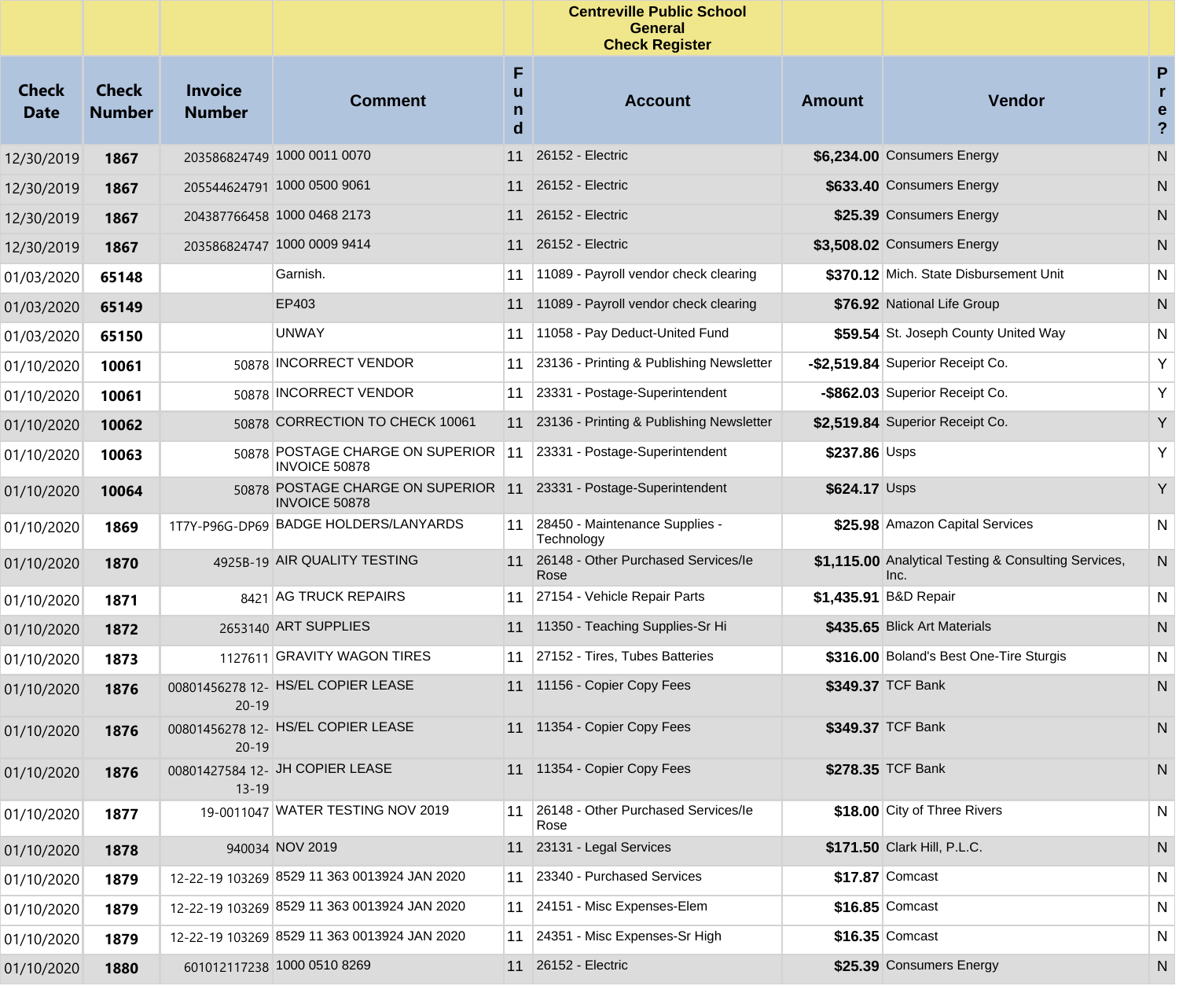| | | | | | Centreville Public School General Check Register | | | |
|---|---|---|---|---|---|---|---|---|
| **Check Date** | **Check Number** | **Invoice Number** | **Comment** | **Fund** | **Account** | **Amount** | **Vendor** | **Pre?** |
| 12/30/2019 | **1867** | 203586824749 | 1000 0011 0070 | 11 | 26152 - Electric | **$6,234.00** | Consumers Energy | N |
| 12/30/2019 | **1867** | 205544624791 | 1000 0500 9061 | 11 | 26152 - Electric | **$633.40** | Consumers Energy | N |
| 12/30/2019 | **1867** | 204387766458 | 1000 0468 2173 | 11 | 26152 - Electric | **$25.39** | Consumers Energy | N |
| 12/30/2019 | **1867** | 203586824747 | 1000 0009 9414 | 11 | 26152 - Electric | **$3,508.02** | Consumers Energy | N |
| 01/03/2020 | **65148** | | Garnish. | 11 | 11089 - Payroll vendor check clearing | **$370.12** | Mich. State Disbursement Unit | N |
| 01/03/2020 | **65149** | | EP403 | 11 | 11089 - Payroll vendor check clearing | **$76.92** | National Life Group | N |
| 01/03/2020 | **65150** | | UNWAY | 11 | 11058 - Pay Deduct-United Fund | **$59.54** | St. Joseph County United Way | N |
| 01/10/2020 | **10061** | 50878 | INCORRECT VENDOR | 11 | 23136 - Printing & Publishing Newsletter | **-$2,519.84** | Superior Receipt Co. | Y |
| 01/10/2020 | **10061** | 50878 | INCORRECT VENDOR | 11 | 23331 - Postage-Superintendent | **-$862.03** | Superior Receipt Co. | Y |
| 01/10/2020 | **10062** | 50878 | CORRECTION TO CHECK 10061 | 11 | 23136 - Printing & Publishing Newsletter | **$2,519.84** | Superior Receipt Co. | Y |
| 01/10/2020 | **10063** | 50878 | POSTAGE CHARGE ON SUPERIOR INVOICE 50878 | 11 | 23331 - Postage-Superintendent | **$237.86** | Usps | Y |
| 01/10/2020 | **10064** | 50878 | POSTAGE CHARGE ON SUPERIOR INVOICE 50878 | 11 | 23331 - Postage-Superintendent | **$624.17** | Usps | Y |
| 01/10/2020 | **1869** | 1T7Y-P96G-DP69 | BADGE HOLDERS/LANYARDS | 11 | 28450 - Maintenance Supplies - Technology | **$25.98** | Amazon Capital Services | N |
| 01/10/2020 | **1870** | 4925B-19 | AIR QUALITY TESTING | 11 | 26148 - Other Purchased Services/Ie Rose | **$1,115.00** | Analytical Testing & Consulting Services, Inc. | N |
| 01/10/2020 | **1871** | 8421 | AG TRUCK REPAIRS | 11 | 27154 - Vehicle Repair Parts | **$1,435.91** | B&D Repair | N |
| 01/10/2020 | **1872** | 2653140 | ART SUPPLIES | 11 | 11350 - Teaching Supplies-Sr Hi | **$435.65** | Blick Art Materials | N |
| 01/10/2020 | **1873** | 1127611 | GRAVITY WAGON TIRES | 11 | 27152 - Tires, Tubes Batteries | **$316.00** | Boland's Best One-Tire Sturgis | N |
| 01/10/2020 | **1876** | 00801456278 12-20-19 | HS/EL COPIER LEASE | 11 | 11156 - Copier Copy Fees | **$349.37** | TCF Bank | N |
| 01/10/2020 | **1876** | 00801456278 12-20-19 | HS/EL COPIER LEASE | 11 | 11354 - Copier Copy Fees | **$349.37** | TCF Bank | N |
| 01/10/2020 | **1876** | 00801427584 12-13-19 | JH COPIER LEASE | 11 | 11354 - Copier Copy Fees | **$278.35** | TCF Bank | N |
| 01/10/2020 | **1877** | 19-0011047 | WATER TESTING NOV 2019 | 11 | 26148 - Other Purchased Services/Ie Rose | **$18.00** | City of Three Rivers | N |
| 01/10/2020 | **1878** | 940034 | NOV 2019 | 11 | 23131 - Legal Services | **$171.50** | Clark Hill, P.L.C. | N |
| 01/10/2020 | **1879** | 12-22-19 103269 | 8529 11 363 0013924 JAN 2020 | 11 | 23340 - Purchased Services | **$17.87** | Comcast | N |
| 01/10/2020 | **1879** | 12-22-19 103269 | 8529 11 363 0013924 JAN 2020 | 11 | 24151 - Misc Expenses-Elem | **$16.85** | Comcast | N |
| 01/10/2020 | **1879** | 12-22-19 103269 | 8529 11 363 0013924 JAN 2020 | 11 | 24351 - Misc Expenses-Sr High | **$16.35** | Comcast | N |
| 01/10/2020 | **1880** | 601012117238 | 1000 0510 8269 | 11 | 26152 - Electric | **$25.39** | Consumers Energy | N |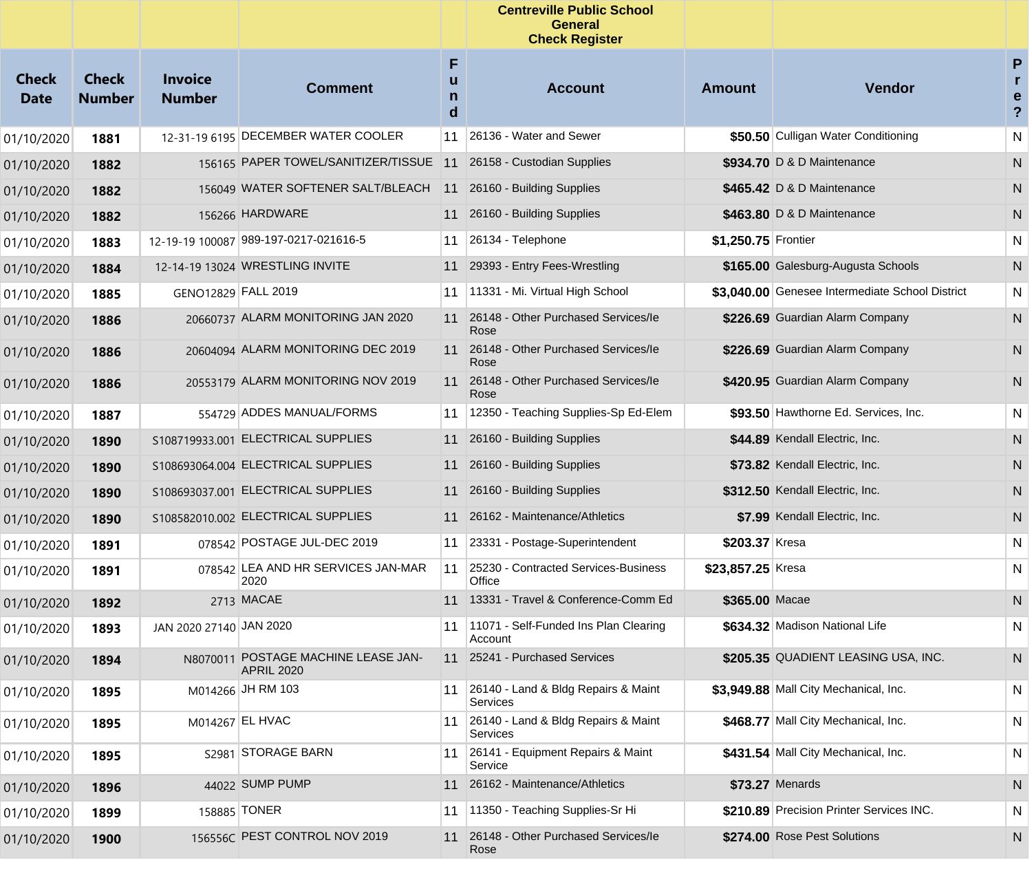**Centreville Public School**
**General**
**Check Register**

| Check Date | Check Number | Invoice Number | Comment | Fund | Account | Amount | Vendor | Pre? |
|---|---|---|---|---|---|---|---|---|
| 01/10/2020 | **1881** | 12-31-19 6195 | DECEMBER WATER COOLER | 11 | 26136 - Water and Sewer | **$50.50** | Culligan Water Conditioning | N |
| 01/10/2020 | **1882** | 156165 | PAPER TOWEL/SANITIZER/TISSUE | 11 | 26158 - Custodian Supplies | **$934.70** | D & D Maintenance | N |
| 01/10/2020 | **1882** | 156049 | WATER SOFTENER SALT/BLEACH | 11 | 26160 - Building Supplies | **$465.42** | D & D Maintenance | N |
| 01/10/2020 | **1882** | 156266 | HARDWARE | 11 | 26160 - Building Supplies | **$463.80** | D & D Maintenance | N |
| 01/10/2020 | **1883** | 12-19-19 100087 | 989-197-0217-021616-5 | 11 | 26134 - Telephone | **$1,250.75** | Frontier | N |
| 01/10/2020 | **1884** | 12-14-19 13024 | WRESTLING INVITE | 11 | 29393 - Entry Fees-Wrestling | **$165.00** | Galesburg-Augusta Schools | N |
| 01/10/2020 | **1885** | GENO12829 | FALL 2019 | 11 | 11331 - Mi. Virtual High School | **$3,040.00** | Genesee Intermediate School District | N |
| 01/10/2020 | **1886** | 20660737 | ALARM MONITORING JAN 2020 | 11 | 26148 - Other Purchased Services/Ie Rose | **$226.69** | Guardian Alarm Company | N |
| 01/10/2020 | **1886** | 20604094 | ALARM MONITORING DEC 2019 | 11 | 26148 - Other Purchased Services/Ie Rose | **$226.69** | Guardian Alarm Company | N |
| 01/10/2020 | **1886** | 20553179 | ALARM MONITORING NOV 2019 | 11 | 26148 - Other Purchased Services/Ie Rose | **$420.95** | Guardian Alarm Company | N |
| 01/10/2020 | **1887** | 554729 | ADDES MANUAL/FORMS | 11 | 12350 - Teaching Supplies-Sp Ed-Elem | **$93.50** | Hawthorne Ed. Services, Inc. | N |
| 01/10/2020 | **1890** | S108719933.001 | ELECTRICAL SUPPLIES | 11 | 26160 - Building Supplies | **$44.89** | Kendall Electric, Inc. | N |
| 01/10/2020 | **1890** | S108693064.004 | ELECTRICAL SUPPLIES | 11 | 26160 - Building Supplies | **$73.82** | Kendall Electric, Inc. | N |
| 01/10/2020 | **1890** | S108693037.001 | ELECTRICAL SUPPLIES | 11 | 26160 - Building Supplies | **$312.50** | Kendall Electric, Inc. | N |
| 01/10/2020 | **1890** | S108582010.002 | ELECTRICAL SUPPLIES | 11 | 26162 - Maintenance/Athletics | **$7.99** | Kendall Electric, Inc. | N |
| 01/10/2020 | **1891** | 078542 | POSTAGE JUL-DEC 2019 | 11 | 23331 - Postage-Superintendent | **$203.37** | Kresa | N |
| 01/10/2020 | **1891** | 078542 | LEA AND HR SERVICES JAN-MAR 2020 | 11 | 25230 - Contracted Services-Business Office | **$23,857.25** | Kresa | N |
| 01/10/2020 | **1892** | 2713 | MACAE | 11 | 13331 - Travel & Conference-Comm Ed | **$365.00** | Macae | N |
| 01/10/2020 | **1893** | JAN 2020 27140 | JAN 2020 | 11 | 11071 - Self-Funded Ins Plan Clearing Account | **$634.32** | Madison National Life | N |
| 01/10/2020 | **1894** | N8070011 | POSTAGE MACHINE LEASE JAN-APRIL 2020 | 11 | 25241 - Purchased Services | **$205.35** | QUADIENT LEASING USA, INC. | N |
| 01/10/2020 | **1895** | M014266 | JH RM 103 | 11 | 26140 - Land & Bldg Repairs & Maint Services | **$3,949.88** | Mall City Mechanical, Inc. | N |
| 01/10/2020 | **1895** | M014267 | EL HVAC | 11 | 26140 - Land & Bldg Repairs & Maint Services | **$468.77** | Mall City Mechanical, Inc. | N |
| 01/10/2020 | **1895** | S2981 | STORAGE BARN | 11 | 26141 - Equipment Repairs & Maint Service | **$431.54** | Mall City Mechanical, Inc. | N |
| 01/10/2020 | **1896** | 44022 | SUMP PUMP | 11 | 26162 - Maintenance/Athletics | **$73.27** | Menards | N |
| 01/10/2020 | **1899** | 158885 | TONER | 11 | 11350 - Teaching Supplies-Sr Hi | **$210.89** | Precision Printer Services INC. | N |
| 01/10/2020 | **1900** | 156556C | PEST CONTROL NOV 2019 | 11 | 26148 - Other Purchased Services/Ie Rose | **$274.00** | Rose Pest Solutions | N |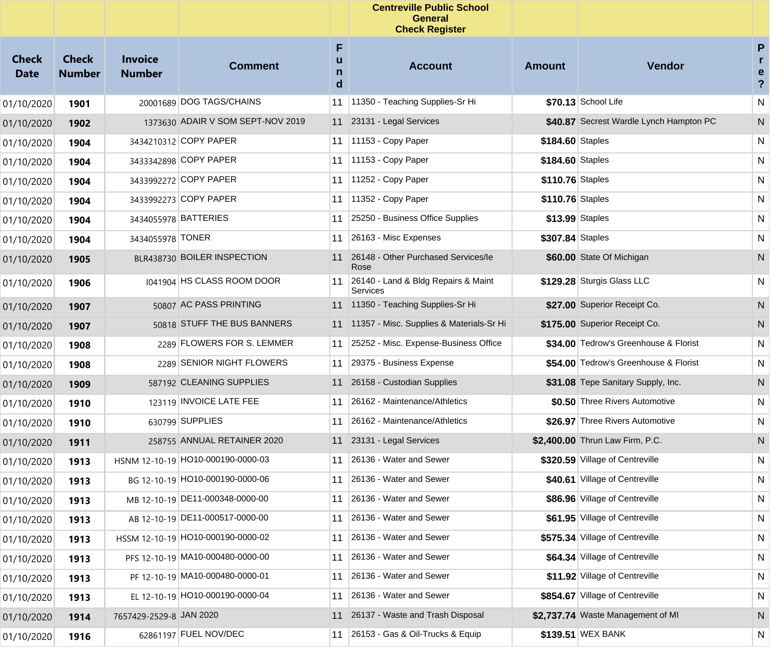**Centreville Public School General Check Register**

| Check Date | Check Number | Invoice Number | Comment | Fund | Account | Amount | Vendor | Pre? |
|---|---|---|---|---|---|---|---|---|
| 01/10/2020 | **1901** | 20001689 | DOG TAGS/CHAINS | 11 | 11350 - Teaching Supplies-Sr Hi | **$70.13** | School Life | N |
| 01/10/2020 | **1902** | 1373630 | ADAIR V SOM SEPT-NOV 2019 | 11 | 23131 - Legal Services | **$40.87** | Secrest Wardle Lynch Hampton PC | N |
| 01/10/2020 | **1904** | 3434210312 | COPY PAPER | 11 | 11153 - Copy Paper | **$184.60** | Staples | N |
| 01/10/2020 | **1904** | 3433342898 | COPY PAPER | 11 | 11153 - Copy Paper | **$184.60** | Staples | N |
| 01/10/2020 | **1904** | 3433992272 | COPY PAPER | 11 | 11252 - Copy Paper | **$110.76** | Staples | N |
| 01/10/2020 | **1904** | 3433992273 | COPY PAPER | 11 | 11352 - Copy Paper | **$110.76** | Staples | N |
| 01/10/2020 | **1904** | 3434055978 | BATTERIES | 11 | 25250 - Business Office Supplies | **$13.99** | Staples | N |
| 01/10/2020 | **1904** | 3434055978 | TONER | 11 | 26163 - Misc Expenses | **$307.84** | Staples | N |
| 01/10/2020 | **1905** | BLR438730 | BOILER INSPECTION | 11 | 26148 - Other Purchased Services/le Rose | **$60.00** | State Of Michigan | N |
| 01/10/2020 | **1906** | I041904 | HS CLASS ROOM DOOR | 11 | 26140 - Land & Bldg Repairs & Maint Services | **$129.28** | Sturgis Glass LLC | N |
| 01/10/2020 | **1907** | 50807 | AC PASS PRINTING | 11 | 11350 - Teaching Supplies-Sr Hi | **$27.00** | Superior Receipt Co. | N |
| 01/10/2020 | **1907** | 50818 | STUFF THE BUS BANNERS | 11 | 11357 - Misc. Supplies & Materials-Sr Hi | **$175.00** | Superior Receipt Co. | N |
| 01/10/2020 | **1908** | 2289 | FLOWERS FOR S. LEMMER | 11 | 25252 - Misc. Expense-Business Office | **$34.00** | Tedrow's Greenhouse & Florist | N |
| 01/10/2020 | **1908** | 2289 | SENIOR NIGHT FLOWERS | 11 | 29375 - Business Expense | **$54.00** | Tedrow's Greenhouse & Florist | N |
| 01/10/2020 | **1909** | 587192 | CLEANING SUPPLIES | 11 | 26158 - Custodian Supplies | **$31.08** | Tepe Sanitary Supply, Inc. | N |
| 01/10/2020 | **1910** | 123119 | INVOICE LATE FEE | 11 | 26162 - Maintenance/Athletics | **$0.50** | Three Rivers Automotive | N |
| 01/10/2020 | **1910** | 630799 | SUPPLIES | 11 | 26162 - Maintenance/Athletics | **$26.97** | Three Rivers Automotive | N |
| 01/10/2020 | **1911** | 258755 | ANNUAL RETAINER 2020 | 11 | 23131 - Legal Services | **$2,400.00** | Thrun Law Firm, P.C. | N |
| 01/10/2020 | **1913** | HSNM 12-10-19 | HO10-000190-0000-03 | 11 | 26136 - Water and Sewer | **$320.59** | Village of Centreville | N |
| 01/10/2020 | **1913** | BG 12-10-19 | HO10-000190-0000-06 | 11 | 26136 - Water and Sewer | **$40.61** | Village of Centreville | N |
| 01/10/2020 | **1913** | MB 12-10-19 | DE11-000348-0000-00 | 11 | 26136 - Water and Sewer | **$86.96** | Village of Centreville | N |
| 01/10/2020 | **1913** | AB 12-10-19 | DE11-000517-0000-00 | 11 | 26136 - Water and Sewer | **$61.95** | Village of Centreville | N |
| 01/10/2020 | **1913** | HSSM 12-10-19 | HO10-000190-0000-02 | 11 | 26136 - Water and Sewer | **$575.34** | Village of Centreville | N |
| 01/10/2020 | **1913** | PFS 12-10-19 | MA10-000480-0000-00 | 11 | 26136 - Water and Sewer | **$64.34** | Village of Centreville | N |
| 01/10/2020 | **1913** | PF 12-10-19 | MA10-000480-0000-01 | 11 | 26136 - Water and Sewer | **$11.92** | Village of Centreville | N |
| 01/10/2020 | **1913** | EL 12-10-19 | HO10-000190-0000-04 | 11 | 26136 - Water and Sewer | **$854.67** | Village of Centreville | N |
| 01/10/2020 | **1914** | 7657429-2529-8 | JAN 2020 | 11 | 26137 - Waste and Trash Disposal | **$2,737.74** | Waste Management of MI | N |
| 01/10/2020 | **1916** | 62861197 | FUEL NOV/DEC | 11 | 26153 - Gas & Oil-Trucks & Equip | **$139.51** | WEX BANK | N |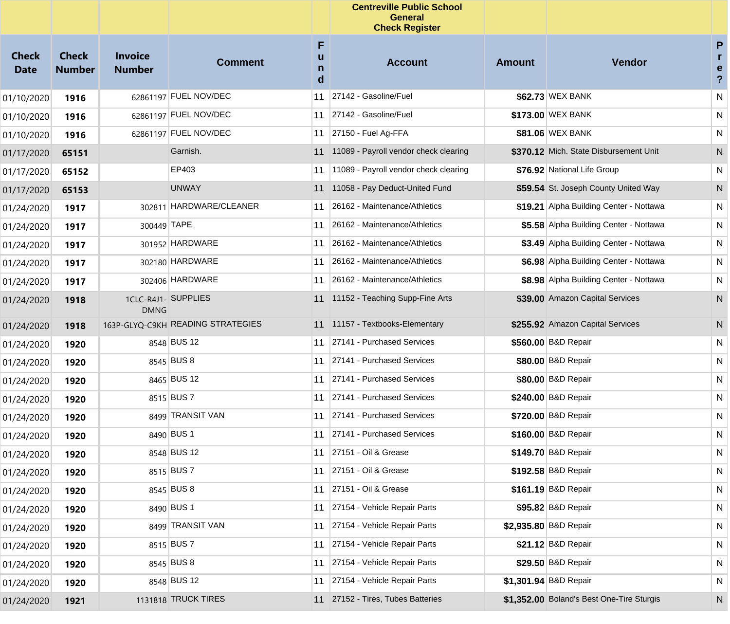| | | | | | Centreville Public School<br>General<br>Check Register | | | |
|---|---|---|---|---|---|---|---|---|
| **Check Date** | **Check Number** | **Invoice Number** | **Comment** | **Fund** | **Account** | **Amount** | **Vendor** | **Pre?** |
| 01/10/2020 | **1916** | 62861197 | FUEL NOV/DEC | 11 | 27142 - Gasoline/Fuel | **$62.73** | WEX BANK | N |
| 01/10/2020 | **1916** | 62861197 | FUEL NOV/DEC | 11 | 27142 - Gasoline/Fuel | **$173.00** | WEX BANK | N |
| 01/10/2020 | **1916** | 62861197 | FUEL NOV/DEC | 11 | 27150 - Fuel Ag-FFA | **$81.06** | WEX BANK | N |
| 01/17/2020 | **65151** | | Garnish. | 11 | 11089 - Payroll vendor check clearing | **$370.12** | Mich. State Disbursement Unit | N |
| 01/17/2020 | **65152** | | EP403 | 11 | 11089 - Payroll vendor check clearing | **$76.92** | National Life Group | N |
| 01/17/2020 | **65153** | | UNWAY | 11 | 11058 - Pay Deduct-United Fund | **$59.54** | St. Joseph County United Way | N |
| 01/24/2020 | **1917** | 302811 | HARDWARE/CLEANER | 11 | 26162 - Maintenance/Athletics | **$19.21** | Alpha Building Center - Nottawa | N |
| 01/24/2020 | **1917** | 300449 | TAPE | 11 | 26162 - Maintenance/Athletics | **$5.58** | Alpha Building Center - Nottawa | N |
| 01/24/2020 | **1917** | 301952 | HARDWARE | 11 | 26162 - Maintenance/Athletics | **$3.49** | Alpha Building Center - Nottawa | N |
| 01/24/2020 | **1917** | 302180 | HARDWARE | 11 | 26162 - Maintenance/Athletics | **$6.98** | Alpha Building Center - Nottawa | N |
| 01/24/2020 | **1917** | 302406 | HARDWARE | 11 | 26162 - Maintenance/Athletics | **$8.98** | Alpha Building Center - Nottawa | N |
| 01/24/2020 | **1918** | 1CLC-R4J1-DMNG | SUPPLIES | 11 | 11152 - Teaching Supp-Fine Arts | **$39.00** | Amazon Capital Services | N |
| 01/24/2020 | **1918** | 163P-GLYQ-C9KH | READING STRATEGIES | 11 | 11157 - Textbooks-Elementary | **$255.92** | Amazon Capital Services | N |
| 01/24/2020 | **1920** | 8548 | BUS 12 | 11 | 27141 - Purchased Services | **$560.00** | B&D Repair | N |
| 01/24/2020 | **1920** | 8545 | BUS 8 | 11 | 27141 - Purchased Services | **$80.00** | B&D Repair | N |
| 01/24/2020 | **1920** | 8465 | BUS 12 | 11 | 27141 - Purchased Services | **$80.00** | B&D Repair | N |
| 01/24/2020 | **1920** | 8515 | BUS 7 | 11 | 27141 - Purchased Services | **$240.00** | B&D Repair | N |
| 01/24/2020 | **1920** | 8499 | TRANSIT VAN | 11 | 27141 - Purchased Services | **$720.00** | B&D Repair | N |
| 01/24/2020 | **1920** | 8490 | BUS 1 | 11 | 27141 - Purchased Services | **$160.00** | B&D Repair | N |
| 01/24/2020 | **1920** | 8548 | BUS 12 | 11 | 27151 - Oil & Grease | **$149.70** | B&D Repair | N |
| 01/24/2020 | **1920** | 8515 | BUS 7 | 11 | 27151 - Oil & Grease | **$192.58** | B&D Repair | N |
| 01/24/2020 | **1920** | 8545 | BUS 8 | 11 | 27151 - Oil & Grease | **$161.19** | B&D Repair | N |
| 01/24/2020 | **1920** | 8490 | BUS 1 | 11 | 27154 - Vehicle Repair Parts | **$95.82** | B&D Repair | N |
| 01/24/2020 | **1920** | 8499 | TRANSIT VAN | 11 | 27154 - Vehicle Repair Parts | **$2,935.80** | B&D Repair | N |
| 01/24/2020 | **1920** | 8515 | BUS 7 | 11 | 27154 - Vehicle Repair Parts | **$21.12** | B&D Repair | N |
| 01/24/2020 | **1920** | 8545 | BUS 8 | 11 | 27154 - Vehicle Repair Parts | **$29.50** | B&D Repair | N |
| 01/24/2020 | **1920** | 8548 | BUS 12 | 11 | 27154 - Vehicle Repair Parts | **$1,301.94** | B&D Repair | N |
| 01/24/2020 | **1921** | 1131818 | TRUCK TIRES | 11 | 27152 - Tires, Tubes Batteries | **$1,352.00** | Boland's Best One-Tire Sturgis | N |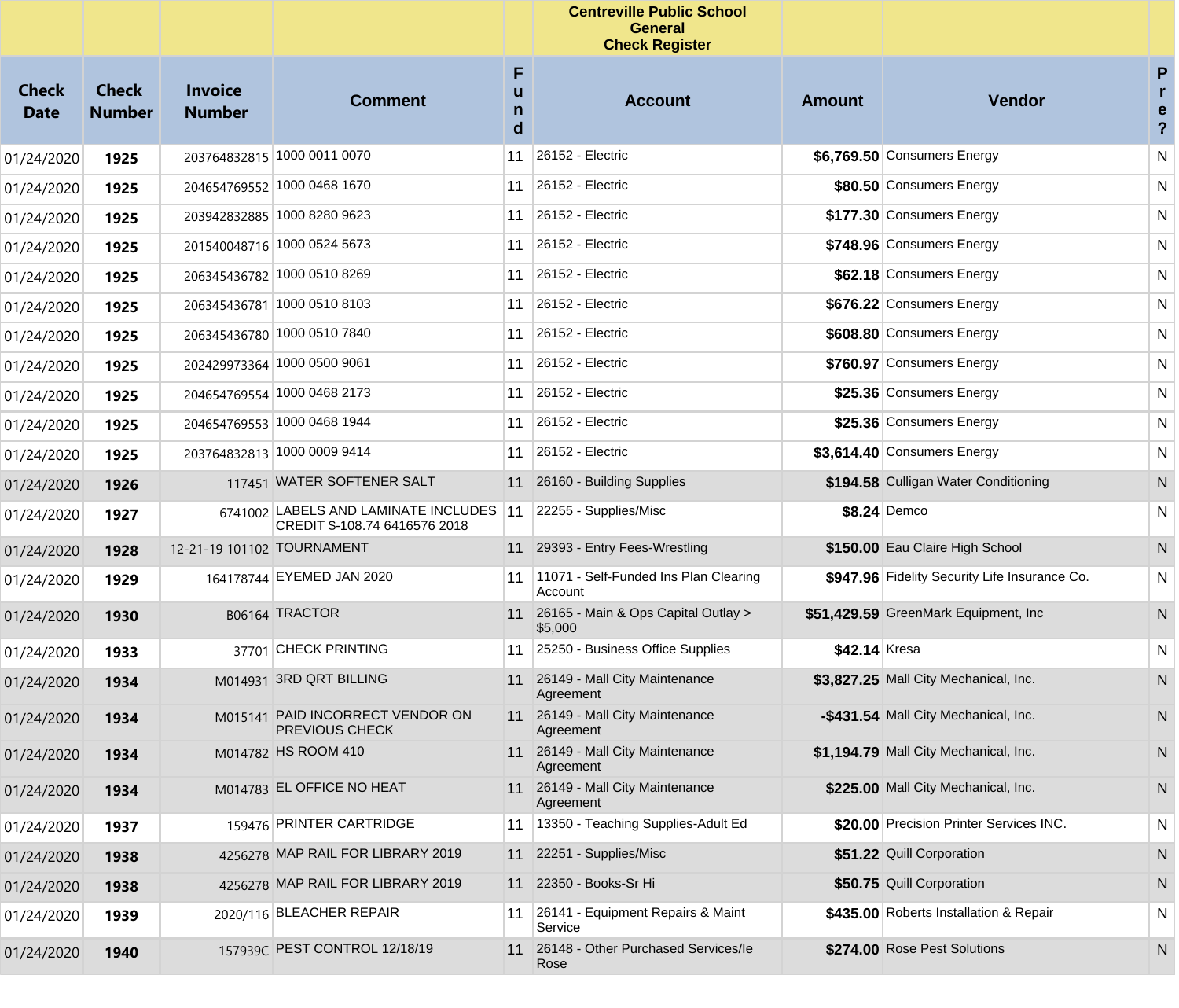# Centreville Public School
## General
## Check Register

| Check Date | Check Number | Invoice Number | Comment | Fund | Account | Amount | Vendor | Pre? |
|---|---|---|---|---|---|---|---|---|
| 01/24/2020 | **1925** | 203764832815 | 1000 0011 0070 | 11 | 26152 - Electric | **$6,769.50** | Consumers Energy | N |
| 01/24/2020 | **1925** | 204654769552 | 1000 0468 1670 | 11 | 26152 - Electric | **$80.50** | Consumers Energy | N |
| 01/24/2020 | **1925** | 203942832885 | 1000 8280 9623 | 11 | 26152 - Electric | **$177.30** | Consumers Energy | N |
| 01/24/2020 | **1925** | 201540048716 | 1000 0524 5673 | 11 | 26152 - Electric | **$748.96** | Consumers Energy | N |
| 01/24/2020 | **1925** | 206345436782 | 1000 0510 8269 | 11 | 26152 - Electric | **$62.18** | Consumers Energy | N |
| 01/24/2020 | **1925** | 206345436781 | 1000 0510 8103 | 11 | 26152 - Electric | **$676.22** | Consumers Energy | N |
| 01/24/2020 | **1925** | 206345436780 | 1000 0510 7840 | 11 | 26152 - Electric | **$608.80** | Consumers Energy | N |
| 01/24/2020 | **1925** | 202429973364 | 1000 0500 9061 | 11 | 26152 - Electric | **$760.97** | Consumers Energy | N |
| 01/24/2020 | **1925** | 204654769554 | 1000 0468 2173 | 11 | 26152 - Electric | **$25.36** | Consumers Energy | N |
| 01/24/2020 | **1925** | 204654769553 | 1000 0468 1944 | 11 | 26152 - Electric | **$25.36** | Consumers Energy | N |
| 01/24/2020 | **1925** | 203764832813 | 1000 0009 9414 | 11 | 26152 - Electric | **$3,614.40** | Consumers Energy | N |
| 01/24/2020 | **1926** | 117451 | WATER SOFTENER SALT | 11 | 26160 - Building Supplies | **$194.58** | Culligan Water Conditioning | N |
| 01/24/2020 | **1927** | 6741002 | LABELS AND LAMINATE INCLUDES CREDIT $-108.74 6416576 2018 | 11 | 22255 - Supplies/Misc | **$8.24** | Demco | N |
| 01/24/2020 | **1928** | 12-21-19 101102 | TOURNAMENT | 11 | 29393 - Entry Fees-Wrestling | **$150.00** | Eau Claire High School | N |
| 01/24/2020 | **1929** | 164178744 | EYEMED JAN 2020 | 11 | 11071 - Self-Funded Ins Plan Clearing Account | **$947.96** | Fidelity Security Life Insurance Co. | N |
| 01/24/2020 | **1930** | B06164 | TRACTOR | 11 | 26165 - Main & Ops Capital Outlay > $5,000 | **$51,429.59** | GreenMark Equipment, Inc | N |
| 01/24/2020 | **1933** | 37701 | CHECK PRINTING | 11 | 25250 - Business Office Supplies | **$42.14** | Kresa | N |
| 01/24/2020 | **1934** | M014931 | 3RD QRT BILLING | 11 | 26149 - Mall City Maintenance Agreement | **$3,827.25** | Mall City Mechanical, Inc. | N |
| 01/24/2020 | **1934** | M015141 | PAID INCORRECT VENDOR ON PREVIOUS CHECK | 11 | 26149 - Mall City Maintenance Agreement | **-$431.54** | Mall City Mechanical, Inc. | N |
| 01/24/2020 | **1934** | M014782 | HS ROOM 410 | 11 | 26149 - Mall City Maintenance Agreement | **$1,194.79** | Mall City Mechanical, Inc. | N |
| 01/24/2020 | **1934** | M014783 | EL OFFICE NO HEAT | 11 | 26149 - Mall City Maintenance Agreement | **$225.00** | Mall City Mechanical, Inc. | N |
| 01/24/2020 | **1937** | 159476 | PRINTER CARTRIDGE | 11 | 13350 - Teaching Supplies-Adult Ed | **$20.00** | Precision Printer Services INC. | N |
| 01/24/2020 | **1938** | 4256278 | MAP RAIL FOR LIBRARY 2019 | 11 | 22251 - Supplies/Misc | **$51.22** | Quill Corporation | N |
| 01/24/2020 | **1938** | 4256278 | MAP RAIL FOR LIBRARY 2019 | 11 | 22350 - Books-Sr Hi | **$50.75** | Quill Corporation | N |
| 01/24/2020 | **1939** | 2020/116 | BLEACHER REPAIR | 11 | 26141 - Equipment Repairs & Maint Service | **$435.00** | Roberts Installation & Repair | N |
| 01/24/2020 | **1940** | 157939C | PEST CONTROL 12/18/19 | 11 | 26148 - Other Purchased Services/Ie Rose | **$274.00** | Rose Pest Solutions | N |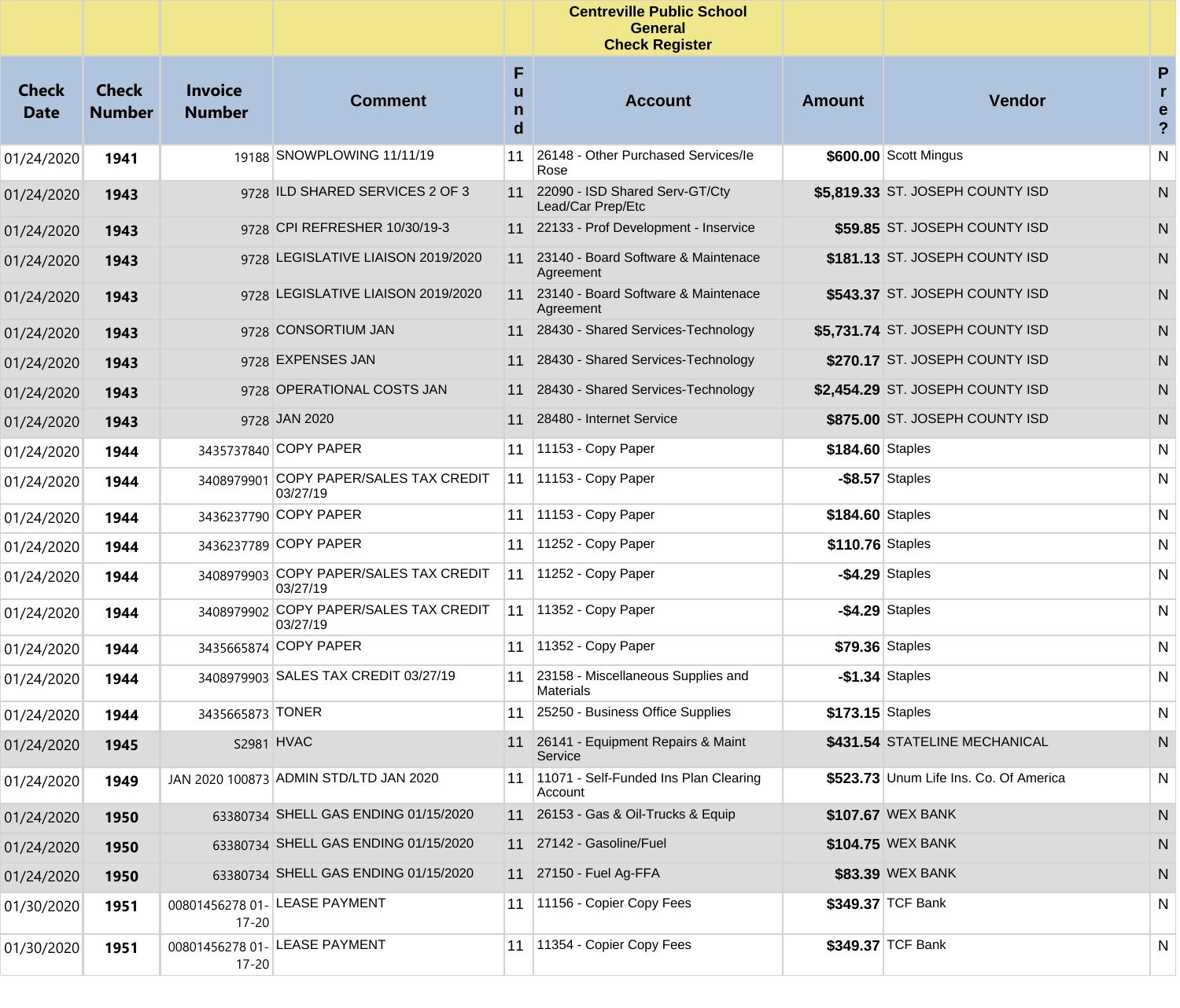**Centreville Public School**
**General**
**Check Register**

| Check Date | Check Number | Invoice Number | Comment | Fund | Account | Amount | Vendor | Pre? |
|---|---|---|---|---|---|---|---|---|
| 01/24/2020 | **1941** | 19188 | SNOWPLOWING 11/11/19 | 11 | 26148 - Other Purchased Services/Ie Rose | **$600.00** | Scott Mingus | N |
| 01/24/2020 | **1943** | 9728 | ILD SHARED SERVICES 2 OF 3 | 11 | 22090 - ISD Shared Serv-GT/Cty Lead/Car Prep/Etc | **$5,819.33** | ST. JOSEPH COUNTY ISD | N |
| 01/24/2020 | **1943** | 9728 | CPI REFRESHER 10/30/19-3 | 11 | 22133 - Prof Development - Inservice | **$59.85** | ST. JOSEPH COUNTY ISD | N |
| 01/24/2020 | **1943** | 9728 | LEGISLATIVE LIAISON 2019/2020 | 11 | 23140 - Board Software & Maintenace Agreement | **$181.13** | ST. JOSEPH COUNTY ISD | N |
| 01/24/2020 | **1943** | 9728 | LEGISLATIVE LIAISON 2019/2020 | 11 | 23140 - Board Software & Maintenace Agreement | **$543.37** | ST. JOSEPH COUNTY ISD | N |
| 01/24/2020 | **1943** | 9728 | CONSORTIUM JAN | 11 | 28430 - Shared Services-Technology | **$5,731.74** | ST. JOSEPH COUNTY ISD | N |
| 01/24/2020 | **1943** | 9728 | EXPENSES JAN | 11 | 28430 - Shared Services-Technology | **$270.17** | ST. JOSEPH COUNTY ISD | N |
| 01/24/2020 | **1943** | 9728 | OPERATIONAL COSTS JAN | 11 | 28430 - Shared Services-Technology | **$2,454.29** | ST. JOSEPH COUNTY ISD | N |
| 01/24/2020 | **1943** | 9728 | JAN 2020 | 11 | 28480 - Internet Service | **$875.00** | ST. JOSEPH COUNTY ISD | N |
| 01/24/2020 | **1944** | 3435737840 | COPY PAPER | 11 | 11153 - Copy Paper | **$184.60** | Staples | N |
| 01/24/2020 | **1944** | 3408979901 | COPY PAPER/SALES TAX CREDIT 03/27/19 | 11 | 11153 - Copy Paper | **-$8.57** | Staples | N |
| 01/24/2020 | **1944** | 3436237790 | COPY PAPER | 11 | 11153 - Copy Paper | **$184.60** | Staples | N |
| 01/24/2020 | **1944** | 3436237789 | COPY PAPER | 11 | 11252 - Copy Paper | **$110.76** | Staples | N |
| 01/24/2020 | **1944** | 3408979903 | COPY PAPER/SALES TAX CREDIT 03/27/19 | 11 | 11252 - Copy Paper | **-$4.29** | Staples | N |
| 01/24/2020 | **1944** | 3408979902 | COPY PAPER/SALES TAX CREDIT 03/27/19 | 11 | 11352 - Copy Paper | **-$4.29** | Staples | N |
| 01/24/2020 | **1944** | 3435665874 | COPY PAPER | 11 | 11352 - Copy Paper | **$79.36** | Staples | N |
| 01/24/2020 | **1944** | 3408979903 | SALES TAX CREDIT 03/27/19 | 11 | 23158 - Miscellaneous Supplies and Materials | **-$1.34** | Staples | N |
| 01/24/2020 | **1944** | 3435665873 | TONER | 11 | 25250 - Business Office Supplies | **$173.15** | Staples | N |
| 01/24/2020 | **1945** | S2981 | HVAC | 11 | 26141 - Equipment Repairs & Maint Service | **$431.54** | STATELINE MECHANICAL | N |
| 01/24/2020 | **1949** | JAN 2020 100873 | ADMIN STD/LTD JAN 2020 | 11 | 11071 - Self-Funded Ins Plan Clearing Account | **$523.73** | Unum Life Ins. Co. Of America | N |
| 01/24/2020 | **1950** | 63380734 | SHELL GAS ENDING 01/15/2020 | 11 | 26153 - Gas & Oil-Trucks & Equip | **$107.67** | WEX BANK | N |
| 01/24/2020 | **1950** | 63380734 | SHELL GAS ENDING 01/15/2020 | 11 | 27142 - Gasoline/Fuel | **$104.75** | WEX BANK | N |
| 01/24/2020 | **1950** | 63380734 | SHELL GAS ENDING 01/15/2020 | 11 | 27150 - Fuel Ag-FFA | **$83.39** | WEX BANK | N |
| 01/30/2020 | **1951** | 00801456278 01-17-20 | LEASE PAYMENT | 11 | 11156 - Copier Copy Fees | **$349.37** | TCF Bank | N |
| 01/30/2020 | **1951** | 00801456278 01-17-20 | LEASE PAYMENT | 11 | 11354 - Copier Copy Fees | **$349.37** | TCF Bank | N |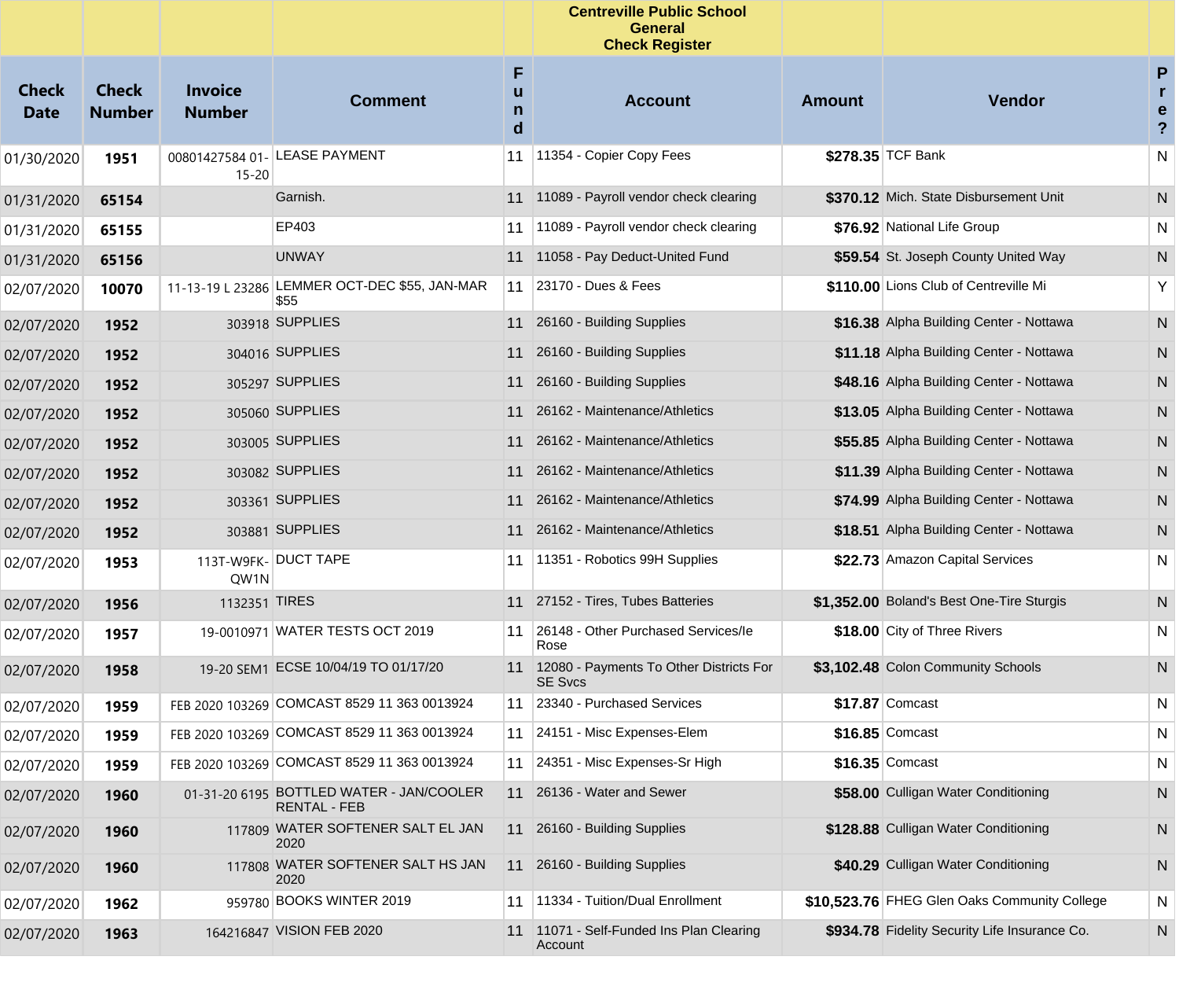## Centreville Public School General Check Register

| Check Date | Check Number | Invoice Number | Comment | Fund | Account | Amount | Vendor | Pre? |
|---|---|---|---|---|---|---|---|---|
| 01/30/2020 | **1951** | 00801427584 01-15-20 | LEASE PAYMENT | 11 | 11354 - Copier Copy Fees | **$278.35** | TCF Bank | N |
| 01/31/2020 | **65154** | | Garnish. | 11 | 11089 - Payroll vendor check clearing | **$370.12** | Mich. State Disbursement Unit | N |
| 01/31/2020 | **65155** | | EP403 | 11 | 11089 - Payroll vendor check clearing | **$76.92** | National Life Group | N |
| 01/31/2020 | **65156** | | UNWAY | 11 | 11058 - Pay Deduct-United Fund | **$59.54** | St. Joseph County United Way | N |
| 02/07/2020 | **10070** | 11-13-19 L 23286 | LEMMER OCT-DEC $55, JAN-MAR $55 | 11 | 23170 - Dues & Fees | **$110.00** | Lions Club of Centreville Mi | Y |
| 02/07/2020 | **1952** | 303918 | SUPPLIES | 11 | 26160 - Building Supplies | **$16.38** | Alpha Building Center - Nottawa | N |
| 02/07/2020 | **1952** | 304016 | SUPPLIES | 11 | 26160 - Building Supplies | **$11.18** | Alpha Building Center - Nottawa | N |
| 02/07/2020 | **1952** | 305297 | SUPPLIES | 11 | 26160 - Building Supplies | **$48.16** | Alpha Building Center - Nottawa | N |
| 02/07/2020 | **1952** | 305060 | SUPPLIES | 11 | 26162 - Maintenance/Athletics | **$13.05** | Alpha Building Center - Nottawa | N |
| 02/07/2020 | **1952** | 303005 | SUPPLIES | 11 | 26162 - Maintenance/Athletics | **$55.85** | Alpha Building Center - Nottawa | N |
| 02/07/2020 | **1952** | 303082 | SUPPLIES | 11 | 26162 - Maintenance/Athletics | **$11.39** | Alpha Building Center - Nottawa | N |
| 02/07/2020 | **1952** | 303361 | SUPPLIES | 11 | 26162 - Maintenance/Athletics | **$74.99** | Alpha Building Center - Nottawa | N |
| 02/07/2020 | **1952** | 303881 | SUPPLIES | 11 | 26162 - Maintenance/Athletics | **$18.51** | Alpha Building Center - Nottawa | N |
| 02/07/2020 | **1953** | 113T-W9FK-QW1N | DUCT TAPE | 11 | 11351 - Robotics 99H Supplies | **$22.73** | Amazon Capital Services | N |
| 02/07/2020 | **1956** | 1132351 | TIRES | 11 | 27152 - Tires, Tubes Batteries | **$1,352.00** | Boland's Best One-Tire Sturgis | N |
| 02/07/2020 | **1957** | 19-0010971 | WATER TESTS OCT 2019 | 11 | 26148 - Other Purchased Services/Ie Rose | **$18.00** | City of Three Rivers | N |
| 02/07/2020 | **1958** | 19-20 SEM1 | ECSE 10/04/19 TO 01/17/20 | 11 | 12080 - Payments To Other Districts For SE Svcs | **$3,102.48** | Colon Community Schools | N |
| 02/07/2020 | **1959** | FEB 2020 103269 | COMCAST 8529 11 363 0013924 | 11 | 23340 - Purchased Services | **$17.87** | Comcast | N |
| 02/07/2020 | **1959** | FEB 2020 103269 | COMCAST 8529 11 363 0013924 | 11 | 24151 - Misc Expenses-Elem | **$16.85** | Comcast | N |
| 02/07/2020 | **1959** | FEB 2020 103269 | COMCAST 8529 11 363 0013924 | 11 | 24351 - Misc Expenses-Sr High | **$16.35** | Comcast | N |
| 02/07/2020 | **1960** | 01-31-20 6195 | BOTTLED WATER - JAN/COOLER RENTAL - FEB | 11 | 26136 - Water and Sewer | **$58.00** | Culligan Water Conditioning | N |
| 02/07/2020 | **1960** | 117809 | WATER SOFTENER SALT EL JAN 2020 | 11 | 26160 - Building Supplies | **$128.88** | Culligan Water Conditioning | N |
| 02/07/2020 | **1960** | 117808 | WATER SOFTENER SALT HS JAN 2020 | 11 | 26160 - Building Supplies | **$40.29** | Culligan Water Conditioning | N |
| 02/07/2020 | **1962** | 959780 | BOOKS WINTER 2019 | 11 | 11334 - Tuition/Dual Enrollment | **$10,523.76** | FHEG Glen Oaks Community College | N |
| 02/07/2020 | **1963** | 164216847 | VISION FEB 2020 | 11 | 11071 - Self-Funded Ins Plan Clearing Account | **$934.78** | Fidelity Security Life Insurance Co. | N |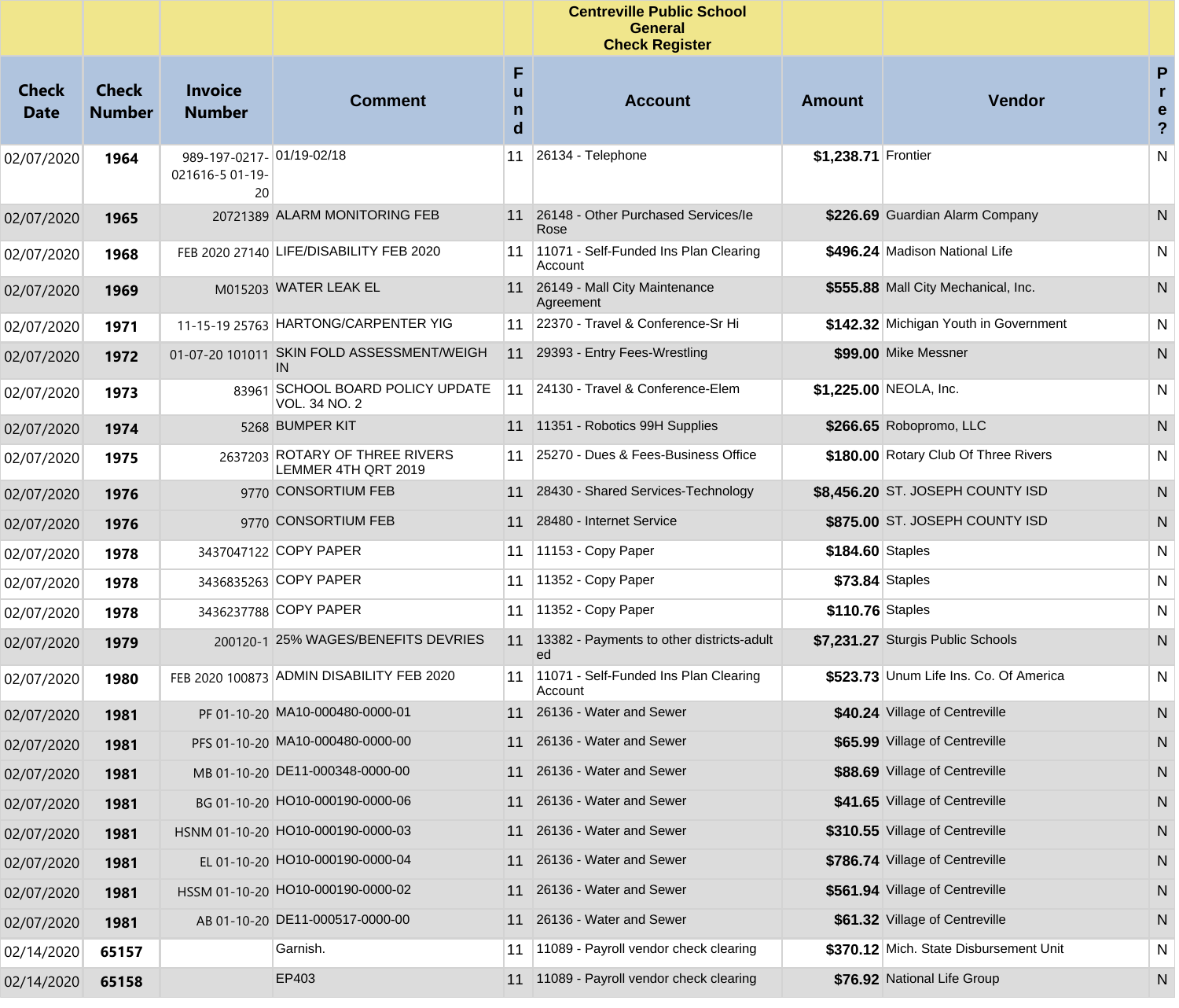| Check Date | Check Number | Invoice Number | Comment | Fund | Centreville Public School General Check Register<br>Account | Amount | Vendor | Pre? |
|---|---|---|---|---|---|---|---|---|
| 02/07/2020 | **1964** | 989-197-0217-021616-5 01-19-20 | 01/19-02/18 | 11 | 26134 - Telephone | **$1,238.71** | Frontier | N |
| 02/07/2020 | **1965** | 20721389 | ALARM MONITORING FEB | 11 | 26148 - Other Purchased Services/Ie Rose | **$226.69** | Guardian Alarm Company | N |
| 02/07/2020 | **1968** | FEB 2020 27140 | LIFE/DISABILITY FEB 2020 | 11 | 11071 - Self-Funded Ins Plan Clearing Account | **$496.24** | Madison National Life | N |
| 02/07/2020 | **1969** | M015203 | WATER LEAK EL | 11 | 26149 - Mall City Maintenance Agreement | **$555.88** | Mall City Mechanical, Inc. | N |
| 02/07/2020 | **1971** | 11-15-19 25763 | HARTONG/CARPENTER YIG | 11 | 22370 - Travel & Conference-Sr Hi | **$142.32** | Michigan Youth in Government | N |
| 02/07/2020 | **1972** | 01-07-20 101011 | SKIN FOLD ASSESSMENT/WEIGH IN | 11 | 29393 - Entry Fees-Wrestling | **$99.00** | Mike Messner | N |
| 02/07/2020 | **1973** | 83961 | SCHOOL BOARD POLICY UPDATE VOL. 34 NO. 2 | 11 | 24130 - Travel & Conference-Elem | **$1,225.00** | NEOLA, Inc. | N |
| 02/07/2020 | **1974** | 5268 | BUMPER KIT | 11 | 11351 - Robotics 99H Supplies | **$266.65** | Robopromo, LLC | N |
| 02/07/2020 | **1975** | 2637203 | ROTARY OF THREE RIVERS LEMMER 4TH QRT 2019 | 11 | 25270 - Dues & Fees-Business Office | **$180.00** | Rotary Club Of Three Rivers | N |
| 02/07/2020 | **1976** | 9770 | CONSORTIUM FEB | 11 | 28430 - Shared Services-Technology | **$8,456.20** | ST. JOSEPH COUNTY ISD | N |
| 02/07/2020 | **1976** | 9770 | CONSORTIUM FEB | 11 | 28480 - Internet Service | **$875.00** | ST. JOSEPH COUNTY ISD | N |
| 02/07/2020 | **1978** | 3437047122 | COPY PAPER | 11 | 11153 - Copy Paper | **$184.60** | Staples | N |
| 02/07/2020 | **1978** | 3436835263 | COPY PAPER | 11 | 11352 - Copy Paper | **$73.84** | Staples | N |
| 02/07/2020 | **1978** | 3436237788 | COPY PAPER | 11 | 11352 - Copy Paper | **$110.76** | Staples | N |
| 02/07/2020 | **1979** | 200120-1 | 25% WAGES/BENEFITS DEVRIES | 11 | 13382 - Payments to other districts-adult ed | **$7,231.27** | Sturgis Public Schools | N |
| 02/07/2020 | **1980** | FEB 2020 100873 | ADMIN DISABILITY FEB 2020 | 11 | 11071 - Self-Funded Ins Plan Clearing Account | **$523.73** | Unum Life Ins. Co. Of America | N |
| 02/07/2020 | **1981** | PF 01-10-20 | MA10-000480-0000-01 | 11 | 26136 - Water and Sewer | **$40.24** | Village of Centreville | N |
| 02/07/2020 | **1981** | PFS 01-10-20 | MA10-000480-0000-00 | 11 | 26136 - Water and Sewer | **$65.99** | Village of Centreville | N |
| 02/07/2020 | **1981** | MB 01-10-20 | DE11-000348-0000-00 | 11 | 26136 - Water and Sewer | **$88.69** | Village of Centreville | N |
| 02/07/2020 | **1981** | BG 01-10-20 | HO10-000190-0000-06 | 11 | 26136 - Water and Sewer | **$41.65** | Village of Centreville | N |
| 02/07/2020 | **1981** | HSNM 01-10-20 | HO10-000190-0000-03 | 11 | 26136 - Water and Sewer | **$310.55** | Village of Centreville | N |
| 02/07/2020 | **1981** | EL 01-10-20 | HO10-000190-0000-04 | 11 | 26136 - Water and Sewer | **$786.74** | Village of Centreville | N |
| 02/07/2020 | **1981** | HSSM 01-10-20 | HO10-000190-0000-02 | 11 | 26136 - Water and Sewer | **$561.94** | Village of Centreville | N |
| 02/07/2020 | **1981** | AB 01-10-20 | DE11-000517-0000-00 | 11 | 26136 - Water and Sewer | **$61.32** | Village of Centreville | N |
| 02/14/2020 | **65157** | | Garnish. | 11 | 11089 - Payroll vendor check clearing | **$370.12** | Mich. State Disbursement Unit | N |
| 02/14/2020 | **65158** | | EP403 | 11 | 11089 - Payroll vendor check clearing | **$76.92** | National Life Group | N |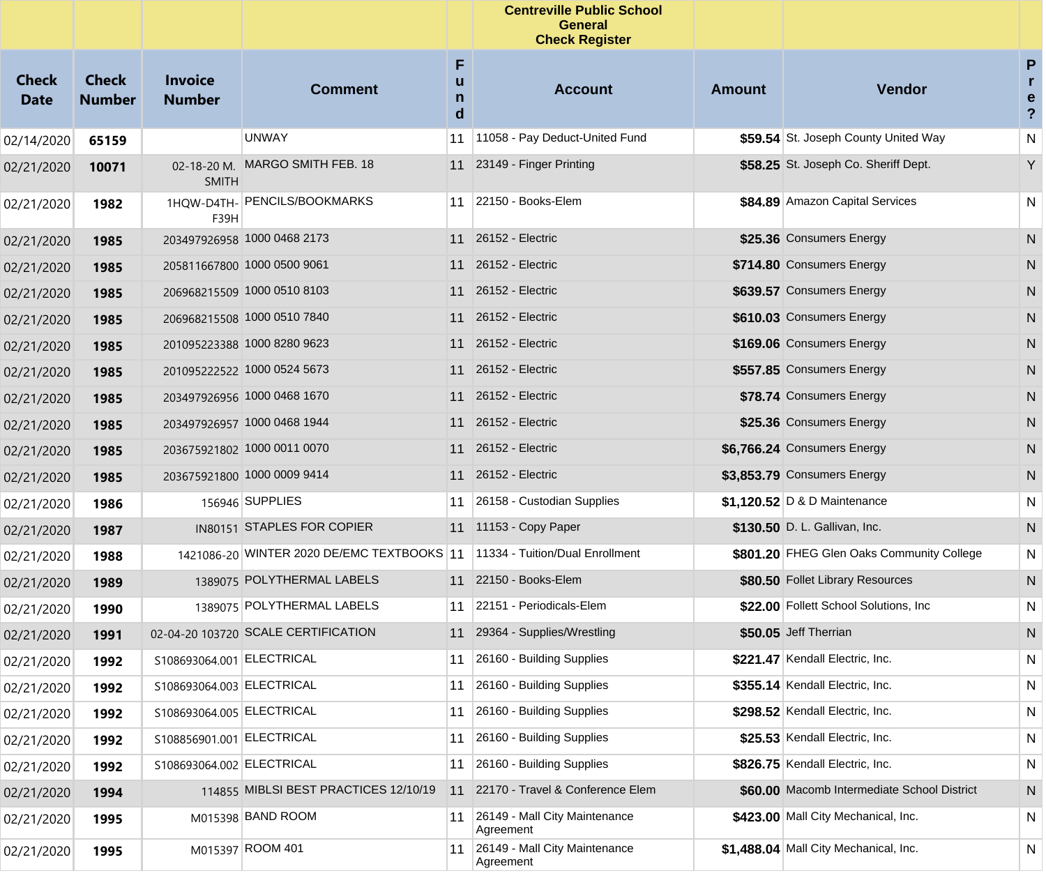**Centreville Public School**
**General**
**Check Register**

| Check Date | Check Number | Invoice Number | Comment | Fund | Account | Amount | Vendor | Pre? |
|---|---|---|---|---|---|---|---|---|
| 02/14/2020 | **65159** | | UNWAY | 11 | 11058 - Pay Deduct-United Fund | **$59.54** | St. Joseph County United Way | N |
| 02/21/2020 | **10071** | 02-18-20 M. SMITH | MARGO SMITH FEB. 18 | 11 | 23149 - Finger Printing | **$58.25** | St. Joseph Co. Sheriff Dept. | Y |
| 02/21/2020 | **1982** | 1HQW-D4TH-F39H | PENCILS/BOOKMARKS | 11 | 22150 - Books-Elem | **$84.89** | Amazon Capital Services | N |
| 02/21/2020 | **1985** | 203497926958 | 1000 0468 2173 | 11 | 26152 - Electric | **$25.36** | Consumers Energy | N |
| 02/21/2020 | **1985** | 205811667800 | 1000 0500 9061 | 11 | 26152 - Electric | **$714.80** | Consumers Energy | N |
| 02/21/2020 | **1985** | 206968215509 | 1000 0510 8103 | 11 | 26152 - Electric | **$639.57** | Consumers Energy | N |
| 02/21/2020 | **1985** | 206968215508 | 1000 0510 7840 | 11 | 26152 - Electric | **$610.03** | Consumers Energy | N |
| 02/21/2020 | **1985** | 201095223388 | 1000 8280 9623 | 11 | 26152 - Electric | **$169.06** | Consumers Energy | N |
| 02/21/2020 | **1985** | 201095222522 | 1000 0524 5673 | 11 | 26152 - Electric | **$557.85** | Consumers Energy | N |
| 02/21/2020 | **1985** | 203497926956 | 1000 0468 1670 | 11 | 26152 - Electric | **$78.74** | Consumers Energy | N |
| 02/21/2020 | **1985** | 203497926957 | 1000 0468 1944 | 11 | 26152 - Electric | **$25.36** | Consumers Energy | N |
| 02/21/2020 | **1985** | 203675921802 | 1000 0011 0070 | 11 | 26152 - Electric | **$6,766.24** | Consumers Energy | N |
| 02/21/2020 | **1985** | 203675921800 | 1000 0009 9414 | 11 | 26152 - Electric | **$3,853.79** | Consumers Energy | N |
| 02/21/2020 | **1986** | 156946 | SUPPLIES | 11 | 26158 - Custodian Supplies | **$1,120.52** | D & D Maintenance | N |
| 02/21/2020 | **1987** | IN80151 | STAPLES FOR COPIER | 11 | 11153 - Copy Paper | **$130.50** | D. L. Gallivan, Inc. | N |
| 02/21/2020 | **1988** | 1421086-20 | WINTER 2020 DE/EMC TEXTBOOKS | 11 | 11334 - Tuition/Dual Enrollment | **$801.20** | FHEG Glen Oaks Community College | N |
| 02/21/2020 | **1989** | 1389075 | POLYTHERMAL LABELS | 11 | 22150 - Books-Elem | **$80.50** | Follet Library Resources | N |
| 02/21/2020 | **1990** | 1389075 | POLYTHERMAL LABELS | 11 | 22151 - Periodicals-Elem | **$22.00** | Follett School Solutions, Inc | N |
| 02/21/2020 | **1991** | 02-04-20 103720 | SCALE CERTIFICATION | 11 | 29364 - Supplies/Wrestling | **$50.05** | Jeff Therrian | N |
| 02/21/2020 | **1992** | S108693064.001 | ELECTRICAL | 11 | 26160 - Building Supplies | **$221.47** | Kendall Electric, Inc. | N |
| 02/21/2020 | **1992** | S108693064.003 | ELECTRICAL | 11 | 26160 - Building Supplies | **$355.14** | Kendall Electric, Inc. | N |
| 02/21/2020 | **1992** | S108693064.005 | ELECTRICAL | 11 | 26160 - Building Supplies | **$298.52** | Kendall Electric, Inc. | N |
| 02/21/2020 | **1992** | S108856901.001 | ELECTRICAL | 11 | 26160 - Building Supplies | **$25.53** | Kendall Electric, Inc. | N |
| 02/21/2020 | **1992** | S108693064.002 | ELECTRICAL | 11 | 26160 - Building Supplies | **$826.75** | Kendall Electric, Inc. | N |
| 02/21/2020 | **1994** | 114855 | MIBLSI BEST PRACTICES 12/10/19 | 11 | 22170 - Travel & Conference Elem | **$60.00** | Macomb Intermediate School District | N |
| 02/21/2020 | **1995** | M015398 | BAND ROOM | 11 | 26149 - Mall City Maintenance Agreement | **$423.00** | Mall City Mechanical, Inc. | N |
| 02/21/2020 | **1995** | M015397 | ROOM 401 | 11 | 26149 - Mall City Maintenance Agreement | **$1,488.04** | Mall City Mechanical, Inc. | N |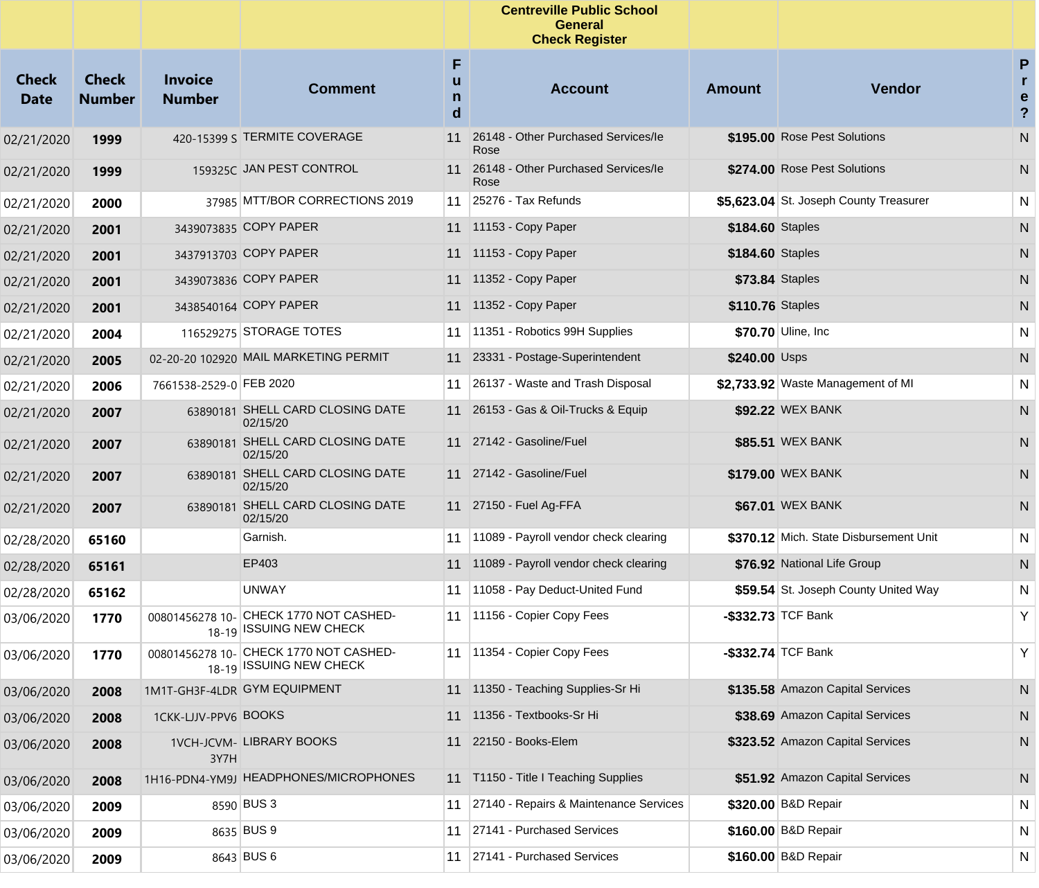**Centreville Public School**
**General**
**Check Register**

| Check Date | Check Number | Invoice Number | Comment | Fund | Account | Amount | Vendor | Pre? |
|---|---|---|---|---|---|---|---|---|
| 02/21/2020 | **1999** | 420-15399 S | TERMITE COVERAGE | 11 | 26148 - Other Purchased Services/Ie Rose | **$195.00** | Rose Pest Solutions | N |
| 02/21/2020 | **1999** | 159325C | JAN PEST CONTROL | 11 | 26148 - Other Purchased Services/Ie Rose | **$274.00** | Rose Pest Solutions | N |
| 02/21/2020 | **2000** | 37985 | MTT/BOR CORRECTIONS 2019 | 11 | 25276 - Tax Refunds | **$5,623.04** | St. Joseph County Treasurer | N |
| 02/21/2020 | **2001** | 3439073835 | COPY PAPER | 11 | 11153 - Copy Paper | **$184.60** | Staples | N |
| 02/21/2020 | **2001** | 3437913703 | COPY PAPER | 11 | 11153 - Copy Paper | **$184.60** | Staples | N |
| 02/21/2020 | **2001** | 3439073836 | COPY PAPER | 11 | 11352 - Copy Paper | **$73.84** | Staples | N |
| 02/21/2020 | **2001** | 3438540164 | COPY PAPER | 11 | 11352 - Copy Paper | **$110.76** | Staples | N |
| 02/21/2020 | **2004** | 116529275 | STORAGE TOTES | 11 | 11351 - Robotics 99H Supplies | **$70.70** | Uline, Inc | N |
| 02/21/2020 | **2005** | 02-20-20 102920 | MAIL MARKETING PERMIT | 11 | 23331 - Postage-Superintendent | **$240.00** | Usps | N |
| 02/21/2020 | **2006** | 7661538-2529-0 | FEB 2020 | 11 | 26137 - Waste and Trash Disposal | **$2,733.92** | Waste Management of MI | N |
| 02/21/2020 | **2007** | 63890181 | SHELL CARD CLOSING DATE 02/15/20 | 11 | 26153 - Gas & Oil-Trucks & Equip | **$92.22** | WEX BANK | N |
| 02/21/2020 | **2007** | 63890181 | SHELL CARD CLOSING DATE 02/15/20 | 11 | 27142 - Gasoline/Fuel | **$85.51** | WEX BANK | N |
| 02/21/2020 | **2007** | 63890181 | SHELL CARD CLOSING DATE 02/15/20 | 11 | 27142 - Gasoline/Fuel | **$179.00** | WEX BANK | N |
| 02/21/2020 | **2007** | 63890181 | SHELL CARD CLOSING DATE 02/15/20 | 11 | 27150 - Fuel Ag-FFA | **$67.01** | WEX BANK | N |
| 02/28/2020 | **65160** | | Garnish. | 11 | 11089 - Payroll vendor check clearing | **$370.12** | Mich. State Disbursement Unit | N |
| 02/28/2020 | **65161** | | EP403 | 11 | 11089 - Payroll vendor check clearing | **$76.92** | National Life Group | N |
| 02/28/2020 | **65162** | | UNWAY | 11 | 11058 - Pay Deduct-United Fund | **$59.54** | St. Joseph County United Way | N |
| 03/06/2020 | **1770** | 00801456278 10-18-19 | CHECK 1770 NOT CASHED-ISSUING NEW CHECK | 11 | 11156 - Copier Copy Fees | **-$332.73** | TCF Bank | Y |
| 03/06/2020 | **1770** | 00801456278 10-18-19 | CHECK 1770 NOT CASHED-ISSUING NEW CHECK | 11 | 11354 - Copier Copy Fees | **-$332.74** | TCF Bank | Y |
| 03/06/2020 | **2008** | 1M1T-GH3F-4LDR | GYM EQUIPMENT | 11 | 11350 - Teaching Supplies-Sr Hi | **$135.58** | Amazon Capital Services | N |
| 03/06/2020 | **2008** | 1CKK-LJJV-PPV6 | BOOKS | 11 | 11356 - Textbooks-Sr Hi | **$38.69** | Amazon Capital Services | N |
| 03/06/2020 | **2008** | 1VCH-JCVM-3Y7H | LIBRARY BOOKS | 11 | 22150 - Books-Elem | **$323.52** | Amazon Capital Services | N |
| 03/06/2020 | **2008** | 1H16-PDN4-YM9J | HEADPHONES/MICROPHONES | 11 | T1150 - Title I Teaching Supplies | **$51.92** | Amazon Capital Services | N |
| 03/06/2020 | **2009** | 8590 | BUS 3 | 11 | 27140 - Repairs & Maintenance Services | **$320.00** | B&D Repair | N |
| 03/06/2020 | **2009** | 8635 | BUS 9 | 11 | 27141 - Purchased Services | **$160.00** | B&D Repair | N |
| 03/06/2020 | **2009** | 8643 | BUS 6 | 11 | 27141 - Purchased Services | **$160.00** | B&D Repair | N |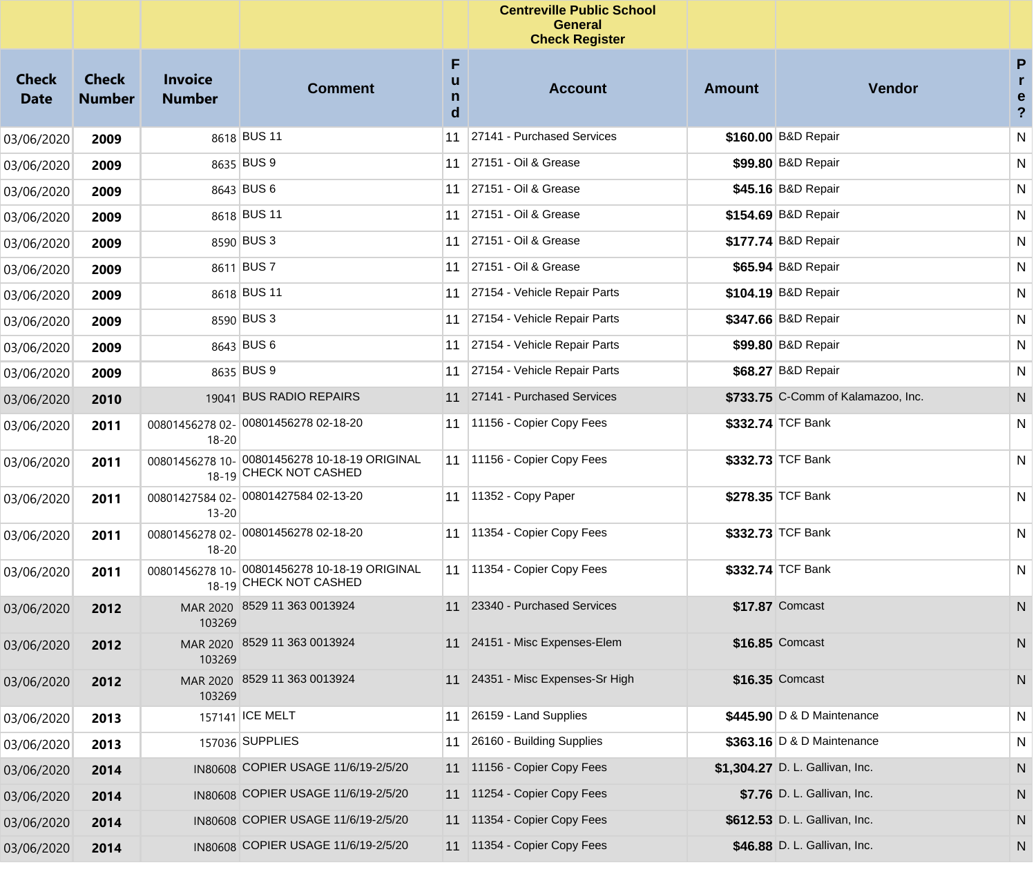| | | | | | Centreville Public School General Check Register | | | |
|---|---|---|---|---|---|---|---|---|
| **Check Date** | **Check Number** | **Invoice Number** | **Comment** | **Fund** | **Account** | **Amount** | **Vendor** | **Pre?** |
| 03/06/2020 | **2009** | 8618 | BUS 11 | 11 | 27141 - Purchased Services | **$160.00** | B&D Repair | N |
| 03/06/2020 | **2009** | 8635 | BUS 9 | 11 | 27151 - Oil & Grease | **$99.80** | B&D Repair | N |
| 03/06/2020 | **2009** | 8643 | BUS 6 | 11 | 27151 - Oil & Grease | **$45.16** | B&D Repair | N |
| 03/06/2020 | **2009** | 8618 | BUS 11 | 11 | 27151 - Oil & Grease | **$154.69** | B&D Repair | N |
| 03/06/2020 | **2009** | 8590 | BUS 3 | 11 | 27151 - Oil & Grease | **$177.74** | B&D Repair | N |
| 03/06/2020 | **2009** | 8611 | BUS 7 | 11 | 27151 - Oil & Grease | **$65.94** | B&D Repair | N |
| 03/06/2020 | **2009** | 8618 | BUS 11 | 11 | 27154 - Vehicle Repair Parts | **$104.19** | B&D Repair | N |
| 03/06/2020 | **2009** | 8590 | BUS 3 | 11 | 27154 - Vehicle Repair Parts | **$347.66** | B&D Repair | N |
| 03/06/2020 | **2009** | 8643 | BUS 6 | 11 | 27154 - Vehicle Repair Parts | **$99.80** | B&D Repair | N |
| 03/06/2020 | **2009** | 8635 | BUS 9 | 11 | 27154 - Vehicle Repair Parts | **$68.27** | B&D Repair | N |
| 03/06/2020 | **2010** | 19041 | BUS RADIO REPAIRS | 11 | 27141 - Purchased Services | **$733.75** | C-Comm of Kalamazoo, Inc. | N |
| 03/06/2020 | **2011** | 00801456278 02-18-20 | 00801456278 02-18-20 | 11 | 11156 - Copier Copy Fees | **$332.74** | TCF Bank | N |
| 03/06/2020 | **2011** | 00801456278 10-18-19 | 00801456278 10-18-19 ORIGINAL CHECK NOT CASHED | 11 | 11156 - Copier Copy Fees | **$332.73** | TCF Bank | N |
| 03/06/2020 | **2011** | 00801427584 02-13-20 | 00801427584 02-13-20 | 11 | 11352 - Copy Paper | **$278.35** | TCF Bank | N |
| 03/06/2020 | **2011** | 00801456278 02-18-20 | 00801456278 02-18-20 | 11 | 11354 - Copier Copy Fees | **$332.73** | TCF Bank | N |
| 03/06/2020 | **2011** | 00801456278 10-18-19 | 00801456278 10-18-19 ORIGINAL CHECK NOT CASHED | 11 | 11354 - Copier Copy Fees | **$332.74** | TCF Bank | N |
| 03/06/2020 | **2012** | MAR 2020 103269 | 8529 11 363 0013924 | 11 | 23340 - Purchased Services | **$17.87** | Comcast | N |
| 03/06/2020 | **2012** | MAR 2020 103269 | 8529 11 363 0013924 | 11 | 24151 - Misc Expenses-Elem | **$16.85** | Comcast | N |
| 03/06/2020 | **2012** | MAR 2020 103269 | 8529 11 363 0013924 | 11 | 24351 - Misc Expenses-Sr High | **$16.35** | Comcast | N |
| 03/06/2020 | **2013** | 157141 | ICE MELT | 11 | 26159 - Land Supplies | **$445.90** | D & D Maintenance | N |
| 03/06/2020 | **2013** | 157036 | SUPPLIES | 11 | 26160 - Building Supplies | **$363.16** | D & D Maintenance | N |
| 03/06/2020 | **2014** | IN80608 | COPIER USAGE 11/6/19-2/5/20 | 11 | 11156 - Copier Copy Fees | **$1,304.27** | D. L. Gallivan, Inc. | N |
| 03/06/2020 | **2014** | IN80608 | COPIER USAGE 11/6/19-2/5/20 | 11 | 11254 - Copier Copy Fees | **$7.76** | D. L. Gallivan, Inc. | N |
| 03/06/2020 | **2014** | IN80608 | COPIER USAGE 11/6/19-2/5/20 | 11 | 11354 - Copier Copy Fees | **$612.53** | D. L. Gallivan, Inc. | N |
| 03/06/2020 | **2014** | IN80608 | COPIER USAGE 11/6/19-2/5/20 | 11 | 11354 - Copier Copy Fees | **$46.88** | D. L. Gallivan, Inc. | N |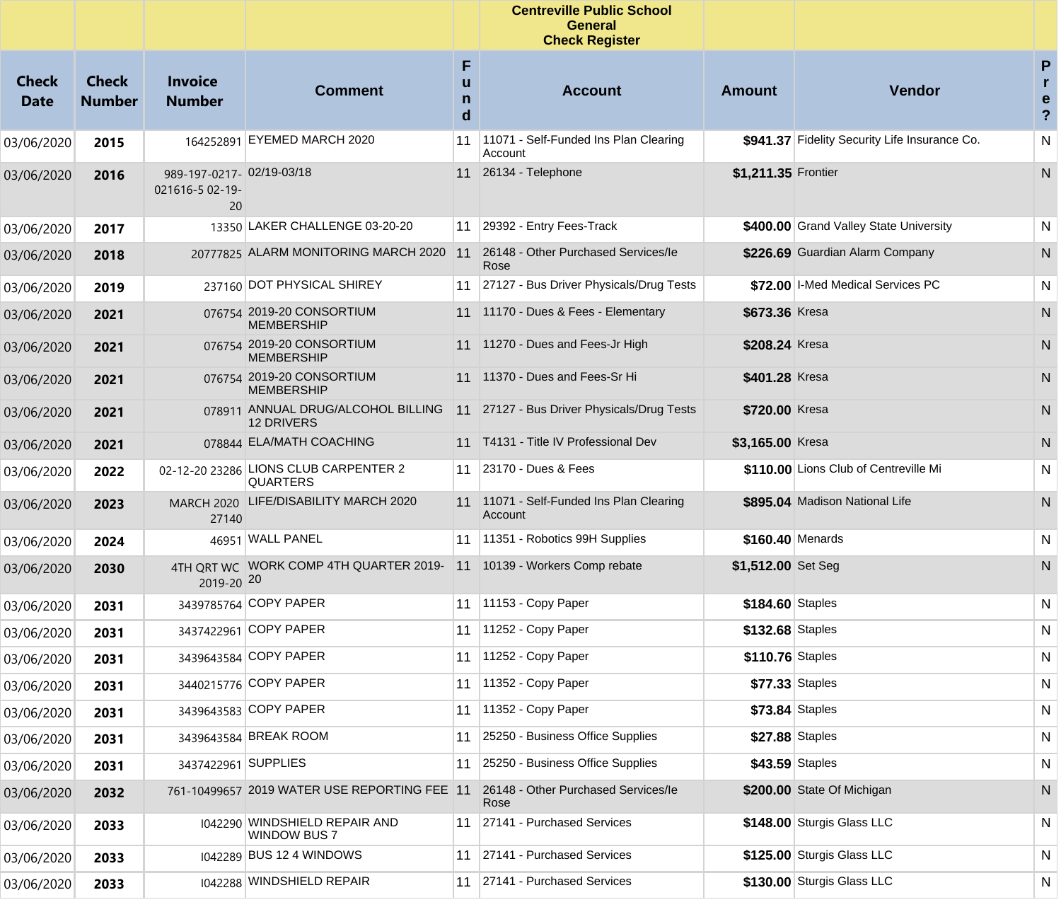**Centreville Public School**
**General**
**Check Register**

| Check Date | Check Number | Invoice Number | Comment | Fund | Account | Amount | Vendor | Pre? |
|---|---|---|---|---|---|---|---|---|
| 03/06/2020 | **2015** | 164252891 | EYEMED MARCH 2020 | 11 | 11071 - Self-Funded Ins Plan Clearing Account | **$941.37** | Fidelity Security Life Insurance Co. | N |
| 03/06/2020 | **2016** | 989-197-0217-021616-5 02-19-20 | 02/19-03/18 | 11 | 26134 - Telephone | **$1,211.35** | Frontier | N |
| 03/06/2020 | **2017** | 13350 | LAKER CHALLENGE 03-20-20 | 11 | 29392 - Entry Fees-Track | **$400.00** | Grand Valley State University | N |
| 03/06/2020 | **2018** | 20777825 | ALARM MONITORING MARCH 2020 | 11 | 26148 - Other Purchased Services/Ie Rose | **$226.69** | Guardian Alarm Company | N |
| 03/06/2020 | **2019** | 237160 | DOT PHYSICAL SHIREY | 11 | 27127 - Bus Driver Physicals/Drug Tests | **$72.00** | I-Med Medical Services PC | N |
| 03/06/2020 | **2021** | 076754 | 2019-20 CONSORTIUM MEMBERSHIP | 11 | 11170 - Dues & Fees - Elementary | **$673.36** | Kresa | N |
| 03/06/2020 | **2021** | 076754 | 2019-20 CONSORTIUM MEMBERSHIP | 11 | 11270 - Dues and Fees-Jr High | **$208.24** | Kresa | N |
| 03/06/2020 | **2021** | 076754 | 2019-20 CONSORTIUM MEMBERSHIP | 11 | 11370 - Dues and Fees-Sr Hi | **$401.28** | Kresa | N |
| 03/06/2020 | **2021** | 078911 | ANNUAL DRUG/ALCOHOL BILLING 12 DRIVERS | 11 | 27127 - Bus Driver Physicals/Drug Tests | **$720.00** | Kresa | N |
| 03/06/2020 | **2021** | 078844 | ELA/MATH COACHING | 11 | T4131 - Title IV Professional Dev | **$3,165.00** | Kresa | N |
| 03/06/2020 | **2022** | 02-12-20 23286 | LIONS CLUB CARPENTER 2 QUARTERS | 11 | 23170 - Dues & Fees | **$110.00** | Lions Club of Centreville Mi | N |
| 03/06/2020 | **2023** | MARCH 2020 27140 | LIFE/DISABILITY MARCH 2020 | 11 | 11071 - Self-Funded Ins Plan Clearing Account | **$895.04** | Madison National Life | N |
| 03/06/2020 | **2024** | 46951 | WALL PANEL | 11 | 11351 - Robotics 99H Supplies | **$160.40** | Menards | N |
| 03/06/2020 | **2030** | 4TH QRT WC 2019-20 | WORK COMP 4TH QUARTER 2019-20 | 11 | 10139 - Workers Comp rebate | **$1,512.00** | Set Seg | N |
| 03/06/2020 | **2031** | 3439785764 | COPY PAPER | 11 | 11153 - Copy Paper | **$184.60** | Staples | N |
| 03/06/2020 | **2031** | 3437422961 | COPY PAPER | 11 | 11252 - Copy Paper | **$132.68** | Staples | N |
| 03/06/2020 | **2031** | 3439643584 | COPY PAPER | 11 | 11252 - Copy Paper | **$110.76** | Staples | N |
| 03/06/2020 | **2031** | 3440215776 | COPY PAPER | 11 | 11352 - Copy Paper | **$77.33** | Staples | N |
| 03/06/2020 | **2031** | 3439643583 | COPY PAPER | 11 | 11352 - Copy Paper | **$73.84** | Staples | N |
| 03/06/2020 | **2031** | 3439643584 | BREAK ROOM | 11 | 25250 - Business Office Supplies | **$27.88** | Staples | N |
| 03/06/2020 | **2031** | 3437422961 | SUPPLIES | 11 | 25250 - Business Office Supplies | **$43.59** | Staples | N |
| 03/06/2020 | **2032** | 761-10499657 | 2019 WATER USE REPORTING FEE | 11 | 26148 - Other Purchased Services/Ie Rose | **$200.00** | State Of Michigan | N |
| 03/06/2020 | **2033** | I042290 | WINDSHIELD REPAIR AND WINDOW BUS 7 | 11 | 27141 - Purchased Services | **$148.00** | Sturgis Glass LLC | N |
| 03/06/2020 | **2033** | I042289 | BUS 12 4 WINDOWS | 11 | 27141 - Purchased Services | **$125.00** | Sturgis Glass LLC | N |
| 03/06/2020 | **2033** | I042288 | WINDSHIELD REPAIR | 11 | 27141 - Purchased Services | **$130.00** | Sturgis Glass LLC | N |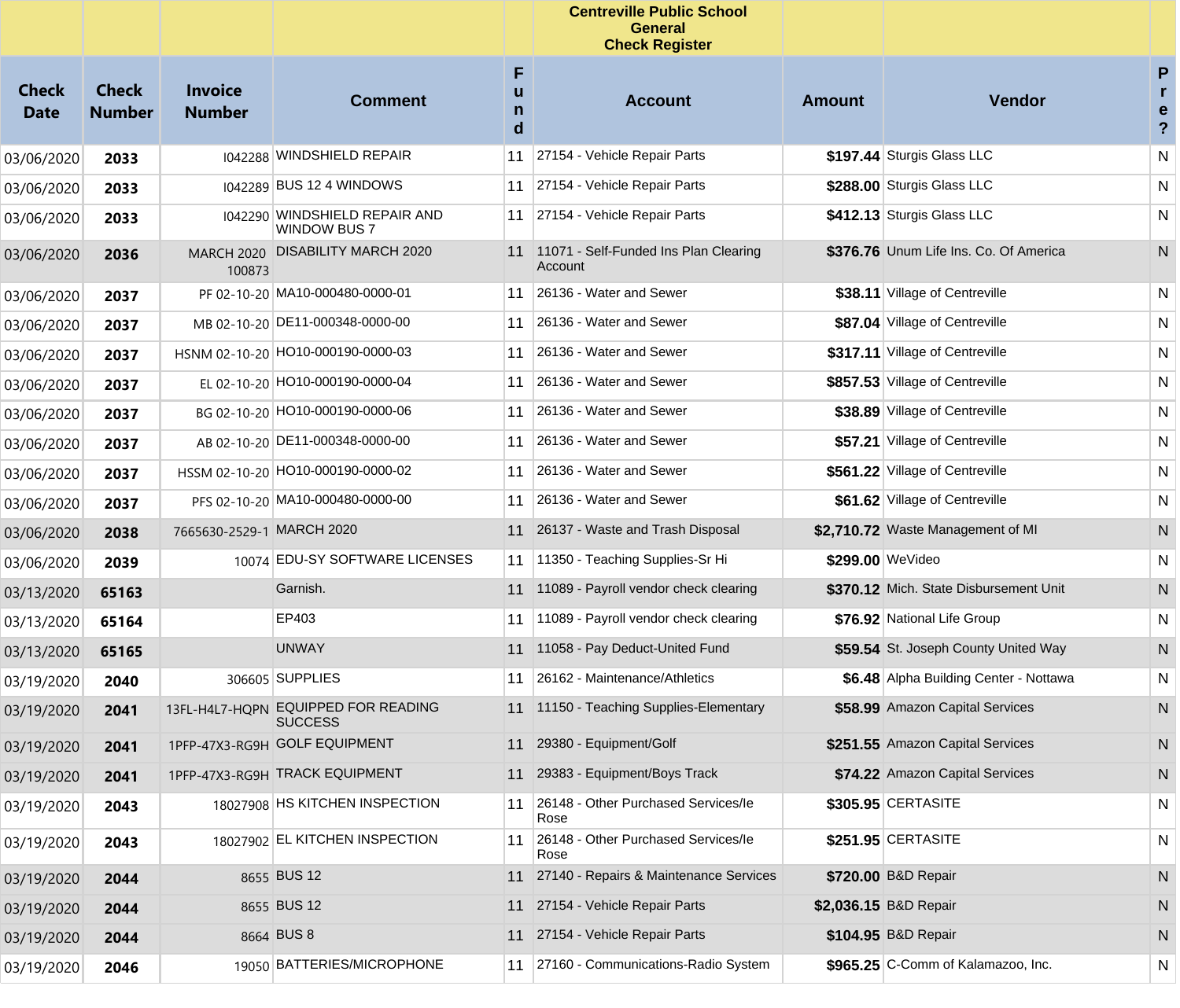**Centreville Public School**
**General**
**Check Register**

| Check Date | Check Number | Invoice Number | Comment | Fund | Account | Amount | Vendor | Pre? |
|---|---|---|---|---|---|---|---|---|
| 03/06/2020 | **2033** | I042288 | WINDSHIELD REPAIR | 11 | 27154 - Vehicle Repair Parts | **$197.44** | Sturgis Glass LLC | N |
| 03/06/2020 | **2033** | I042289 | BUS 12 4 WINDOWS | 11 | 27154 - Vehicle Repair Parts | **$288.00** | Sturgis Glass LLC | N |
| 03/06/2020 | **2033** | I042290 | WINDSHIELD REPAIR AND WINDOW BUS 7 | 11 | 27154 - Vehicle Repair Parts | **$412.13** | Sturgis Glass LLC | N |
| 03/06/2020 | **2036** | MARCH 2020 100873 | DISABILITY MARCH 2020 | 11 | 11071 - Self-Funded Ins Plan Clearing Account | **$376.76** | Unum Life Ins. Co. Of America | N |
| 03/06/2020 | **2037** | PF 02-10-20 | MA10-000480-0000-01 | 11 | 26136 - Water and Sewer | **$38.11** | Village of Centreville | N |
| 03/06/2020 | **2037** | MB 02-10-20 | DE11-000348-0000-00 | 11 | 26136 - Water and Sewer | **$87.04** | Village of Centreville | N |
| 03/06/2020 | **2037** | HSNM 02-10-20 | HO10-000190-0000-03 | 11 | 26136 - Water and Sewer | **$317.11** | Village of Centreville | N |
| 03/06/2020 | **2037** | EL 02-10-20 | HO10-000190-0000-04 | 11 | 26136 - Water and Sewer | **$857.53** | Village of Centreville | N |
| 03/06/2020 | **2037** | BG 02-10-20 | HO10-000190-0000-06 | 11 | 26136 - Water and Sewer | **$38.89** | Village of Centreville | N |
| 03/06/2020 | **2037** | AB 02-10-20 | DE11-000348-0000-00 | 11 | 26136 - Water and Sewer | **$57.21** | Village of Centreville | N |
| 03/06/2020 | **2037** | HSSM 02-10-20 | HO10-000190-0000-02 | 11 | 26136 - Water and Sewer | **$561.22** | Village of Centreville | N |
| 03/06/2020 | **2037** | PFS 02-10-20 | MA10-000480-0000-00 | 11 | 26136 - Water and Sewer | **$61.62** | Village of Centreville | N |
| 03/06/2020 | **2038** | 7665630-2529-1 | MARCH 2020 | 11 | 26137 - Waste and Trash Disposal | **$2,710.72** | Waste Management of MI | N |
| 03/06/2020 | **2039** | 10074 | EDU-SY SOFTWARE LICENSES | 11 | 11350 - Teaching Supplies-Sr Hi | **$299.00** | WeVideo | N |
| 03/13/2020 | **65163** | | Garnish. | 11 | 11089 - Payroll vendor check clearing | **$370.12** | Mich. State Disbursement Unit | N |
| 03/13/2020 | **65164** | | EP403 | 11 | 11089 - Payroll vendor check clearing | **$76.92** | National Life Group | N |
| 03/13/2020 | **65165** | | UNWAY | 11 | 11058 - Pay Deduct-United Fund | **$59.54** | St. Joseph County United Way | N |
| 03/19/2020 | **2040** | 306605 | SUPPLIES | 11 | 26162 - Maintenance/Athletics | **$6.48** | Alpha Building Center - Nottawa | N |
| 03/19/2020 | **2041** | 13FL-H4L7-HQPN | EQUIPPED FOR READING SUCCESS | 11 | 11150 - Teaching Supplies-Elementary | **$58.99** | Amazon Capital Services | N |
| 03/19/2020 | **2041** | 1PFP-47X3-RG9H | GOLF EQUIPMENT | 11 | 29380 - Equipment/Golf | **$251.55** | Amazon Capital Services | N |
| 03/19/2020 | **2041** | 1PFP-47X3-RG9H | TRACK EQUIPMENT | 11 | 29383 - Equipment/Boys Track | **$74.22** | Amazon Capital Services | N |
| 03/19/2020 | **2043** | 18027908 | HS KITCHEN INSPECTION | 11 | 26148 - Other Purchased Services/Ie Rose | **$305.95** | CERTASITE | N |
| 03/19/2020 | **2043** | 18027902 | EL KITCHEN INSPECTION | 11 | 26148 - Other Purchased Services/Ie Rose | **$251.95** | CERTASITE | N |
| 03/19/2020 | **2044** | 8655 | BUS 12 | 11 | 27140 - Repairs & Maintenance Services | **$720.00** | B&D Repair | N |
| 03/19/2020 | **2044** | 8655 | BUS 12 | 11 | 27154 - Vehicle Repair Parts | **$2,036.15** | B&D Repair | N |
| 03/19/2020 | **2044** | 8664 | BUS 8 | 11 | 27154 - Vehicle Repair Parts | **$104.95** | B&D Repair | N |
| 03/19/2020 | **2046** | 19050 | BATTERIES/MICROPHONE | 11 | 27160 - Communications-Radio System | **$965.25** | C-Comm of Kalamazoo, Inc. | N |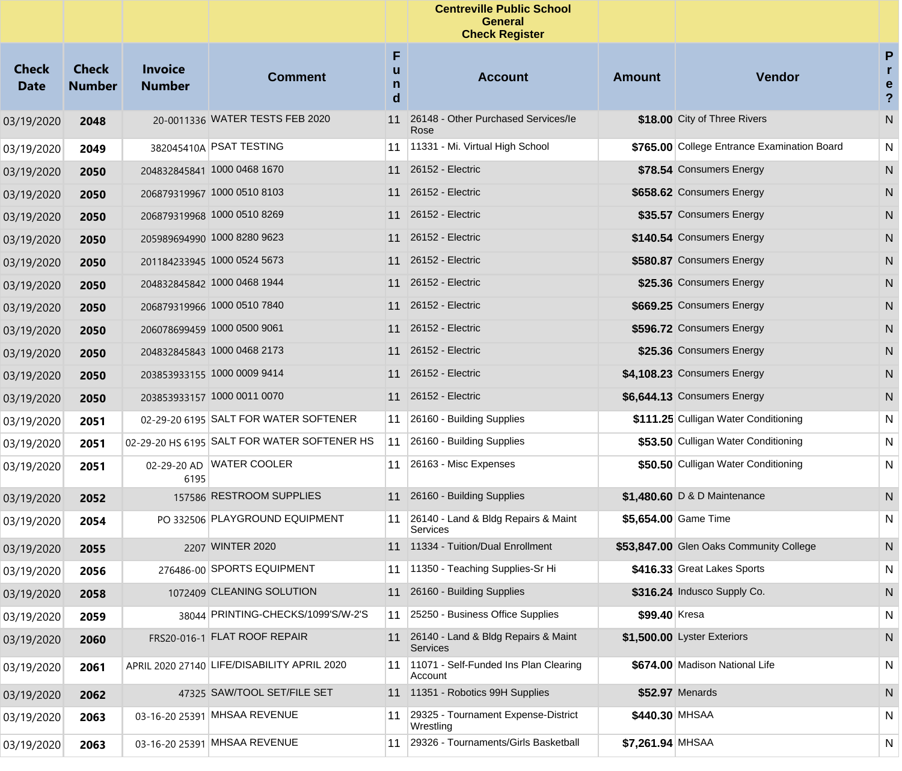## Centreville Public School
## General
## Check Register

| Check Date | Check Number | Invoice Number | Comment | Fund | Account | Amount | Vendor | Pre? |
|---|---|---|---|---|---|---|---|---|
| 03/19/2020 | **2048** | 20-0011336 | WATER TESTS FEB 2020 | 11 | 26148 - Other Purchased Services/Ie Rose | **$18.00** | City of Three Rivers | N |
| 03/19/2020 | **2049** | 382045410A | PSAT TESTING | 11 | 11331 - Mi. Virtual High School | **$765.00** | College Entrance Examination Board | N |
| 03/19/2020 | **2050** | 204832845841 | 1000 0468 1670 | 11 | 26152 - Electric | **$78.54** | Consumers Energy | N |
| 03/19/2020 | **2050** | 206879319967 | 1000 0510 8103 | 11 | 26152 - Electric | **$658.62** | Consumers Energy | N |
| 03/19/2020 | **2050** | 206879319968 | 1000 0510 8269 | 11 | 26152 - Electric | **$35.57** | Consumers Energy | N |
| 03/19/2020 | **2050** | 205989694990 | 1000 8280 9623 | 11 | 26152 - Electric | **$140.54** | Consumers Energy | N |
| 03/19/2020 | **2050** | 201184233945 | 1000 0524 5673 | 11 | 26152 - Electric | **$580.87** | Consumers Energy | N |
| 03/19/2020 | **2050** | 204832845842 | 1000 0468 1944 | 11 | 26152 - Electric | **$25.36** | Consumers Energy | N |
| 03/19/2020 | **2050** | 206879319966 | 1000 0510 7840 | 11 | 26152 - Electric | **$669.25** | Consumers Energy | N |
| 03/19/2020 | **2050** | 206078699459 | 1000 0500 9061 | 11 | 26152 - Electric | **$596.72** | Consumers Energy | N |
| 03/19/2020 | **2050** | 204832845843 | 1000 0468 2173 | 11 | 26152 - Electric | **$25.36** | Consumers Energy | N |
| 03/19/2020 | **2050** | 203853933155 | 1000 0009 9414 | 11 | 26152 - Electric | **$4,108.23** | Consumers Energy | N |
| 03/19/2020 | **2050** | 203853933157 | 1000 0011 0070 | 11 | 26152 - Electric | **$6,644.13** | Consumers Energy | N |
| 03/19/2020 | **2051** | 02-29-20 6195 | SALT FOR WATER SOFTENER | 11 | 26160 - Building Supplies | **$111.25** | Culligan Water Conditioning | N |
| 03/19/2020 | **2051** | 02-29-20 HS 6195 | SALT FOR WATER SOFTENER HS | 11 | 26160 - Building Supplies | **$53.50** | Culligan Water Conditioning | N |
| 03/19/2020 | **2051** | 02-29-20 AD 6195 | WATER COOLER | 11 | 26163 - Misc Expenses | **$50.50** | Culligan Water Conditioning | N |
| 03/19/2020 | **2052** | 157586 | RESTROOM SUPPLIES | 11 | 26160 - Building Supplies | **$1,480.60** | D & D Maintenance | N |
| 03/19/2020 | **2054** | PO 332506 | PLAYGROUND EQUIPMENT | 11 | 26140 - Land & Bldg Repairs & Maint Services | **$5,654.00** | Game Time | N |
| 03/19/2020 | **2055** | 2207 | WINTER 2020 | 11 | 11334 - Tuition/Dual Enrollment | **$53,847.00** | Glen Oaks Community College | N |
| 03/19/2020 | **2056** | 276486-00 | SPORTS EQUIPMENT | 11 | 11350 - Teaching Supplies-Sr Hi | **$416.33** | Great Lakes Sports | N |
| 03/19/2020 | **2058** | 1072409 | CLEANING SOLUTION | 11 | 26160 - Building Supplies | **$316.24** | Indusco Supply Co. | N |
| 03/19/2020 | **2059** | 38044 | PRINTING-CHECKS/1099'S/W-2'S | 11 | 25250 - Business Office Supplies | **$99.40** | Kresa | N |
| 03/19/2020 | **2060** | FRS20-016-1 | FLAT ROOF REPAIR | 11 | 26140 - Land & Bldg Repairs & Maint Services | **$1,500.00** | Lyster Exteriors | N |
| 03/19/2020 | **2061** | APRIL 2020 27140 | LIFE/DISABILITY APRIL 2020 | 11 | 11071 - Self-Funded Ins Plan Clearing Account | **$674.00** | Madison National Life | N |
| 03/19/2020 | **2062** | 47325 | SAW/TOOL SET/FILE SET | 11 | 11351 - Robotics 99H Supplies | **$52.97** | Menards | N |
| 03/19/2020 | **2063** | 03-16-20 25391 | MHSAA REVENUE | 11 | 29325 - Tournament Expense-District Wrestling | **$440.30** | MHSAA | N |
| 03/19/2020 | **2063** | 03-16-20 25391 | MHSAA REVENUE | 11 | 29326 - Tournaments/Girls Basketball | **$7,261.94** | MHSAA | N |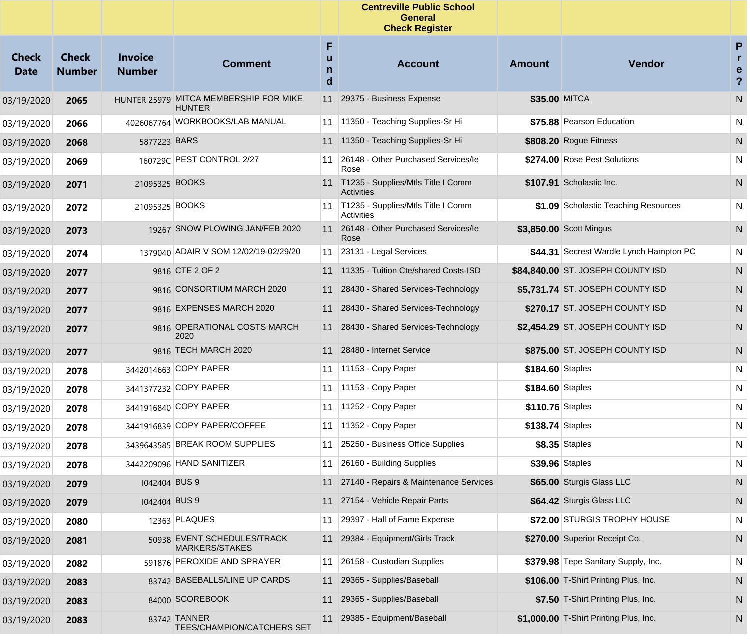| Check Date | Check Number | Invoice Number | Comment | Fund | Account | Amount | Vendor | Pre? |
|---|---|---|---|---|---|---|---|---|
| | | | | | **Centreville Public School General Check Register** | | | |
| 03/19/2020 | **2065** | HUNTER 25979 | MITCA MEMBERSHIP FOR MIKE HUNTER | 11 | 29375 - Business Expense | **$35.00** | MITCA | N |
| 03/19/2020 | **2066** | 4026067764 | WORKBOOKS/LAB MANUAL | 11 | 11350 - Teaching Supplies-Sr Hi | **$75.88** | Pearson Education | N |
| 03/19/2020 | **2068** | 5877223 | BARS | 11 | 11350 - Teaching Supplies-Sr Hi | **$808.20** | Rogue Fitness | N |
| 03/19/2020 | **2069** | 160729C | PEST CONTROL 2/27 | 11 | 26148 - Other Purchased Services/Ie Rose | **$274.00** | Rose Pest Solutions | N |
| 03/19/2020 | **2071** | 21095325 | BOOKS | 11 | T1235 - Supplies/Mtls Title I Comm Activities | **$107.91** | Scholastic Inc. | N |
| 03/19/2020 | **2072** | 21095325 | BOOKS | 11 | T1235 - Supplies/Mtls Title I Comm Activities | **$1.09** | Scholastic Teaching Resources | N |
| 03/19/2020 | **2073** | 19267 | SNOW PLOWING JAN/FEB 2020 | 11 | 26148 - Other Purchased Services/Ie Rose | **$3,850.00** | Scott Mingus | N |
| 03/19/2020 | **2074** | 1379040 | ADAIR V SOM 12/02/19-02/29/20 | 11 | 23131 - Legal Services | **$44.31** | Secrest Wardle Lynch Hampton PC | N |
| 03/19/2020 | **2077** | 9816 | CTE 2 OF 2 | 11 | 11335 - Tuition Cte/shared Costs-ISD | **$84,840.00** | ST. JOSEPH COUNTY ISD | N |
| 03/19/2020 | **2077** | 9816 | CONSORTIUM MARCH 2020 | 11 | 28430 - Shared Services-Technology | **$5,731.74** | ST. JOSEPH COUNTY ISD | N |
| 03/19/2020 | **2077** | 9816 | EXPENSES MARCH 2020 | 11 | 28430 - Shared Services-Technology | **$270.17** | ST. JOSEPH COUNTY ISD | N |
| 03/19/2020 | **2077** | 9816 | OPERATIONAL COSTS MARCH 2020 | 11 | 28430 - Shared Services-Technology | **$2,454.29** | ST. JOSEPH COUNTY ISD | N |
| 03/19/2020 | **2077** | 9816 | TECH MARCH 2020 | 11 | 28480 - Internet Service | **$875.00** | ST. JOSEPH COUNTY ISD | N |
| 03/19/2020 | **2078** | 3442014663 | COPY PAPER | 11 | 11153 - Copy Paper | **$184.60** | Staples | N |
| 03/19/2020 | **2078** | 3441377232 | COPY PAPER | 11 | 11153 - Copy Paper | **$184.60** | Staples | N |
| 03/19/2020 | **2078** | 3441916840 | COPY PAPER | 11 | 11252 - Copy Paper | **$110.76** | Staples | N |
| 03/19/2020 | **2078** | 3441916839 | COPY PAPER/COFFEE | 11 | 11352 - Copy Paper | **$138.74** | Staples | N |
| 03/19/2020 | **2078** | 3439643585 | BREAK ROOM SUPPLIES | 11 | 25250 - Business Office Supplies | **$8.35** | Staples | N |
| 03/19/2020 | **2078** | 3442209096 | HAND SANITIZER | 11 | 26160 - Building Supplies | **$39.96** | Staples | N |
| 03/19/2020 | **2079** | I042404 | BUS 9 | 11 | 27140 - Repairs & Maintenance Services | **$65.00** | Sturgis Glass LLC | N |
| 03/19/2020 | **2079** | I042404 | BUS 9 | 11 | 27154 - Vehicle Repair Parts | **$64.42** | Sturgis Glass LLC | N |
| 03/19/2020 | **2080** | 12363 | PLAQUES | 11 | 29397 - Hall of Fame Expense | **$72.00** | STURGIS TROPHY HOUSE | N |
| 03/19/2020 | **2081** | 50938 | EVENT SCHEDULES/TRACK MARKERS/STAKES | 11 | 29384 - Equipment/Girls Track | **$270.00** | Superior Receipt Co. | N |
| 03/19/2020 | **2082** | 591876 | PEROXIDE AND SPRAYER | 11 | 26158 - Custodian Supplies | **$379.98** | Tepe Sanitary Supply, Inc. | N |
| 03/19/2020 | **2083** | 83742 | BASEBALLS/LINE UP CARDS | 11 | 29365 - Supplies/Baseball | **$106.00** | T-Shirt Printing Plus, Inc. | N |
| 03/19/2020 | **2083** | 84000 | SCOREBOOK | 11 | 29365 - Supplies/Baseball | **$7.50** | T-Shirt Printing Plus, Inc. | N |
| 03/19/2020 | **2083** | 83742 | TANNER TEES/CHAMPION/CATCHERS SET | 11 | 29385 - Equipment/Baseball | **$1,000.00** | T-Shirt Printing Plus, Inc. | N |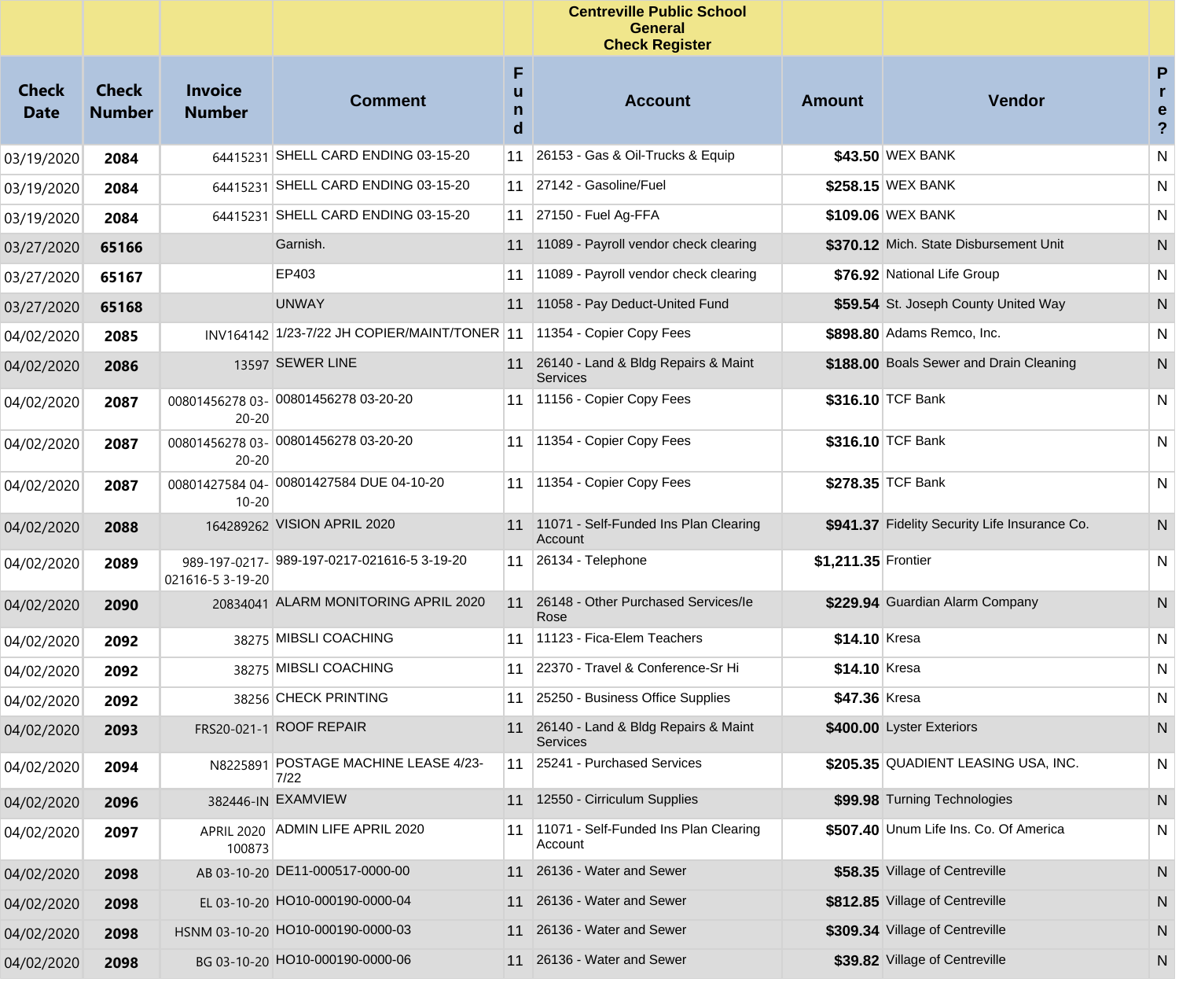| | | | | | Centreville Public School<br>General<br>Check Register | | | |
|---|---|---|---|---|---|---|---|---|
| **Check Date** | **Check Number** | **Invoice Number** | **Comment** | **Fund** | **Account** | **Amount** | **Vendor** | **Pre?** |
| 03/19/2020 | **2084** | 64415231 | SHELL CARD ENDING 03-15-20 | 11 | 26153 - Gas & Oil-Trucks & Equip | **$43.50** | WEX BANK | N |
| 03/19/2020 | **2084** | 64415231 | SHELL CARD ENDING 03-15-20 | 11 | 27142 - Gasoline/Fuel | **$258.15** | WEX BANK | N |
| 03/19/2020 | **2084** | 64415231 | SHELL CARD ENDING 03-15-20 | 11 | 27150 - Fuel Ag-FFA | **$109.06** | WEX BANK | N |
| 03/27/2020 | **65166** | | Garnish. | 11 | 11089 - Payroll vendor check clearing | **$370.12** | Mich. State Disbursement Unit | N |
| 03/27/2020 | **65167** | | EP403 | 11 | 11089 - Payroll vendor check clearing | **$76.92** | National Life Group | N |
| 03/27/2020 | **65168** | | UNWAY | 11 | 11058 - Pay Deduct-United Fund | **$59.54** | St. Joseph County United Way | N |
| 04/02/2020 | **2085** | INV164142 | 1/23-7/22 JH COPIER/MAINT/TONER | 11 | 11354 - Copier Copy Fees | **$898.80** | Adams Remco, Inc. | N |
| 04/02/2020 | **2086** | 13597 | SEWER LINE | 11 | 26140 - Land & Bldg Repairs & Maint Services | **$188.00** | Boals Sewer and Drain Cleaning | N |
| 04/02/2020 | **2087** | 00801456278 03-20-20 | 00801456278 03-20-20 | 11 | 11156 - Copier Copy Fees | **$316.10** | TCF Bank | N |
| 04/02/2020 | **2087** | 00801456278 03-20-20 | 00801456278 03-20-20 | 11 | 11354 - Copier Copy Fees | **$316.10** | TCF Bank | N |
| 04/02/2020 | **2087** | 00801427584 04-10-20 | 00801427584 DUE 04-10-20 | 11 | 11354 - Copier Copy Fees | **$278.35** | TCF Bank | N |
| 04/02/2020 | **2088** | 164289262 | VISION APRIL 2020 | 11 | 11071 - Self-Funded Ins Plan Clearing Account | **$941.37** | Fidelity Security Life Insurance Co. | N |
| 04/02/2020 | **2089** | 989-197-0217-021616-5 3-19-20 | 989-197-0217-021616-5 3-19-20 | 11 | 26134 - Telephone | **$1,211.35** | Frontier | N |
| 04/02/2020 | **2090** | 20834041 | ALARM MONITORING APRIL 2020 | 11 | 26148 - Other Purchased Services/Ie Rose | **$229.94** | Guardian Alarm Company | N |
| 04/02/2020 | **2092** | 38275 | MIBSLI COACHING | 11 | 11123 - Fica-Elem Teachers | **$14.10** | Kresa | N |
| 04/02/2020 | **2092** | 38275 | MIBSLI COACHING | 11 | 22370 - Travel & Conference-Sr Hi | **$14.10** | Kresa | N |
| 04/02/2020 | **2092** | 38256 | CHECK PRINTING | 11 | 25250 - Business Office Supplies | **$47.36** | Kresa | N |
| 04/02/2020 | **2093** | FRS20-021-1 | ROOF REPAIR | 11 | 26140 - Land & Bldg Repairs & Maint Services | **$400.00** | Lyster Exteriors | N |
| 04/02/2020 | **2094** | N8225891 | POSTAGE MACHINE LEASE 4/23-7/22 | 11 | 25241 - Purchased Services | **$205.35** | QUADIENT LEASING USA, INC. | N |
| 04/02/2020 | **2096** | 382446-IN | EXAMVIEW | 11 | 12550 - Cirriculum Supplies | **$99.98** | Turning Technologies | N |
| 04/02/2020 | **2097** | APRIL 2020 100873 | ADMIN LIFE APRIL 2020 | 11 | 11071 - Self-Funded Ins Plan Clearing Account | **$507.40** | Unum Life Ins. Co. Of America | N |
| 04/02/2020 | **2098** | AB 03-10-20 | DE11-000517-0000-00 | 11 | 26136 - Water and Sewer | **$58.35** | Village of Centreville | N |
| 04/02/2020 | **2098** | EL 03-10-20 | HO10-000190-0000-04 | 11 | 26136 - Water and Sewer | **$812.85** | Village of Centreville | N |
| 04/02/2020 | **2098** | HSNM 03-10-20 | HO10-000190-0000-03 | 11 | 26136 - Water and Sewer | **$309.34** | Village of Centreville | N |
| 04/02/2020 | **2098** | BG 03-10-20 | HO10-000190-0000-06 | 11 | 26136 - Water and Sewer | **$39.82** | Village of Centreville | N |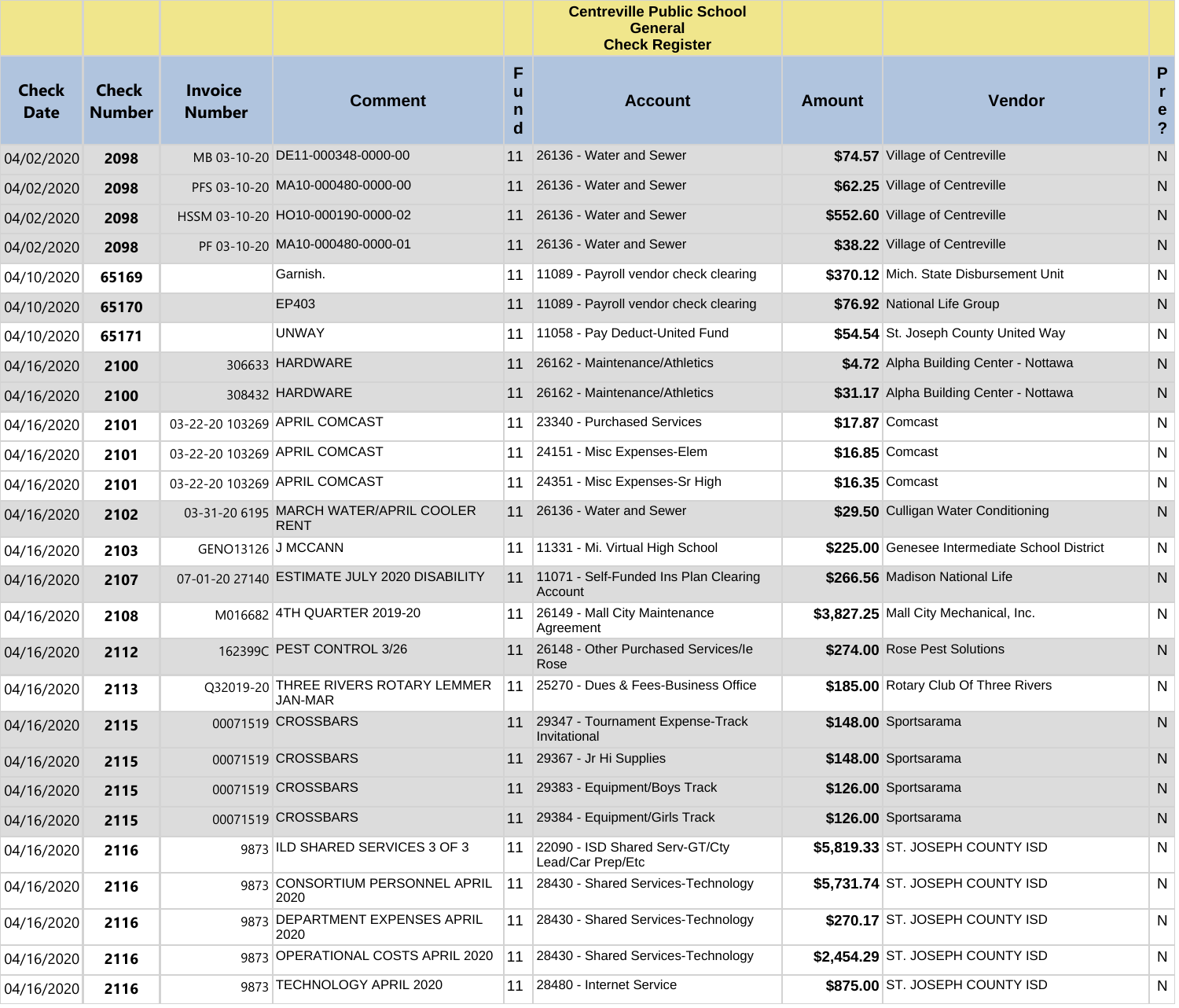# Centreville Public School
## General
## Check Register

| Check Date | Check Number | Invoice Number | Comment | Fund | Account | Amount | Vendor | Pre? |
|---|---|---|---|---|---|---|---|---|
| 04/02/2020 | **2098** | MB 03-10-20 | DE11-000348-0000-00 | 11 | 26136 - Water and Sewer | **$74.57** | Village of Centreville | N |
| 04/02/2020 | **2098** | PFS 03-10-20 | MA10-000480-0000-00 | 11 | 26136 - Water and Sewer | **$62.25** | Village of Centreville | N |
| 04/02/2020 | **2098** | HSSM 03-10-20 | HO10-000190-0000-02 | 11 | 26136 - Water and Sewer | **$552.60** | Village of Centreville | N |
| 04/02/2020 | **2098** | PF 03-10-20 | MA10-000480-0000-01 | 11 | 26136 - Water and Sewer | **$38.22** | Village of Centreville | N |
| 04/10/2020 | **65169** | | Garnish. | 11 | 11089 - Payroll vendor check clearing | **$370.12** | Mich. State Disbursement Unit | N |
| 04/10/2020 | **65170** | | EP403 | 11 | 11089 - Payroll vendor check clearing | **$76.92** | National Life Group | N |
| 04/10/2020 | **65171** | | UNWAY | 11 | 11058 - Pay Deduct-United Fund | **$54.54** | St. Joseph County United Way | N |
| 04/16/2020 | **2100** | 306633 | HARDWARE | 11 | 26162 - Maintenance/Athletics | **$4.72** | Alpha Building Center - Nottawa | N |
| 04/16/2020 | **2100** | 308432 | HARDWARE | 11 | 26162 - Maintenance/Athletics | **$31.17** | Alpha Building Center - Nottawa | N |
| 04/16/2020 | **2101** | 03-22-20 103269 | APRIL COMCAST | 11 | 23340 - Purchased Services | **$17.87** | Comcast | N |
| 04/16/2020 | **2101** | 03-22-20 103269 | APRIL COMCAST | 11 | 24151 - Misc Expenses-Elem | **$16.85** | Comcast | N |
| 04/16/2020 | **2101** | 03-22-20 103269 | APRIL COMCAST | 11 | 24351 - Misc Expenses-Sr High | **$16.35** | Comcast | N |
| 04/16/2020 | **2102** | 03-31-20 6195 | MARCH WATER/APRIL COOLER RENT | 11 | 26136 - Water and Sewer | **$29.50** | Culligan Water Conditioning | N |
| 04/16/2020 | **2103** | GENO13126 | J MCCANN | 11 | 11331 - Mi. Virtual High School | **$225.00** | Genesee Intermediate School District | N |
| 04/16/2020 | **2107** | 07-01-20 27140 | ESTIMATE JULY 2020 DISABILITY | 11 | 11071 - Self-Funded Ins Plan Clearing Account | **$266.56** | Madison National Life | N |
| 04/16/2020 | **2108** | M016682 | 4TH QUARTER 2019-20 | 11 | 26149 - Mall City Maintenance Agreement | **$3,827.25** | Mall City Mechanical, Inc. | N |
| 04/16/2020 | **2112** | 162399C | PEST CONTROL 3/26 | 11 | 26148 - Other Purchased Services/Ie Rose | **$274.00** | Rose Pest Solutions | N |
| 04/16/2020 | **2113** | Q32019-20 | THREE RIVERS ROTARY LEMMER JAN-MAR | 11 | 25270 - Dues & Fees-Business Office | **$185.00** | Rotary Club Of Three Rivers | N |
| 04/16/2020 | **2115** | 00071519 | CROSSBARS | 11 | 29347 - Tournament Expense-Track Invitational | **$148.00** | Sportsarama | N |
| 04/16/2020 | **2115** | 00071519 | CROSSBARS | 11 | 29367 - Jr Hi Supplies | **$148.00** | Sportsarama | N |
| 04/16/2020 | **2115** | 00071519 | CROSSBARS | 11 | 29383 - Equipment/Boys Track | **$126.00** | Sportsarama | N |
| 04/16/2020 | **2115** | 00071519 | CROSSBARS | 11 | 29384 - Equipment/Girls Track | **$126.00** | Sportsarama | N |
| 04/16/2020 | **2116** | 9873 | ILD SHARED SERVICES 3 OF 3 | 11 | 22090 - ISD Shared Serv-GT/Cty Lead/Car Prep/Etc | **$5,819.33** | ST. JOSEPH COUNTY ISD | N |
| 04/16/2020 | **2116** | 9873 | CONSORTIUM PERSONNEL APRIL 2020 | 11 | 28430 - Shared Services-Technology | **$5,731.74** | ST. JOSEPH COUNTY ISD | N |
| 04/16/2020 | **2116** | 9873 | DEPARTMENT EXPENSES APRIL 2020 | 11 | 28430 - Shared Services-Technology | **$270.17** | ST. JOSEPH COUNTY ISD | N |
| 04/16/2020 | **2116** | 9873 | OPERATIONAL COSTS APRIL 2020 | 11 | 28430 - Shared Services-Technology | **$2,454.29** | ST. JOSEPH COUNTY ISD | N |
| 04/16/2020 | **2116** | 9873 | TECHNOLOGY APRIL 2020 | 11 | 28480 - Internet Service | **$875.00** | ST. JOSEPH COUNTY ISD | N |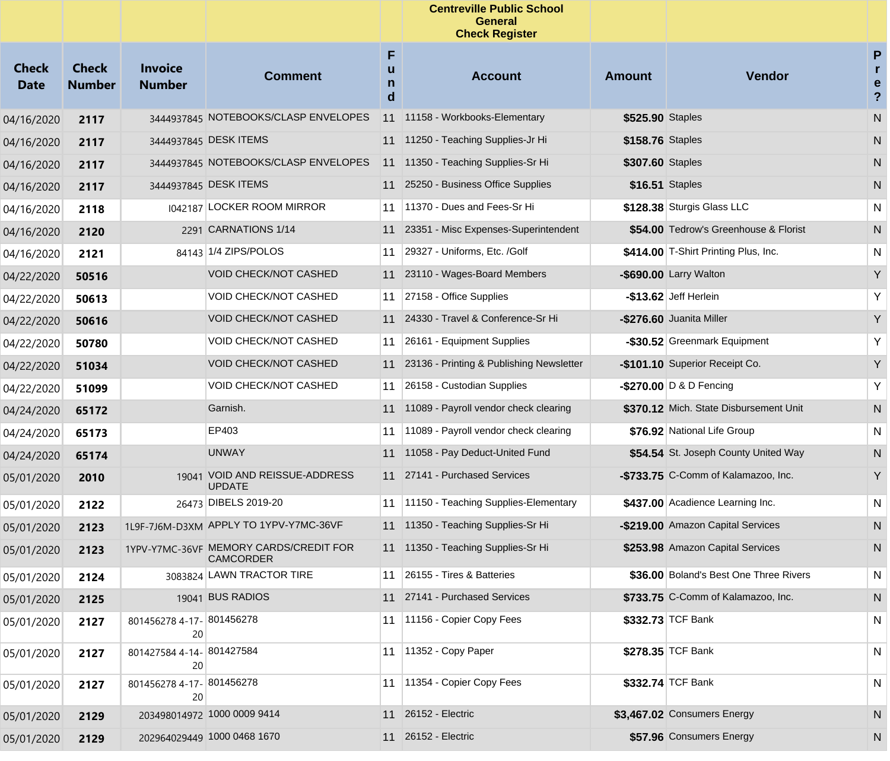**Centreville Public School General Check Register**

| Check Date | Check Number | Invoice Number | Comment | Fund | Account | Amount | Vendor | Pre? |
|---|---|---|---|---|---|---|---|---|
| 04/16/2020 | **2117** | 3444937845 | NOTEBOOKS/CLASP ENVELOPES | 11 | 11158 - Workbooks-Elementary | **$525.90** | Staples | N |
| 04/16/2020 | **2117** | 3444937845 | DESK ITEMS | 11 | 11250 - Teaching Supplies-Jr Hi | **$158.76** | Staples | N |
| 04/16/2020 | **2117** | 3444937845 | NOTEBOOKS/CLASP ENVELOPES | 11 | 11350 - Teaching Supplies-Sr Hi | **$307.60** | Staples | N |
| 04/16/2020 | **2117** | 3444937845 | DESK ITEMS | 11 | 25250 - Business Office Supplies | **$16.51** | Staples | N |
| 04/16/2020 | **2118** | I042187 | LOCKER ROOM MIRROR | 11 | 11370 - Dues and Fees-Sr Hi | **$128.38** | Sturgis Glass LLC | N |
| 04/16/2020 | **2120** | 2291 | CARNATIONS 1/14 | 11 | 23351 - Misc Expenses-Superintendent | **$54.00** | Tedrow's Greenhouse & Florist | N |
| 04/16/2020 | **2121** | 84143 | 1/4 ZIPS/POLOS | 11 | 29327 - Uniforms, Etc. /Golf | **$414.00** | T-Shirt Printing Plus, Inc. | N |
| 04/22/2020 | **50516** | | VOID CHECK/NOT CASHED | 11 | 23110 - Wages-Board Members | **-$690.00** | Larry Walton | Y |
| 04/22/2020 | **50613** | | VOID CHECK/NOT CASHED | 11 | 27158 - Office Supplies | **-$13.62** | Jeff Herlein | Y |
| 04/22/2020 | **50616** | | VOID CHECK/NOT CASHED | 11 | 24330 - Travel & Conference-Sr Hi | **-$276.60** | Juanita Miller | Y |
| 04/22/2020 | **50780** | | VOID CHECK/NOT CASHED | 11 | 26161 - Equipment Supplies | **-$30.52** | Greenmark Equipment | Y |
| 04/22/2020 | **51034** | | VOID CHECK/NOT CASHED | 11 | 23136 - Printing & Publishing Newsletter | **-$101.10** | Superior Receipt Co. | Y |
| 04/22/2020 | **51099** | | VOID CHECK/NOT CASHED | 11 | 26158 - Custodian Supplies | **-$270.00** | D & D Fencing | Y |
| 04/24/2020 | **65172** | | Garnish. | 11 | 11089 - Payroll vendor check clearing | **$370.12** | Mich. State Disbursement Unit | N |
| 04/24/2020 | **65173** | | EP403 | 11 | 11089 - Payroll vendor check clearing | **$76.92** | National Life Group | N |
| 04/24/2020 | **65174** | | UNWAY | 11 | 11058 - Pay Deduct-United Fund | **$54.54** | St. Joseph County United Way | N |
| 05/01/2020 | **2010** | 19041 | VOID AND REISSUE-ADDRESS UPDATE | 11 | 27141 - Purchased Services | **-$733.75** | C-Comm of Kalamazoo, Inc. | Y |
| 05/01/2020 | **2122** | 26473 | DIBELS 2019-20 | 11 | 11150 - Teaching Supplies-Elementary | **$437.00** | Acadience Learning Inc. | N |
| 05/01/2020 | **2123** | 1L9F-7J6M-D3XM | APPLY TO 1YPV-Y7MC-36VF | 11 | 11350 - Teaching Supplies-Sr Hi | **-$219.00** | Amazon Capital Services | N |
| 05/01/2020 | **2123** | 1YPV-Y7MC-36VF | MEMORY CARDS/CREDIT FOR CAMCORDER | 11 | 11350 - Teaching Supplies-Sr Hi | **$253.98** | Amazon Capital Services | N |
| 05/01/2020 | **2124** | 3083824 | LAWN TRACTOR TIRE | 11 | 26155 - Tires & Batteries | **$36.00** | Boland's Best One Three Rivers | N |
| 05/01/2020 | **2125** | 19041 | BUS RADIOS | 11 | 27141 - Purchased Services | **$733.75** | C-Comm of Kalamazoo, Inc. | N |
| 05/01/2020 | **2127** | 801456278 4-17-20 | 801456278 | 11 | 11156 - Copier Copy Fees | **$332.73** | TCF Bank | N |
| 05/01/2020 | **2127** | 801427584 4-14-20 | 801427584 | 11 | 11352 - Copy Paper | **$278.35** | TCF Bank | N |
| 05/01/2020 | **2127** | 801456278 4-17-20 | 801456278 | 11 | 11354 - Copier Copy Fees | **$332.74** | TCF Bank | N |
| 05/01/2020 | **2129** | 203498014972 | 1000 0009 9414 | 11 | 26152 - Electric | **$3,467.02** | Consumers Energy | N |
| 05/01/2020 | **2129** | 202964029449 | 1000 0468 1670 | 11 | 26152 - Electric | **$57.96** | Consumers Energy | N |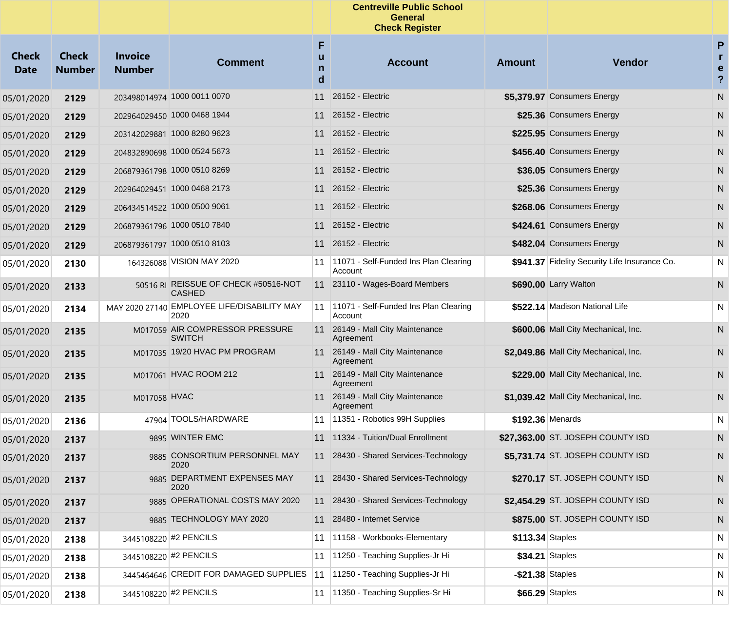**Centreville Public School**
**General**
**Check Register**

| Check Date | Check Number | Invoice Number | Comment | Fund | Account | Amount | Vendor | Pre? |
|---|---|---|---|---|---|---|---|---|
| 05/01/2020 | **2129** | 203498014974 | 1000 0011 0070 | 11 | 26152 - Electric | **$5,379.97** | Consumers Energy | N |
| 05/01/2020 | **2129** | 202964029450 | 1000 0468 1944 | 11 | 26152 - Electric | **$25.36** | Consumers Energy | N |
| 05/01/2020 | **2129** | 203142029881 | 1000 8280 9623 | 11 | 26152 - Electric | **$225.95** | Consumers Energy | N |
| 05/01/2020 | **2129** | 204832890698 | 1000 0524 5673 | 11 | 26152 - Electric | **$456.40** | Consumers Energy | N |
| 05/01/2020 | **2129** | 206879361798 | 1000 0510 8269 | 11 | 26152 - Electric | **$36.05** | Consumers Energy | N |
| 05/01/2020 | **2129** | 202964029451 | 1000 0468 2173 | 11 | 26152 - Electric | **$25.36** | Consumers Energy | N |
| 05/01/2020 | **2129** | 206434514522 | 1000 0500 9061 | 11 | 26152 - Electric | **$268.06** | Consumers Energy | N |
| 05/01/2020 | **2129** | 206879361796 | 1000 0510 7840 | 11 | 26152 - Electric | **$424.61** | Consumers Energy | N |
| 05/01/2020 | **2129** | 206879361797 | 1000 0510 8103 | 11 | 26152 - Electric | **$482.04** | Consumers Energy | N |
| 05/01/2020 | **2130** | 164326088 | VISION MAY 2020 | 11 | 11071 - Self-Funded Ins Plan Clearing Account | **$941.37** | Fidelity Security Life Insurance Co. | N |
| 05/01/2020 | **2133** | 50516 RI | REISSUE OF CHECK #50516-NOT CASHED | 11 | 23110 - Wages-Board Members | **$690.00** | Larry Walton | N |
| 05/01/2020 | **2134** | MAY 2020 27140 | EMPLOYEE LIFE/DISABILITY MAY 2020 | 11 | 11071 - Self-Funded Ins Plan Clearing Account | **$522.14** | Madison National Life | N |
| 05/01/2020 | **2135** | M017059 | AIR COMPRESSOR PRESSURE SWITCH | 11 | 26149 - Mall City Maintenance Agreement | **$600.06** | Mall City Mechanical, Inc. | N |
| 05/01/2020 | **2135** | M017035 | 19/20 HVAC PM PROGRAM | 11 | 26149 - Mall City Maintenance Agreement | **$2,049.86** | Mall City Mechanical, Inc. | N |
| 05/01/2020 | **2135** | M017061 | HVAC ROOM 212 | 11 | 26149 - Mall City Maintenance Agreement | **$229.00** | Mall City Mechanical, Inc. | N |
| 05/01/2020 | **2135** | M017058 | HVAC | 11 | 26149 - Mall City Maintenance Agreement | **$1,039.42** | Mall City Mechanical, Inc. | N |
| 05/01/2020 | **2136** | 47904 | TOOLS/HARDWARE | 11 | 11351 - Robotics 99H Supplies | **$192.36** | Menards | N |
| 05/01/2020 | **2137** | 9895 | WINTER EMC | 11 | 11334 - Tuition/Dual Enrollment | **$27,363.00** | ST. JOSEPH COUNTY ISD | N |
| 05/01/2020 | **2137** | 9885 | CONSORTIUM PERSONNEL MAY 2020 | 11 | 28430 - Shared Services-Technology | **$5,731.74** | ST. JOSEPH COUNTY ISD | N |
| 05/01/2020 | **2137** | 9885 | DEPARTMENT EXPENSES MAY 2020 | 11 | 28430 - Shared Services-Technology | **$270.17** | ST. JOSEPH COUNTY ISD | N |
| 05/01/2020 | **2137** | 9885 | OPERATIONAL COSTS MAY 2020 | 11 | 28430 - Shared Services-Technology | **$2,454.29** | ST. JOSEPH COUNTY ISD | N |
| 05/01/2020 | **2137** | 9885 | TECHNOLOGY MAY 2020 | 11 | 28480 - Internet Service | **$875.00** | ST. JOSEPH COUNTY ISD | N |
| 05/01/2020 | **2138** | 3445108220 | #2 PENCILS | 11 | 11158 - Workbooks-Elementary | **$113.34** | Staples | N |
| 05/01/2020 | **2138** | 3445108220 | #2 PENCILS | 11 | 11250 - Teaching Supplies-Jr Hi | **$34.21** | Staples | N |
| 05/01/2020 | **2138** | 3445464646 | CREDIT FOR DAMAGED SUPPLIES | 11 | 11250 - Teaching Supplies-Jr Hi | **-$21.38** | Staples | N |
| 05/01/2020 | **2138** | 3445108220 | #2 PENCILS | 11 | 11350 - Teaching Supplies-Sr Hi | **$66.29** | Staples | N |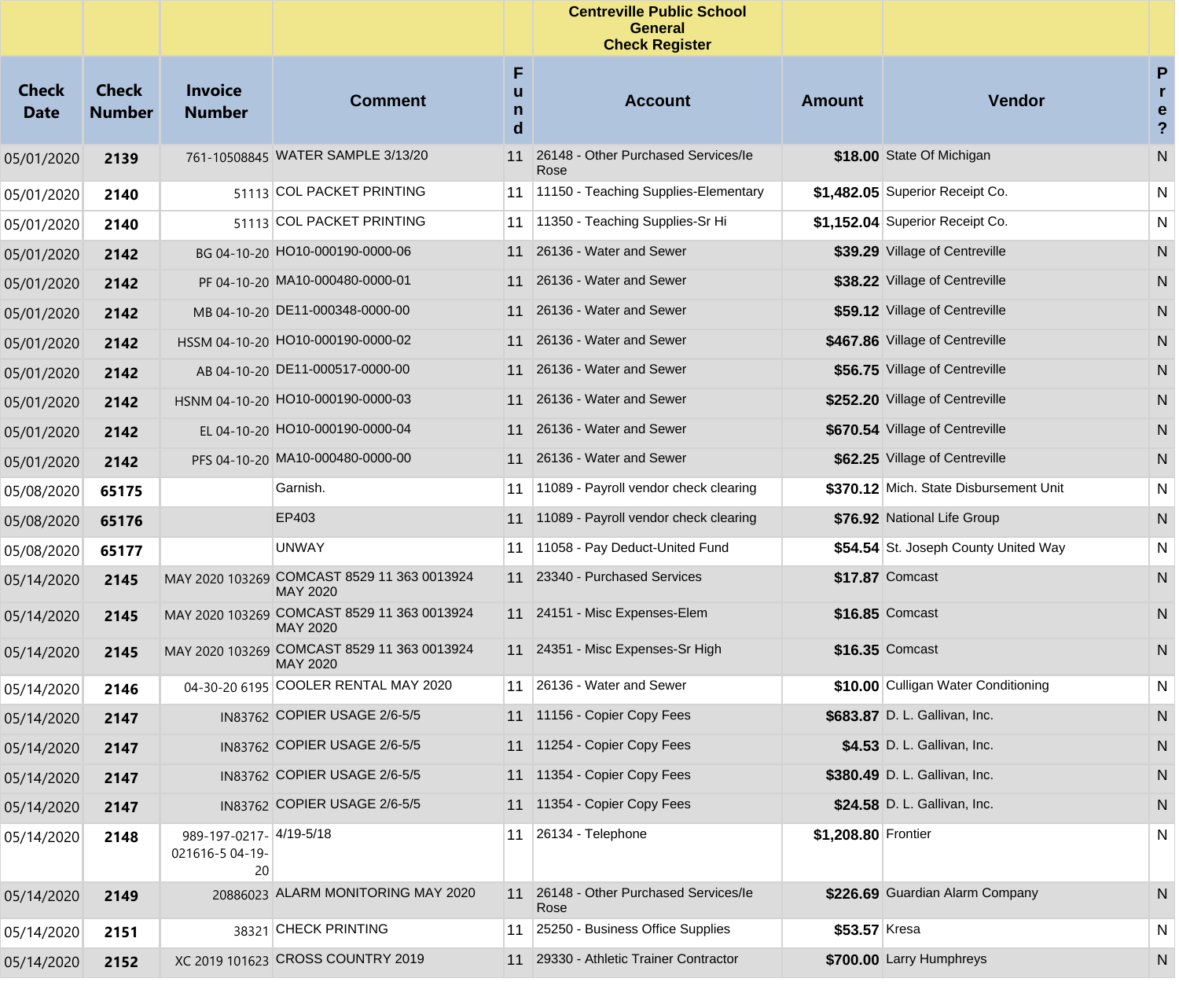## Centreville Public School
## General
## Check Register

| Check Date | Check Number | Invoice Number | Comment | Fund | Account | Amount | Vendor | Pre? |
|---|---|---|---|---|---|---|---|---|
| 05/01/2020 | **2139** | 761-10508845 | WATER SAMPLE 3/13/20 | 11 | 26148 - Other Purchased Services/Ie Rose | **$18.00** | State Of Michigan | N |
| 05/01/2020 | **2140** | 51113 | COL PACKET PRINTING | 11 | 11150 - Teaching Supplies-Elementary | **$1,482.05** | Superior Receipt Co. | N |
| 05/01/2020 | **2140** | 51113 | COL PACKET PRINTING | 11 | 11350 - Teaching Supplies-Sr Hi | **$1,152.04** | Superior Receipt Co. | N |
| 05/01/2020 | **2142** | BG 04-10-20 | HO10-000190-0000-06 | 11 | 26136 - Water and Sewer | **$39.29** | Village of Centreville | N |
| 05/01/2020 | **2142** | PF 04-10-20 | MA10-000480-0000-01 | 11 | 26136 - Water and Sewer | **$38.22** | Village of Centreville | N |
| 05/01/2020 | **2142** | MB 04-10-20 | DE11-000348-0000-00 | 11 | 26136 - Water and Sewer | **$59.12** | Village of Centreville | N |
| 05/01/2020 | **2142** | HSSM 04-10-20 | HO10-000190-0000-02 | 11 | 26136 - Water and Sewer | **$467.86** | Village of Centreville | N |
| 05/01/2020 | **2142** | AB 04-10-20 | DE11-000517-0000-00 | 11 | 26136 - Water and Sewer | **$56.75** | Village of Centreville | N |
| 05/01/2020 | **2142** | HSNM 04-10-20 | HO10-000190-0000-03 | 11 | 26136 - Water and Sewer | **$252.20** | Village of Centreville | N |
| 05/01/2020 | **2142** | EL 04-10-20 | HO10-000190-0000-04 | 11 | 26136 - Water and Sewer | **$670.54** | Village of Centreville | N |
| 05/01/2020 | **2142** | PFS 04-10-20 | MA10-000480-0000-00 | 11 | 26136 - Water and Sewer | **$62.25** | Village of Centreville | N |
| 05/08/2020 | **65175** | | Garnish. | 11 | 11089 - Payroll vendor check clearing | **$370.12** | Mich. State Disbursement Unit | N |
| 05/08/2020 | **65176** | | EP403 | 11 | 11089 - Payroll vendor check clearing | **$76.92** | National Life Group | N |
| 05/08/2020 | **65177** | | UNWAY | 11 | 11058 - Pay Deduct-United Fund | **$54.54** | St. Joseph County United Way | N |
| 05/14/2020 | **2145** | MAY 2020 103269 | COMCAST 8529 11 363 0013924 MAY 2020 | 11 | 23340 - Purchased Services | **$17.87** | Comcast | N |
| 05/14/2020 | **2145** | MAY 2020 103269 | COMCAST 8529 11 363 0013924 MAY 2020 | 11 | 24151 - Misc Expenses-Elem | **$16.85** | Comcast | N |
| 05/14/2020 | **2145** | MAY 2020 103269 | COMCAST 8529 11 363 0013924 MAY 2020 | 11 | 24351 - Misc Expenses-Sr High | **$16.35** | Comcast | N |
| 05/14/2020 | **2146** | 04-30-20 6195 | COOLER RENTAL MAY 2020 | 11 | 26136 - Water and Sewer | **$10.00** | Culligan Water Conditioning | N |
| 05/14/2020 | **2147** | IN83762 | COPIER USAGE 2/6-5/5 | 11 | 11156 - Copier Copy Fees | **$683.87** | D. L. Gallivan, Inc. | N |
| 05/14/2020 | **2147** | IN83762 | COPIER USAGE 2/6-5/5 | 11 | 11254 - Copier Copy Fees | **$4.53** | D. L. Gallivan, Inc. | N |
| 05/14/2020 | **2147** | IN83762 | COPIER USAGE 2/6-5/5 | 11 | 11354 - Copier Copy Fees | **$380.49** | D. L. Gallivan, Inc. | N |
| 05/14/2020 | **2147** | IN83762 | COPIER USAGE 2/6-5/5 | 11 | 11354 - Copier Copy Fees | **$24.58** | D. L. Gallivan, Inc. | N |
| 05/14/2020 | **2148** | 989-197-0217-021616-5 04-19-20 | 4/19-5/18 | 11 | 26134 - Telephone | **$1,208.80** | Frontier | N |
| 05/14/2020 | **2149** | 20886023 | ALARM MONITORING MAY 2020 | 11 | 26148 - Other Purchased Services/Ie Rose | **$226.69** | Guardian Alarm Company | N |
| 05/14/2020 | **2151** | 38321 | CHECK PRINTING | 11 | 25250 - Business Office Supplies | **$53.57** | Kresa | N |
| 05/14/2020 | **2152** | XC 2019 101623 | CROSS COUNTRY 2019 | 11 | 29330 - Athletic Trainer Contractor | **$700.00** | Larry Humphreys | N |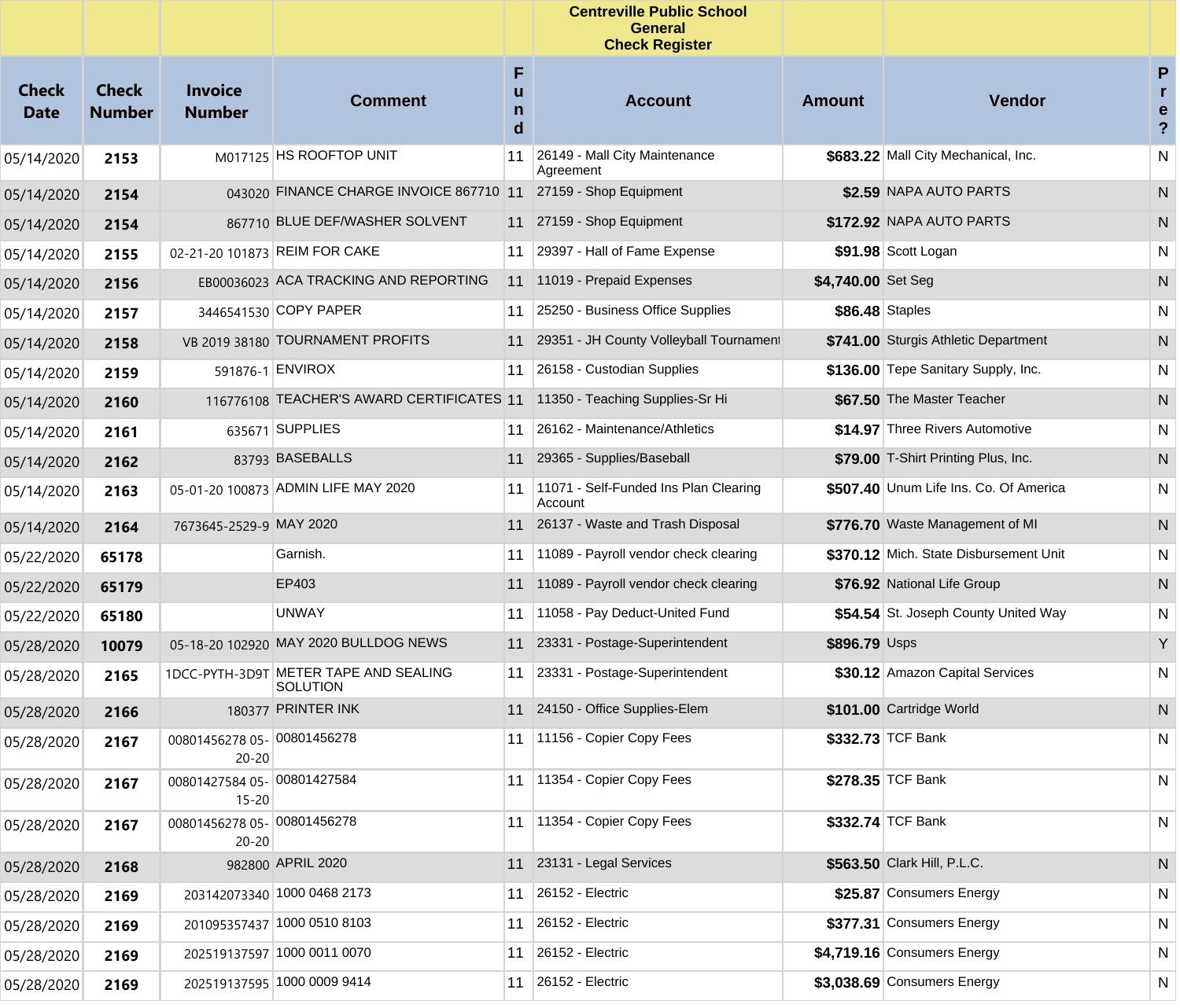**Centreville Public School**
**General**
**Check Register**

| Check Date | Check Number | Invoice Number | Comment | Fund | Account | Amount | Vendor | Pre? |
|---|---|---|---|---|---|---|---|---|
| 05/14/2020 | **2153** | M017125 | HS ROOFTOP UNIT | 11 | 26149 - Mall City Maintenance Agreement | **$683.22** | Mall City Mechanical, Inc. | N |
| 05/14/2020 | **2154** | 043020 | FINANCE CHARGE INVOICE 867710 | 11 | 27159 - Shop Equipment | **$2.59** | NAPA AUTO PARTS | N |
| 05/14/2020 | **2154** | 867710 | BLUE DEF/WASHER SOLVENT | 11 | 27159 - Shop Equipment | **$172.92** | NAPA AUTO PARTS | N |
| 05/14/2020 | **2155** | 02-21-20 101873 | REIM FOR CAKE | 11 | 29397 - Hall of Fame Expense | **$91.98** | Scott Logan | N |
| 05/14/2020 | **2156** | EB00036023 | ACA TRACKING AND REPORTING | 11 | 11019 - Prepaid Expenses | **$4,740.00** | Set Seg | N |
| 05/14/2020 | **2157** | 3446541530 | COPY PAPER | 11 | 25250 - Business Office Supplies | **$86.48** | Staples | N |
| 05/14/2020 | **2158** | VB 2019 38180 | TOURNAMENT PROFITS | 11 | 29351 - JH County Volleyball Tournament | **$741.00** | Sturgis Athletic Department | N |
| 05/14/2020 | **2159** | 591876-1 | ENVIROX | 11 | 26158 - Custodian Supplies | **$136.00** | Tepe Sanitary Supply, Inc. | N |
| 05/14/2020 | **2160** | 116776108 | TEACHER'S AWARD CERTIFICATES | 11 | 11350 - Teaching Supplies-Sr Hi | **$67.50** | The Master Teacher | N |
| 05/14/2020 | **2161** | 635671 | SUPPLIES | 11 | 26162 - Maintenance/Athletics | **$14.97** | Three Rivers Automotive | N |
| 05/14/2020 | **2162** | 83793 | BASEBALLS | 11 | 29365 - Supplies/Baseball | **$79.00** | T-Shirt Printing Plus, Inc. | N |
| 05/14/2020 | **2163** | 05-01-20 100873 | ADMIN LIFE MAY 2020 | 11 | 11071 - Self-Funded Ins Plan Clearing Account | **$507.40** | Unum Life Ins. Co. Of America | N |
| 05/14/2020 | **2164** | 7673645-2529-9 | MAY 2020 | 11 | 26137 - Waste and Trash Disposal | **$776.70** | Waste Management of MI | N |
| 05/22/2020 | **65178** | | Garnish. | 11 | 11089 - Payroll vendor check clearing | **$370.12** | Mich. State Disbursement Unit | N |
| 05/22/2020 | **65179** | | EP403 | 11 | 11089 - Payroll vendor check clearing | **$76.92** | National Life Group | N |
| 05/22/2020 | **65180** | | UNWAY | 11 | 11058 - Pay Deduct-United Fund | **$54.54** | St. Joseph County United Way | N |
| 05/28/2020 | **10079** | 05-18-20 102920 | MAY 2020 BULLDOG NEWS | 11 | 23331 - Postage-Superintendent | **$896.79** | Usps | Y |
| 05/28/2020 | **2165** | 1DCC-PYTH-3D9T | METER TAPE AND SEALING SOLUTION | 11 | 23331 - Postage-Superintendent | **$30.12** | Amazon Capital Services | N |
| 05/28/2020 | **2166** | 180377 | PRINTER INK | 11 | 24150 - Office Supplies-Elem | **$101.00** | Cartridge World | N |
| 05/28/2020 | **2167** | 00801456278 05-20-20 | 00801456278 | 11 | 11156 - Copier Copy Fees | **$332.73** | TCF Bank | N |
| 05/28/2020 | **2167** | 00801427584 05-15-20 | 00801427584 | 11 | 11354 - Copier Copy Fees | **$278.35** | TCF Bank | N |
| 05/28/2020 | **2167** | 00801456278 05-20-20 | 00801456278 | 11 | 11354 - Copier Copy Fees | **$332.74** | TCF Bank | N |
| 05/28/2020 | **2168** | 982800 | APRIL 2020 | 11 | 23131 - Legal Services | **$563.50** | Clark Hill, P.L.C. | N |
| 05/28/2020 | **2169** | 203142073340 | 1000 0468 2173 | 11 | 26152 - Electric | **$25.87** | Consumers Energy | N |
| 05/28/2020 | **2169** | 201095357437 | 1000 0510 8103 | 11 | 26152 - Electric | **$377.31** | Consumers Energy | N |
| 05/28/2020 | **2169** | 202519137597 | 1000 0011 0070 | 11 | 26152 - Electric | **$4,719.16** | Consumers Energy | N |
| 05/28/2020 | **2169** | 202519137595 | 1000 0009 9414 | 11 | 26152 - Electric | **$3,038.69** | Consumers Energy | N |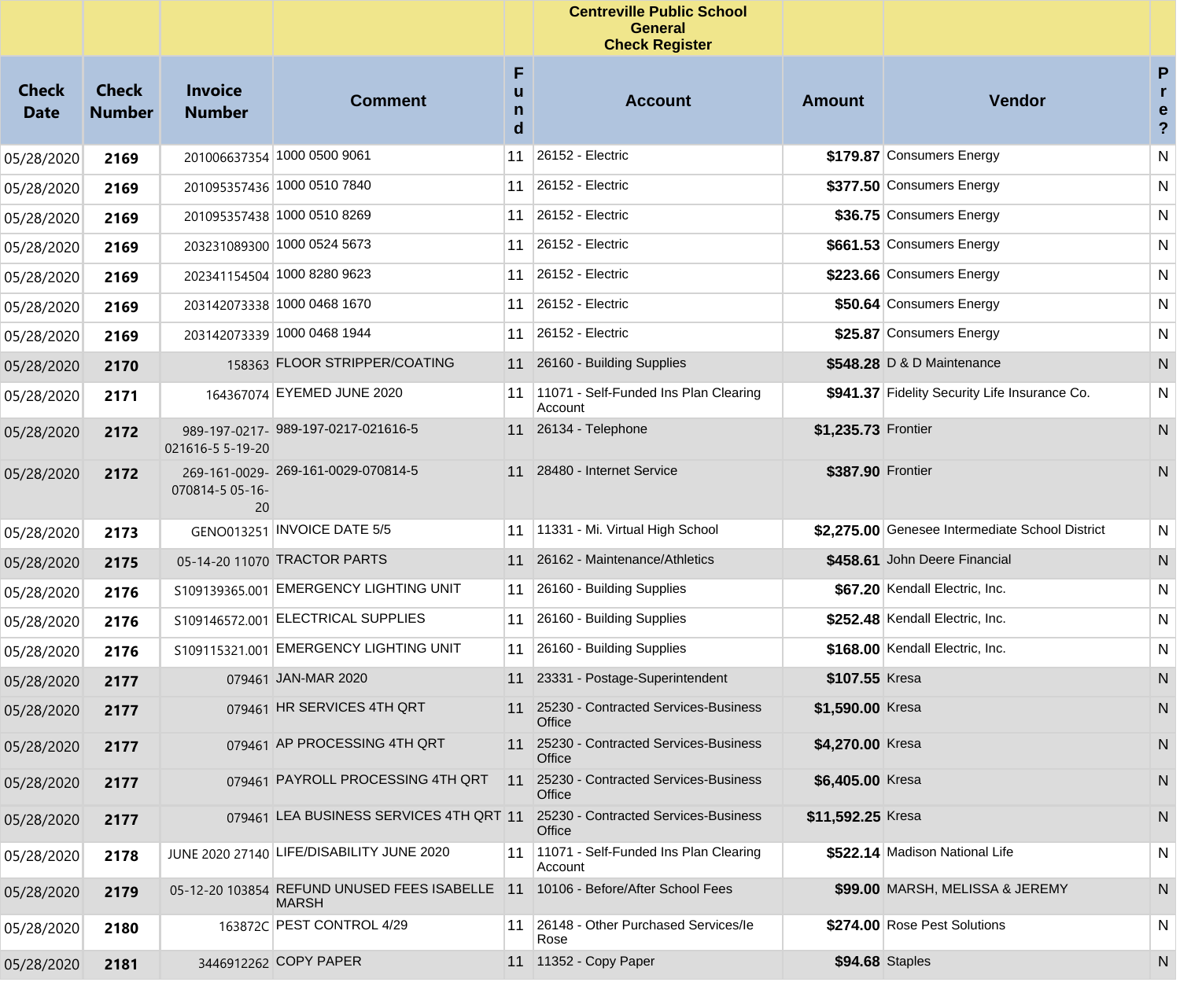| | | | | | Centreville Public School General Check Register | | | |
|---|---|---|---|---|---|---|---|---|
| **Check Date** | **Check Number** | **Invoice Number** | **Comment** | **Fund** | **Account** | **Amount** | **Vendor** | **Pre?** |
| 05/28/2020 | **2169** | 201006637354 | 1000 0500 9061 | 11 | 26152 - Electric | **$179.87** | Consumers Energy | N |
| 05/28/2020 | **2169** | 201095357436 | 1000 0510 7840 | 11 | 26152 - Electric | **$377.50** | Consumers Energy | N |
| 05/28/2020 | **2169** | 201095357438 | 1000 0510 8269 | 11 | 26152 - Electric | **$36.75** | Consumers Energy | N |
| 05/28/2020 | **2169** | 203231089300 | 1000 0524 5673 | 11 | 26152 - Electric | **$661.53** | Consumers Energy | N |
| 05/28/2020 | **2169** | 202341154504 | 1000 8280 9623 | 11 | 26152 - Electric | **$223.66** | Consumers Energy | N |
| 05/28/2020 | **2169** | 203142073338 | 1000 0468 1670 | 11 | 26152 - Electric | **$50.64** | Consumers Energy | N |
| 05/28/2020 | **2169** | 203142073339 | 1000 0468 1944 | 11 | 26152 - Electric | **$25.87** | Consumers Energy | N |
| 05/28/2020 | **2170** | 158363 | FLOOR STRIPPER/COATING | 11 | 26160 - Building Supplies | **$548.28** | D & D Maintenance | N |
| 05/28/2020 | **2171** | 164367074 | EYEMED JUNE 2020 | 11 | 11071 - Self-Funded Ins Plan Clearing Account | **$941.37** | Fidelity Security Life Insurance Co. | N |
| 05/28/2020 | **2172** | 989-197-0217-021616-5 5-19-20 | 989-197-0217-021616-5 | 11 | 26134 - Telephone | **$1,235.73** | Frontier | N |
| 05/28/2020 | **2172** | 269-161-0029-070814-5 05-16-20 | 269-161-0029-070814-5 | 11 | 28480 - Internet Service | **$387.90** | Frontier | N |
| 05/28/2020 | **2173** | GENO013251 | INVOICE DATE 5/5 | 11 | 11331 - Mi. Virtual High School | **$2,275.00** | Genesee Intermediate School District | N |
| 05/28/2020 | **2175** | 05-14-20 11070 | TRACTOR PARTS | 11 | 26162 - Maintenance/Athletics | **$458.61** | John Deere Financial | N |
| 05/28/2020 | **2176** | S109139365.001 | EMERGENCY LIGHTING UNIT | 11 | 26160 - Building Supplies | **$67.20** | Kendall Electric, Inc. | N |
| 05/28/2020 | **2176** | S109146572.001 | ELECTRICAL SUPPLIES | 11 | 26160 - Building Supplies | **$252.48** | Kendall Electric, Inc. | N |
| 05/28/2020 | **2176** | S109115321.001 | EMERGENCY LIGHTING UNIT | 11 | 26160 - Building Supplies | **$168.00** | Kendall Electric, Inc. | N |
| 05/28/2020 | **2177** | 079461 | JAN-MAR 2020 | 11 | 23331 - Postage-Superintendent | **$107.55** | Kresa | N |
| 05/28/2020 | **2177** | 079461 | HR SERVICES 4TH QRT | 11 | 25230 - Contracted Services-Business Office | **$1,590.00** | Kresa | N |
| 05/28/2020 | **2177** | 079461 | AP PROCESSING 4TH QRT | 11 | 25230 - Contracted Services-Business Office | **$4,270.00** | Kresa | N |
| 05/28/2020 | **2177** | 079461 | PAYROLL PROCESSING 4TH QRT | 11 | 25230 - Contracted Services-Business Office | **$6,405.00** | Kresa | N |
| 05/28/2020 | **2177** | 079461 | LEA BUSINESS SERVICES 4TH QRT | 11 | 25230 - Contracted Services-Business Office | **$11,592.25** | Kresa | N |
| 05/28/2020 | **2178** | JUNE 2020 27140 | LIFE/DISABILITY JUNE 2020 | 11 | 11071 - Self-Funded Ins Plan Clearing Account | **$522.14** | Madison National Life | N |
| 05/28/2020 | **2179** | 05-12-20 103854 | REFUND UNUSED FEES ISABELLE MARSH | 11 | 10106 - Before/After School Fees | **$99.00** | MARSH, MELISSA & JEREMY | N |
| 05/28/2020 | **2180** | 163872C | PEST CONTROL 4/29 | 11 | 26148 - Other Purchased Services/Ie Rose | **$274.00** | Rose Pest Solutions | N |
| 05/28/2020 | **2181** | 3446912262 | COPY PAPER | 11 | 11352 - Copy Paper | **$94.68** | Staples | N |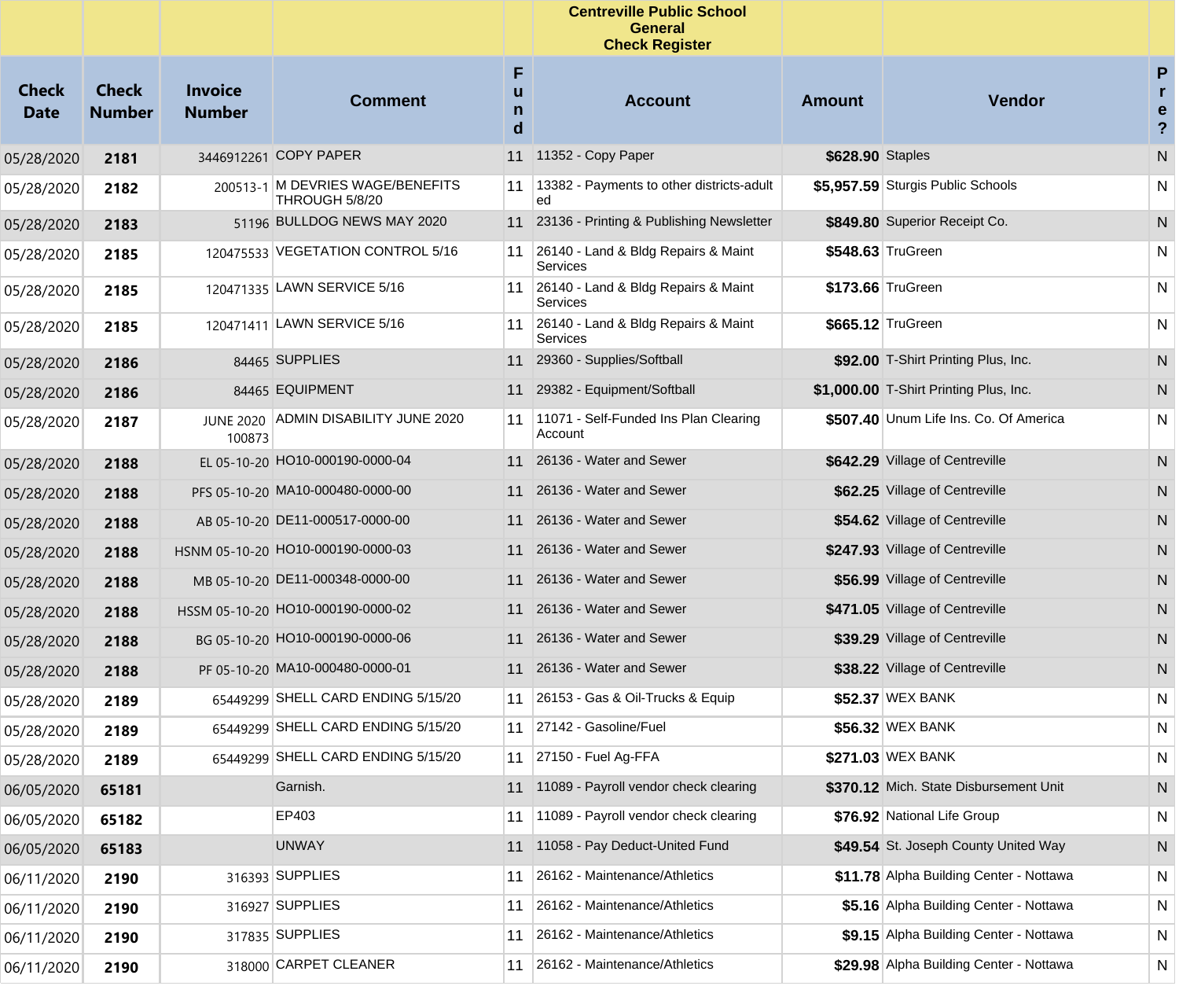| | | | | | Centreville Public School General Check Register | | | |
|---|---|---|---|---|---|---|---|---|
| **Check Date** | **Check Number** | **Invoice Number** | **Comment** | **Fund** | **Account** | **Amount** | **Vendor** | **Pre?** |
| 05/28/2020 | **2181** | 3446912261 | COPY PAPER | 11 | 11352 - Copy Paper | **$628.90** | Staples | N |
| 05/28/2020 | **2182** | 200513-1 | M DEVRIES WAGE/BENEFITS THROUGH 5/8/20 | 11 | 13382 - Payments to other districts-adult ed | **$5,957.59** | Sturgis Public Schools | N |
| 05/28/2020 | **2183** | 51196 | BULLDOG NEWS MAY 2020 | 11 | 23136 - Printing & Publishing Newsletter | **$849.80** | Superior Receipt Co. | N |
| 05/28/2020 | **2185** | 120475533 | VEGETATION CONTROL 5/16 | 11 | 26140 - Land & Bldg Repairs & Maint Services | **$548.63** | TruGreen | N |
| 05/28/2020 | **2185** | 120471335 | LAWN SERVICE 5/16 | 11 | 26140 - Land & Bldg Repairs & Maint Services | **$173.66** | TruGreen | N |
| 05/28/2020 | **2185** | 120471411 | LAWN SERVICE 5/16 | 11 | 26140 - Land & Bldg Repairs & Maint Services | **$665.12** | TruGreen | N |
| 05/28/2020 | **2186** | 84465 | SUPPLIES | 11 | 29360 - Supplies/Softball | **$92.00** | T-Shirt Printing Plus, Inc. | N |
| 05/28/2020 | **2186** | 84465 | EQUIPMENT | 11 | 29382 - Equipment/Softball | **$1,000.00** | T-Shirt Printing Plus, Inc. | N |
| 05/28/2020 | **2187** | JUNE 2020 100873 | ADMIN DISABILITY JUNE 2020 | 11 | 11071 - Self-Funded Ins Plan Clearing Account | **$507.40** | Unum Life Ins. Co. Of America | N |
| 05/28/2020 | **2188** | EL 05-10-20 | HO10-000190-0000-04 | 11 | 26136 - Water and Sewer | **$642.29** | Village of Centreville | N |
| 05/28/2020 | **2188** | PFS 05-10-20 | MA10-000480-0000-00 | 11 | 26136 - Water and Sewer | **$62.25** | Village of Centreville | N |
| 05/28/2020 | **2188** | AB 05-10-20 | DE11-000517-0000-00 | 11 | 26136 - Water and Sewer | **$54.62** | Village of Centreville | N |
| 05/28/2020 | **2188** | HSNM 05-10-20 | HO10-000190-0000-03 | 11 | 26136 - Water and Sewer | **$247.93** | Village of Centreville | N |
| 05/28/2020 | **2188** | MB 05-10-20 | DE11-000348-0000-00 | 11 | 26136 - Water and Sewer | **$56.99** | Village of Centreville | N |
| 05/28/2020 | **2188** | HSSM 05-10-20 | HO10-000190-0000-02 | 11 | 26136 - Water and Sewer | **$471.05** | Village of Centreville | N |
| 05/28/2020 | **2188** | BG 05-10-20 | HO10-000190-0000-06 | 11 | 26136 - Water and Sewer | **$39.29** | Village of Centreville | N |
| 05/28/2020 | **2188** | PF 05-10-20 | MA10-000480-0000-01 | 11 | 26136 - Water and Sewer | **$38.22** | Village of Centreville | N |
| 05/28/2020 | **2189** | 65449299 | SHELL CARD ENDING 5/15/20 | 11 | 26153 - Gas & Oil-Trucks & Equip | **$52.37** | WEX BANK | N |
| 05/28/2020 | **2189** | 65449299 | SHELL CARD ENDING 5/15/20 | 11 | 27142 - Gasoline/Fuel | **$56.32** | WEX BANK | N |
| 05/28/2020 | **2189** | 65449299 | SHELL CARD ENDING 5/15/20 | 11 | 27150 - Fuel Ag-FFA | **$271.03** | WEX BANK | N |
| 06/05/2020 | **65181** | | Garnish. | 11 | 11089 - Payroll vendor check clearing | **$370.12** | Mich. State Disbursement Unit | N |
| 06/05/2020 | **65182** | | EP403 | 11 | 11089 - Payroll vendor check clearing | **$76.92** | National Life Group | N |
| 06/05/2020 | **65183** | | UNWAY | 11 | 11058 - Pay Deduct-United Fund | **$49.54** | St. Joseph County United Way | N |
| 06/11/2020 | **2190** | 316393 | SUPPLIES | 11 | 26162 - Maintenance/Athletics | **$11.78** | Alpha Building Center - Nottawa | N |
| 06/11/2020 | **2190** | 316927 | SUPPLIES | 11 | 26162 - Maintenance/Athletics | **$5.16** | Alpha Building Center - Nottawa | N |
| 06/11/2020 | **2190** | 317835 | SUPPLIES | 11 | 26162 - Maintenance/Athletics | **$9.15** | Alpha Building Center - Nottawa | N |
| 06/11/2020 | **2190** | 318000 | CARPET CLEANER | 11 | 26162 - Maintenance/Athletics | **$29.98** | Alpha Building Center - Nottawa | N |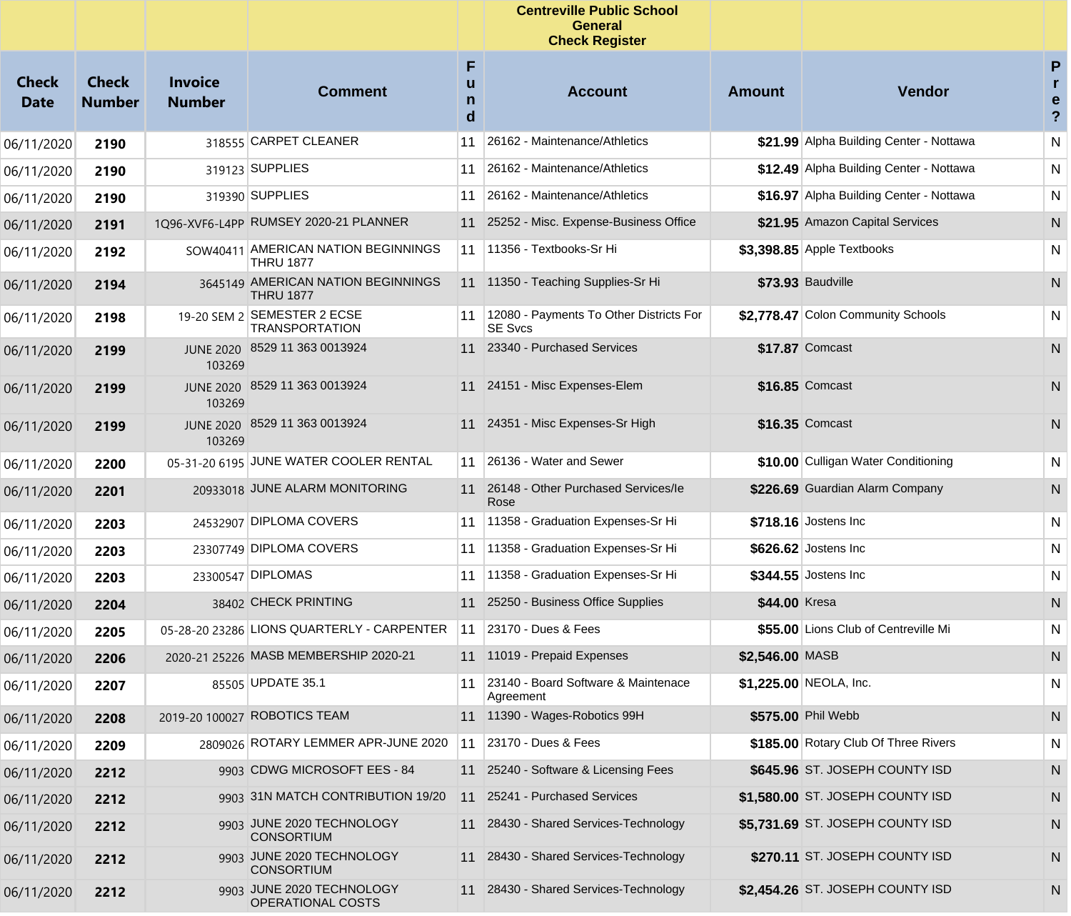| | | | | | Centreville Public School<br>General<br>Check Register | | | |
|---|---|---|---|---|---|---|---|---|
| **Check Date** | **Check Number** | **Invoice Number** | **Comment** | **Fund** | **Account** | **Amount** | **Vendor** | **Pre?** |
| 06/11/2020 | **2190** | 318555 | CARPET CLEANER | 11 | 26162 - Maintenance/Athletics | **$21.99** | Alpha Building Center - Nottawa | N |
| 06/11/2020 | **2190** | 319123 | SUPPLIES | 11 | 26162 - Maintenance/Athletics | **$12.49** | Alpha Building Center - Nottawa | N |
| 06/11/2020 | **2190** | 319390 | SUPPLIES | 11 | 26162 - Maintenance/Athletics | **$16.97** | Alpha Building Center - Nottawa | N |
| 06/11/2020 | **2191** | 1Q96-XVF6-L4PP | RUMSEY 2020-21 PLANNER | 11 | 25252 - Misc. Expense-Business Office | **$21.95** | Amazon Capital Services | N |
| 06/11/2020 | **2192** | SOW40411 | AMERICAN NATION BEGINNINGS THRU 1877 | 11 | 11356 - Textbooks-Sr Hi | **$3,398.85** | Apple Textbooks | N |
| 06/11/2020 | **2194** | 3645149 | AMERICAN NATION BEGINNINGS THRU 1877 | 11 | 11350 - Teaching Supplies-Sr Hi | **$73.93** | Baudville | N |
| 06/11/2020 | **2198** | 19-20 SEM 2 | SEMESTER 2 ECSE TRANSPORTATION | 11 | 12080 - Payments To Other Districts For SE Svcs | **$2,778.47** | Colon Community Schools | N |
| 06/11/2020 | **2199** | JUNE 2020 103269 | 8529 11 363 0013924 | 11 | 23340 - Purchased Services | **$17.87** | Comcast | N |
| 06/11/2020 | **2199** | JUNE 2020 103269 | 8529 11 363 0013924 | 11 | 24151 - Misc Expenses-Elem | **$16.85** | Comcast | N |
| 06/11/2020 | **2199** | JUNE 2020 103269 | 8529 11 363 0013924 | 11 | 24351 - Misc Expenses-Sr High | **$16.35** | Comcast | N |
| 06/11/2020 | **2200** | 05-31-20 6195 | JUNE WATER COOLER RENTAL | 11 | 26136 - Water and Sewer | **$10.00** | Culligan Water Conditioning | N |
| 06/11/2020 | **2201** | 20933018 | JUNE ALARM MONITORING | 11 | 26148 - Other Purchased Services/Ie Rose | **$226.69** | Guardian Alarm Company | N |
| 06/11/2020 | **2203** | 24532907 | DIPLOMA COVERS | 11 | 11358 - Graduation Expenses-Sr Hi | **$718.16** | Jostens Inc | N |
| 06/11/2020 | **2203** | 23307749 | DIPLOMA COVERS | 11 | 11358 - Graduation Expenses-Sr Hi | **$626.62** | Jostens Inc | N |
| 06/11/2020 | **2203** | 23300547 | DIPLOMAS | 11 | 11358 - Graduation Expenses-Sr Hi | **$344.55** | Jostens Inc | N |
| 06/11/2020 | **2204** | 38402 | CHECK PRINTING | 11 | 25250 - Business Office Supplies | **$44.00** | Kresa | N |
| 06/11/2020 | **2205** | 05-28-20 23286 | LIONS QUARTERLY - CARPENTER | 11 | 23170 - Dues & Fees | **$55.00** | Lions Club of Centreville Mi | N |
| 06/11/2020 | **2206** | 2020-21 25226 | MASB MEMBERSHIP 2020-21 | 11 | 11019 - Prepaid Expenses | **$2,546.00** | MASB | N |
| 06/11/2020 | **2207** | 85505 | UPDATE 35.1 | 11 | 23140 - Board Software & Maintenace Agreement | **$1,225.00** | NEOLA, Inc. | N |
| 06/11/2020 | **2208** | 2019-20 100027 | ROBOTICS TEAM | 11 | 11390 - Wages-Robotics 99H | **$575.00** | Phil Webb | N |
| 06/11/2020 | **2209** | 2809026 | ROTARY LEMMER APR-JUNE 2020 | 11 | 23170 - Dues & Fees | **$185.00** | Rotary Club Of Three Rivers | N |
| 06/11/2020 | **2212** | 9903 | CDWG MICROSOFT EES - 84 | 11 | 25240 - Software & Licensing Fees | **$645.96** | ST. JOSEPH COUNTY ISD | N |
| 06/11/2020 | **2212** | 9903 | 31N MATCH CONTRIBUTION 19/20 | 11 | 25241 - Purchased Services | **$1,580.00** | ST. JOSEPH COUNTY ISD | N |
| 06/11/2020 | **2212** | 9903 | JUNE 2020 TECHNOLOGY CONSORTIUM | 11 | 28430 - Shared Services-Technology | **$5,731.69** | ST. JOSEPH COUNTY ISD | N |
| 06/11/2020 | **2212** | 9903 | JUNE 2020 TECHNOLOGY CONSORTIUM | 11 | 28430 - Shared Services-Technology | **$270.11** | ST. JOSEPH COUNTY ISD | N |
| 06/11/2020 | **2212** | 9903 | JUNE 2020 TECHNOLOGY OPERATIONAL COSTS | 11 | 28430 - Shared Services-Technology | **$2,454.26** | ST. JOSEPH COUNTY ISD | N |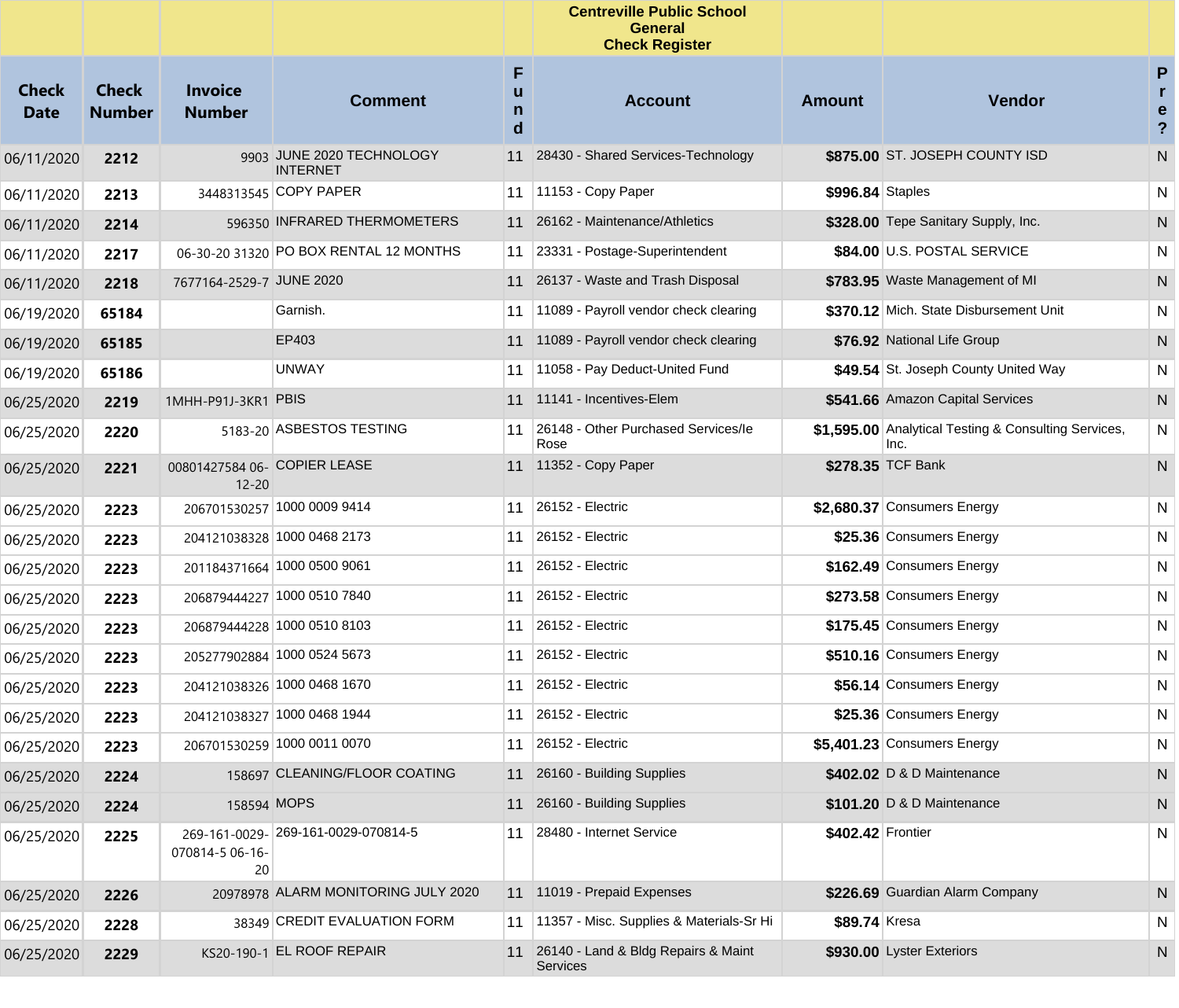| | | | | | Centreville Public School<br>General<br>Check Register | | | |
|---|---|---|---|---|---|---|---|---|
| **Check Date** | **Check Number** | **Invoice Number** | **Comment** | **Fund** | **Account** | **Amount** | **Vendor** | **Pre?** |
| 06/11/2020 | **2212** | 9903 | JUNE 2020 TECHNOLOGY INTERNET | 11 | 28430 - Shared Services-Technology | **$875.00** | ST. JOSEPH COUNTY ISD | N |
| 06/11/2020 | **2213** | 3448313545 | COPY PAPER | 11 | 11153 - Copy Paper | **$996.84** | Staples | N |
| 06/11/2020 | **2214** | 596350 | INFRARED THERMOMETERS | 11 | 26162 - Maintenance/Athletics | **$328.00** | Tepe Sanitary Supply, Inc. | N |
| 06/11/2020 | **2217** | 06-30-20 31320 | PO BOX RENTAL 12 MONTHS | 11 | 23331 - Postage-Superintendent | **$84.00** | U.S. POSTAL SERVICE | N |
| 06/11/2020 | **2218** | 7677164-2529-7 | JUNE 2020 | 11 | 26137 - Waste and Trash Disposal | **$783.95** | Waste Management of MI | N |
| 06/19/2020 | **65184** | | Garnish. | 11 | 11089 - Payroll vendor check clearing | **$370.12** | Mich. State Disbursement Unit | N |
| 06/19/2020 | **65185** | | EP403 | 11 | 11089 - Payroll vendor check clearing | **$76.92** | National Life Group | N |
| 06/19/2020 | **65186** | | UNWAY | 11 | 11058 - Pay Deduct-United Fund | **$49.54** | St. Joseph County United Way | N |
| 06/25/2020 | **2219** | 1MHH-P91J-3KR1 | PBIS | 11 | 11141 - Incentives-Elem | **$541.66** | Amazon Capital Services | N |
| 06/25/2020 | **2220** | 5183-20 | ASBESTOS TESTING | 11 | 26148 - Other Purchased Services/le Rose | **$1,595.00** | Analytical Testing & Consulting Services, Inc. | N |
| 06/25/2020 | **2221** | 00801427584 06-12-20 | COPIER LEASE | 11 | 11352 - Copy Paper | **$278.35** | TCF Bank | N |
| 06/25/2020 | **2223** | 206701530257 | 1000 0009 9414 | 11 | 26152 - Electric | **$2,680.37** | Consumers Energy | N |
| 06/25/2020 | **2223** | 204121038328 | 1000 0468 2173 | 11 | 26152 - Electric | **$25.36** | Consumers Energy | N |
| 06/25/2020 | **2223** | 201184371664 | 1000 0500 9061 | 11 | 26152 - Electric | **$162.49** | Consumers Energy | N |
| 06/25/2020 | **2223** | 206879444227 | 1000 0510 7840 | 11 | 26152 - Electric | **$273.58** | Consumers Energy | N |
| 06/25/2020 | **2223** | 206879444228 | 1000 0510 8103 | 11 | 26152 - Electric | **$175.45** | Consumers Energy | N |
| 06/25/2020 | **2223** | 205277902884 | 1000 0524 5673 | 11 | 26152 - Electric | **$510.16** | Consumers Energy | N |
| 06/25/2020 | **2223** | 204121038326 | 1000 0468 1670 | 11 | 26152 - Electric | **$56.14** | Consumers Energy | N |
| 06/25/2020 | **2223** | 204121038327 | 1000 0468 1944 | 11 | 26152 - Electric | **$25.36** | Consumers Energy | N |
| 06/25/2020 | **2223** | 206701530259 | 1000 0011 0070 | 11 | 26152 - Electric | **$5,401.23** | Consumers Energy | N |
| 06/25/2020 | **2224** | 158697 | CLEANING/FLOOR COATING | 11 | 26160 - Building Supplies | **$402.02** | D & D Maintenance | N |
| 06/25/2020 | **2224** | 158594 | MOPS | 11 | 26160 - Building Supplies | **$101.20** | D & D Maintenance | N |
| 06/25/2020 | **2225** | 269-161-0029-070814-5 06-16-20 | 269-161-0029-070814-5 | 11 | 28480 - Internet Service | **$402.42** | Frontier | N |
| 06/25/2020 | **2226** | 20978978 | ALARM MONITORING JULY 2020 | 11 | 11019 - Prepaid Expenses | **$226.69** | Guardian Alarm Company | N |
| 06/25/2020 | **2228** | 38349 | CREDIT EVALUATION FORM | 11 | 11357 - Misc. Supplies & Materials-Sr Hi | **$89.74** | Kresa | N |
| 06/25/2020 | **2229** | KS20-190-1 | EL ROOF REPAIR | 11 | 26140 - Land & Bldg Repairs & Maint Services | **$930.00** | Lyster Exteriors | N |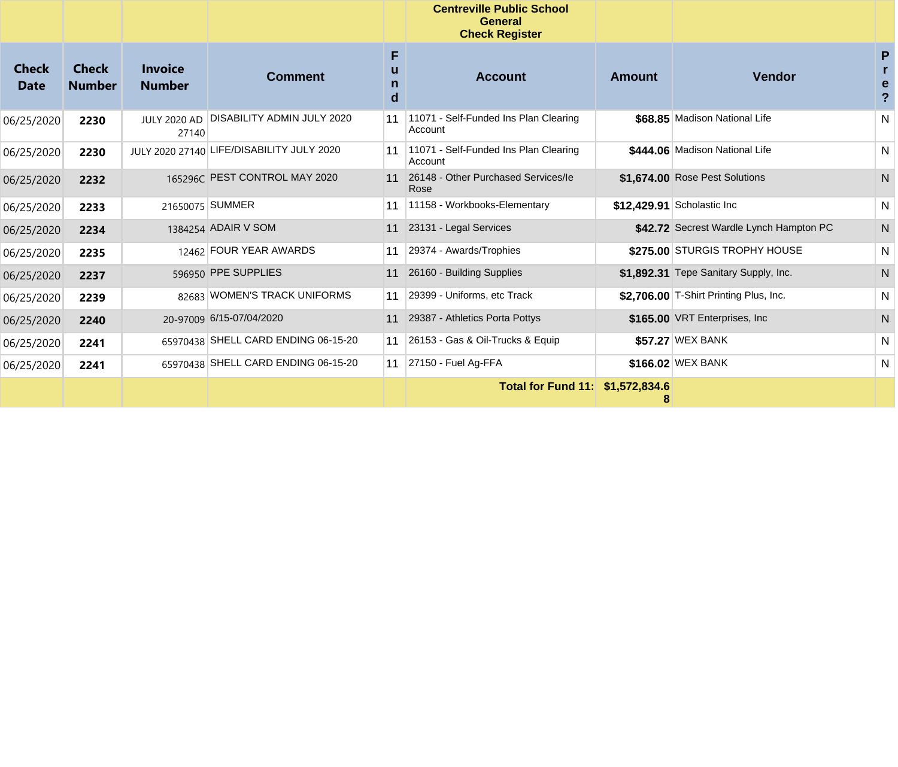| | | | | | Centreville Public School<br>General<br>Check Register | | | |
|---|---|---|---|---|---|---|---|---|
| **Check Date** | **Check Number** | **Invoice Number** | **Comment** | **Fund** | **Account** | **Amount** | **Vendor** | **Pre?** |
| 06/25/2020 | **2230** | JULY 2020 AD 27140 | DISABILITY ADMIN JULY 2020 | 11 | 11071 - Self-Funded Ins Plan Clearing Account | **$68.85** | Madison National Life | N |
| 06/25/2020 | **2230** | JULY 2020 27140 | LIFE/DISABILITY JULY 2020 | 11 | 11071 - Self-Funded Ins Plan Clearing Account | **$444.06** | Madison National Life | N |
| 06/25/2020 | **2232** | 165296C | PEST CONTROL MAY 2020 | 11 | 26148 - Other Purchased Services/Ie Rose | **$1,674.00** | Rose Pest Solutions | N |
| 06/25/2020 | **2233** | 21650075 | SUMMER | 11 | 11158 - Workbooks-Elementary | **$12,429.91** | Scholastic Inc | N |
| 06/25/2020 | **2234** | 1384254 | ADAIR V SOM | 11 | 23131 - Legal Services | **$42.72** | Secrest Wardle Lynch Hampton PC | N |
| 06/25/2020 | **2235** | 12462 | FOUR YEAR AWARDS | 11 | 29374 - Awards/Trophies | **$275.00** | STURGIS TROPHY HOUSE | N |
| 06/25/2020 | **2237** | 596950 | PPE SUPPLIES | 11 | 26160 - Building Supplies | **$1,892.31** | Tepe Sanitary Supply, Inc. | N |
| 06/25/2020 | **2239** | 82683 | WOMEN'S TRACK UNIFORMS | 11 | 29399 - Uniforms, etc Track | **$2,706.00** | T-Shirt Printing Plus, Inc. | N |
| 06/25/2020 | **2240** | 20-97009 | 6/15-07/04/2020 | 11 | 29387 - Athletics Porta Pottys | **$165.00** | VRT Enterprises, Inc | N |
| 06/25/2020 | **2241** | 65970438 | SHELL CARD ENDING 06-15-20 | 11 | 26153 - Gas & Oil-Trucks & Equip | **$57.27** | WEX BANK | N |
| 06/25/2020 | **2241** | 65970438 | SHELL CARD ENDING 06-15-20 | 11 | 27150 - Fuel Ag-FFA | **$166.02** | WEX BANK | N |
| | | | | | **Total for Fund 11:** | **$1,572,834.68** | | |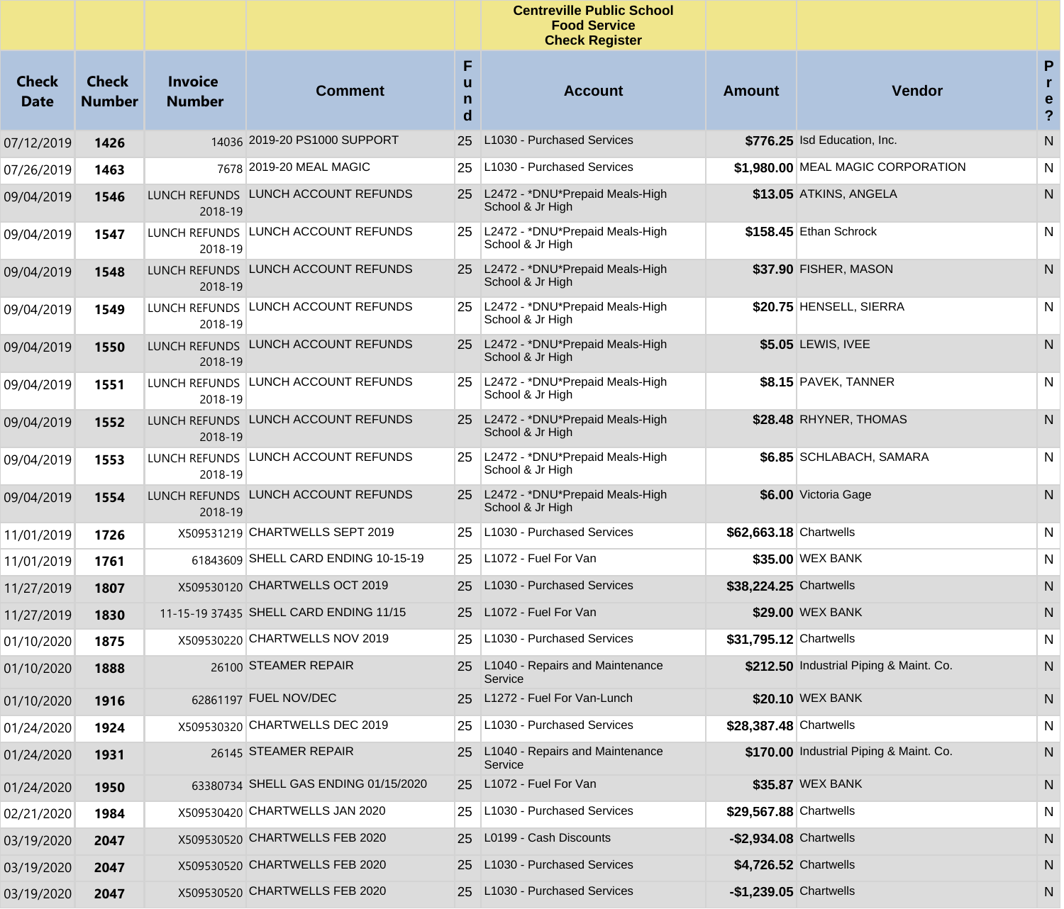| Check Date | Check Number | Invoice Number | Comment | Fund | Account | Amount | Vendor | Pre? |
|---|---|---|---|---|---|---|---|---|
| | | | | | **Centreville Public School Food Service Check Register** | | | |
| 07/12/2019 | **1426** | 14036 | 2019-20 PS1000 SUPPORT | 25 | L1030 - Purchased Services | **$776.25** | Isd Education, Inc. | N |
| 07/26/2019 | **1463** | 7678 | 2019-20 MEAL MAGIC | 25 | L1030 - Purchased Services | **$1,980.00** | MEAL MAGIC CORPORATION | N |
| 09/04/2019 | **1546** | LUNCH REFUNDS 2018-19 | LUNCH ACCOUNT REFUNDS | 25 | L2472 - *DNU*Prepaid Meals-High School & Jr High | **$13.05** | ATKINS, ANGELA | N |
| 09/04/2019 | **1547** | LUNCH REFUNDS 2018-19 | LUNCH ACCOUNT REFUNDS | 25 | L2472 - *DNU*Prepaid Meals-High School & Jr High | **$158.45** | Ethan Schrock | N |
| 09/04/2019 | **1548** | LUNCH REFUNDS 2018-19 | LUNCH ACCOUNT REFUNDS | 25 | L2472 - *DNU*Prepaid Meals-High School & Jr High | **$37.90** | FISHER, MASON | N |
| 09/04/2019 | **1549** | LUNCH REFUNDS 2018-19 | LUNCH ACCOUNT REFUNDS | 25 | L2472 - *DNU*Prepaid Meals-High School & Jr High | **$20.75** | HENSELL, SIERRA | N |
| 09/04/2019 | **1550** | LUNCH REFUNDS 2018-19 | LUNCH ACCOUNT REFUNDS | 25 | L2472 - *DNU*Prepaid Meals-High School & Jr High | **$5.05** | LEWIS, IVEE | N |
| 09/04/2019 | **1551** | LUNCH REFUNDS 2018-19 | LUNCH ACCOUNT REFUNDS | 25 | L2472 - *DNU*Prepaid Meals-High School & Jr High | **$8.15** | PAVEK, TANNER | N |
| 09/04/2019 | **1552** | LUNCH REFUNDS 2018-19 | LUNCH ACCOUNT REFUNDS | 25 | L2472 - *DNU*Prepaid Meals-High School & Jr High | **$28.48** | RHYNER, THOMAS | N |
| 09/04/2019 | **1553** | LUNCH REFUNDS 2018-19 | LUNCH ACCOUNT REFUNDS | 25 | L2472 - *DNU*Prepaid Meals-High School & Jr High | **$6.85** | SCHLABACH, SAMARA | N |
| 09/04/2019 | **1554** | LUNCH REFUNDS 2018-19 | LUNCH ACCOUNT REFUNDS | 25 | L2472 - *DNU*Prepaid Meals-High School & Jr High | **$6.00** | Victoria Gage | N |
| 11/01/2019 | **1726** | X509531219 | CHARTWELLS SEPT 2019 | 25 | L1030 - Purchased Services | **$62,663.18** | Chartwells | N |
| 11/01/2019 | **1761** | 61843609 | SHELL CARD ENDING 10-15-19 | 25 | L1072 - Fuel For Van | **$35.00** | WEX BANK | N |
| 11/27/2019 | **1807** | X509530120 | CHARTWELLS OCT 2019 | 25 | L1030 - Purchased Services | **$38,224.25** | Chartwells | N |
| 11/27/2019 | **1830** | 11-15-19 37435 | SHELL CARD ENDING 11/15 | 25 | L1072 - Fuel For Van | **$29.00** | WEX BANK | N |
| 01/10/2020 | **1875** | X509530220 | CHARTWELLS NOV 2019 | 25 | L1030 - Purchased Services | **$31,795.12** | Chartwells | N |
| 01/10/2020 | **1888** | 26100 | STEAMER REPAIR | 25 | L1040 - Repairs and Maintenance Service | **$212.50** | Industrial Piping & Maint. Co. | N |
| 01/10/2020 | **1916** | 62861197 | FUEL NOV/DEC | 25 | L1272 - Fuel For Van-Lunch | **$20.10** | WEX BANK | N |
| 01/24/2020 | **1924** | X509530320 | CHARTWELLS DEC 2019 | 25 | L1030 - Purchased Services | **$28,387.48** | Chartwells | N |
| 01/24/2020 | **1931** | 26145 | STEAMER REPAIR | 25 | L1040 - Repairs and Maintenance Service | **$170.00** | Industrial Piping & Maint. Co. | N |
| 01/24/2020 | **1950** | 63380734 | SHELL GAS ENDING 01/15/2020 | 25 | L1072 - Fuel For Van | **$35.87** | WEX BANK | N |
| 02/21/2020 | **1984** | X509530420 | CHARTWELLS JAN 2020 | 25 | L1030 - Purchased Services | **$29,567.88** | Chartwells | N |
| 03/19/2020 | **2047** | X509530520 | CHARTWELLS FEB 2020 | 25 | L0199 - Cash Discounts | **-$2,934.08** | Chartwells | N |
| 03/19/2020 | **2047** | X509530520 | CHARTWELLS FEB 2020 | 25 | L1030 - Purchased Services | **$4,726.52** | Chartwells | N |
| 03/19/2020 | **2047** | X509530520 | CHARTWELLS FEB 2020 | 25 | L1030 - Purchased Services | **-$1,239.05** | Chartwells | N |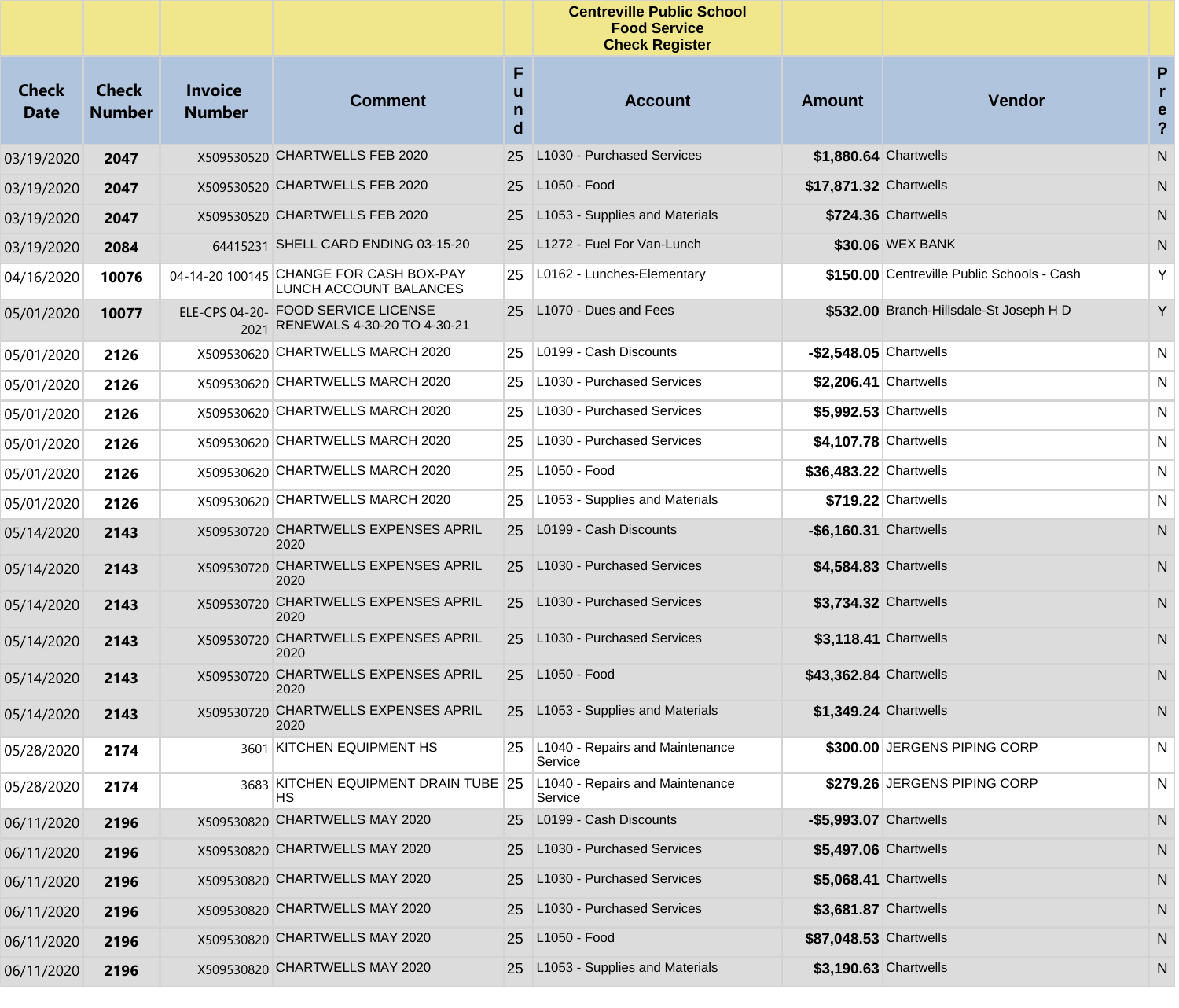| | | | | | Centreville Public School<br>Food Service<br>Check Register | | | |
|---|---|---|---|---|---|---|---|---|
| **Check Date** | **Check Number** | **Invoice Number** | **Comment** | **Fund** | **Account** | **Amount** | **Vendor** | **Pre?** |
| 03/19/2020 | **2047** | X509530520 | CHARTWELLS FEB 2020 | 25 | L1030 - Purchased Services | **$1,880.64** | Chartwells | N |
| 03/19/2020 | **2047** | X509530520 | CHARTWELLS FEB 2020 | 25 | L1050 - Food | **$17,871.32** | Chartwells | N |
| 03/19/2020 | **2047** | X509530520 | CHARTWELLS FEB 2020 | 25 | L1053 - Supplies and Materials | **$724.36** | Chartwells | N |
| 03/19/2020 | **2084** | 64415231 | SHELL CARD ENDING 03-15-20 | 25 | L1272 - Fuel For Van-Lunch | **$30.06** | WEX BANK | N |
| 04/16/2020 | **10076** | 04-14-20 100145 | CHANGE FOR CASH BOX-PAY LUNCH ACCOUNT BALANCES | 25 | L0162 - Lunches-Elementary | **$150.00** | Centreville Public Schools - Cash | Y |
| 05/01/2020 | **10077** | ELE-CPS 04-20-2021 | FOOD SERVICE LICENSE RENEWALS 4-30-20 TO 4-30-21 | 25 | L1070 - Dues and Fees | **$532.00** | Branch-Hillsdale-St Joseph H D | Y |
| 05/01/2020 | **2126** | X509530620 | CHARTWELLS MARCH 2020 | 25 | L0199 - Cash Discounts | **-$2,548.05** | Chartwells | N |
| 05/01/2020 | **2126** | X509530620 | CHARTWELLS MARCH 2020 | 25 | L1030 - Purchased Services | **$2,206.41** | Chartwells | N |
| 05/01/2020 | **2126** | X509530620 | CHARTWELLS MARCH 2020 | 25 | L1030 - Purchased Services | **$5,992.53** | Chartwells | N |
| 05/01/2020 | **2126** | X509530620 | CHARTWELLS MARCH 2020 | 25 | L1030 - Purchased Services | **$4,107.78** | Chartwells | N |
| 05/01/2020 | **2126** | X509530620 | CHARTWELLS MARCH 2020 | 25 | L1050 - Food | **$36,483.22** | Chartwells | N |
| 05/01/2020 | **2126** | X509530620 | CHARTWELLS MARCH 2020 | 25 | L1053 - Supplies and Materials | **$719.22** | Chartwells | N |
| 05/14/2020 | **2143** | X509530720 | CHARTWELLS EXPENSES APRIL 2020 | 25 | L0199 - Cash Discounts | **-$6,160.31** | Chartwells | N |
| 05/14/2020 | **2143** | X509530720 | CHARTWELLS EXPENSES APRIL 2020 | 25 | L1030 - Purchased Services | **$4,584.83** | Chartwells | N |
| 05/14/2020 | **2143** | X509530720 | CHARTWELLS EXPENSES APRIL 2020 | 25 | L1030 - Purchased Services | **$3,734.32** | Chartwells | N |
| 05/14/2020 | **2143** | X509530720 | CHARTWELLS EXPENSES APRIL 2020 | 25 | L1030 - Purchased Services | **$3,118.41** | Chartwells | N |
| 05/14/2020 | **2143** | X509530720 | CHARTWELLS EXPENSES APRIL 2020 | 25 | L1050 - Food | **$43,362.84** | Chartwells | N |
| 05/14/2020 | **2143** | X509530720 | CHARTWELLS EXPENSES APRIL 2020 | 25 | L1053 - Supplies and Materials | **$1,349.24** | Chartwells | N |
| 05/28/2020 | **2174** | 3601 | KITCHEN EQUIPMENT HS | 25 | L1040 - Repairs and Maintenance Service | **$300.00** | JERGENS PIPING CORP | N |
| 05/28/2020 | **2174** | 3683 | KITCHEN EQUIPMENT DRAIN TUBE HS | 25 | L1040 - Repairs and Maintenance Service | **$279.26** | JERGENS PIPING CORP | N |
| 06/11/2020 | **2196** | X509530820 | CHARTWELLS MAY 2020 | 25 | L0199 - Cash Discounts | **-$5,993.07** | Chartwells | N |
| 06/11/2020 | **2196** | X509530820 | CHARTWELLS MAY 2020 | 25 | L1030 - Purchased Services | **$5,497.06** | Chartwells | N |
| 06/11/2020 | **2196** | X509530820 | CHARTWELLS MAY 2020 | 25 | L1030 - Purchased Services | **$5,068.41** | Chartwells | N |
| 06/11/2020 | **2196** | X509530820 | CHARTWELLS MAY 2020 | 25 | L1030 - Purchased Services | **$3,681.87** | Chartwells | N |
| 06/11/2020 | **2196** | X509530820 | CHARTWELLS MAY 2020 | 25 | L1050 - Food | **$87,048.53** | Chartwells | N |
| 06/11/2020 | **2196** | X509530820 | CHARTWELLS MAY 2020 | 25 | L1053 - Supplies and Materials | **$3,190.63** | Chartwells | N |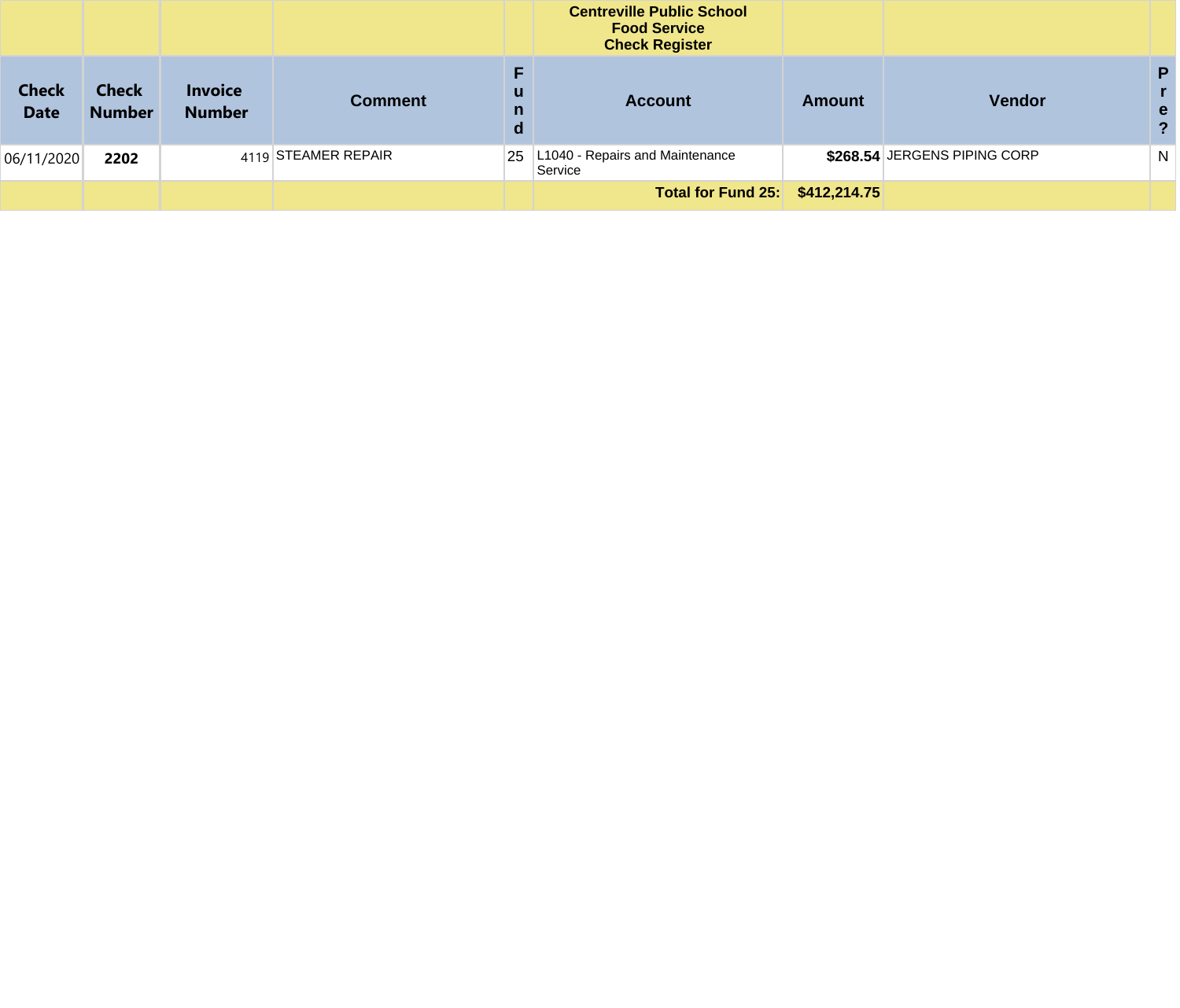| | | | | | Centreville Public School<br>Food Service<br>Check Register | | | |
|---|---|---|---|---|---|---|---|---|
| Check Date | Check Number | Invoice Number | Comment | Fund | Account | Amount | Vendor | Pre? |
| 06/11/2020 | **2202** | 4119 | STEAMER REPAIR | 25 | L1040 - Repairs and Maintenance Service | **$268.54** | JERGENS PIPING CORP | N |
| | | | | | **Total for Fund 25:** | **$412,214.75** | | |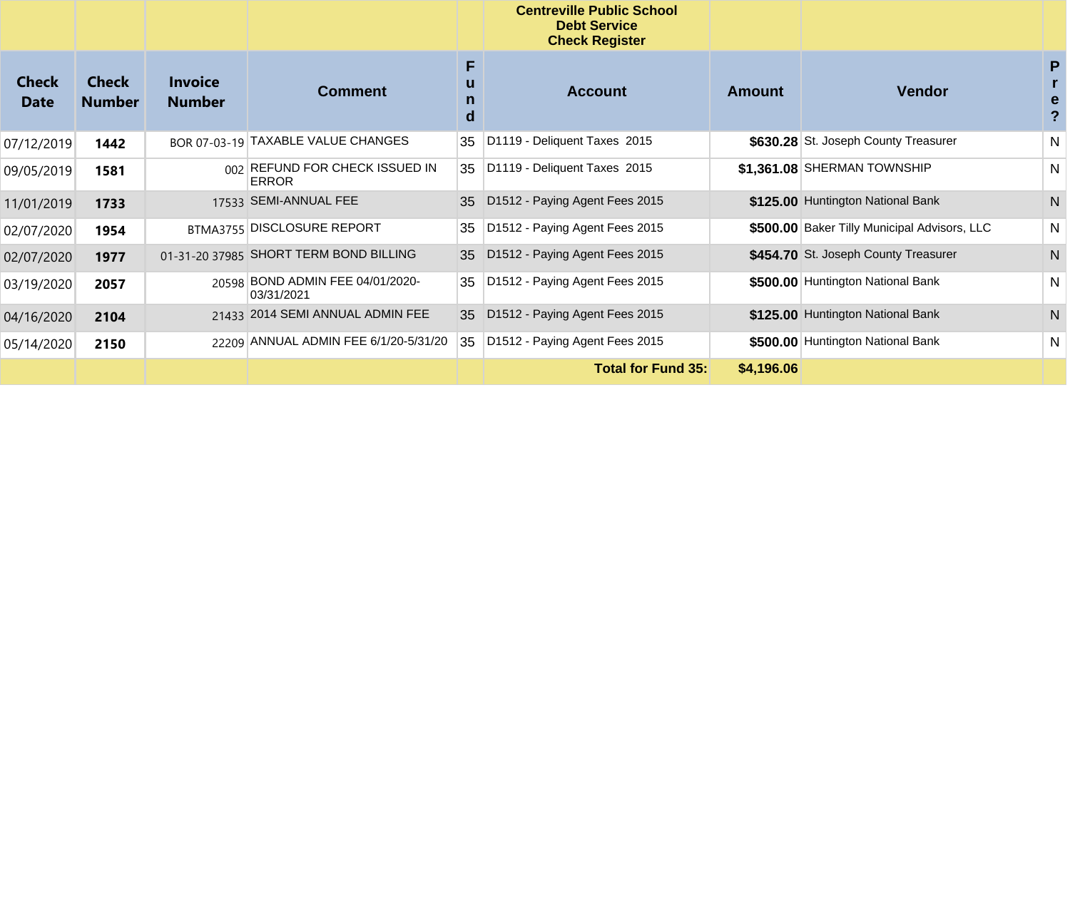**Centreville Public School**
**Debt Service**
**Check Register**

| Check Date | Check Number | Invoice Number | Comment | Fund | Account | Amount | Vendor | Pre? |
|---|---|---|---|---|---|---|---|---|
| 07/12/2019 | **1442** | BOR 07-03-19 | TAXABLE VALUE CHANGES | 35 | D1119 - Deliquent Taxes 2015 | **$630.28** | St. Joseph County Treasurer | N |
| 09/05/2019 | **1581** | 002 | REFUND FOR CHECK ISSUED IN ERROR | 35 | D1119 - Deliquent Taxes 2015 | **$1,361.08** | SHERMAN TOWNSHIP | N |
| 11/01/2019 | **1733** | 17533 | SEMI-ANNUAL FEE | 35 | D1512 - Paying Agent Fees 2015 | **$125.00** | Huntington National Bank | N |
| 02/07/2020 | **1954** | BTMA3755 | DISCLOSURE REPORT | 35 | D1512 - Paying Agent Fees 2015 | **$500.00** | Baker Tilly Municipal Advisors, LLC | N |
| 02/07/2020 | **1977** | 01-31-20 37985 | SHORT TERM BOND BILLING | 35 | D1512 - Paying Agent Fees 2015 | **$454.70** | St. Joseph County Treasurer | N |
| 03/19/2020 | **2057** | 20598 | BOND ADMIN FEE 04/01/2020-03/31/2021 | 35 | D1512 - Paying Agent Fees 2015 | **$500.00** | Huntington National Bank | N |
| 04/16/2020 | **2104** | 21433 | 2014 SEMI ANNUAL ADMIN FEE | 35 | D1512 - Paying Agent Fees 2015 | **$125.00** | Huntington National Bank | N |
| 05/14/2020 | **2150** | 22209 | ANNUAL ADMIN FEE 6/1/20-5/31/20 | 35 | D1512 - Paying Agent Fees 2015 | **$500.00** | Huntington National Bank | N |
| | | | | | **Total for Fund 35:** | **$4,196.06** | | |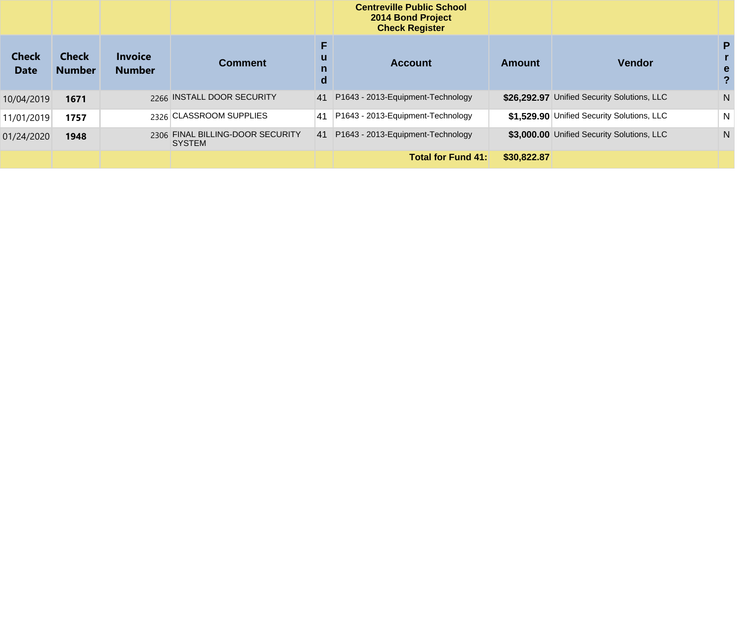**Centreville Public School**
**2014 Bond Project**
**Check Register**

| Check Date | Check Number | Invoice Number | Comment | Fund | Account | Amount | Vendor | Pre? |
|---|---|---|---|---|---|---|---|---|
| 10/04/2019 | **1671** | 2266 | INSTALL DOOR SECURITY | 41 | P1643 - 2013-Equipment-Technology | **$26,292.97** | Unified Security Solutions, LLC | N |
| 11/01/2019 | **1757** | 2326 | CLASSROOM SUPPLIES | 41 | P1643 - 2013-Equipment-Technology | **$1,529.90** | Unified Security Solutions, LLC | N |
| 01/24/2020 | **1948** | 2306 | FINAL BILLING-DOOR SECURITY SYSTEM | 41 | P1643 - 2013-Equipment-Technology | **$3,000.00** | Unified Security Solutions, LLC | N |
| | | | | | **Total for Fund 41:** | **$30,822.87** | | |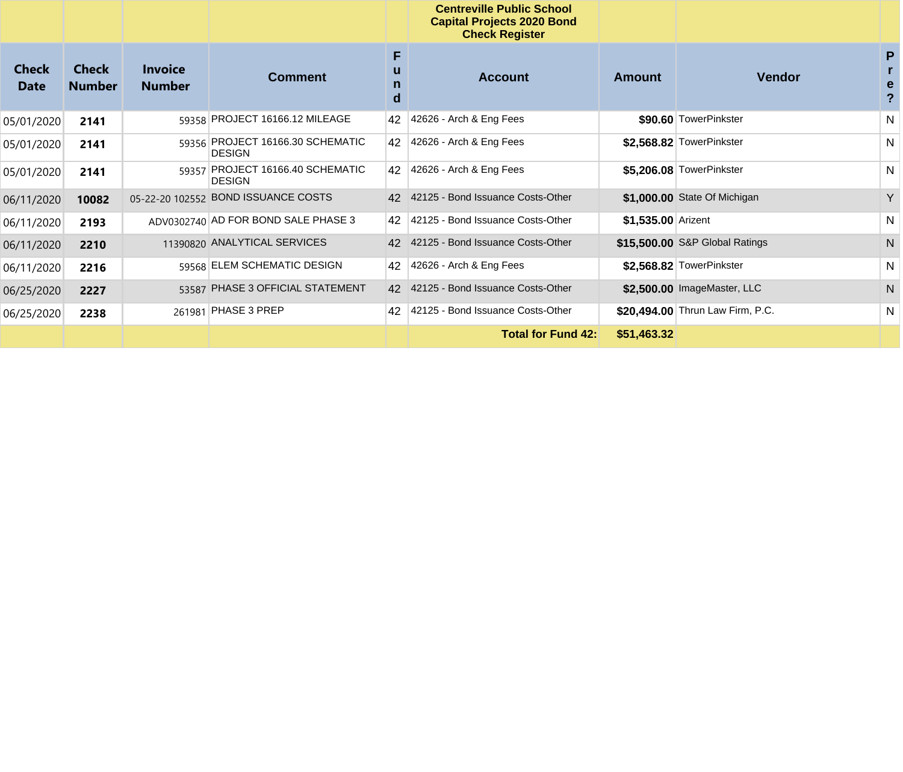**Centreville Public School**
**Capital Projects 2020 Bond**
**Check Register**

| Check Date | Check Number | Invoice Number | Comment | Fund | Account | Amount | Vendor | Pre? |
|---|---|---|---|---|---|---|---|---|
| 05/01/2020 | **2141** | 59358 | PROJECT 16166.12 MILEAGE | 42 | 42626 - Arch & Eng Fees | **$90.60** | TowerPinkster | N |
| 05/01/2020 | **2141** | 59356 | PROJECT 16166.30 SCHEMATIC DESIGN | 42 | 42626 - Arch & Eng Fees | **$2,568.82** | TowerPinkster | N |
| 05/01/2020 | **2141** | 59357 | PROJECT 16166.40 SCHEMATIC DESIGN | 42 | 42626 - Arch & Eng Fees | **$5,206.08** | TowerPinkster | N |
| 06/11/2020 | **10082** | 05-22-20 102552 | BOND ISSUANCE COSTS | 42 | 42125 - Bond Issuance Costs-Other | **$1,000.00** | State Of Michigan | Y |
| 06/11/2020 | **2193** | ADV0302740 | AD FOR BOND SALE PHASE 3 | 42 | 42125 - Bond Issuance Costs-Other | **$1,535.00** | Arizent | N |
| 06/11/2020 | **2210** | 11390820 | ANALYTICAL SERVICES | 42 | 42125 - Bond Issuance Costs-Other | **$15,500.00** | S&P Global Ratings | N |
| 06/11/2020 | **2216** | 59568 | ELEM SCHEMATIC DESIGN | 42 | 42626 - Arch & Eng Fees | **$2,568.82** | TowerPinkster | N |
| 06/25/2020 | **2227** | 53587 | PHASE 3 OFFICIAL STATEMENT | 42 | 42125 - Bond Issuance Costs-Other | **$2,500.00** | ImageMaster, LLC | N |
| 06/25/2020 | **2238** | 261981 | PHASE 3 PREP | 42 | 42125 - Bond Issuance Costs-Other | **$20,494.00** | Thrun Law Firm, P.C. | N |
| | | | | | **Total for Fund 42:** | **$51,463.32** | | |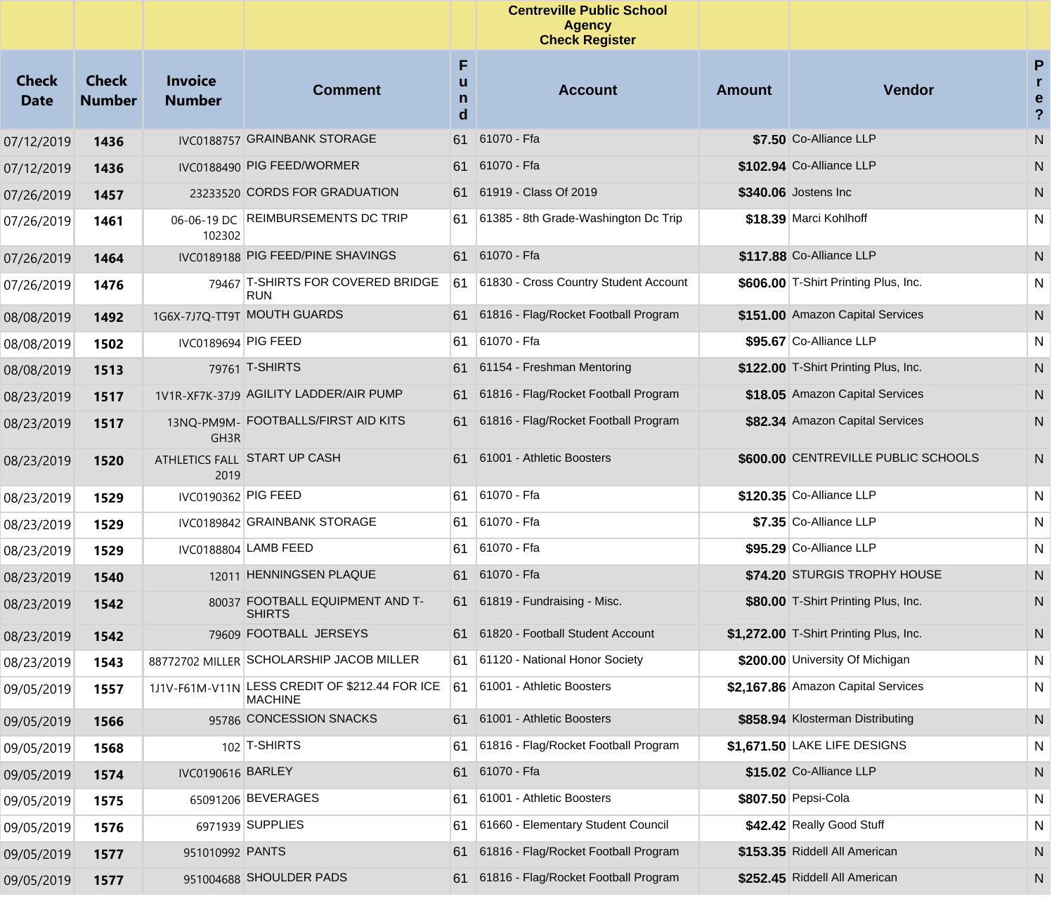| | | | | | Centreville Public School Agency Check Register | | | |
|---|---|---|---|---|---|---|---|---|
| **Check Date** | **Check Number** | **Invoice Number** | **Comment** | **Fund** | **Account** | **Amount** | **Vendor** | **Pre?** |
| 07/12/2019 | **1436** | IVC0188757 | GRAINBANK STORAGE | 61 | 61070 - Ffa | **$7.50** | Co-Alliance LLP | N |
| 07/12/2019 | **1436** | IVC0188490 | PIG FEED/WORMER | 61 | 61070 - Ffa | **$102.94** | Co-Alliance LLP | N |
| 07/26/2019 | **1457** | 23233520 | CORDS FOR GRADUATION | 61 | 61919 - Class Of 2019 | **$340.06** | Jostens Inc | N |
| 07/26/2019 | **1461** | 06-06-19 DC 102302 | REIMBURSEMENTS DC TRIP | 61 | 61385 - 8th Grade-Washington Dc Trip | **$18.39** | Marci Kohlhoff | N |
| 07/26/2019 | **1464** | IVC0189188 | PIG FEED/PINE SHAVINGS | 61 | 61070 - Ffa | **$117.88** | Co-Alliance LLP | N |
| 07/26/2019 | **1476** | 79467 | T-SHIRTS FOR COVERED BRIDGE RUN | 61 | 61830 - Cross Country Student Account | **$606.00** | T-Shirt Printing Plus, Inc. | N |
| 08/08/2019 | **1492** | 1G6X-7J7Q-TT9T | MOUTH GUARDS | 61 | 61816 - Flag/Rocket Football Program | **$151.00** | Amazon Capital Services | N |
| 08/08/2019 | **1502** | IVC0189694 | PIG FEED | 61 | 61070 - Ffa | **$95.67** | Co-Alliance LLP | N |
| 08/08/2019 | **1513** | 79761 | T-SHIRTS | 61 | 61154 - Freshman Mentoring | **$122.00** | T-Shirt Printing Plus, Inc. | N |
| 08/23/2019 | **1517** | 1V1R-XF7K-37J9 | AGILITY LADDER/AIR PUMP | 61 | 61816 - Flag/Rocket Football Program | **$18.05** | Amazon Capital Services | N |
| 08/23/2019 | **1517** | 13NQ-PM9M-GH3R | FOOTBALLS/FIRST AID KITS | 61 | 61816 - Flag/Rocket Football Program | **$82.34** | Amazon Capital Services | N |
| 08/23/2019 | **1520** | ATHLETICS FALL 2019 | START UP CASH | 61 | 61001 - Athletic Boosters | **$600.00** | CENTREVILLE PUBLIC SCHOOLS | N |
| 08/23/2019 | **1529** | IVC0190362 | PIG FEED | 61 | 61070 - Ffa | **$120.35** | Co-Alliance LLP | N |
| 08/23/2019 | **1529** | IVC0189842 | GRAINBANK STORAGE | 61 | 61070 - Ffa | **$7.35** | Co-Alliance LLP | N |
| 08/23/2019 | **1529** | IVC0188804 | LAMB FEED | 61 | 61070 - Ffa | **$95.29** | Co-Alliance LLP | N |
| 08/23/2019 | **1540** | 12011 | HENNINGSEN PLAQUE | 61 | 61070 - Ffa | **$74.20** | STURGIS TROPHY HOUSE | N |
| 08/23/2019 | **1542** | 80037 | FOOTBALL EQUIPMENT AND T-SHIRTS | 61 | 61819 - Fundraising - Misc. | **$80.00** | T-Shirt Printing Plus, Inc. | N |
| 08/23/2019 | **1542** | 79609 | FOOTBALL JERSEYS | 61 | 61820 - Football Student Account | **$1,272.00** | T-Shirt Printing Plus, Inc. | N |
| 08/23/2019 | **1543** | 88772702 MILLER | SCHOLARSHIP JACOB MILLER | 61 | 61120 - National Honor Society | **$200.00** | University Of Michigan | N |
| 09/05/2019 | **1557** | 1J1V-F61M-V11N | LESS CREDIT OF $212.44 FOR ICE MACHINE | 61 | 61001 - Athletic Boosters | **$2,167.86** | Amazon Capital Services | N |
| 09/05/2019 | **1566** | 95786 | CONCESSION SNACKS | 61 | 61001 - Athletic Boosters | **$858.94** | Klosterman Distributing | N |
| 09/05/2019 | **1568** | 102 | T-SHIRTS | 61 | 61816 - Flag/Rocket Football Program | **$1,671.50** | LAKE LIFE DESIGNS | N |
| 09/05/2019 | **1574** | IVC0190616 | BARLEY | 61 | 61070 - Ffa | **$15.02** | Co-Alliance LLP | N |
| 09/05/2019 | **1575** | 65091206 | BEVERAGES | 61 | 61001 - Athletic Boosters | **$807.50** | Pepsi-Cola | N |
| 09/05/2019 | **1576** | 6971939 | SUPPLIES | 61 | 61660 - Elementary Student Council | **$42.42** | Really Good Stuff | N |
| 09/05/2019 | **1577** | 951010992 | PANTS | 61 | 61816 - Flag/Rocket Football Program | **$153.35** | Riddell All American | N |
| 09/05/2019 | **1577** | 951004688 | SHOULDER PADS | 61 | 61816 - Flag/Rocket Football Program | **$252.45** | Riddell All American | N |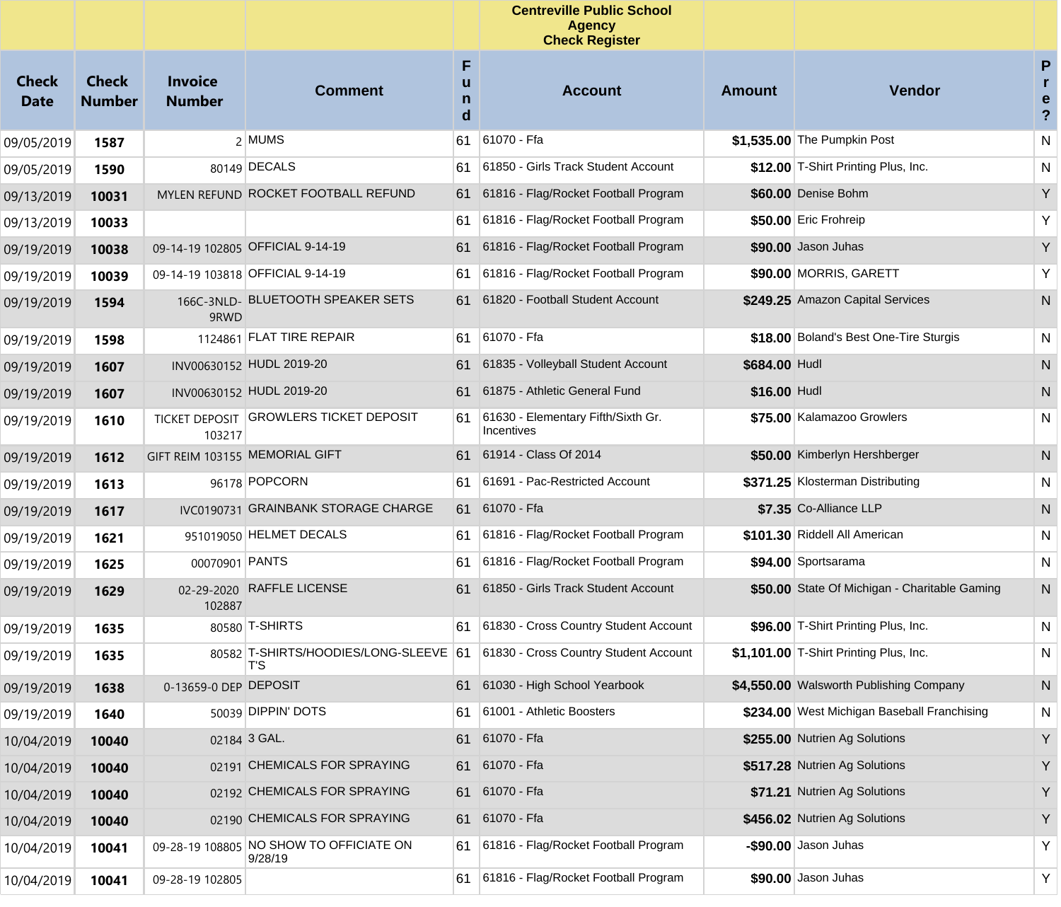| Check Date | Check Number | Invoice Number | Comment | Fund | Account | Amount | Vendor | Pre? |
|---|---|---|---|---|---|---|---|---|
| | | | | | **Centreville Public School Agency Check Register** | | | |
| 09/05/2019 | **1587** | 2 | MUMS | 61 | 61070 - Ffa | **$1,535.00** | The Pumpkin Post | N |
| 09/05/2019 | **1590** | 80149 | DECALS | 61 | 61850 - Girls Track Student Account | **$12.00** | T-Shirt Printing Plus, Inc. | N |
| 09/13/2019 | **10031** | MYLEN REFUND | ROCKET FOOTBALL REFUND | 61 | 61816 - Flag/Rocket Football Program | **$60.00** | Denise Bohm | Y |
| 09/13/2019 | **10033** | | | 61 | 61816 - Flag/Rocket Football Program | **$50.00** | Eric Frohreip | Y |
| 09/19/2019 | **10038** | 09-14-19 102805 | OFFICIAL 9-14-19 | 61 | 61816 - Flag/Rocket Football Program | **$90.00** | Jason Juhas | Y |
| 09/19/2019 | **10039** | 09-14-19 103818 | OFFICIAL 9-14-19 | 61 | 61816 - Flag/Rocket Football Program | **$90.00** | MORRIS, GARETT | Y |
| 09/19/2019 | **1594** | 166C-3NLD-9RWD | BLUETOOTH SPEAKER SETS | 61 | 61820 - Football Student Account | **$249.25** | Amazon Capital Services | N |
| 09/19/2019 | **1598** | 1124861 | FLAT TIRE REPAIR | 61 | 61070 - Ffa | **$18.00** | Boland's Best One-Tire Sturgis | N |
| 09/19/2019 | **1607** | INV00630152 | HUDL 2019-20 | 61 | 61835 - Volleyball Student Account | **$684.00** | Hudl | N |
| 09/19/2019 | **1607** | INV00630152 | HUDL 2019-20 | 61 | 61875 - Athletic General Fund | **$16.00** | Hudl | N |
| 09/19/2019 | **1610** | TICKET DEPOSIT 103217 | GROWLERS TICKET DEPOSIT | 61 | 61630 - Elementary Fifth/Sixth Gr. Incentives | **$75.00** | Kalamazoo Growlers | N |
| 09/19/2019 | **1612** | GIFT REIM 103155 | MEMORIAL GIFT | 61 | 61914 - Class Of 2014 | **$50.00** | Kimberlyn Hershberger | N |
| 09/19/2019 | **1613** | 96178 | POPCORN | 61 | 61691 - Pac-Restricted Account | **$371.25** | Klosterman Distributing | N |
| 09/19/2019 | **1617** | IVC0190731 | GRAINBANK STORAGE CHARGE | 61 | 61070 - Ffa | **$7.35** | Co-Alliance LLP | N |
| 09/19/2019 | **1621** | 951019050 | HELMET DECALS | 61 | 61816 - Flag/Rocket Football Program | **$101.30** | Riddell All American | N |
| 09/19/2019 | **1625** | 00070901 | PANTS | 61 | 61816 - Flag/Rocket Football Program | **$94.00** | Sportsarama | N |
| 09/19/2019 | **1629** | 02-29-2020 102887 | RAFFLE LICENSE | 61 | 61850 - Girls Track Student Account | **$50.00** | State Of Michigan - Charitable Gaming | N |
| 09/19/2019 | **1635** | 80580 | T-SHIRTS | 61 | 61830 - Cross Country Student Account | **$96.00** | T-Shirt Printing Plus, Inc. | N |
| 09/19/2019 | **1635** | 80582 | T-SHIRTS/HOODIES/LONG-SLEEVE T'S | 61 | 61830 - Cross Country Student Account | **$1,101.00** | T-Shirt Printing Plus, Inc. | N |
| 09/19/2019 | **1638** | 0-13659-0 DEP | DEPOSIT | 61 | 61030 - High School Yearbook | **$4,550.00** | Walsworth Publishing Company | N |
| 09/19/2019 | **1640** | 50039 | DIPPIN' DOTS | 61 | 61001 - Athletic Boosters | **$234.00** | West Michigan Baseball Franchising | N |
| 10/04/2019 | **10040** | 02184 | 3 GAL. | 61 | 61070 - Ffa | **$255.00** | Nutrien Ag Solutions | Y |
| 10/04/2019 | **10040** | 02191 | CHEMICALS FOR SPRAYING | 61 | 61070 - Ffa | **$517.28** | Nutrien Ag Solutions | Y |
| 10/04/2019 | **10040** | 02192 | CHEMICALS FOR SPRAYING | 61 | 61070 - Ffa | **$71.21** | Nutrien Ag Solutions | Y |
| 10/04/2019 | **10040** | 02190 | CHEMICALS FOR SPRAYING | 61 | 61070 - Ffa | **$456.02** | Nutrien Ag Solutions | Y |
| 10/04/2019 | **10041** | 09-28-19 108805 | NO SHOW TO OFFICIATE ON 9/28/19 | 61 | 61816 - Flag/Rocket Football Program | **-$90.00** | Jason Juhas | Y |
| 10/04/2019 | **10041** | 09-28-19 102805 | | 61 | 61816 - Flag/Rocket Football Program | **$90.00** | Jason Juhas | Y |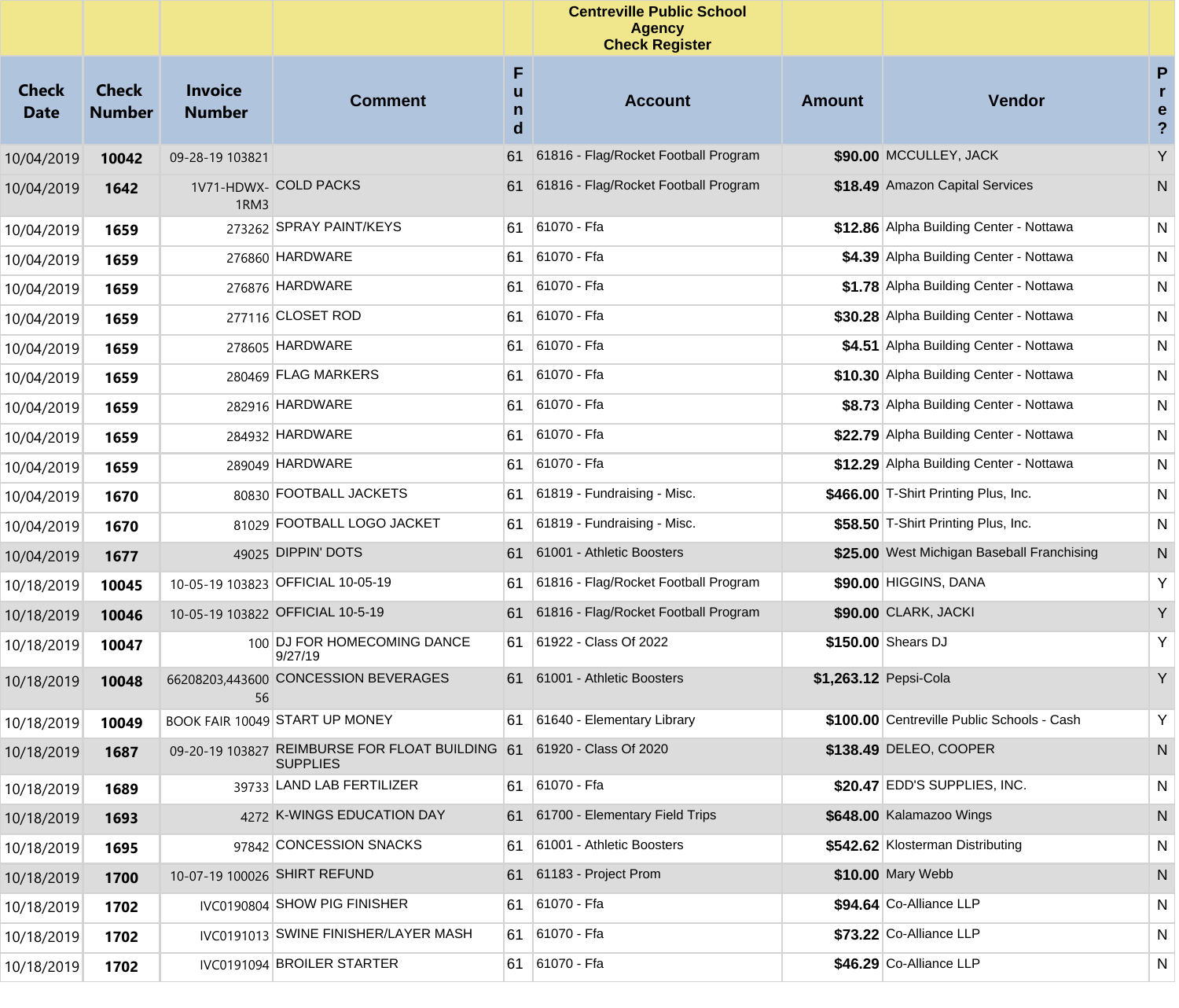| Check Date | Check Number | Invoice Number | Comment | Fund | Account | Amount | Vendor | Pre? |
|---|---|---|---|---|---|---|---|---|
| | | | | | Centreville Public School Agency Check Register | | | |
| 10/04/2019 | **10042** | 09-28-19 103821 | | 61 | 61816 - Flag/Rocket Football Program | **$90.00** | MCCULLEY, JACK | Y |
| 10/04/2019 | **1642** | 1V71-HDWX-1RM3 | COLD PACKS | 61 | 61816 - Flag/Rocket Football Program | **$18.49** | Amazon Capital Services | N |
| 10/04/2019 | **1659** | 273262 | SPRAY PAINT/KEYS | 61 | 61070 - Ffa | **$12.86** | Alpha Building Center - Nottawa | N |
| 10/04/2019 | **1659** | 276860 | HARDWARE | 61 | 61070 - Ffa | **$4.39** | Alpha Building Center - Nottawa | N |
| 10/04/2019 | **1659** | 276876 | HARDWARE | 61 | 61070 - Ffa | **$1.78** | Alpha Building Center - Nottawa | N |
| 10/04/2019 | **1659** | 277116 | CLOSET ROD | 61 | 61070 - Ffa | **$30.28** | Alpha Building Center - Nottawa | N |
| 10/04/2019 | **1659** | 278605 | HARDWARE | 61 | 61070 - Ffa | **$4.51** | Alpha Building Center - Nottawa | N |
| 10/04/2019 | **1659** | 280469 | FLAG MARKERS | 61 | 61070 - Ffa | **$10.30** | Alpha Building Center - Nottawa | N |
| 10/04/2019 | **1659** | 282916 | HARDWARE | 61 | 61070 - Ffa | **$8.73** | Alpha Building Center - Nottawa | N |
| 10/04/2019 | **1659** | 284932 | HARDWARE | 61 | 61070 - Ffa | **$22.79** | Alpha Building Center - Nottawa | N |
| 10/04/2019 | **1659** | 289049 | HARDWARE | 61 | 61070 - Ffa | **$12.29** | Alpha Building Center - Nottawa | N |
| 10/04/2019 | **1670** | 80830 | FOOTBALL JACKETS | 61 | 61819 - Fundraising - Misc. | **$466.00** | T-Shirt Printing Plus, Inc. | N |
| 10/04/2019 | **1670** | 81029 | FOOTBALL LOGO JACKET | 61 | 61819 - Fundraising - Misc. | **$58.50** | T-Shirt Printing Plus, Inc. | N |
| 10/04/2019 | **1677** | 49025 | DIPPIN' DOTS | 61 | 61001 - Athletic Boosters | **$25.00** | West Michigan Baseball Franchising | N |
| 10/18/2019 | **10045** | 10-05-19 103823 | OFFICIAL 10-05-19 | 61 | 61816 - Flag/Rocket Football Program | **$90.00** | HIGGINS, DANA | Y |
| 10/18/2019 | **10046** | 10-05-19 103822 | OFFICIAL 10-5-19 | 61 | 61816 - Flag/Rocket Football Program | **$90.00** | CLARK, JACKI | Y |
| 10/18/2019 | **10047** | 100 | DJ FOR HOMECOMING DANCE 9/27/19 | 61 | 61922 - Class Of 2022 | **$150.00** | Shears DJ | Y |
| 10/18/2019 | **10048** | 66208203,44360056 | CONCESSION BEVERAGES | 61 | 61001 - Athletic Boosters | **$1,263.12** | Pepsi-Cola | Y |
| 10/18/2019 | **10049** | BOOK FAIR 10049 | START UP MONEY | 61 | 61640 - Elementary Library | **$100.00** | Centreville Public Schools - Cash | Y |
| 10/18/2019 | **1687** | 09-20-19 103827 | REIMBURSE FOR FLOAT BUILDING SUPPLIES | 61 | 61920 - Class Of 2020 | **$138.49** | DELEO, COOPER | N |
| 10/18/2019 | **1689** | 39733 | LAND LAB FERTILIZER | 61 | 61070 - Ffa | **$20.47** | EDD'S SUPPLIES, INC. | N |
| 10/18/2019 | **1693** | 4272 | K-WINGS EDUCATION DAY | 61 | 61700 - Elementary Field Trips | **$648.00** | Kalamazoo Wings | N |
| 10/18/2019 | **1695** | 97842 | CONCESSION SNACKS | 61 | 61001 - Athletic Boosters | **$542.62** | Klosterman Distributing | N |
| 10/18/2019 | **1700** | 10-07-19 100026 | SHIRT REFUND | 61 | 61183 - Project Prom | **$10.00** | Mary Webb | N |
| 10/18/2019 | **1702** | IVC0190804 | SHOW PIG FINISHER | 61 | 61070 - Ffa | **$94.64** | Co-Alliance LLP | N |
| 10/18/2019 | **1702** | IVC0191013 | SWINE FINISHER/LAYER MASH | 61 | 61070 - Ffa | **$73.22** | Co-Alliance LLP | N |
| 10/18/2019 | **1702** | IVC0191094 | BROILER STARTER | 61 | 61070 - Ffa | **$46.29** | Co-Alliance LLP | N |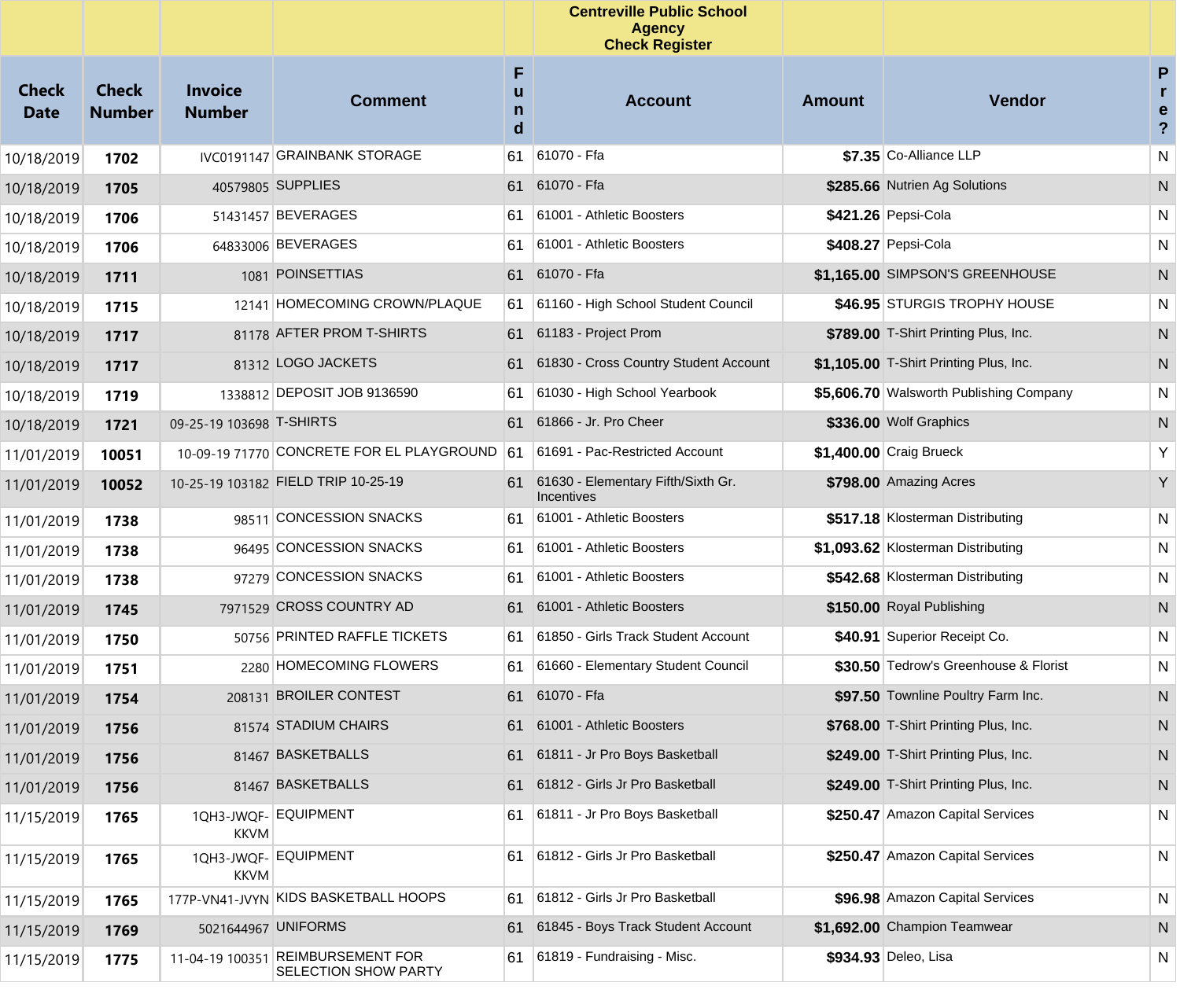## Centreville Public School
## Agency
## Check Register

| Check Date | Check Number | Invoice Number | Comment | Fund | Account | Amount | Vendor | Pre? |
|---|---|---|---|---|---|---|---|---|
| 10/18/2019 | **1702** | IVC0191147 | GRAINBANK STORAGE | 61 | 61070 - Ffa | **$7.35** | Co-Alliance LLP | N |
| 10/18/2019 | **1705** | 40579805 | SUPPLIES | 61 | 61070 - Ffa | **$285.66** | Nutrien Ag Solutions | N |
| 10/18/2019 | **1706** | 51431457 | BEVERAGES | 61 | 61001 - Athletic Boosters | **$421.26** | Pepsi-Cola | N |
| 10/18/2019 | **1706** | 64833006 | BEVERAGES | 61 | 61001 - Athletic Boosters | **$408.27** | Pepsi-Cola | N |
| 10/18/2019 | **1711** | 1081 | POINSETTIAS | 61 | 61070 - Ffa | **$1,165.00** | SIMPSON'S GREENHOUSE | N |
| 10/18/2019 | **1715** | 12141 | HOMECOMING CROWN/PLAQUE | 61 | 61160 - High School Student Council | **$46.95** | STURGIS TROPHY HOUSE | N |
| 10/18/2019 | **1717** | 81178 | AFTER PROM T-SHIRTS | 61 | 61183 - Project Prom | **$789.00** | T-Shirt Printing Plus, Inc. | N |
| 10/18/2019 | **1717** | 81312 | LOGO JACKETS | 61 | 61830 - Cross Country Student Account | **$1,105.00** | T-Shirt Printing Plus, Inc. | N |
| 10/18/2019 | **1719** | 1338812 | DEPOSIT JOB 9136590 | 61 | 61030 - High School Yearbook | **$5,606.70** | Walsworth Publishing Company | N |
| 10/18/2019 | **1721** | 09-25-19 103698 | T-SHIRTS | 61 | 61866 - Jr. Pro Cheer | **$336.00** | Wolf Graphics | N |
| 11/01/2019 | **10051** | 10-09-19 71770 | CONCRETE FOR EL PLAYGROUND | 61 | 61691 - Pac-Restricted Account | **$1,400.00** | Craig Brueck | Y |
| 11/01/2019 | **10052** | 10-25-19 103182 | FIELD TRIP 10-25-19 | 61 | 61630 - Elementary Fifth/Sixth Gr. Incentives | **$798.00** | Amazing Acres | Y |
| 11/01/2019 | **1738** | 98511 | CONCESSION SNACKS | 61 | 61001 - Athletic Boosters | **$517.18** | Klosterman Distributing | N |
| 11/01/2019 | **1738** | 96495 | CONCESSION SNACKS | 61 | 61001 - Athletic Boosters | **$1,093.62** | Klosterman Distributing | N |
| 11/01/2019 | **1738** | 97279 | CONCESSION SNACKS | 61 | 61001 - Athletic Boosters | **$542.68** | Klosterman Distributing | N |
| 11/01/2019 | **1745** | 7971529 | CROSS COUNTRY AD | 61 | 61001 - Athletic Boosters | **$150.00** | Royal Publishing | N |
| 11/01/2019 | **1750** | 50756 | PRINTED RAFFLE TICKETS | 61 | 61850 - Girls Track Student Account | **$40.91** | Superior Receipt Co. | N |
| 11/01/2019 | **1751** | 2280 | HOMECOMING FLOWERS | 61 | 61660 - Elementary Student Council | **$30.50** | Tedrow's Greenhouse & Florist | N |
| 11/01/2019 | **1754** | 208131 | BROILER CONTEST | 61 | 61070 - Ffa | **$97.50** | Townline Poultry Farm Inc. | N |
| 11/01/2019 | **1756** | 81574 | STADIUM CHAIRS | 61 | 61001 - Athletic Boosters | **$768.00** | T-Shirt Printing Plus, Inc. | N |
| 11/01/2019 | **1756** | 81467 | BASKETBALLS | 61 | 61811 - Jr Pro Boys Basketball | **$249.00** | T-Shirt Printing Plus, Inc. | N |
| 11/01/2019 | **1756** | 81467 | BASKETBALLS | 61 | 61812 - Girls Jr Pro Basketball | **$249.00** | T-Shirt Printing Plus, Inc. | N |
| 11/15/2019 | **1765** | 1QH3-JWQF-KKVM | EQUIPMENT | 61 | 61811 - Jr Pro Boys Basketball | **$250.47** | Amazon Capital Services | N |
| 11/15/2019 | **1765** | 1QH3-JWQF-KKVM | EQUIPMENT | 61 | 61812 - Girls Jr Pro Basketball | **$250.47** | Amazon Capital Services | N |
| 11/15/2019 | **1765** | 177P-VN41-JVYN | KIDS BASKETBALL HOOPS | 61 | 61812 - Girls Jr Pro Basketball | **$96.98** | Amazon Capital Services | N |
| 11/15/2019 | **1769** | 5021644967 | UNIFORMS | 61 | 61845 - Boys Track Student Account | **$1,692.00** | Champion Teamwear | N |
| 11/15/2019 | **1775** | 11-04-19 100351 | REIMBURSEMENT FOR SELECTION SHOW PARTY | 61 | 61819 - Fundraising - Misc. | **$934.93** | Deleo, Lisa | N |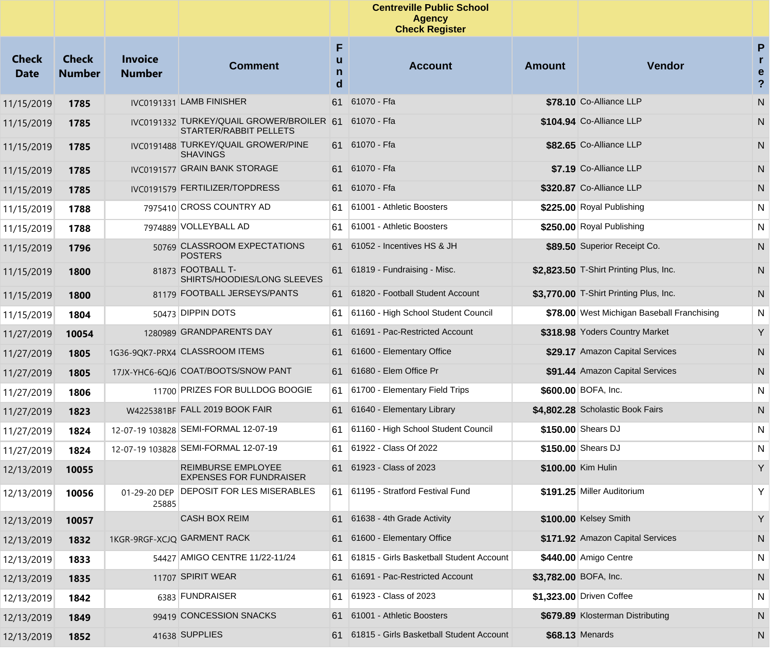**Centreville Public School Agency Check Register**

| Check Date | Check Number | Invoice Number | Comment | Fund | Account | Amount | Vendor | Pre? |
|---|---|---|---|---|---|---|---|---|
| 11/15/2019 | **1785** | IVC0191331 | LAMB FINISHER | 61 | 61070 - Ffa | **$78.10** | Co-Alliance LLP | N |
| 11/15/2019 | **1785** | IVC0191332 | TURKEY/QUAIL GROWER/BROILER STARTER/RABBIT PELLETS | 61 | 61070 - Ffa | **$104.94** | Co-Alliance LLP | N |
| 11/15/2019 | **1785** | IVC0191488 | TURKEY/QUAIL GROWER/PINE SHAVINGS | 61 | 61070 - Ffa | **$82.65** | Co-Alliance LLP | N |
| 11/15/2019 | **1785** | IVC0191577 | GRAIN BANK STORAGE | 61 | 61070 - Ffa | **$7.19** | Co-Alliance LLP | N |
| 11/15/2019 | **1785** | IVC0191579 | FERTILIZER/TOPDRESS | 61 | 61070 - Ffa | **$320.87** | Co-Alliance LLP | N |
| 11/15/2019 | **1788** | 7975410 | CROSS COUNTRY AD | 61 | 61001 - Athletic Boosters | **$225.00** | Royal Publishing | N |
| 11/15/2019 | **1788** | 7974889 | VOLLEYBALL AD | 61 | 61001 - Athletic Boosters | **$250.00** | Royal Publishing | N |
| 11/15/2019 | **1796** | 50769 | CLASSROOM EXPECTATIONS POSTERS | 61 | 61052 - Incentives HS & JH | **$89.50** | Superior Receipt Co. | N |
| 11/15/2019 | **1800** | 81873 | FOOTBALL T-SHIRTS/HOODIES/LONG SLEEVES | 61 | 61819 - Fundraising - Misc. | **$2,823.50** | T-Shirt Printing Plus, Inc. | N |
| 11/15/2019 | **1800** | 81179 | FOOTBALL JERSEYS/PANTS | 61 | 61820 - Football Student Account | **$3,770.00** | T-Shirt Printing Plus, Inc. | N |
| 11/15/2019 | **1804** | 50473 | DIPPIN DOTS | 61 | 61160 - High School Student Council | **$78.00** | West Michigan Baseball Franchising | N |
| 11/27/2019 | **10054** | 1280989 | GRANDPARENTS DAY | 61 | 61691 - Pac-Restricted Account | **$318.98** | Yoders Country Market | Y |
| 11/27/2019 | **1805** | 1G36-9QK7-PRX4 | CLASSROOM ITEMS | 61 | 61600 - Elementary Office | **$29.17** | Amazon Capital Services | N |
| 11/27/2019 | **1805** | 17JX-YHC6-6QJ6 | COAT/BOOTS/SNOW PANT | 61 | 61680 - Elem Office Pr | **$91.44** | Amazon Capital Services | N |
| 11/27/2019 | **1806** | 11700 | PRIZES FOR BULLDOG BOOGIE | 61 | 61700 - Elementary Field Trips | **$600.00** | BOFA, Inc. | N |
| 11/27/2019 | **1823** | W4225381BF | FALL 2019 BOOK FAIR | 61 | 61640 - Elementary Library | **$4,802.28** | Scholastic Book Fairs | N |
| 11/27/2019 | **1824** | 12-07-19 103828 | SEMI-FORMAL 12-07-19 | 61 | 61160 - High School Student Council | **$150.00** | Shears DJ | N |
| 11/27/2019 | **1824** | 12-07-19 103828 | SEMI-FORMAL 12-07-19 | 61 | 61922 - Class Of 2022 | **$150.00** | Shears DJ | N |
| 12/13/2019 | **10055** | | REIMBURSE EMPLOYEE EXPENSES FOR FUNDRAISER | 61 | 61923 - Class of 2023 | **$100.00** | Kim Hulin | Y |
| 12/13/2019 | **10056** | 01-29-20 DEP 25885 | DEPOSIT FOR LES MISERABLES | 61 | 61195 - Stratford Festival Fund | **$191.25** | Miller Auditorium | Y |
| 12/13/2019 | **10057** | | CASH BOX REIM | 61 | 61638 - 4th Grade Activity | **$100.00** | Kelsey Smith | Y |
| 12/13/2019 | **1832** | 1KGR-9RGF-XCJQ | GARMENT RACK | 61 | 61600 - Elementary Office | **$171.92** | Amazon Capital Services | N |
| 12/13/2019 | **1833** | 54427 | AMIGO CENTRE 11/22-11/24 | 61 | 61815 - Girls Basketball Student Account | **$440.00** | Amigo Centre | N |
| 12/13/2019 | **1835** | 11707 | SPIRIT WEAR | 61 | 61691 - Pac-Restricted Account | **$3,782.00** | BOFA, Inc. | N |
| 12/13/2019 | **1842** | 6383 | FUNDRAISER | 61 | 61923 - Class of 2023 | **$1,323.00** | Driven Coffee | N |
| 12/13/2019 | **1849** | 99419 | CONCESSION SNACKS | 61 | 61001 - Athletic Boosters | **$679.89** | Klosterman Distributing | N |
| 12/13/2019 | **1852** | 41638 | SUPPLIES | 61 | 61815 - Girls Basketball Student Account | **$68.13** | Menards | N |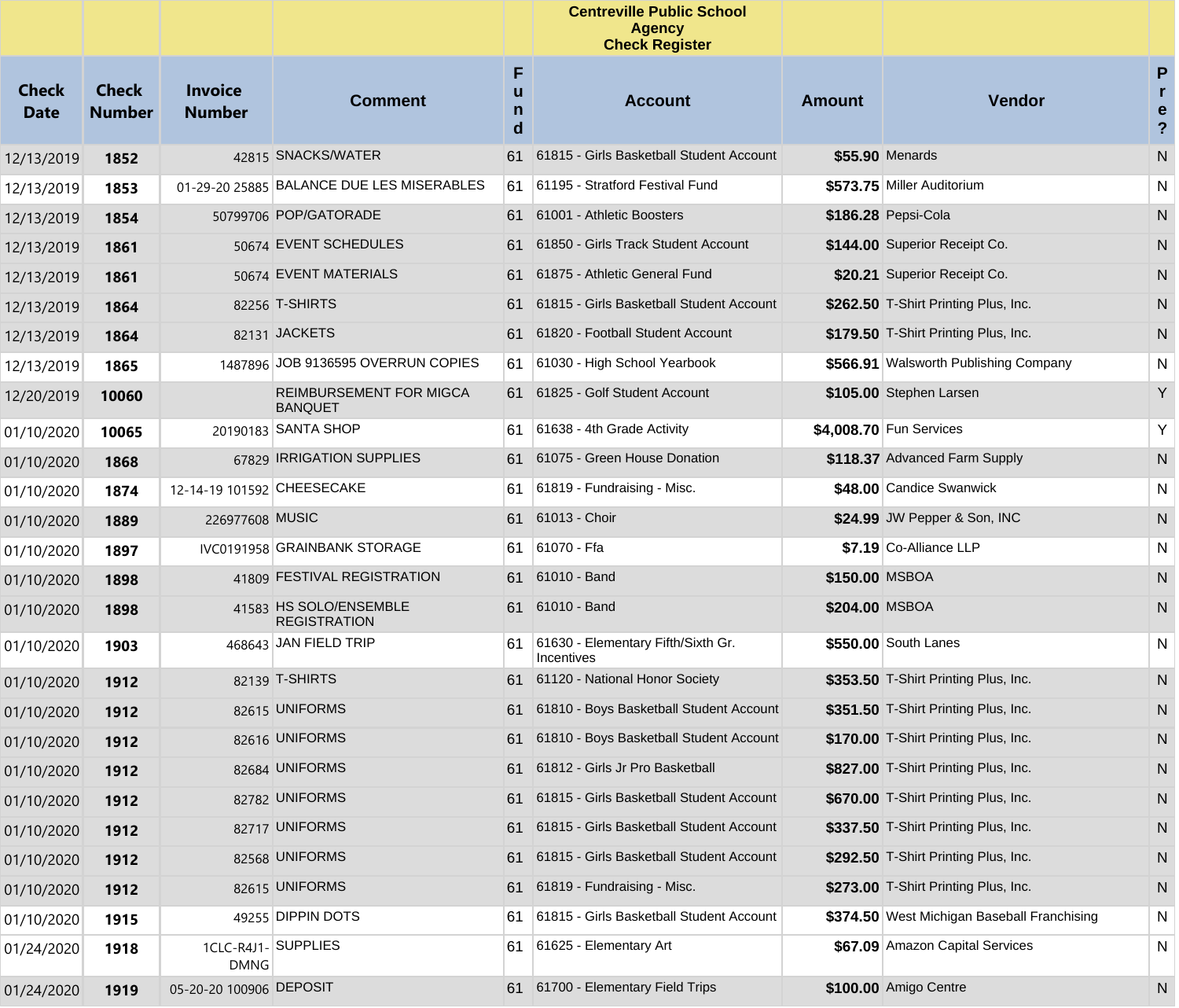| Check Date | Check Number | Invoice Number | Comment | Fund | Account | Amount | Vendor | Pre? |
|---|---|---|---|---|---|---|---|---|
| | | | | | Centreville Public School Agency Check Register | | | |
| 12/13/2019 | **1852** | 42815 | SNACKS/WATER | 61 | 61815 - Girls Basketball Student Account | **$55.90** | Menards | N |
| 12/13/2019 | **1853** | 01-29-20 25885 | BALANCE DUE LES MISERABLES | 61 | 61195 - Stratford Festival Fund | **$573.75** | Miller Auditorium | N |
| 12/13/2019 | **1854** | 50799706 | POP/GATORADE | 61 | 61001 - Athletic Boosters | **$186.28** | Pepsi-Cola | N |
| 12/13/2019 | **1861** | 50674 | EVENT SCHEDULES | 61 | 61850 - Girls Track Student Account | **$144.00** | Superior Receipt Co. | N |
| 12/13/2019 | **1861** | 50674 | EVENT MATERIALS | 61 | 61875 - Athletic General Fund | **$20.21** | Superior Receipt Co. | N |
| 12/13/2019 | **1864** | 82256 | T-SHIRTS | 61 | 61815 - Girls Basketball Student Account | **$262.50** | T-Shirt Printing Plus, Inc. | N |
| 12/13/2019 | **1864** | 82131 | JACKETS | 61 | 61820 - Football Student Account | **$179.50** | T-Shirt Printing Plus, Inc. | N |
| 12/13/2019 | **1865** | 1487896 | JOB 9136595 OVERRUN COPIES | 61 | 61030 - High School Yearbook | **$566.91** | Walsworth Publishing Company | N |
| 12/20/2019 | **10060** | | REIMBURSEMENT FOR MIGCA BANQUET | 61 | 61825 - Golf Student Account | **$105.00** | Stephen Larsen | Y |
| 01/10/2020 | **10065** | 20190183 | SANTA SHOP | 61 | 61638 - 4th Grade Activity | **$4,008.70** | Fun Services | Y |
| 01/10/2020 | **1868** | 67829 | IRRIGATION SUPPLIES | 61 | 61075 - Green House Donation | **$118.37** | Advanced Farm Supply | N |
| 01/10/2020 | **1874** | 12-14-19 101592 | CHEESECAKE | 61 | 61819 - Fundraising - Misc. | **$48.00** | Candice Swanwick | N |
| 01/10/2020 | **1889** | 226977608 | MUSIC | 61 | 61013 - Choir | **$24.99** | JW Pepper & Son, INC | N |
| 01/10/2020 | **1897** | IVC0191958 | GRAINBANK STORAGE | 61 | 61070 - Ffa | **$7.19** | Co-Alliance LLP | N |
| 01/10/2020 | **1898** | 41809 | FESTIVAL REGISTRATION | 61 | 61010 - Band | **$150.00** | MSBOA | N |
| 01/10/2020 | **1898** | 41583 | HS SOLO/ENSEMBLE REGISTRATION | 61 | 61010 - Band | **$204.00** | MSBOA | N |
| 01/10/2020 | **1903** | 468643 | JAN FIELD TRIP | 61 | 61630 - Elementary Fifth/Sixth Gr. Incentives | **$550.00** | South Lanes | N |
| 01/10/2020 | **1912** | 82139 | T-SHIRTS | 61 | 61120 - National Honor Society | **$353.50** | T-Shirt Printing Plus, Inc. | N |
| 01/10/2020 | **1912** | 82615 | UNIFORMS | 61 | 61810 - Boys Basketball Student Account | **$351.50** | T-Shirt Printing Plus, Inc. | N |
| 01/10/2020 | **1912** | 82616 | UNIFORMS | 61 | 61810 - Boys Basketball Student Account | **$170.00** | T-Shirt Printing Plus, Inc. | N |
| 01/10/2020 | **1912** | 82684 | UNIFORMS | 61 | 61812 - Girls Jr Pro Basketball | **$827.00** | T-Shirt Printing Plus, Inc. | N |
| 01/10/2020 | **1912** | 82782 | UNIFORMS | 61 | 61815 - Girls Basketball Student Account | **$670.00** | T-Shirt Printing Plus, Inc. | N |
| 01/10/2020 | **1912** | 82717 | UNIFORMS | 61 | 61815 - Girls Basketball Student Account | **$337.50** | T-Shirt Printing Plus, Inc. | N |
| 01/10/2020 | **1912** | 82568 | UNIFORMS | 61 | 61815 - Girls Basketball Student Account | **$292.50** | T-Shirt Printing Plus, Inc. | N |
| 01/10/2020 | **1912** | 82615 | UNIFORMS | 61 | 61819 - Fundraising - Misc. | **$273.00** | T-Shirt Printing Plus, Inc. | N |
| 01/10/2020 | **1915** | 49255 | DIPPIN DOTS | 61 | 61815 - Girls Basketball Student Account | **$374.50** | West Michigan Baseball Franchising | N |
| 01/24/2020 | **1918** | 1CLC-R4J1-DMNG | SUPPLIES | 61 | 61625 - Elementary Art | **$67.09** | Amazon Capital Services | N |
| 01/24/2020 | **1919** | 05-20-20 100906 | DEPOSIT | 61 | 61700 - Elementary Field Trips | **$100.00** | Amigo Centre | N |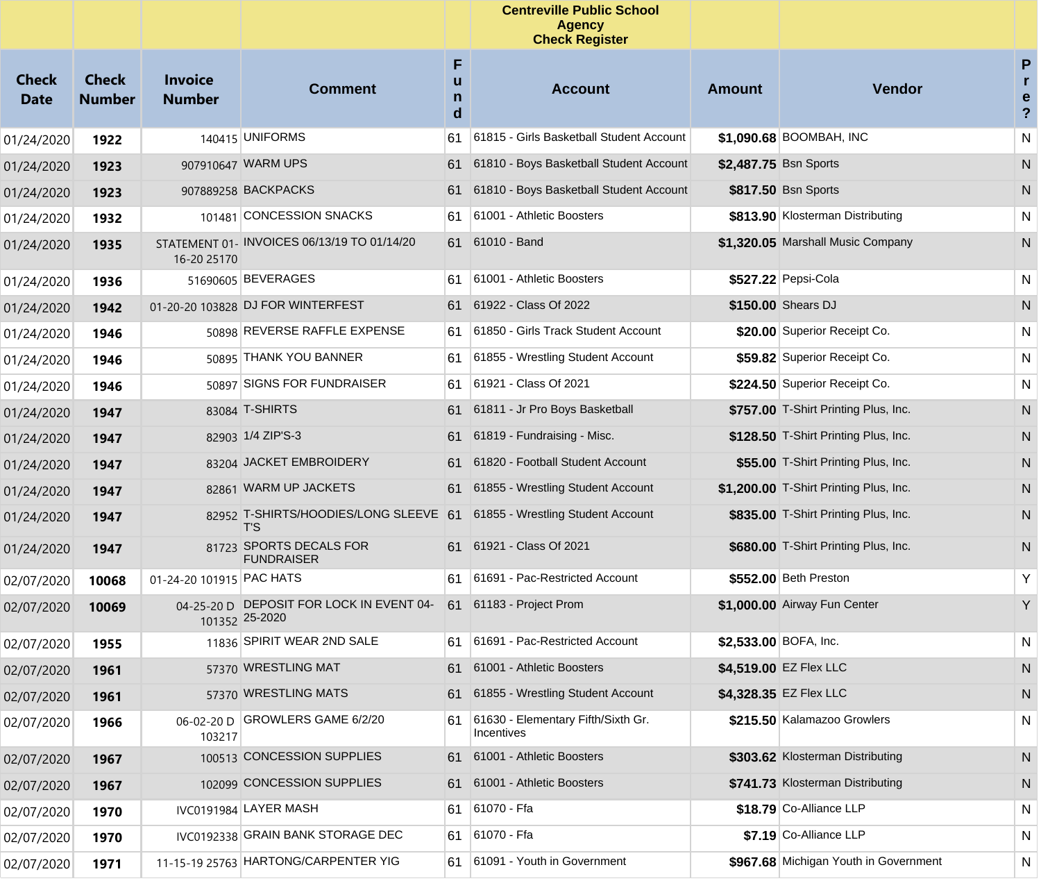| | | | | | Centreville Public School Agency Check Register | | | |
|---|---|---|---|---|---|---|---|---|
| Check Date | Check Number | Invoice Number | Comment | Fund | Account | Amount | Vendor | Pre? |
| 01/24/2020 | **1922** | 140415 | UNIFORMS | 61 | 61815 - Girls Basketball Student Account | **$1,090.68** | BOOMBAH, INC | N |
| 01/24/2020 | **1923** | 907910647 | WARM UPS | 61 | 61810 - Boys Basketball Student Account | **$2,487.75** | Bsn Sports | N |
| 01/24/2020 | **1923** | 907889258 | BACKPACKS | 61 | 61810 - Boys Basketball Student Account | **$817.50** | Bsn Sports | N |
| 01/24/2020 | **1932** | 101481 | CONCESSION SNACKS | 61 | 61001 - Athletic Boosters | **$813.90** | Klosterman Distributing | N |
| 01/24/2020 | **1935** | STATEMENT 01-16-20 25170 | INVOICES 06/13/19 TO 01/14/20 | 61 | 61010 - Band | **$1,320.05** | Marshall Music Company | N |
| 01/24/2020 | **1936** | 51690605 | BEVERAGES | 61 | 61001 - Athletic Boosters | **$527.22** | Pepsi-Cola | N |
| 01/24/2020 | **1942** | 01-20-20 103828 | DJ FOR WINTERFEST | 61 | 61922 - Class Of 2022 | **$150.00** | Shears DJ | N |
| 01/24/2020 | **1946** | 50898 | REVERSE RAFFLE EXPENSE | 61 | 61850 - Girls Track Student Account | **$20.00** | Superior Receipt Co. | N |
| 01/24/2020 | **1946** | 50895 | THANK YOU BANNER | 61 | 61855 - Wrestling Student Account | **$59.82** | Superior Receipt Co. | N |
| 01/24/2020 | **1946** | 50897 | SIGNS FOR FUNDRAISER | 61 | 61921 - Class Of 2021 | **$224.50** | Superior Receipt Co. | N |
| 01/24/2020 | **1947** | 83084 | T-SHIRTS | 61 | 61811 - Jr Pro Boys Basketball | **$757.00** | T-Shirt Printing Plus, Inc. | N |
| 01/24/2020 | **1947** | 82903 | 1/4 ZIP'S-3 | 61 | 61819 - Fundraising - Misc. | **$128.50** | T-Shirt Printing Plus, Inc. | N |
| 01/24/2020 | **1947** | 83204 | JACKET EMBROIDERY | 61 | 61820 - Football Student Account | **$55.00** | T-Shirt Printing Plus, Inc. | N |
| 01/24/2020 | **1947** | 82861 | WARM UP JACKETS | 61 | 61855 - Wrestling Student Account | **$1,200.00** | T-Shirt Printing Plus, Inc. | N |
| 01/24/2020 | **1947** | 82952 | T-SHIRTS/HOODIES/LONG SLEEVE T'S | 61 | 61855 - Wrestling Student Account | **$835.00** | T-Shirt Printing Plus, Inc. | N |
| 01/24/2020 | **1947** | 81723 | SPORTS DECALS FOR FUNDRAISER | 61 | 61921 - Class Of 2021 | **$680.00** | T-Shirt Printing Plus, Inc. | N |
| 02/07/2020 | **10068** | 01-24-20 101915 | PAC HATS | 61 | 61691 - Pac-Restricted Account | **$552.00** | Beth Preston | Y |
| 02/07/2020 | **10069** | 04-25-20 D 101352 | DEPOSIT FOR LOCK IN EVENT 04-25-2020 | 61 | 61183 - Project Prom | **$1,000.00** | Airway Fun Center | Y |
| 02/07/2020 | **1955** | 11836 | SPIRIT WEAR 2ND SALE | 61 | 61691 - Pac-Restricted Account | **$2,533.00** | BOFA, Inc. | N |
| 02/07/2020 | **1961** | 57370 | WRESTLING MAT | 61 | 61001 - Athletic Boosters | **$4,519.00** | EZ Flex LLC | N |
| 02/07/2020 | **1961** | 57370 | WRESTLING MATS | 61 | 61855 - Wrestling Student Account | **$4,328.35** | EZ Flex LLC | N |
| 02/07/2020 | **1966** | 06-02-20 D 103217 | GROWLERS GAME 6/2/20 | 61 | 61630 - Elementary Fifth/Sixth Gr. Incentives | **$215.50** | Kalamazoo Growlers | N |
| 02/07/2020 | **1967** | 100513 | CONCESSION SUPPLIES | 61 | 61001 - Athletic Boosters | **$303.62** | Klosterman Distributing | N |
| 02/07/2020 | **1967** | 102099 | CONCESSION SUPPLIES | 61 | 61001 - Athletic Boosters | **$741.73** | Klosterman Distributing | N |
| 02/07/2020 | **1970** | IVC0191984 | LAYER MASH | 61 | 61070 - Ffa | **$18.79** | Co-Alliance LLP | N |
| 02/07/2020 | **1970** | IVC0192338 | GRAIN BANK STORAGE DEC | 61 | 61070 - Ffa | **$7.19** | Co-Alliance LLP | N |
| 02/07/2020 | **1971** | 11-15-19 25763 | HARTONG/CARPENTER YIG | 61 | 61091 - Youth in Government | **$967.68** | Michigan Youth in Government | N |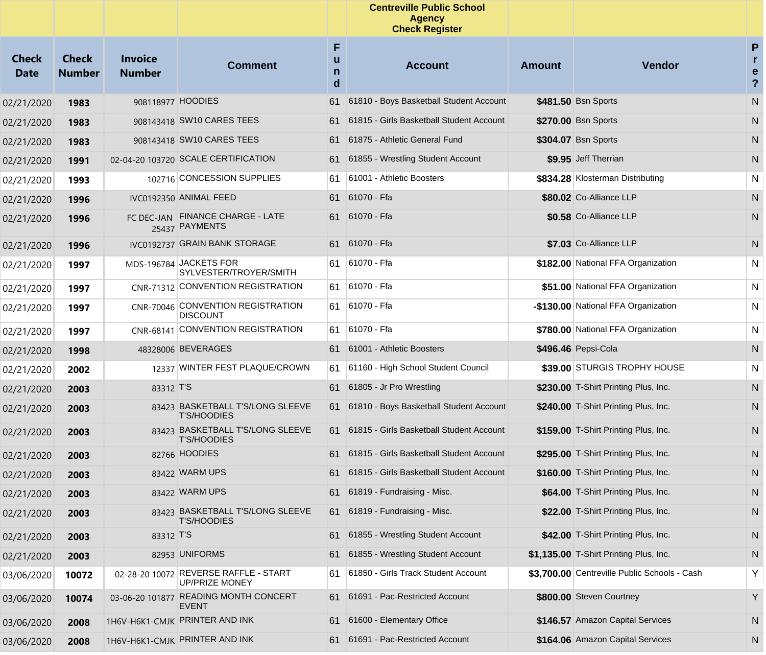**Centreville Public School Agency Check Register**

| Check Date | Check Number | Invoice Number | Comment | Fund | Account | Amount | Vendor | Pre? |
|---|---|---|---|---|---|---|---|---|
| 02/21/2020 | **1983** | 908118977 | HOODIES | 61 | 61810 - Boys Basketball Student Account | **$481.50** | Bsn Sports | N |
| 02/21/2020 | **1983** | 908143418 | SW10 CARES TEES | 61 | 61815 - Girls Basketball Student Account | **$270.00** | Bsn Sports | N |
| 02/21/2020 | **1983** | 908143418 | SW10 CARES TEES | 61 | 61875 - Athletic General Fund | **$304.07** | Bsn Sports | N |
| 02/21/2020 | **1991** | 02-04-20 103720 | SCALE CERTIFICATION | 61 | 61855 - Wrestling Student Account | **$9.95** | Jeff Therrian | N |
| 02/21/2020 | **1993** | 102716 | CONCESSION SUPPLIES | 61 | 61001 - Athletic Boosters | **$834.28** | Klosterman Distributing | N |
| 02/21/2020 | **1996** | IVC0192350 | ANIMAL FEED | 61 | 61070 - Ffa | **$80.02** | Co-Alliance LLP | N |
| 02/21/2020 | **1996** | FC DEC-JAN 25437 | FINANCE CHARGE - LATE PAYMENTS | 61 | 61070 - Ffa | **$0.58** | Co-Alliance LLP | N |
| 02/21/2020 | **1996** | IVC0192737 | GRAIN BANK STORAGE | 61 | 61070 - Ffa | **$7.03** | Co-Alliance LLP | N |
| 02/21/2020 | **1997** | MDS-196784 | JACKETS FOR SYLVESTER/TROYER/SMITH | 61 | 61070 - Ffa | **$182.00** | National FFA Organization | N |
| 02/21/2020 | **1997** | CNR-71312 | CONVENTION REGISTRATION | 61 | 61070 - Ffa | **$51.00** | National FFA Organization | N |
| 02/21/2020 | **1997** | CNR-70046 | CONVENTION REGISTRATION DISCOUNT | 61 | 61070 - Ffa | **-$130.00** | National FFA Organization | N |
| 02/21/2020 | **1997** | CNR-68141 | CONVENTION REGISTRATION | 61 | 61070 - Ffa | **$780.00** | National FFA Organization | N |
| 02/21/2020 | **1998** | 48328006 | BEVERAGES | 61 | 61001 - Athletic Boosters | **$496.46** | Pepsi-Cola | N |
| 02/21/2020 | **2002** | 12337 | WINTER FEST PLAQUE/CROWN | 61 | 61160 - High School Student Council | **$39.00** | STURGIS TROPHY HOUSE | N |
| 02/21/2020 | **2003** | 83312 | T'S | 61 | 61805 - Jr Pro Wrestling | **$230.00** | T-Shirt Printing Plus, Inc. | N |
| 02/21/2020 | **2003** | 83423 | BASKETBALL T'S/LONG SLEEVE T'S/HOODIES | 61 | 61810 - Boys Basketball Student Account | **$240.00** | T-Shirt Printing Plus, Inc. | N |
| 02/21/2020 | **2003** | 83423 | BASKETBALL T'S/LONG SLEEVE T'S/HOODIES | 61 | 61815 - Girls Basketball Student Account | **$159.00** | T-Shirt Printing Plus, Inc. | N |
| 02/21/2020 | **2003** | 82766 | HOODIES | 61 | 61815 - Girls Basketball Student Account | **$295.00** | T-Shirt Printing Plus, Inc. | N |
| 02/21/2020 | **2003** | 83422 | WARM UPS | 61 | 61815 - Girls Basketball Student Account | **$160.00** | T-Shirt Printing Plus, Inc. | N |
| 02/21/2020 | **2003** | 83422 | WARM UPS | 61 | 61819 - Fundraising - Misc. | **$64.00** | T-Shirt Printing Plus, Inc. | N |
| 02/21/2020 | **2003** | 83423 | BASKETBALL T'S/LONG SLEEVE T'S/HOODIES | 61 | 61819 - Fundraising - Misc. | **$22.00** | T-Shirt Printing Plus, Inc. | N |
| 02/21/2020 | **2003** | 83312 | T'S | 61 | 61855 - Wrestling Student Account | **$42.00** | T-Shirt Printing Plus, Inc. | N |
| 02/21/2020 | **2003** | 82953 | UNIFORMS | 61 | 61855 - Wrestling Student Account | **$1,135.00** | T-Shirt Printing Plus, Inc. | N |
| 03/06/2020 | **10072** | 02-28-20 10072 | REVERSE RAFFLE - START UP/PRIZE MONEY | 61 | 61850 - Girls Track Student Account | **$3,700.00** | Centreville Public Schools - Cash | Y |
| 03/06/2020 | **10074** | 03-06-20 101877 | READING MONTH CONCERT EVENT | 61 | 61691 - Pac-Restricted Account | **$800.00** | Steven Courtney | Y |
| 03/06/2020 | **2008** | 1H6V-H6K1-CMJK | PRINTER AND INK | 61 | 61600 - Elementary Office | **$146.57** | Amazon Capital Services | N |
| 03/06/2020 | **2008** | 1H6V-H6K1-CMJK | PRINTER AND INK | 61 | 61691 - Pac-Restricted Account | **$164.06** | Amazon Capital Services | N |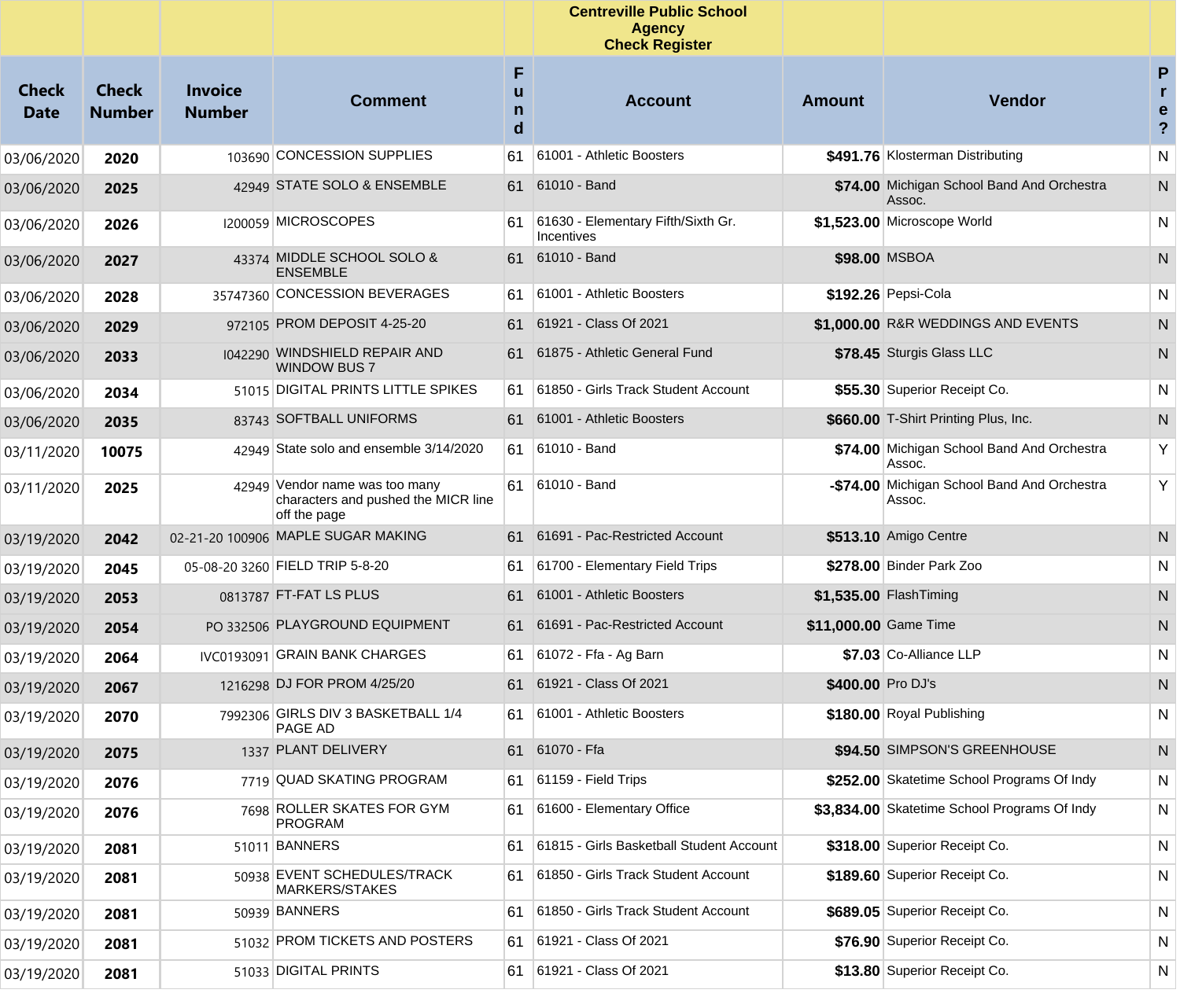# Centreville Public School Agency Check Register

| Check Date | Check Number | Invoice Number | Comment | Fund | Account | Amount | Vendor | Pre? |
|---|---|---|---|---|---|---|---|---|
| 03/06/2020 | **2020** | 103690 | CONCESSION SUPPLIES | 61 | 61001 - Athletic Boosters | **$491.76** | Klosterman Distributing | N |
| 03/06/2020 | **2025** | 42949 | STATE SOLO & ENSEMBLE | 61 | 61010 - Band | **$74.00** | Michigan School Band And Orchestra Assoc. | N |
| 03/06/2020 | **2026** | I200059 | MICROSCOPES | 61 | 61630 - Elementary Fifth/Sixth Gr. Incentives | **$1,523.00** | Microscope World | N |
| 03/06/2020 | **2027** | 43374 | MIDDLE SCHOOL SOLO & ENSEMBLE | 61 | 61010 - Band | **$98.00** | MSBOA | N |
| 03/06/2020 | **2028** | 35747360 | CONCESSION BEVERAGES | 61 | 61001 - Athletic Boosters | **$192.26** | Pepsi-Cola | N |
| 03/06/2020 | **2029** | 972105 | PROM DEPOSIT 4-25-20 | 61 | 61921 - Class Of 2021 | **$1,000.00** | R&R WEDDINGS AND EVENTS | N |
| 03/06/2020 | **2033** | I042290 | WINDSHIELD REPAIR AND WINDOW BUS 7 | 61 | 61875 - Athletic General Fund | **$78.45** | Sturgis Glass LLC | N |
| 03/06/2020 | **2034** | 51015 | DIGITAL PRINTS LITTLE SPIKES | 61 | 61850 - Girls Track Student Account | **$55.30** | Superior Receipt Co. | N |
| 03/06/2020 | **2035** | 83743 | SOFTBALL UNIFORMS | 61 | 61001 - Athletic Boosters | **$660.00** | T-Shirt Printing Plus, Inc. | N |
| 03/11/2020 | **10075** | 42949 | State solo and ensemble 3/14/2020 | 61 | 61010 - Band | **$74.00** | Michigan School Band And Orchestra Assoc. | Y |
| 03/11/2020 | **2025** | 42949 | Vendor name was too many characters and pushed the MICR line off the page | 61 | 61010 - Band | **-$74.00** | Michigan School Band And Orchestra Assoc. | Y |
| 03/19/2020 | **2042** | 02-21-20 100906 | MAPLE SUGAR MAKING | 61 | 61691 - Pac-Restricted Account | **$513.10** | Amigo Centre | N |
| 03/19/2020 | **2045** | 05-08-20 3260 | FIELD TRIP 5-8-20 | 61 | 61700 - Elementary Field Trips | **$278.00** | Binder Park Zoo | N |
| 03/19/2020 | **2053** | 0813787 | FT-FAT LS PLUS | 61 | 61001 - Athletic Boosters | **$1,535.00** | FlashTiming | N |
| 03/19/2020 | **2054** | PO 332506 | PLAYGROUND EQUIPMENT | 61 | 61691 - Pac-Restricted Account | **$11,000.00** | Game Time | N |
| 03/19/2020 | **2064** | IVC0193091 | GRAIN BANK CHARGES | 61 | 61072 - Ffa - Ag Barn | **$7.03** | Co-Alliance LLP | N |
| 03/19/2020 | **2067** | 1216298 | DJ FOR PROM 4/25/20 | 61 | 61921 - Class Of 2021 | **$400.00** | Pro DJ's | N |
| 03/19/2020 | **2070** | 7992306 | GIRLS DIV 3 BASKETBALL 1/4 PAGE AD | 61 | 61001 - Athletic Boosters | **$180.00** | Royal Publishing | N |
| 03/19/2020 | **2075** | 1337 | PLANT DELIVERY | 61 | 61070 - Ffa | **$94.50** | SIMPSON'S GREENHOUSE | N |
| 03/19/2020 | **2076** | 7719 | QUAD SKATING PROGRAM | 61 | 61159 - Field Trips | **$252.00** | Skatetime School Programs Of Indy | N |
| 03/19/2020 | **2076** | 7698 | ROLLER SKATES FOR GYM PROGRAM | 61 | 61600 - Elementary Office | **$3,834.00** | Skatetime School Programs Of Indy | N |
| 03/19/2020 | **2081** | 51011 | BANNERS | 61 | 61815 - Girls Basketball Student Account | **$318.00** | Superior Receipt Co. | N |
| 03/19/2020 | **2081** | 50938 | EVENT SCHEDULES/TRACK MARKERS/STAKES | 61 | 61850 - Girls Track Student Account | **$189.60** | Superior Receipt Co. | N |
| 03/19/2020 | **2081** | 50939 | BANNERS | 61 | 61850 - Girls Track Student Account | **$689.05** | Superior Receipt Co. | N |
| 03/19/2020 | **2081** | 51032 | PROM TICKETS AND POSTERS | 61 | 61921 - Class Of 2021 | **$76.90** | Superior Receipt Co. | N |
| 03/19/2020 | **2081** | 51033 | DIGITAL PRINTS | 61 | 61921 - Class Of 2021 | **$13.80** | Superior Receipt Co. | N |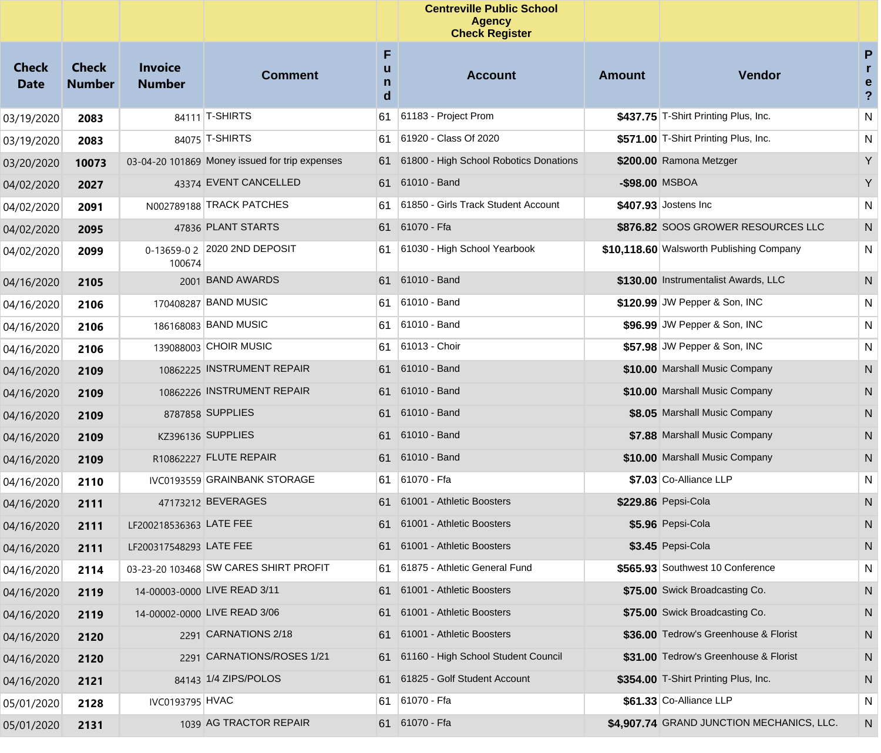| | | | | | Centreville Public School Agency Check Register | | | |
|---|---|---|---|---|---|---|---|---|
| **Check Date** | **Check Number** | **Invoice Number** | **Comment** | **Fund** | **Account** | **Amount** | **Vendor** | **Pre?** |
| 03/19/2020 | **2083** | 84111 | T-SHIRTS | 61 | 61183 - Project Prom | **$437.75** | T-Shirt Printing Plus, Inc. | N |
| 03/19/2020 | **2083** | 84075 | T-SHIRTS | 61 | 61920 - Class Of 2020 | **$571.00** | T-Shirt Printing Plus, Inc. | N |
| 03/20/2020 | **10073** | 03-04-20 101869 | Money issued for trip expenses | 61 | 61800 - High School Robotics Donations | **$200.00** | Ramona Metzger | Y |
| 04/02/2020 | **2027** | 43374 | EVENT CANCELLED | 61 | 61010 - Band | **-$98.00** | MSBOA | Y |
| 04/02/2020 | **2091** | N002789188 | TRACK PATCHES | 61 | 61850 - Girls Track Student Account | **$407.93** | Jostens Inc | N |
| 04/02/2020 | **2095** | 47836 | PLANT STARTS | 61 | 61070 - Ffa | **$876.82** | SOOS GROWER RESOURCES LLC | N |
| 04/02/2020 | **2099** | 0-13659-0 2 100674 | 2020 2ND DEPOSIT | 61 | 61030 - High School Yearbook | **$10,118.60** | Walsworth Publishing Company | N |
| 04/16/2020 | **2105** | 2001 | BAND AWARDS | 61 | 61010 - Band | **$130.00** | Instrumentalist Awards, LLC | N |
| 04/16/2020 | **2106** | 170408287 | BAND MUSIC | 61 | 61010 - Band | **$120.99** | JW Pepper & Son, INC | N |
| 04/16/2020 | **2106** | 186168083 | BAND MUSIC | 61 | 61010 - Band | **$96.99** | JW Pepper & Son, INC | N |
| 04/16/2020 | **2106** | 139088003 | CHOIR MUSIC | 61 | 61013 - Choir | **$57.98** | JW Pepper & Son, INC | N |
| 04/16/2020 | **2109** | 10862225 | INSTRUMENT REPAIR | 61 | 61010 - Band | **$10.00** | Marshall Music Company | N |
| 04/16/2020 | **2109** | 10862226 | INSTRUMENT REPAIR | 61 | 61010 - Band | **$10.00** | Marshall Music Company | N |
| 04/16/2020 | **2109** | 8787858 | SUPPLIES | 61 | 61010 - Band | **$8.05** | Marshall Music Company | N |
| 04/16/2020 | **2109** | KZ396136 | SUPPLIES | 61 | 61010 - Band | **$7.88** | Marshall Music Company | N |
| 04/16/2020 | **2109** | R10862227 | FLUTE REPAIR | 61 | 61010 - Band | **$10.00** | Marshall Music Company | N |
| 04/16/2020 | **2110** | IVC0193559 | GRAINBANK STORAGE | 61 | 61070 - Ffa | **$7.03** | Co-Alliance LLP | N |
| 04/16/2020 | **2111** | 47173212 | BEVERAGES | 61 | 61001 - Athletic Boosters | **$229.86** | Pepsi-Cola | N |
| 04/16/2020 | **2111** | LF200218536363 | LATE FEE | 61 | 61001 - Athletic Boosters | **$5.96** | Pepsi-Cola | N |
| 04/16/2020 | **2111** | LF200317548293 | LATE FEE | 61 | 61001 - Athletic Boosters | **$3.45** | Pepsi-Cola | N |
| 04/16/2020 | **2114** | 03-23-20 103468 | SW CARES SHIRT PROFIT | 61 | 61875 - Athletic General Fund | **$565.93** | Southwest 10 Conference | N |
| 04/16/2020 | **2119** | 14-00003-0000 | LIVE READ 3/11 | 61 | 61001 - Athletic Boosters | **$75.00** | Swick Broadcasting Co. | N |
| 04/16/2020 | **2119** | 14-00002-0000 | LIVE READ 3/06 | 61 | 61001 - Athletic Boosters | **$75.00** | Swick Broadcasting Co. | N |
| 04/16/2020 | **2120** | 2291 | CARNATIONS 2/18 | 61 | 61001 - Athletic Boosters | **$36.00** | Tedrow's Greenhouse & Florist | N |
| 04/16/2020 | **2120** | 2291 | CARNATIONS/ROSES 1/21 | 61 | 61160 - High School Student Council | **$31.00** | Tedrow's Greenhouse & Florist | N |
| 04/16/2020 | **2121** | 84143 | 1/4 ZIPS/POLOS | 61 | 61825 - Golf Student Account | **$354.00** | T-Shirt Printing Plus, Inc. | N |
| 05/01/2020 | **2128** | IVC0193795 | HVAC | 61 | 61070 - Ffa | **$61.33** | Co-Alliance LLP | N |
| 05/01/2020 | **2131** | 1039 | AG TRACTOR REPAIR | 61 | 61070 - Ffa | **$4,907.74** | GRAND JUNCTION MECHANICS, LLC. | N |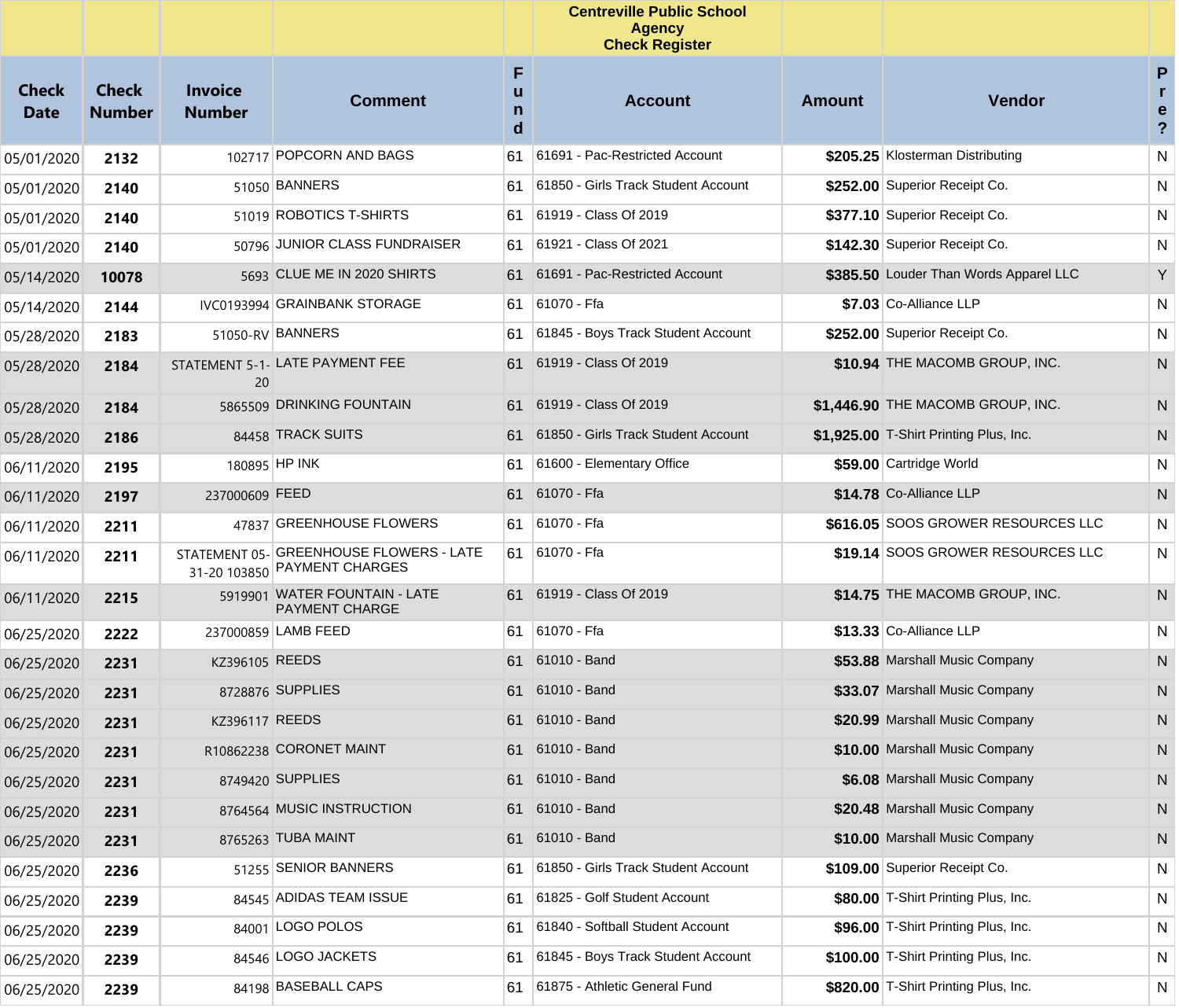| | | | | | Centreville Public School Agency Check Register | | | |
|---|---|---|---|---|---|---|---|---|
| **Check Date** | **Check Number** | **Invoice Number** | **Comment** | **Fund** | **Account** | **Amount** | **Vendor** | **Pre?** |
| 05/01/2020 | **2132** | 102717 | POPCORN AND BAGS | 61 | 61691 - Pac-Restricted Account | **$205.25** | Klosterman Distributing | N |
| 05/01/2020 | **2140** | 51050 | BANNERS | 61 | 61850 - Girls Track Student Account | **$252.00** | Superior Receipt Co. | N |
| 05/01/2020 | **2140** | 51019 | ROBOTICS T-SHIRTS | 61 | 61919 - Class Of 2019 | **$377.10** | Superior Receipt Co. | N |
| 05/01/2020 | **2140** | 50796 | JUNIOR CLASS FUNDRAISER | 61 | 61921 - Class Of 2021 | **$142.30** | Superior Receipt Co. | N |
| 05/14/2020 | **10078** | 5693 | CLUE ME IN 2020 SHIRTS | 61 | 61691 - Pac-Restricted Account | **$385.50** | Louder Than Words Apparel LLC | Y |
| 05/14/2020 | **2144** | IVC0193994 | GRAINBANK STORAGE | 61 | 61070 - Ffa | **$7.03** | Co-Alliance LLP | N |
| 05/28/2020 | **2183** | 51050-RV | BANNERS | 61 | 61845 - Boys Track Student Account | **$252.00** | Superior Receipt Co. | N |
| 05/28/2020 | **2184** | STATEMENT 5-1-20 | LATE PAYMENT FEE | 61 | 61919 - Class Of 2019 | **$10.94** | THE MACOMB GROUP, INC. | N |
| 05/28/2020 | **2184** | 5865509 | DRINKING FOUNTAIN | 61 | 61919 - Class Of 2019 | **$1,446.90** | THE MACOMB GROUP, INC. | N |
| 05/28/2020 | **2186** | 84458 | TRACK SUITS | 61 | 61850 - Girls Track Student Account | **$1,925.00** | T-Shirt Printing Plus, Inc. | N |
| 06/11/2020 | **2195** | 180895 | HP INK | 61 | 61600 - Elementary Office | **$59.00** | Cartridge World | N |
| 06/11/2020 | **2197** | 237000609 | FEED | 61 | 61070 - Ffa | **$14.78** | Co-Alliance LLP | N |
| 06/11/2020 | **2211** | 47837 | GREENHOUSE FLOWERS | 61 | 61070 - Ffa | **$616.05** | SOOS GROWER RESOURCES LLC | N |
| 06/11/2020 | **2211** | STATEMENT 05-31-20 103850 | GREENHOUSE FLOWERS - LATE PAYMENT CHARGES | 61 | 61070 - Ffa | **$19.14** | SOOS GROWER RESOURCES LLC | N |
| 06/11/2020 | **2215** | 5919901 | WATER FOUNTAIN - LATE PAYMENT CHARGE | 61 | 61919 - Class Of 2019 | **$14.75** | THE MACOMB GROUP, INC. | N |
| 06/25/2020 | **2222** | 237000859 | LAMB FEED | 61 | 61070 - Ffa | **$13.33** | Co-Alliance LLP | N |
| 06/25/2020 | **2231** | KZ396105 | REEDS | 61 | 61010 - Band | **$53.88** | Marshall Music Company | N |
| 06/25/2020 | **2231** | 8728876 | SUPPLIES | 61 | 61010 - Band | **$33.07** | Marshall Music Company | N |
| 06/25/2020 | **2231** | KZ396117 | REEDS | 61 | 61010 - Band | **$20.99** | Marshall Music Company | N |
| 06/25/2020 | **2231** | R10862238 | CORONET MAINT | 61 | 61010 - Band | **$10.00** | Marshall Music Company | N |
| 06/25/2020 | **2231** | 8749420 | SUPPLIES | 61 | 61010 - Band | **$6.08** | Marshall Music Company | N |
| 06/25/2020 | **2231** | 8764564 | MUSIC INSTRUCTION | 61 | 61010 - Band | **$20.48** | Marshall Music Company | N |
| 06/25/2020 | **2231** | 8765263 | TUBA MAINT | 61 | 61010 - Band | **$10.00** | Marshall Music Company | N |
| 06/25/2020 | **2236** | 51255 | SENIOR BANNERS | 61 | 61850 - Girls Track Student Account | **$109.00** | Superior Receipt Co. | N |
| 06/25/2020 | **2239** | 84545 | ADIDAS TEAM ISSUE | 61 | 61825 - Golf Student Account | **$80.00** | T-Shirt Printing Plus, Inc. | N |
| 06/25/2020 | **2239** | 84001 | LOGO POLOS | 61 | 61840 - Softball Student Account | **$96.00** | T-Shirt Printing Plus, Inc. | N |
| 06/25/2020 | **2239** | 84546 | LOGO JACKETS | 61 | 61845 - Boys Track Student Account | **$100.00** | T-Shirt Printing Plus, Inc. | N |
| 06/25/2020 | **2239** | 84198 | BASEBALL CAPS | 61 | 61875 - Athletic General Fund | **$820.00** | T-Shirt Printing Plus, Inc. | N |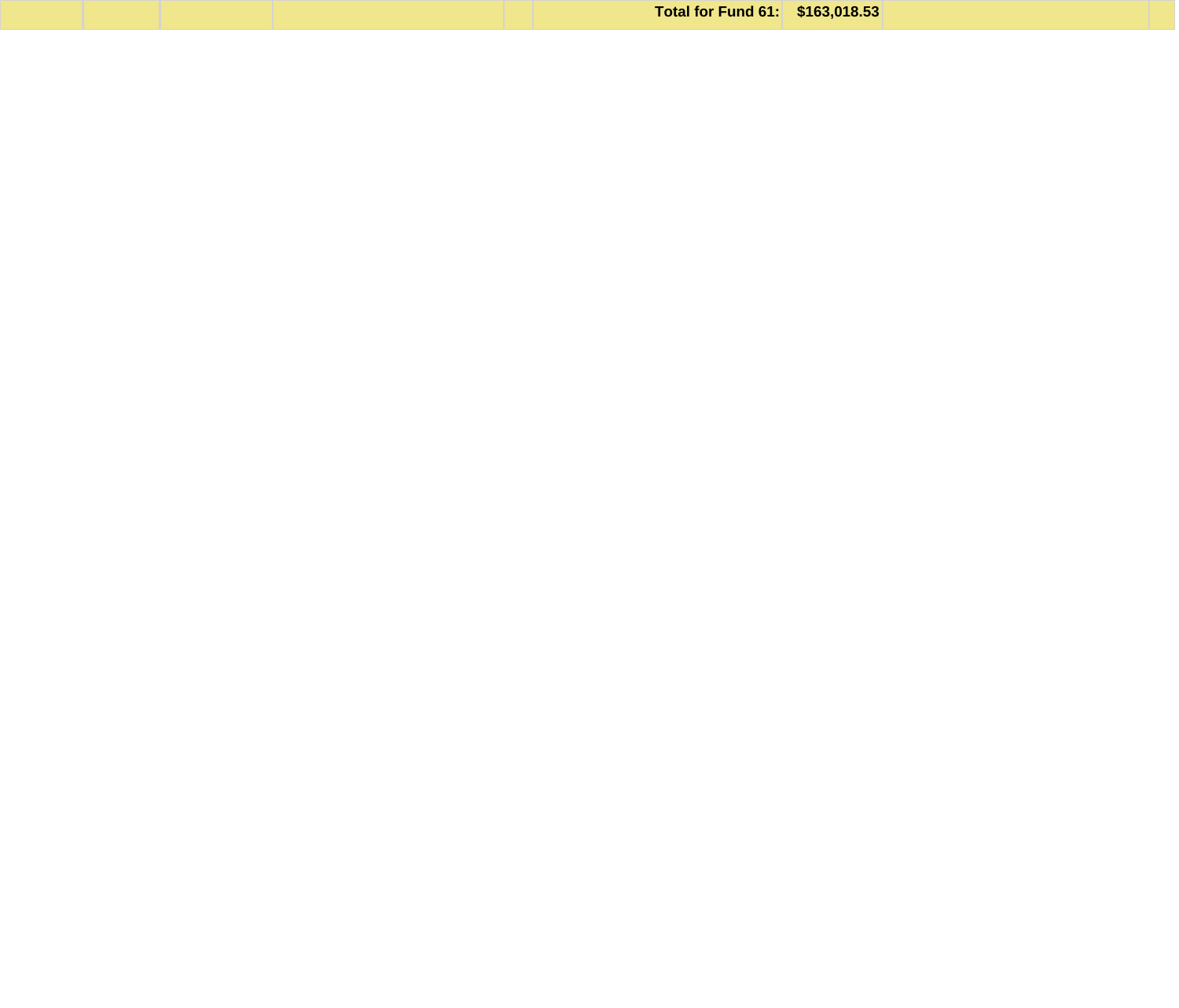| | | | | | | | | |
|---|---|---|---|---|---|---|---|---|
| | | | | | **Total for Fund 61:** | **$163,018.53** | | |